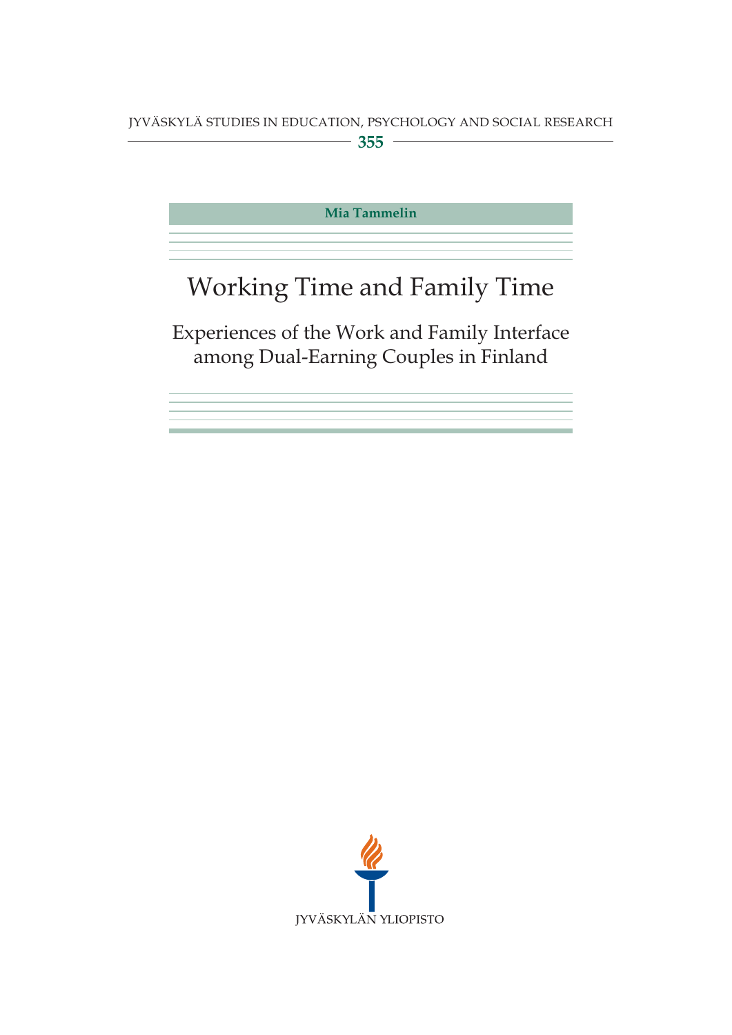JYVÄSKYLÄ STUDIES IN EDUCATION, PSYCHOLOGY AND SOCIAL RESEARCH

355

**Mia Tammelin**

# Working Time and Family Time

## Experiences of the Work and Family Interface among Dual-Earning Couples in Finland

JYVÄSKYLÄN YLIOPISTO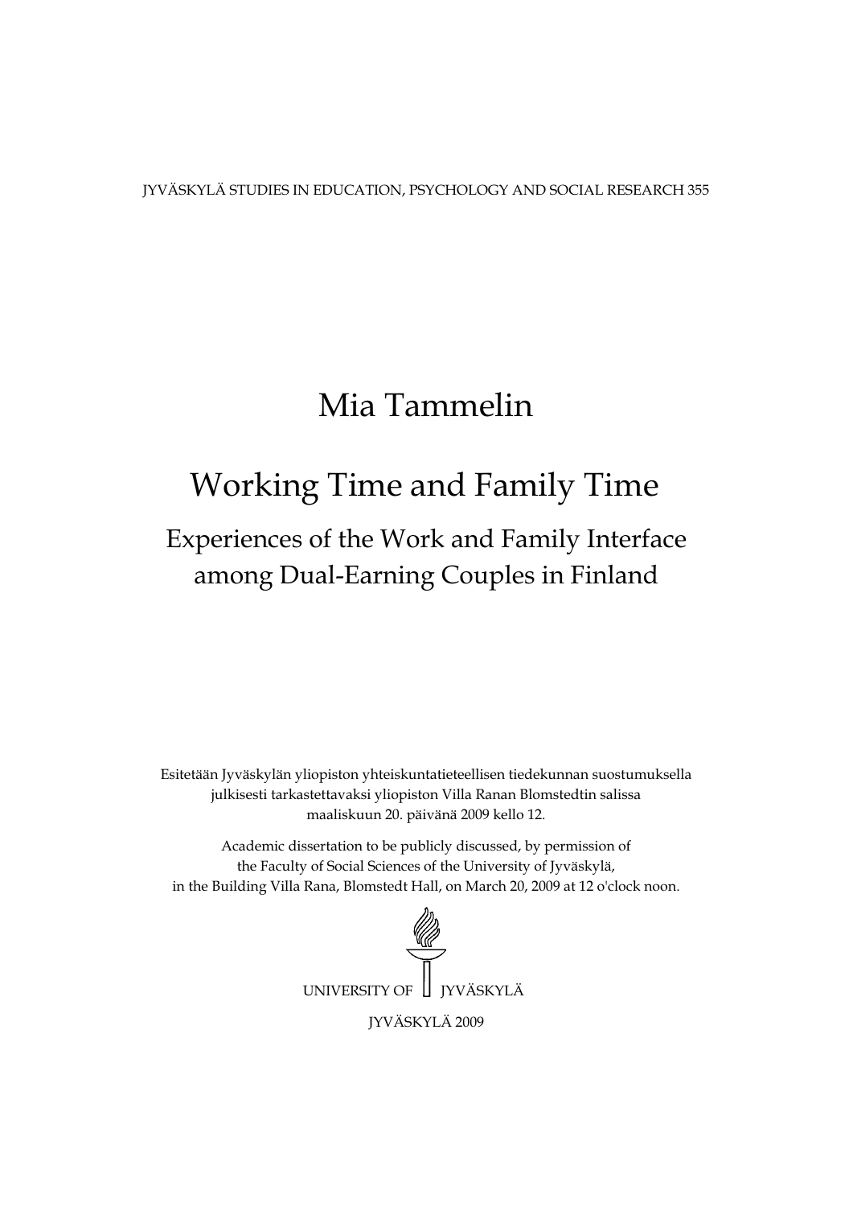JYVÄSKYLÄ STUDIES IN EDUCATION, PSYCHOLOGY AND SOCIAL RESEARCH 355

# Mia Tammelin

# Working Time and Family Time

## Experiences of the Work and Family Interface among Dual-Earning Couples in Finland

Esitetään Jyväskylän yliopiston yhteiskuntatieteellisen tiedekunnan suostumuksella julkisesti tarkastettavaksi yliopiston Villa Ranan Blomstedtin salissa maaliskuun 20. päivänä 2009 kello 12.

Academic dissertation to be publicly discussed, by permission of the Faculty of Social Sciences of the University of Jyväskylä, in the Building Villa Rana, Blomstedt Hall, on March 20, 2009 at 12 o'clock noon.

UNIVERSITY OF JYVÄSKYLÄ

JYVÄSKYLÄ 2009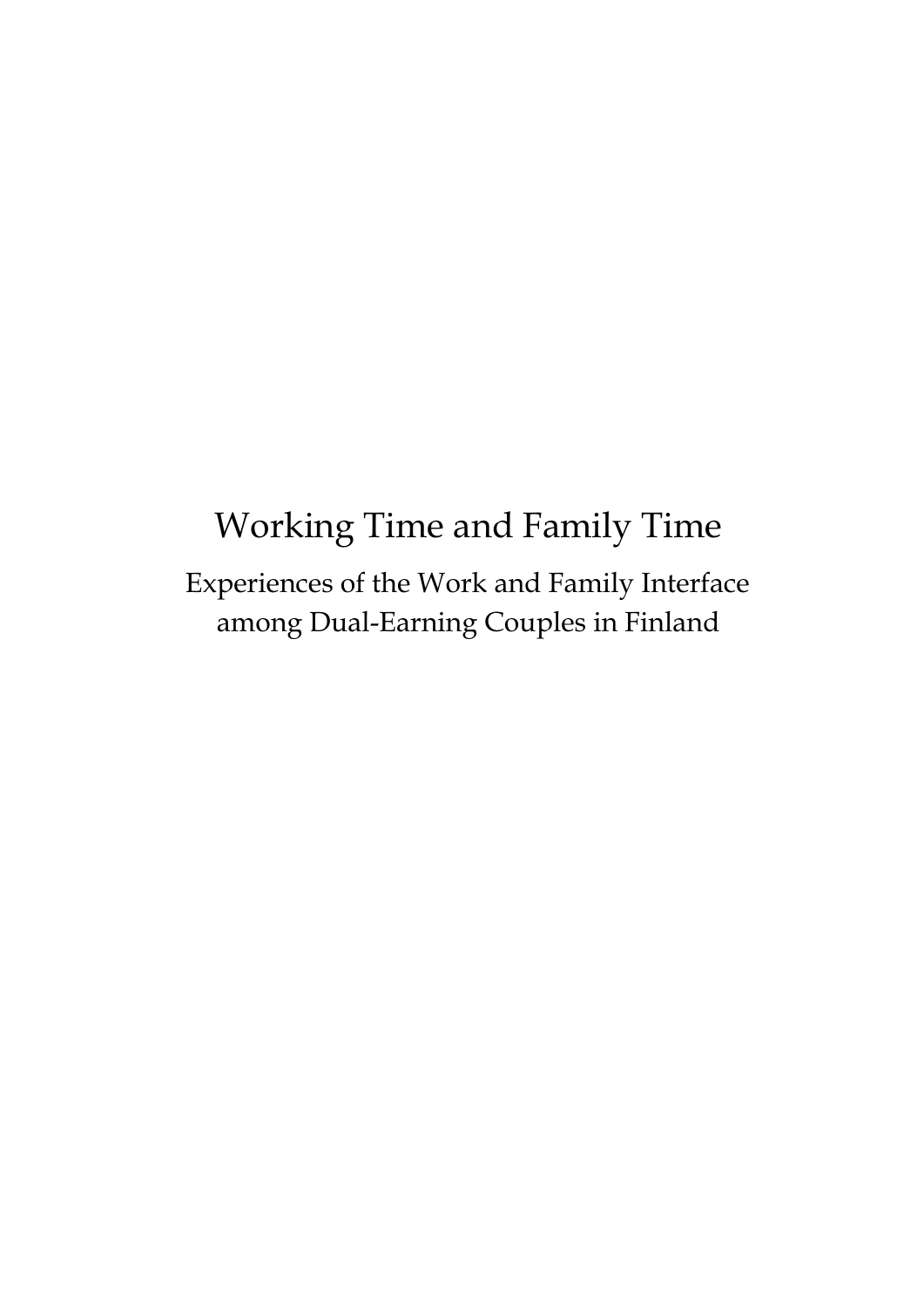# Working Time and Family Time

Experiences of the Work and Family Interface among Dual-Earning Couples in Finland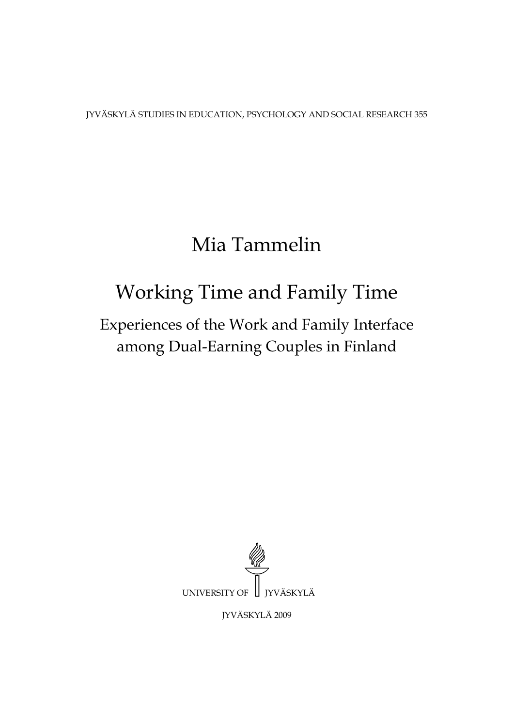JYVÄSKYLÄ STUDIES IN EDUCATION, PSYCHOLOGY AND SOCIAL RESEARCH 355

# Mia Tammelin

# Working Time and Family Time

## Experiences of the Work and Family Interface among Dual-Earning Couples in Finland

UNIVERSITY OF JYVÄSKYLÄ

JYVÄSKYLÄ 2009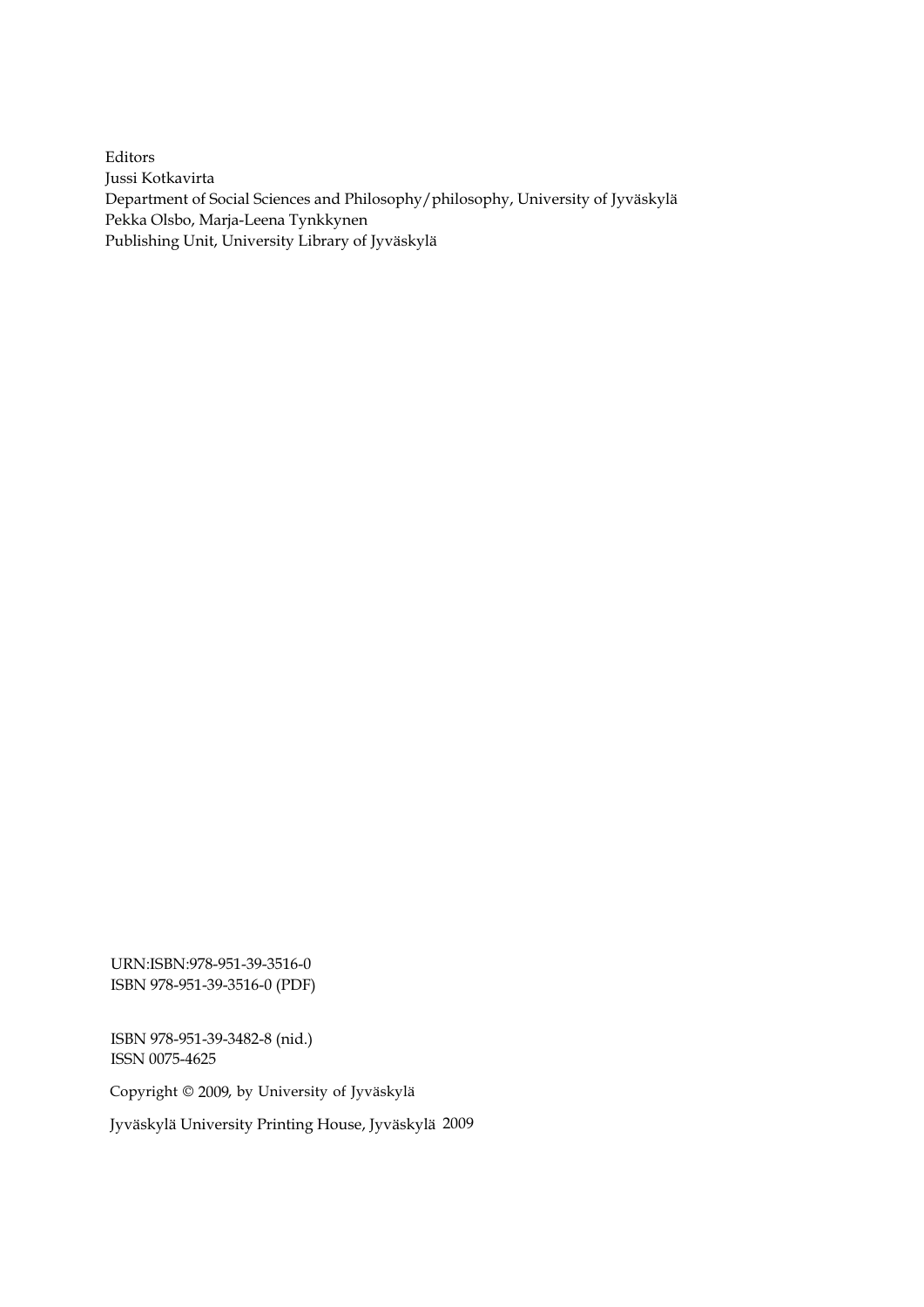Editors
Jussi Kotkavirta
Department of Social Sciences and Philosophy/philosophy, University of Jyväskylä
Pekka Olsbo, Marja-Leena Tynkkynen
Publishing Unit, University Library of Jyväskylä

URN:ISBN:978-951-39-3516-0
ISBN 978-951-39-3516-0 (PDF)

ISBN 978-951-39-3482-8 (nid.)
ISSN 0075-4625

Copyright © 2009, by University of Jyväskylä

Jyväskylä University Printing House, Jyväskylä 2009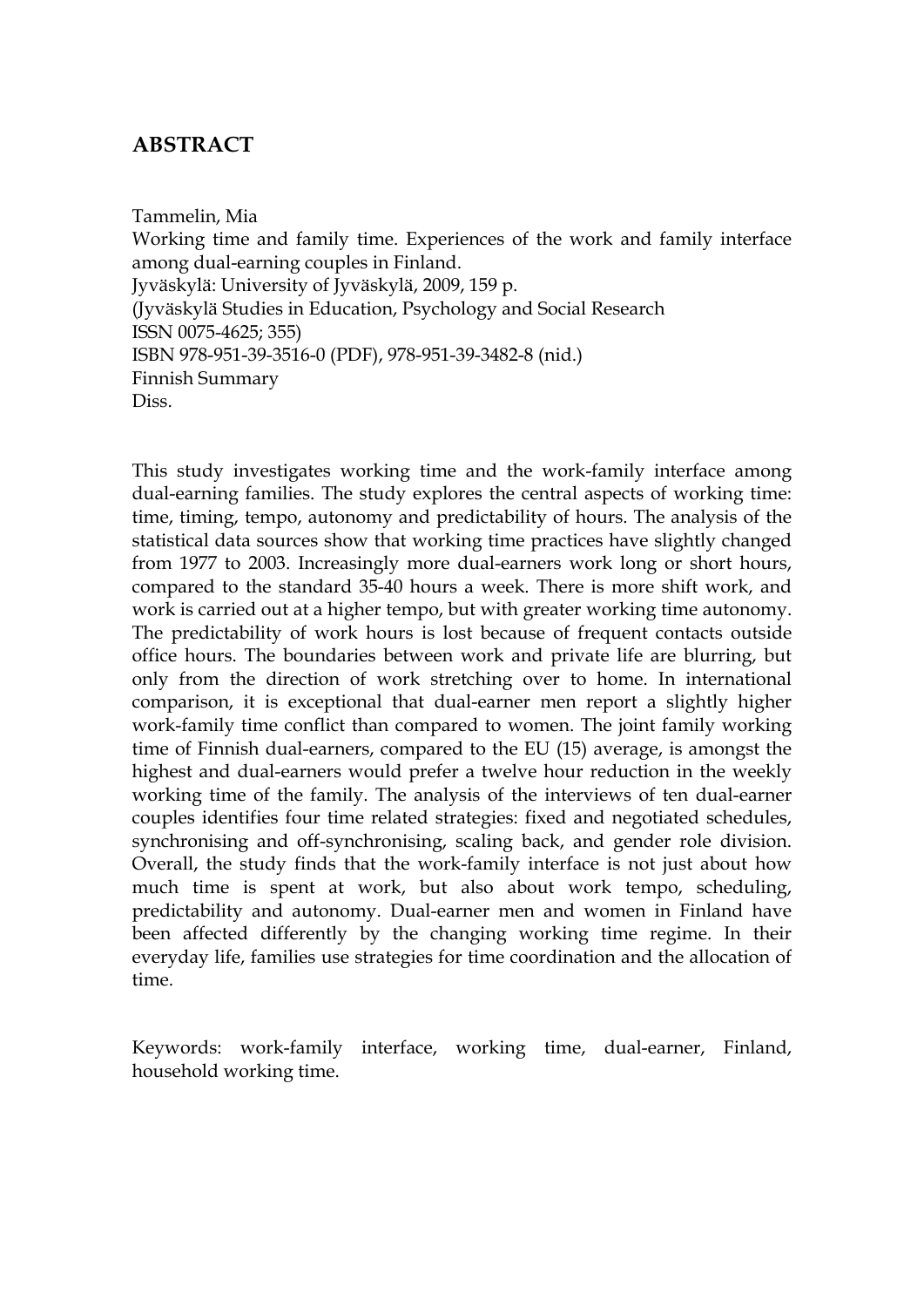# ABSTRACT

Tammelin, Mia
Working time and family time. Experiences of the work and family interface among dual-earning couples in Finland.
Jyväskylä: University of Jyväskylä, 2009, 159 p.
(Jyväskylä Studies in Education, Psychology and Social Research
ISSN 0075-4625; 355)
ISBN 978-951-39-3516-0 (PDF), 978-951-39-3482-8 (nid.)
Finnish Summary
Diss.

This study investigates working time and the work-family interface among dual-earning families. The study explores the central aspects of working time: time, timing, tempo, autonomy and predictability of hours. The analysis of the statistical data sources show that working time practices have slightly changed from 1977 to 2003. Increasingly more dual-earners work long or short hours, compared to the standard 35-40 hours a week. There is more shift work, and work is carried out at a higher tempo, but with greater working time autonomy. The predictability of work hours is lost because of frequent contacts outside office hours. The boundaries between work and private life are blurring, but only from the direction of work stretching over to home. In international comparison, it is exceptional that dual-earner men report a slightly higher work-family time conflict than compared to women. The joint family working time of Finnish dual-earners, compared to the EU (15) average, is amongst the highest and dual-earners would prefer a twelve hour reduction in the weekly working time of the family. The analysis of the interviews of ten dual-earner couples identifies four time related strategies: fixed and negotiated schedules, synchronising and off-synchronising, scaling back, and gender role division. Overall, the study finds that the work-family interface is not just about how much time is spent at work, but also about work tempo, scheduling, predictability and autonomy. Dual-earner men and women in Finland have been affected differently by the changing working time regime. In their everyday life, families use strategies for time coordination and the allocation of time.

Keywords: work-family interface, working time, dual-earner, Finland, household working time.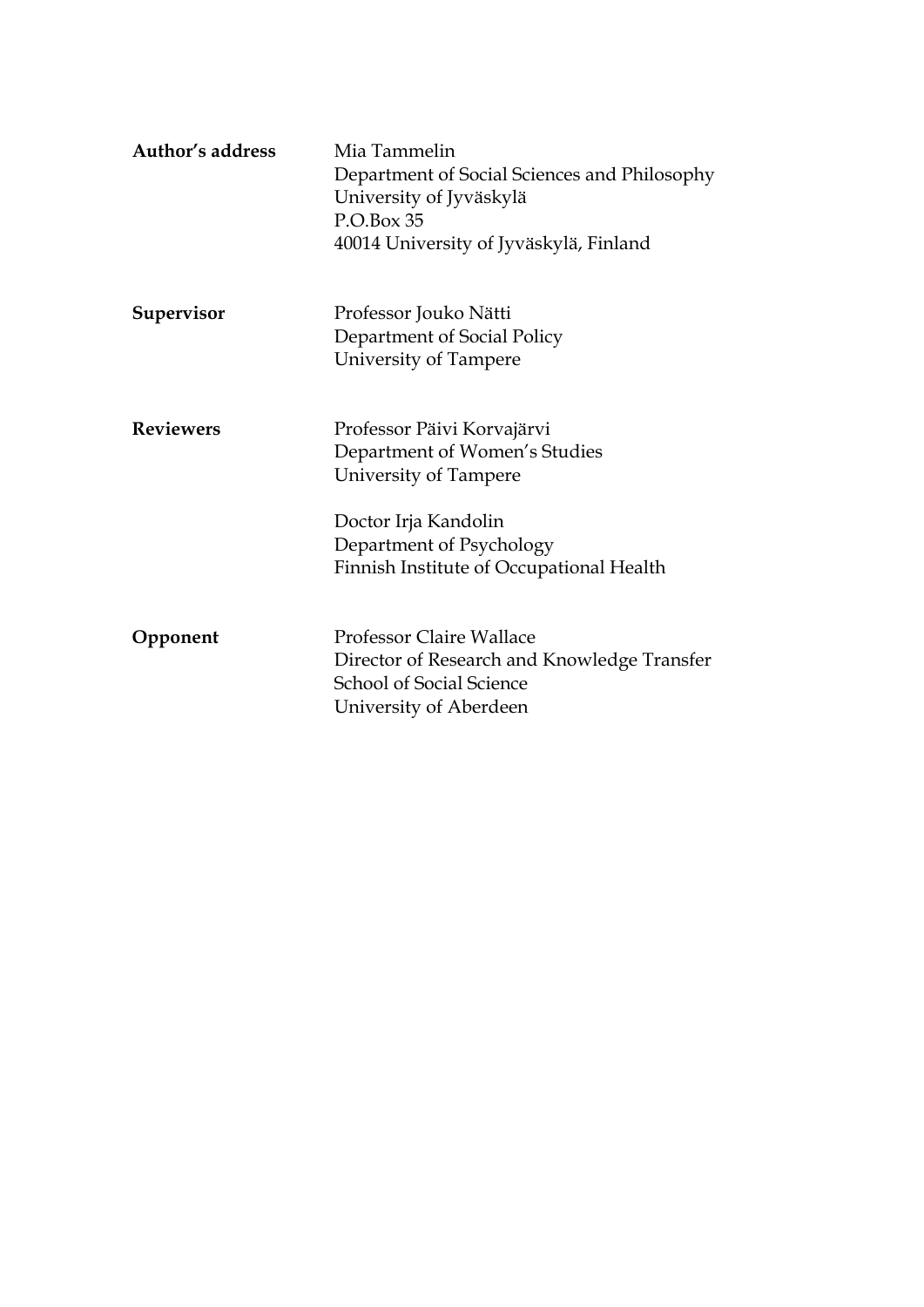**Author's address** Mia Tammelin
Department of Social Sciences and Philosophy
University of Jyväskylä
P.O.Box 35
40014 University of Jyväskylä, Finland

**Supervisor** Professor Jouko Nätti
Department of Social Policy
University of Tampere

**Reviewers** Professor Päivi Korvajärvi
Department of Women's Studies
University of Tampere

Doctor Irja Kandolin
Department of Psychology
Finnish Institute of Occupational Health

**Opponent** Professor Claire Wallace
Director of Research and Knowledge Transfer
School of Social Science
University of Aberdeen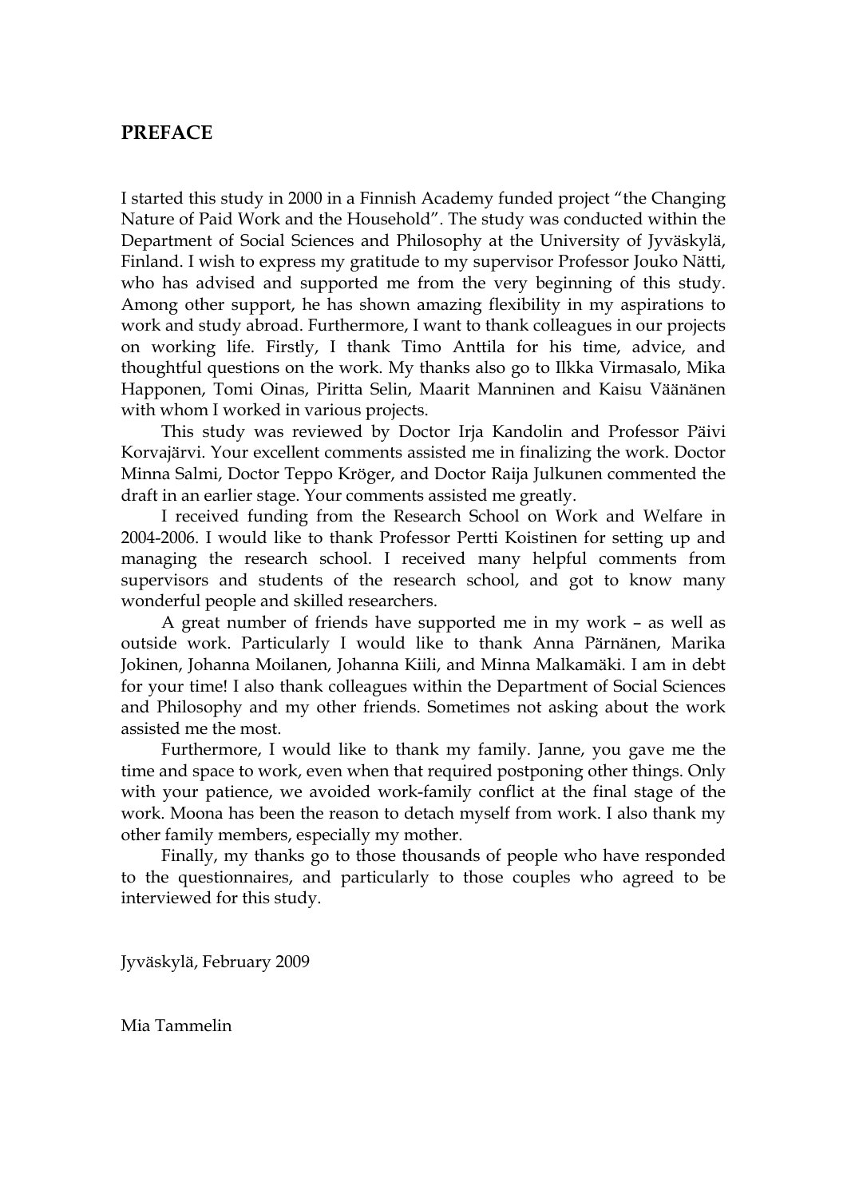## PREFACE

I started this study in 2000 in a Finnish Academy funded project "the Changing Nature of Paid Work and the Household". The study was conducted within the Department of Social Sciences and Philosophy at the University of Jyväskylä, Finland. I wish to express my gratitude to my supervisor Professor Jouko Nätti, who has advised and supported me from the very beginning of this study. Among other support, he has shown amazing flexibility in my aspirations to work and study abroad. Furthermore, I want to thank colleagues in our projects on working life. Firstly, I thank Timo Anttila for his time, advice, and thoughtful questions on the work. My thanks also go to Ilkka Virmasalo, Mika Happonen, Tomi Oinas, Piritta Selin, Maarit Manninen and Kaisu Väänänen with whom I worked in various projects.

This study was reviewed by Doctor Irja Kandolin and Professor Päivi Korvajärvi. Your excellent comments assisted me in finalizing the work. Doctor Minna Salmi, Doctor Teppo Kröger, and Doctor Raija Julkunen commented the draft in an earlier stage. Your comments assisted me greatly.

I received funding from the Research School on Work and Welfare in 2004-2006. I would like to thank Professor Pertti Koistinen for setting up and managing the research school. I received many helpful comments from supervisors and students of the research school, and got to know many wonderful people and skilled researchers.

A great number of friends have supported me in my work – as well as outside work. Particularly I would like to thank Anna Pärnänen, Marika Jokinen, Johanna Moilanen, Johanna Kiili, and Minna Malkamäki. I am in debt for your time! I also thank colleagues within the Department of Social Sciences and Philosophy and my other friends. Sometimes not asking about the work assisted me the most.

Furthermore, I would like to thank my family. Janne, you gave me the time and space to work, even when that required postponing other things. Only with your patience, we avoided work-family conflict at the final stage of the work. Moona has been the reason to detach myself from work. I also thank my other family members, especially my mother.

Finally, my thanks go to those thousands of people who have responded to the questionnaires, and particularly to those couples who agreed to be interviewed for this study.

Jyväskylä, February 2009

Mia Tammelin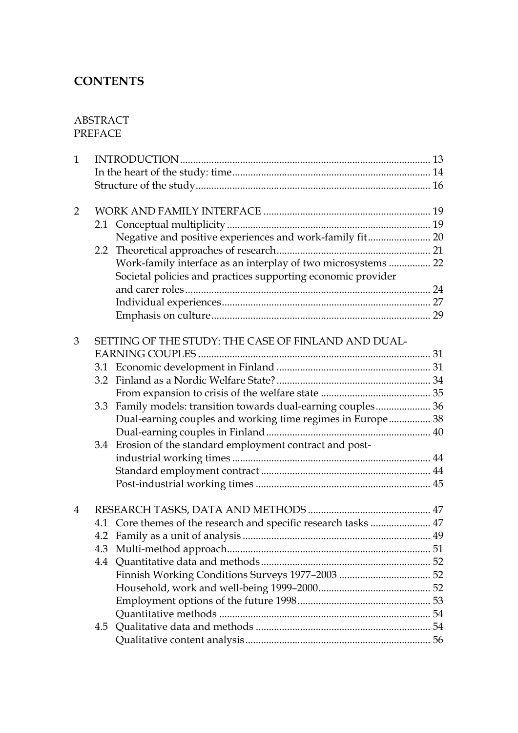# CONTENTS

ABSTRACT
PREFACE

1 INTRODUCTION ........ 13
In the heart of the study: time ........ 14
Structure of the study ........ 16

2 WORK AND FAMILY INTERFACE ........ 19
2.1 Conceptual multiplicity ........ 19
Negative and positive experiences and work-family fit ........ 20
2.2 Theoretical approaches of research ........ 21
Work-family interface as an interplay of two microsystems ........ 22
Societal policies and practices supporting economic provider and carer roles ........ 24
Individual experiences ........ 27
Emphasis on culture ........ 29

3 SETTING OF THE STUDY: THE CASE OF FINLAND AND DUAL-EARNING COUPLES ........ 31
3.1 Economic development in Finland ........ 31
3.2 Finland as a Nordic Welfare State? ........ 34
From expansion to crisis of the welfare state ........ 35
3.3 Family models: transition towards dual-earning couples ........ 36
Dual-earning couples and working time regimes in Europe ........ 38
Dual-earning couples in Finland ........ 40
3.4 Erosion of the standard employment contract and post-industrial working times ........ 44
Standard employment contract ........ 44
Post-industrial working times ........ 45

4 RESEARCH TASKS, DATA AND METHODS ........ 47
4.1 Core themes of the research and specific research tasks ........ 47
4.2 Family as a unit of analysis ........ 49
4.3 Multi-method approach ........ 51
4.4 Quantitative data and methods ........ 52
Finnish Working Conditions Surveys 1977–2003 ........ 52
Household, work and well-being 1999–2000 ........ 52
Employment options of the future 1998 ........ 53
Quantitative methods ........ 54
4.5 Qualitative data and methods ........ 54
Qualitative content analysis ........ 56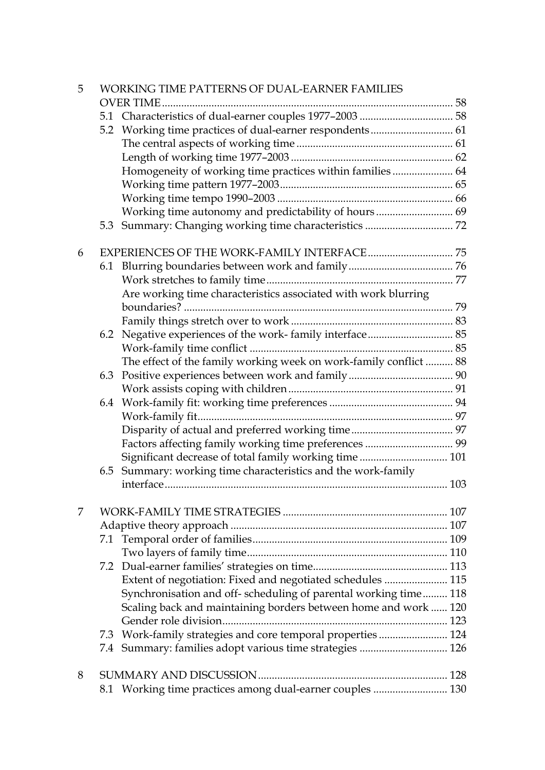5 WORKING TIME PATTERNS OF DUAL-EARNER FAMILIES OVER TIME ........................................................................................ 58
- 5.1 Characteristics of dual-earner couples 1977–2003 .................................. 58
- 5.2 Working time practices of dual-earner respondents ............................. 61
  - The central aspects of working time ........................................................ 61
  - Length of working time 1977–2003 .......................................................... 62
  - Homogeneity of working time practices within families ...................... 64
  - Working time pattern 1977–2003.............................................................. 65
  - Working time tempo 1990–2003 ............................................................... 66
  - Working time autonomy and predictability of hours ............................ 69
- 5.3 Summary: Changing working time characteristics ................................ 72

6 EXPERIENCES OF THE WORK-FAMILY INTERFACE ............................... 75
- 6.1 Blurring boundaries between work and family ...................................... 76
  - Work stretches to family time ................................................................... 77
  - Are working time characteristics associated with work blurring boundaries? ................................................................................................. 79
  - Family things stretch over to work .......................................................... 83
- 6.2 Negative experiences of the work- family interface ............................... 85
  - Work-family time conflict .......................................................................... 85
  - The effect of the family working week on work-family conflict .......... 88
- 6.3 Positive experiences between work and family ...................................... 90
  - Work assists coping with children ........................................................... 91
- 6.4 Work-family fit: working time preferences ............................................. 94
  - Work-family fit ............................................................................................ 97
  - Disparity of actual and preferred working time ..................................... 97
  - Factors affecting family working time preferences ................................ 99
  - Significant decrease of total family working time ................................ 101
- 6.5 Summary: working time characteristics and the work-family interface ...................................................................................................... 103

7 WORK-FAMILY TIME STRATEGIES ........................................................... 107
- Adaptive theory approach .............................................................................. 107
- 7.1 Temporal order of families ...................................................................... 109
  - Two layers of family time ........................................................................ 110
- 7.2 Dual-earner families' strategies on time ................................................ 113
  - Extent of negotiation: Fixed and negotiated schedules ....................... 115
  - Synchronisation and off- scheduling of parental working time ......... 118
  - Scaling back and maintaining borders between home and work ...... 120
  - Gender role division ................................................................................. 123
- 7.3 Work-family strategies and core temporal properties ......................... 124
- 7.4 Summary: families adopt various time strategies ................................ 126

8 SUMMARY AND DISCUSSION .................................................................... 128
- 8.1 Working time practices among dual-earner couples ........................... 130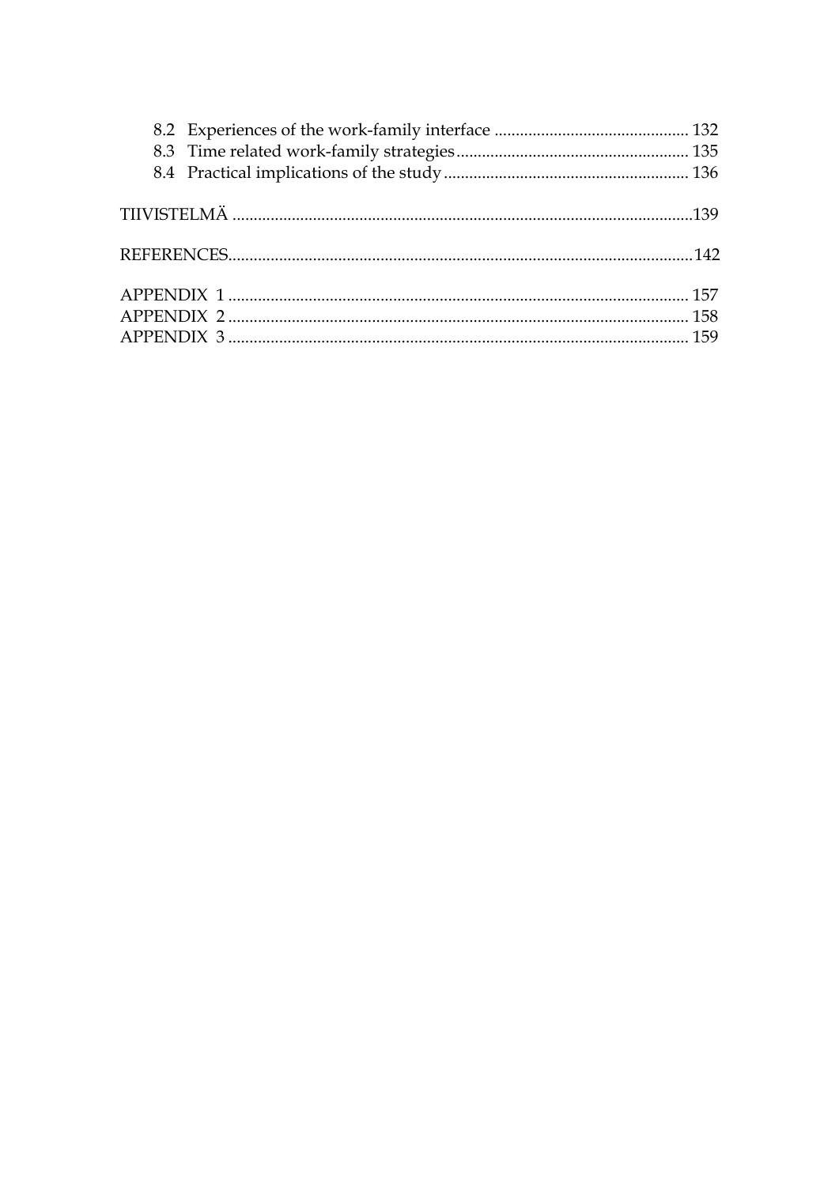8.2 Experiences of the work-family interface ............................................. 132
8.3 Time related work-family strategies...................................................... 135
8.4 Practical implications of the study .......................................................... 136

TIIVISTELMÄ ...........................................................................................................139

REFERENCES...........................................................................................................142

APPENDIX 1 ........................................................................................................... 157
APPENDIX 2 ........................................................................................................... 158
APPENDIX 3 ........................................................................................................... 159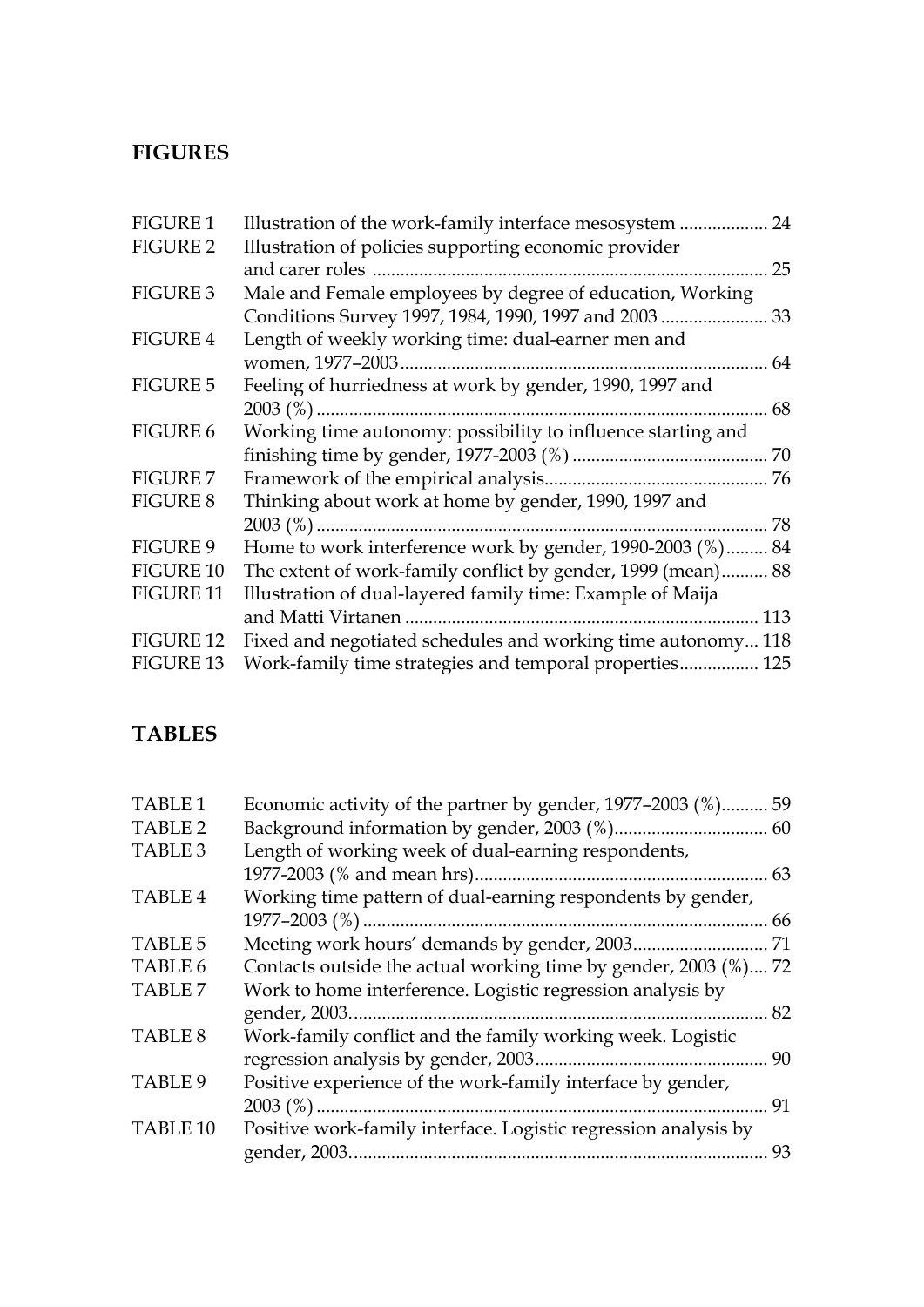## FIGURES

| | | |
|---|---|---|
| FIGURE 1 | Illustration of the work-family interface mesosystem | 24 |
| FIGURE 2 | Illustration of policies supporting economic provider and carer roles | 25 |
| FIGURE 3 | Male and Female employees by degree of education, Working Conditions Survey 1997, 1984, 1990, 1997 and 2003 | 33 |
| FIGURE 4 | Length of weekly working time: dual-earner men and women, 1977–2003 | 64 |
| FIGURE 5 | Feeling of hurriedness at work by gender, 1990, 1997 and 2003 (%) | 68 |
| FIGURE 6 | Working time autonomy: possibility to influence starting and finishing time by gender, 1977-2003 (%) | 70 |
| FIGURE 7 | Framework of the empirical analysis | 76 |
| FIGURE 8 | Thinking about work at home by gender, 1990, 1997 and 2003 (%) | 78 |
| FIGURE 9 | Home to work interference work by gender, 1990-2003 (%) | 84 |
| FIGURE 10 | The extent of work-family conflict by gender, 1999 (mean) | 88 |
| FIGURE 11 | Illustration of dual-layered family time: Example of Maija and Matti Virtanen | 113 |
| FIGURE 12 | Fixed and negotiated schedules and working time autonomy | 118 |
| FIGURE 13 | Work-family time strategies and temporal properties | 125 |

## TABLES

| | | |
|---|---|---|
| TABLE 1 | Economic activity of the partner by gender, 1977–2003 (%) | 59 |
| TABLE 2 | Background information by gender, 2003 (%) | 60 |
| TABLE 3 | Length of working week of dual-earning respondents, 1977-2003 (% and mean hrs) | 63 |
| TABLE 4 | Working time pattern of dual-earning respondents by gender, 1977–2003 (%) | 66 |
| TABLE 5 | Meeting work hours' demands by gender, 2003 | 71 |
| TABLE 6 | Contacts outside the actual working time by gender, 2003 (%) | 72 |
| TABLE 7 | Work to home interference. Logistic regression analysis by gender, 2003 | 82 |
| TABLE 8 | Work-family conflict and the family working week. Logistic regression analysis by gender, 2003 | 90 |
| TABLE 9 | Positive experience of the work-family interface by gender, 2003 (%) | 91 |
| TABLE 10 | Positive work-family interface. Logistic regression analysis by gender, 2003 | 93 |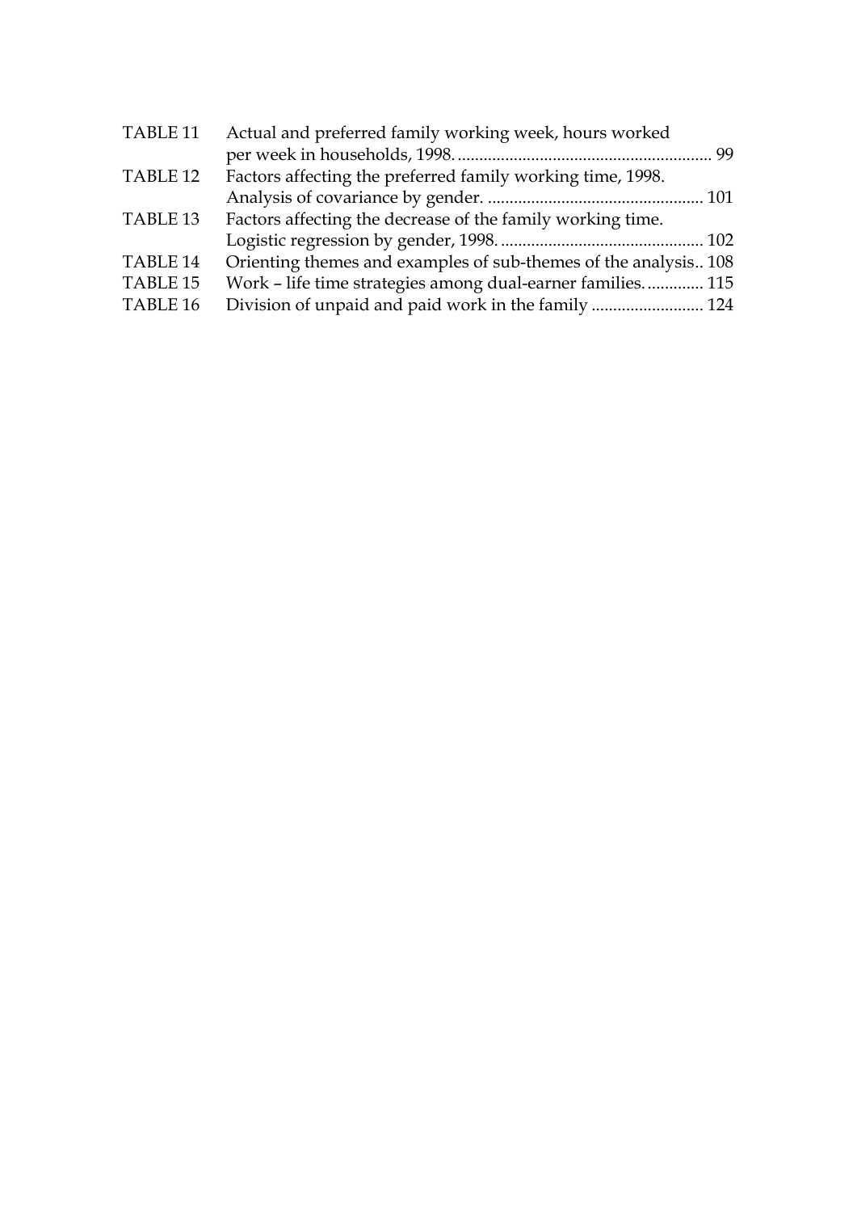| | | |
|---|---|---|
| TABLE 11 | Actual and preferred family working week, hours worked per week in households, 1998. | 99 |
| TABLE 12 | Factors affecting the preferred family working time, 1998. Analysis of covariance by gender. | 101 |
| TABLE 13 | Factors affecting the decrease of the family working time. Logistic regression by gender, 1998. | 102 |
| TABLE 14 | Orienting themes and examples of sub-themes of the analysis. | 108 |
| TABLE 15 | Work – life time strategies among dual-earner families. | 115 |
| TABLE 16 | Division of unpaid and paid work in the family | 124 |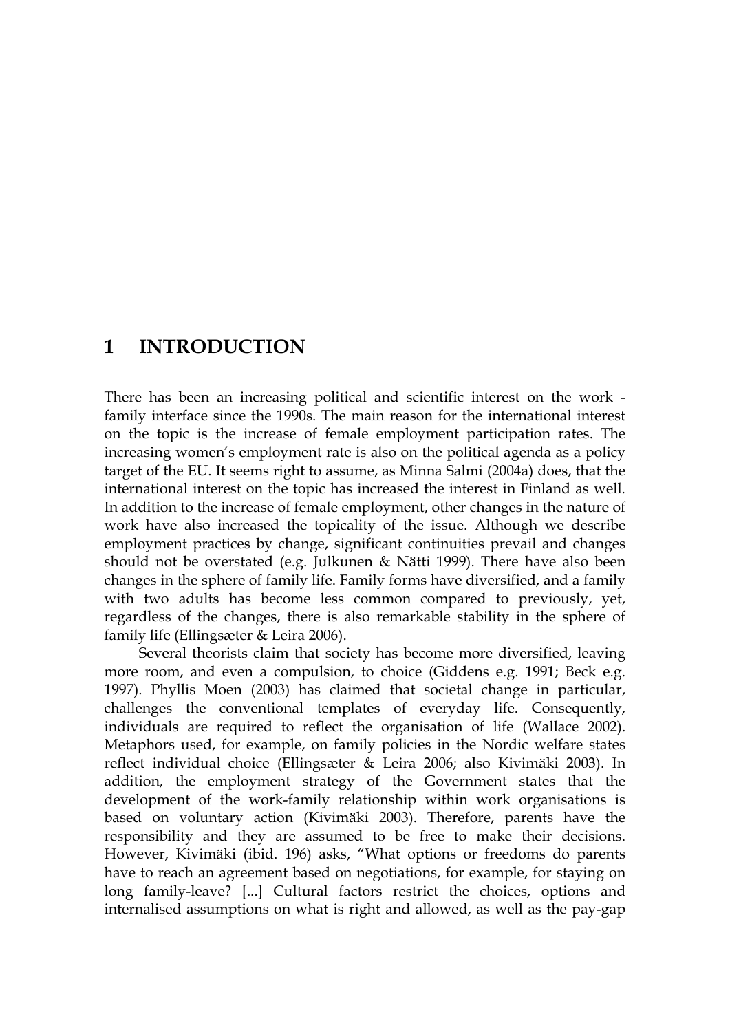# 1 INTRODUCTION

There has been an increasing political and scientific interest on the work - family interface since the 1990s. The main reason for the international interest on the topic is the increase of female employment participation rates. The increasing women's employment rate is also on the political agenda as a policy target of the EU. It seems right to assume, as Minna Salmi (2004a) does, that the international interest on the topic has increased the interest in Finland as well. In addition to the increase of female employment, other changes in the nature of work have also increased the topicality of the issue. Although we describe employment practices by change, significant continuities prevail and changes should not be overstated (e.g. Julkunen & Nätti 1999). There have also been changes in the sphere of family life. Family forms have diversified, and a family with two adults has become less common compared to previously, yet, regardless of the changes, there is also remarkable stability in the sphere of family life (Ellingsæter & Leira 2006).

Several theorists claim that society has become more diversified, leaving more room, and even a compulsion, to choice (Giddens e.g. 1991; Beck e.g. 1997). Phyllis Moen (2003) has claimed that societal change in particular, challenges the conventional templates of everyday life. Consequently, individuals are required to reflect the organisation of life (Wallace 2002). Metaphors used, for example, on family policies in the Nordic welfare states reflect individual choice (Ellingsæter & Leira 2006; also Kivimäki 2003). In addition, the employment strategy of the Government states that the development of the work-family relationship within work organisations is based on voluntary action (Kivimäki 2003). Therefore, parents have the responsibility and they are assumed to be free to make their decisions. However, Kivimäki (ibid. 196) asks, "What options or freedoms do parents have to reach an agreement based on negotiations, for example, for staying on long family-leave? [...] Cultural factors restrict the choices, options and internalised assumptions on what is right and allowed, as well as the pay-gap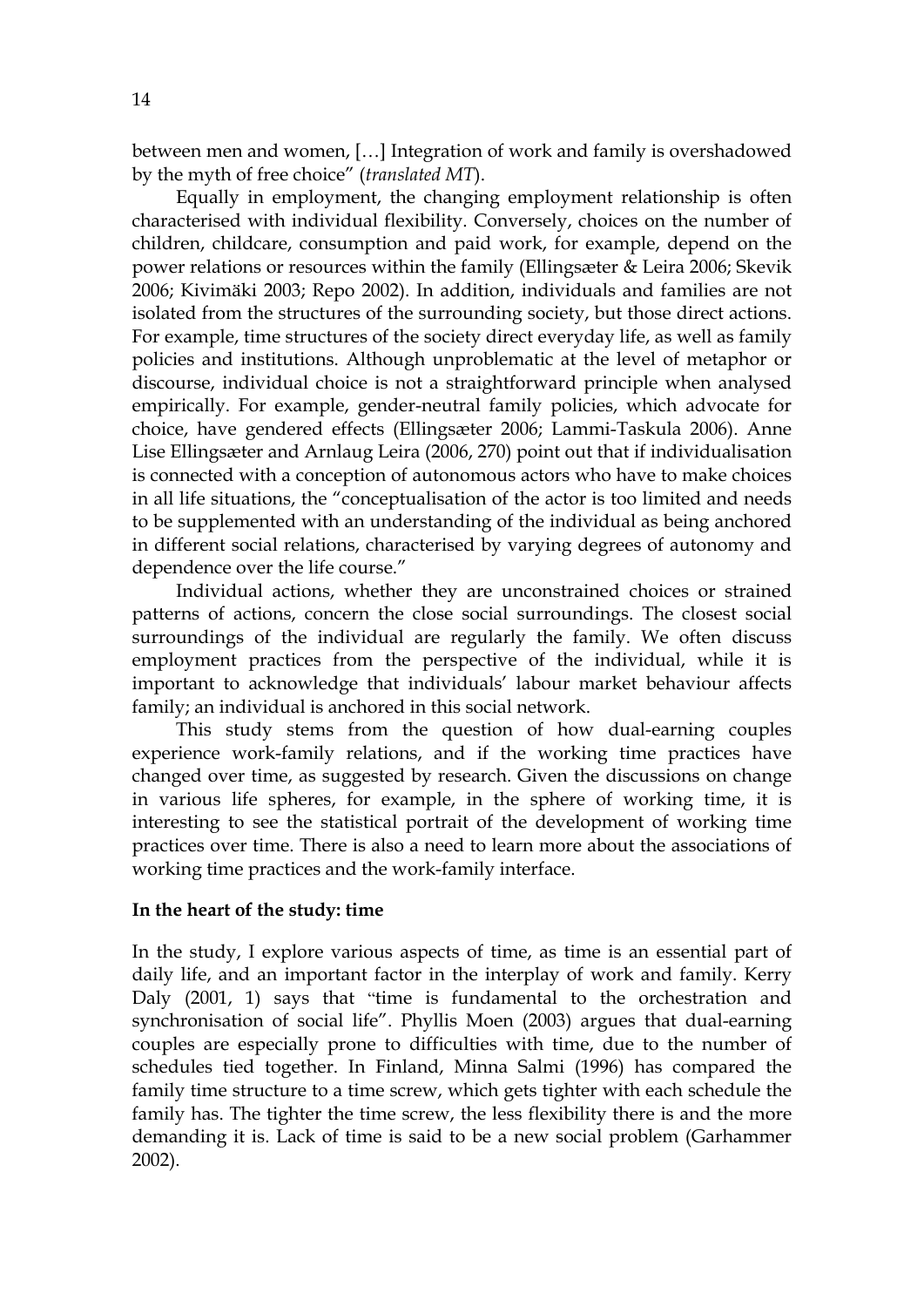between men and women, […] Integration of work and family is overshadowed by the myth of free choice" (*translated MT*).

Equally in employment, the changing employment relationship is often characterised with individual flexibility. Conversely, choices on the number of children, childcare, consumption and paid work, for example, depend on the power relations or resources within the family (Ellingsæter & Leira 2006; Skevik 2006; Kivimäki 2003; Repo 2002). In addition, individuals and families are not isolated from the structures of the surrounding society, but those direct actions. For example, time structures of the society direct everyday life, as well as family policies and institutions. Although unproblematic at the level of metaphor or discourse, individual choice is not a straightforward principle when analysed empirically. For example, gender-neutral family policies, which advocate for choice, have gendered effects (Ellingsæter 2006; Lammi-Taskula 2006). Anne Lise Ellingsæter and Arnlaug Leira (2006, 270) point out that if individualisation is connected with a conception of autonomous actors who have to make choices in all life situations, the "conceptualisation of the actor is too limited and needs to be supplemented with an understanding of the individual as being anchored in different social relations, characterised by varying degrees of autonomy and dependence over the life course."

Individual actions, whether they are unconstrained choices or strained patterns of actions, concern the close social surroundings. The closest social surroundings of the individual are regularly the family. We often discuss employment practices from the perspective of the individual, while it is important to acknowledge that individuals' labour market behaviour affects family; an individual is anchored in this social network.

This study stems from the question of how dual-earning couples experience work-family relations, and if the working time practices have changed over time, as suggested by research. Given the discussions on change in various life spheres, for example, in the sphere of working time, it is interesting to see the statistical portrait of the development of working time practices over time. There is also a need to learn more about the associations of working time practices and the work-family interface.

**In the heart of the study: time**

In the study, I explore various aspects of time, as time is an essential part of daily life, and an important factor in the interplay of work and family. Kerry Daly (2001, 1) says that "time is fundamental to the orchestration and synchronisation of social life". Phyllis Moen (2003) argues that dual-earning couples are especially prone to difficulties with time, due to the number of schedules tied together. In Finland, Minna Salmi (1996) has compared the family time structure to a time screw, which gets tighter with each schedule the family has. The tighter the time screw, the less flexibility there is and the more demanding it is. Lack of time is said to be a new social problem (Garhammer 2002).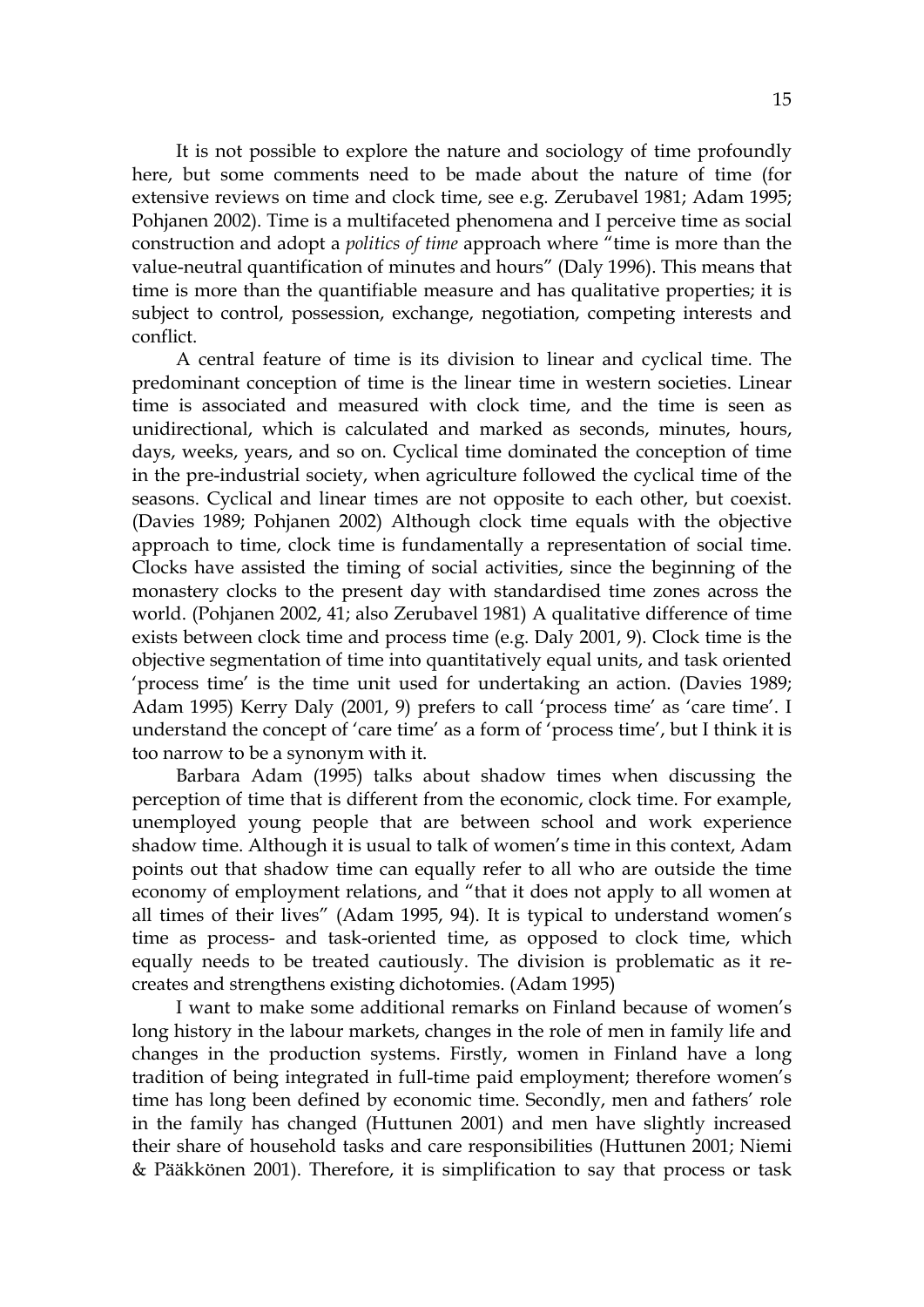It is not possible to explore the nature and sociology of time profoundly here, but some comments need to be made about the nature of time (for extensive reviews on time and clock time, see e.g. Zerubavel 1981; Adam 1995; Pohjanen 2002). Time is a multifaceted phenomena and I perceive time as social construction and adopt a *politics of time* approach where "time is more than the value-neutral quantification of minutes and hours" (Daly 1996). This means that time is more than the quantifiable measure and has qualitative properties; it is subject to control, possession, exchange, negotiation, competing interests and conflict.

A central feature of time is its division to linear and cyclical time. The predominant conception of time is the linear time in western societies. Linear time is associated and measured with clock time, and the time is seen as unidirectional, which is calculated and marked as seconds, minutes, hours, days, weeks, years, and so on. Cyclical time dominated the conception of time in the pre-industrial society, when agriculture followed the cyclical time of the seasons. Cyclical and linear times are not opposite to each other, but coexist. (Davies 1989; Pohjanen 2002) Although clock time equals with the objective approach to time, clock time is fundamentally a representation of social time. Clocks have assisted the timing of social activities, since the beginning of the monastery clocks to the present day with standardised time zones across the world. (Pohjanen 2002, 41; also Zerubavel 1981) A qualitative difference of time exists between clock time and process time (e.g. Daly 2001, 9). Clock time is the objective segmentation of time into quantitatively equal units, and task oriented 'process time' is the time unit used for undertaking an action. (Davies 1989; Adam 1995) Kerry Daly (2001, 9) prefers to call 'process time' as 'care time'. I understand the concept of 'care time' as a form of 'process time', but I think it is too narrow to be a synonym with it.

Barbara Adam (1995) talks about shadow times when discussing the perception of time that is different from the economic, clock time. For example, unemployed young people that are between school and work experience shadow time. Although it is usual to talk of women's time in this context, Adam points out that shadow time can equally refer to all who are outside the time economy of employment relations, and "that it does not apply to all women at all times of their lives" (Adam 1995, 94). It is typical to understand women's time as process- and task-oriented time, as opposed to clock time, which equally needs to be treated cautiously. The division is problematic as it re-creates and strengthens existing dichotomies. (Adam 1995)

I want to make some additional remarks on Finland because of women's long history in the labour markets, changes in the role of men in family life and changes in the production systems. Firstly, women in Finland have a long tradition of being integrated in full-time paid employment; therefore women's time has long been defined by economic time. Secondly, men and fathers' role in the family has changed (Huttunen 2001) and men have slightly increased their share of household tasks and care responsibilities (Huttunen 2001; Niemi & Pääkkönen 2001). Therefore, it is simplification to say that process or task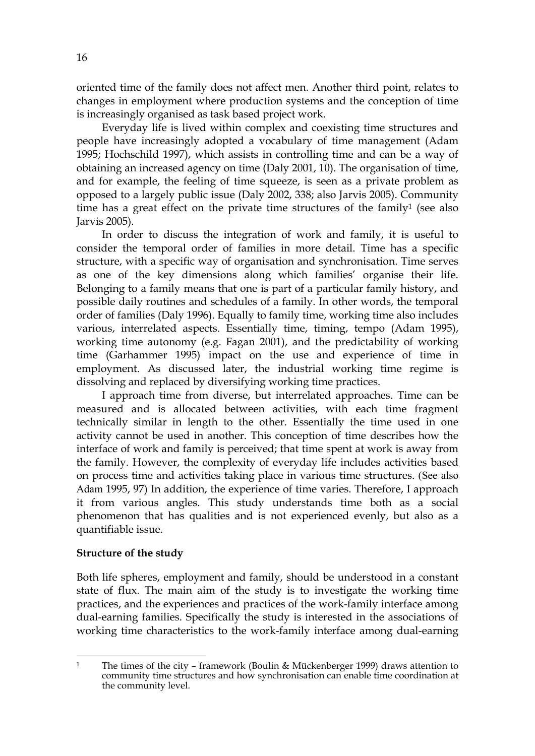oriented time of the family does not affect men. Another third point, relates to changes in employment where production systems and the conception of time is increasingly organised as task based project work.

Everyday life is lived within complex and coexisting time structures and people have increasingly adopted a vocabulary of time management (Adam 1995; Hochschild 1997), which assists in controlling time and can be a way of obtaining an increased agency on time (Daly 2001, 10). The organisation of time, and for example, the feeling of time squeeze, is seen as a private problem as opposed to a largely public issue (Daly 2002, 338; also Jarvis 2005). Community time has a great effect on the private time structures of the family[1] (see also Jarvis 2005).

In order to discuss the integration of work and family, it is useful to consider the temporal order of families in more detail. Time has a specific structure, with a specific way of organisation and synchronisation. Time serves as one of the key dimensions along which families' organise their life. Belonging to a family means that one is part of a particular family history, and possible daily routines and schedules of a family. In other words, the temporal order of families (Daly 1996). Equally to family time, working time also includes various, interrelated aspects. Essentially time, timing, tempo (Adam 1995), working time autonomy (e.g. Fagan 2001), and the predictability of working time (Garhammer 1995) impact on the use and experience of time in employment. As discussed later, the industrial working time regime is dissolving and replaced by diversifying working time practices.

I approach time from diverse, but interrelated approaches. Time can be measured and is allocated between activities, with each time fragment technically similar in length to the other. Essentially the time used in one activity cannot be used in another. This conception of time describes how the interface of work and family is perceived; that time spent at work is away from the family. However, the complexity of everyday life includes activities based on process time and activities taking place in various time structures. (See also Adam 1995, 97) In addition, the experience of time varies. Therefore, I approach it from various angles. This study understands time both as a social phenomenon that has qualities and is not experienced evenly, but also as a quantifiable issue.

**Structure of the study**

Both life spheres, employment and family, should be understood in a constant state of flux. The main aim of the study is to investigate the working time practices, and the experiences and practices of the work-family interface among dual-earning families. Specifically the study is interested in the associations of working time characteristics to the work-family interface among dual-earning

[1] The times of the city – framework (Boulin & Mückenberger 1999) draws attention to community time structures and how synchronisation can enable time coordination at the community level.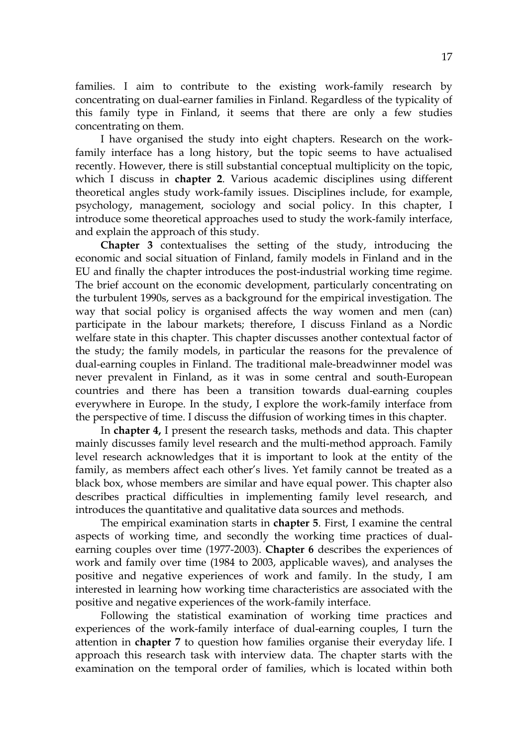families. I aim to contribute to the existing work-family research by concentrating on dual-earner families in Finland. Regardless of the typicality of this family type in Finland, it seems that there are only a few studies concentrating on them.

I have organised the study into eight chapters. Research on the work-family interface has a long history, but the topic seems to have actualised recently. However, there is still substantial conceptual multiplicity on the topic, which I discuss in **chapter 2**. Various academic disciplines using different theoretical angles study work-family issues. Disciplines include, for example, psychology, management, sociology and social policy. In this chapter, I introduce some theoretical approaches used to study the work-family interface, and explain the approach of this study.

**Chapter 3** contextualises the setting of the study, introducing the economic and social situation of Finland, family models in Finland and in the EU and finally the chapter introduces the post-industrial working time regime. The brief account on the economic development, particularly concentrating on the turbulent 1990s, serves as a background for the empirical investigation. The way that social policy is organised affects the way women and men (can) participate in the labour markets; therefore, I discuss Finland as a Nordic welfare state in this chapter. This chapter discusses another contextual factor of the study; the family models, in particular the reasons for the prevalence of dual-earning couples in Finland. The traditional male-breadwinner model was never prevalent in Finland, as it was in some central and south-European countries and there has been a transition towards dual-earning couples everywhere in Europe. In the study, I explore the work-family interface from the perspective of time. I discuss the diffusion of working times in this chapter.

In **chapter 4,** I present the research tasks, methods and data. This chapter mainly discusses family level research and the multi-method approach. Family level research acknowledges that it is important to look at the entity of the family, as members affect each other's lives. Yet family cannot be treated as a black box, whose members are similar and have equal power. This chapter also describes practical difficulties in implementing family level research, and introduces the quantitative and qualitative data sources and methods.

The empirical examination starts in **chapter 5**. First, I examine the central aspects of working time, and secondly the working time practices of dual-earning couples over time (1977-2003). **Chapter 6** describes the experiences of work and family over time (1984 to 2003, applicable waves), and analyses the positive and negative experiences of work and family. In the study, I am interested in learning how working time characteristics are associated with the positive and negative experiences of the work-family interface.

Following the statistical examination of working time practices and experiences of the work-family interface of dual-earning couples, I turn the attention in **chapter 7** to question how families organise their everyday life. I approach this research task with interview data. The chapter starts with the examination on the temporal order of families, which is located within both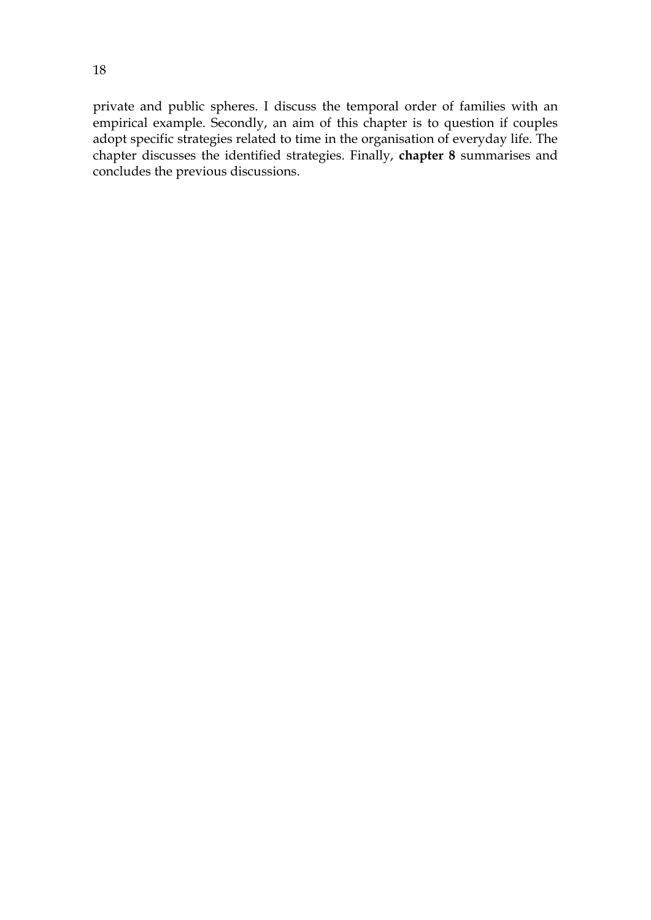private and public spheres. I discuss the temporal order of families with an empirical example. Secondly, an aim of this chapter is to question if couples adopt specific strategies related to time in the organisation of everyday life. The chapter discusses the identified strategies. Finally, **chapter 8** summarises and concludes the previous discussions.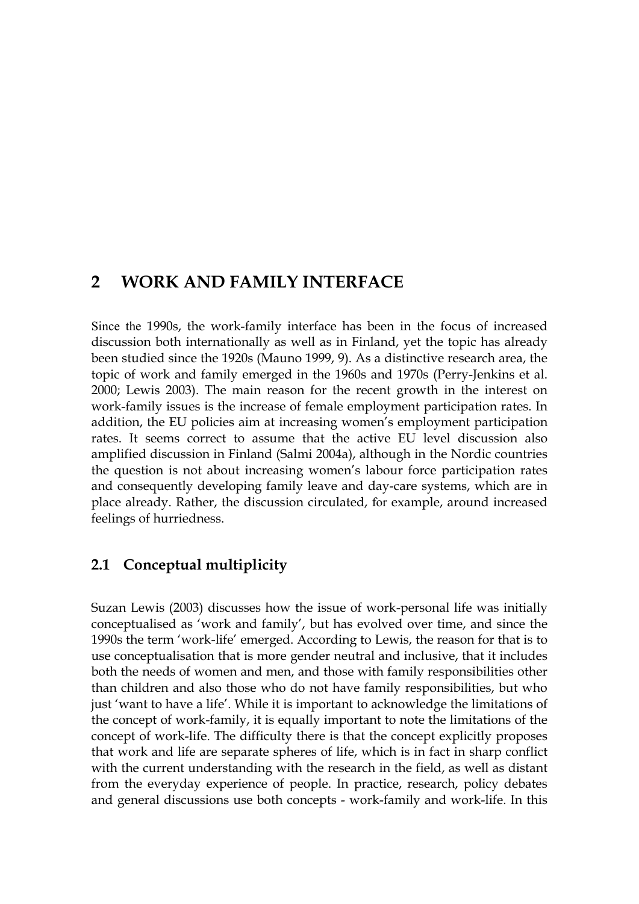# 2 WORK AND FAMILY INTERFACE

Since the 1990s, the work-family interface has been in the focus of increased discussion both internationally as well as in Finland, yet the topic has already been studied since the 1920s (Mauno 1999, 9). As a distinctive research area, the topic of work and family emerged in the 1960s and 1970s (Perry-Jenkins et al. 2000; Lewis 2003). The main reason for the recent growth in the interest on work-family issues is the increase of female employment participation rates. In addition, the EU policies aim at increasing women's employment participation rates. It seems correct to assume that the active EU level discussion also amplified discussion in Finland (Salmi 2004a), although in the Nordic countries the question is not about increasing women's labour force participation rates and consequently developing family leave and day-care systems, which are in place already. Rather, the discussion circulated, for example, around increased feelings of hurriedness.

## 2.1 Conceptual multiplicity

Suzan Lewis (2003) discusses how the issue of work-personal life was initially conceptualised as 'work and family', but has evolved over time, and since the 1990s the term 'work-life' emerged. According to Lewis, the reason for that is to use conceptualisation that is more gender neutral and inclusive, that it includes both the needs of women and men, and those with family responsibilities other than children and also those who do not have family responsibilities, but who just 'want to have a life'. While it is important to acknowledge the limitations of the concept of work-family, it is equally important to note the limitations of the concept of work-life. The difficulty there is that the concept explicitly proposes that work and life are separate spheres of life, which is in fact in sharp conflict with the current understanding with the research in the field, as well as distant from the everyday experience of people. In practice, research, policy debates and general discussions use both concepts - work-family and work-life. In this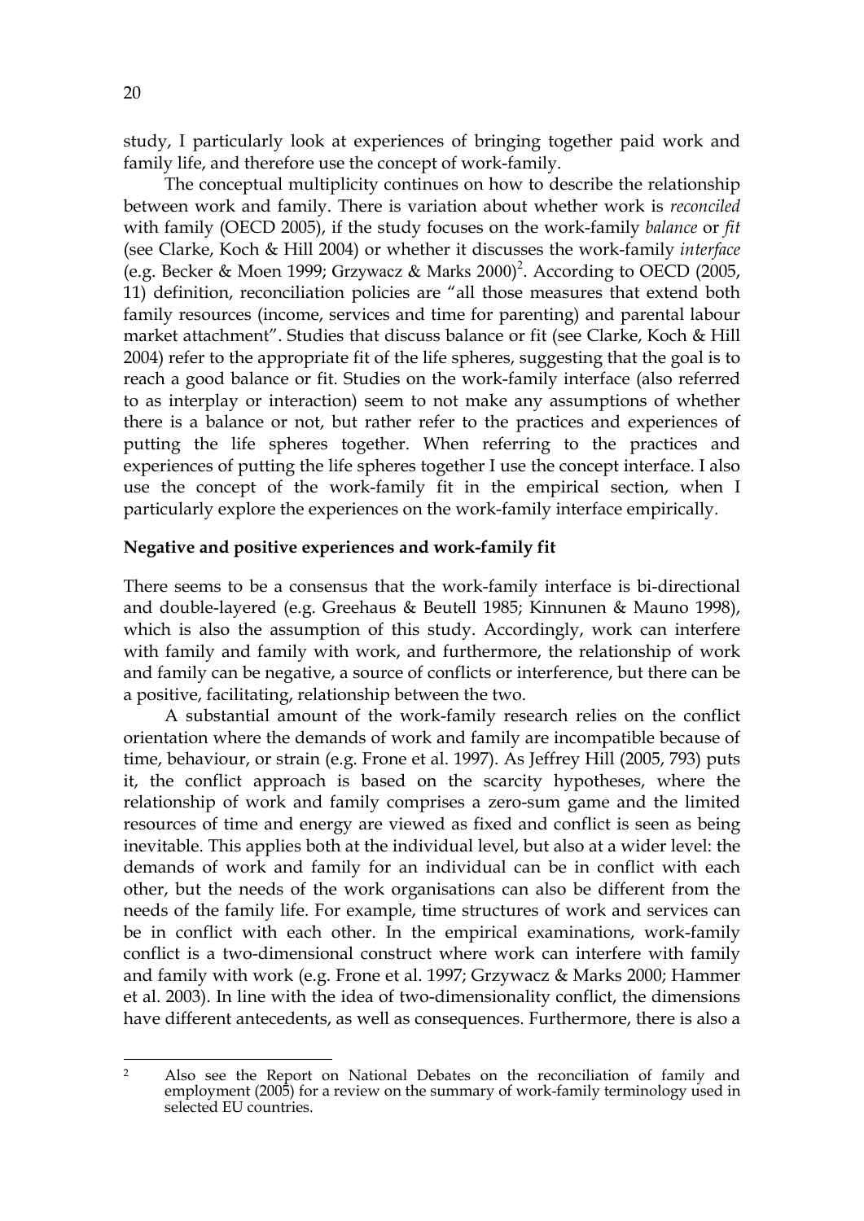study, I particularly look at experiences of bringing together paid work and family life, and therefore use the concept of work-family.

The conceptual multiplicity continues on how to describe the relationship between work and family. There is variation about whether work is *reconciled* with family (OECD 2005), if the study focuses on the work-family *balance* or *fit* (see Clarke, Koch & Hill 2004) or whether it discusses the work-family *interface* (e.g. Becker & Moen 1999; Grzywacz & Marks 2000)[2]. According to OECD (2005, 11) definition, reconciliation policies are "all those measures that extend both family resources (income, services and time for parenting) and parental labour market attachment". Studies that discuss balance or fit (see Clarke, Koch & Hill 2004) refer to the appropriate fit of the life spheres, suggesting that the goal is to reach a good balance or fit. Studies on the work-family interface (also referred to as interplay or interaction) seem to not make any assumptions of whether there is a balance or not, but rather refer to the practices and experiences of putting the life spheres together. When referring to the practices and experiences of putting the life spheres together I use the concept interface. I also use the concept of the work-family fit in the empirical section, when I particularly explore the experiences on the work-family interface empirically.

**Negative and positive experiences and work-family fit**

There seems to be a consensus that the work-family interface is bi-directional and double-layered (e.g. Greehaus & Beutell 1985; Kinnunen & Mauno 1998), which is also the assumption of this study. Accordingly, work can interfere with family and family with work, and furthermore, the relationship of work and family can be negative, a source of conflicts or interference, but there can be a positive, facilitating, relationship between the two.

A substantial amount of the work-family research relies on the conflict orientation where the demands of work and family are incompatible because of time, behaviour, or strain (e.g. Frone et al. 1997). As Jeffrey Hill (2005, 793) puts it, the conflict approach is based on the scarcity hypotheses, where the relationship of work and family comprises a zero-sum game and the limited resources of time and energy are viewed as fixed and conflict is seen as being inevitable. This applies both at the individual level, but also at a wider level: the demands of work and family for an individual can be in conflict with each other, but the needs of the work organisations can also be different from the needs of the family life. For example, time structures of work and services can be in conflict with each other. In the empirical examinations, work-family conflict is a two-dimensional construct where work can interfere with family and family with work (e.g. Frone et al. 1997; Grzywacz & Marks 2000; Hammer et al. 2003). In line with the idea of two-dimensionality conflict, the dimensions have different antecedents, as well as consequences. Furthermore, there is also a

[2] Also see the Report on National Debates on the reconciliation of family and employment (2005) for a review on the summary of work-family terminology used in selected EU countries.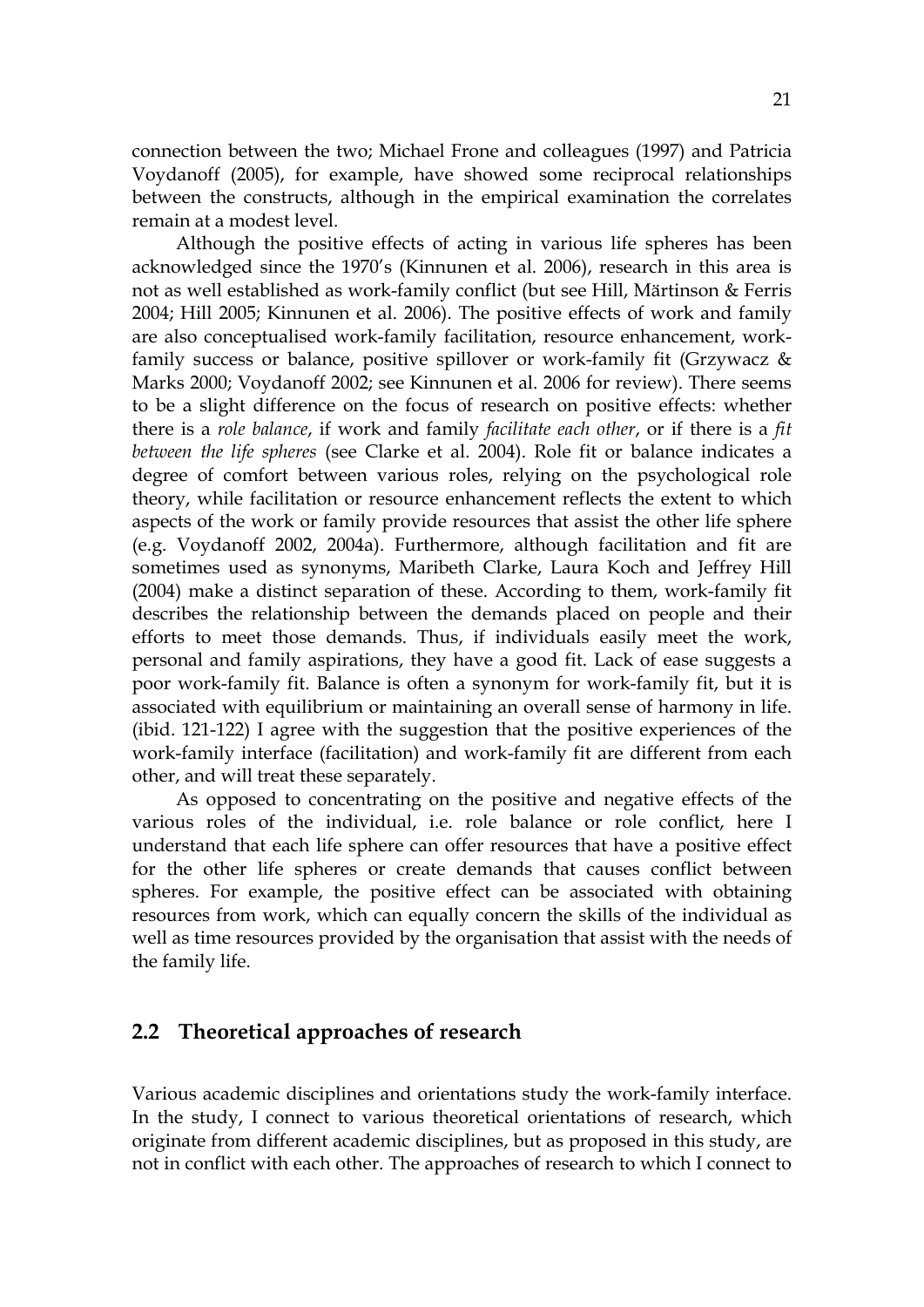connection between the two; Michael Frone and colleagues (1997) and Patricia Voydanoff (2005), for example, have showed some reciprocal relationships between the constructs, although in the empirical examination the correlates remain at a modest level.

Although the positive effects of acting in various life spheres has been acknowledged since the 1970's (Kinnunen et al. 2006), research in this area is not as well established as work-family conflict (but see Hill, Märtinson & Ferris 2004; Hill 2005; Kinnunen et al. 2006). The positive effects of work and family are also conceptualised work-family facilitation, resource enhancement, work-family success or balance, positive spillover or work-family fit (Grzywacz & Marks 2000; Voydanoff 2002; see Kinnunen et al. 2006 for review). There seems to be a slight difference on the focus of research on positive effects: whether there is a *role balance*, if work and family *facilitate each other*, or if there is a *fit between the life spheres* (see Clarke et al. 2004). Role fit or balance indicates a degree of comfort between various roles, relying on the psychological role theory, while facilitation or resource enhancement reflects the extent to which aspects of the work or family provide resources that assist the other life sphere (e.g. Voydanoff 2002, 2004a). Furthermore, although facilitation and fit are sometimes used as synonyms, Maribeth Clarke, Laura Koch and Jeffrey Hill (2004) make a distinct separation of these. According to them, work-family fit describes the relationship between the demands placed on people and their efforts to meet those demands. Thus, if individuals easily meet the work, personal and family aspirations, they have a good fit. Lack of ease suggests a poor work-family fit. Balance is often a synonym for work-family fit, but it is associated with equilibrium or maintaining an overall sense of harmony in life. (ibid. 121-122) I agree with the suggestion that the positive experiences of the work-family interface (facilitation) and work-family fit are different from each other, and will treat these separately.

As opposed to concentrating on the positive and negative effects of the various roles of the individual, i.e. role balance or role conflict, here I understand that each life sphere can offer resources that have a positive effect for the other life spheres or create demands that causes conflict between spheres. For example, the positive effect can be associated with obtaining resources from work, which can equally concern the skills of the individual as well as time resources provided by the organisation that assist with the needs of the family life.

## 2.2 Theoretical approaches of research

Various academic disciplines and orientations study the work-family interface. In the study, I connect to various theoretical orientations of research, which originate from different academic disciplines, but as proposed in this study, are not in conflict with each other. The approaches of research to which I connect to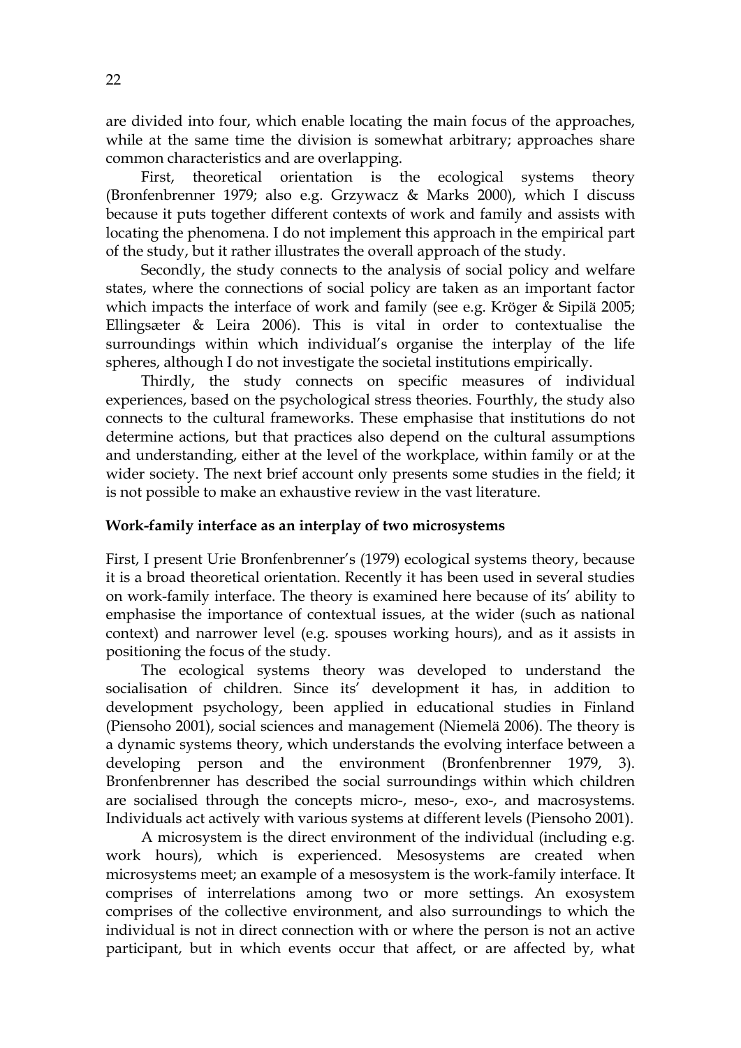are divided into four, which enable locating the main focus of the approaches, while at the same time the division is somewhat arbitrary; approaches share common characteristics and are overlapping.

First, theoretical orientation is the ecological systems theory (Bronfenbrenner 1979; also e.g. Grzywacz & Marks 2000), which I discuss because it puts together different contexts of work and family and assists with locating the phenomena. I do not implement this approach in the empirical part of the study, but it rather illustrates the overall approach of the study.

Secondly, the study connects to the analysis of social policy and welfare states, where the connections of social policy are taken as an important factor which impacts the interface of work and family (see e.g. Kröger & Sipilä 2005; Ellingsæter & Leira 2006). This is vital in order to contextualise the surroundings within which individual's organise the interplay of the life spheres, although I do not investigate the societal institutions empirically.

Thirdly, the study connects on specific measures of individual experiences, based on the psychological stress theories. Fourthly, the study also connects to the cultural frameworks. These emphasise that institutions do not determine actions, but that practices also depend on the cultural assumptions and understanding, either at the level of the workplace, within family or at the wider society. The next brief account only presents some studies in the field; it is not possible to make an exhaustive review in the vast literature.

**Work-family interface as an interplay of two microsystems**

First, I present Urie Bronfenbrenner's (1979) ecological systems theory, because it is a broad theoretical orientation. Recently it has been used in several studies on work-family interface. The theory is examined here because of its' ability to emphasise the importance of contextual issues, at the wider (such as national context) and narrower level (e.g. spouses working hours), and as it assists in positioning the focus of the study.

The ecological systems theory was developed to understand the socialisation of children. Since its' development it has, in addition to development psychology, been applied in educational studies in Finland (Piensoho 2001), social sciences and management (Niemelä 2006). The theory is a dynamic systems theory, which understands the evolving interface between a developing person and the environment (Bronfenbrenner 1979, 3). Bronfenbrenner has described the social surroundings within which children are socialised through the concepts micro-, meso-, exo-, and macrosystems. Individuals act actively with various systems at different levels (Piensoho 2001).

A microsystem is the direct environment of the individual (including e.g. work hours), which is experienced. Mesosystems are created when microsystems meet; an example of a mesosystem is the work-family interface. It comprises of interrelations among two or more settings. An exosystem comprises of the collective environment, and also surroundings to which the individual is not in direct connection with or where the person is not an active participant, but in which events occur that affect, or are affected by, what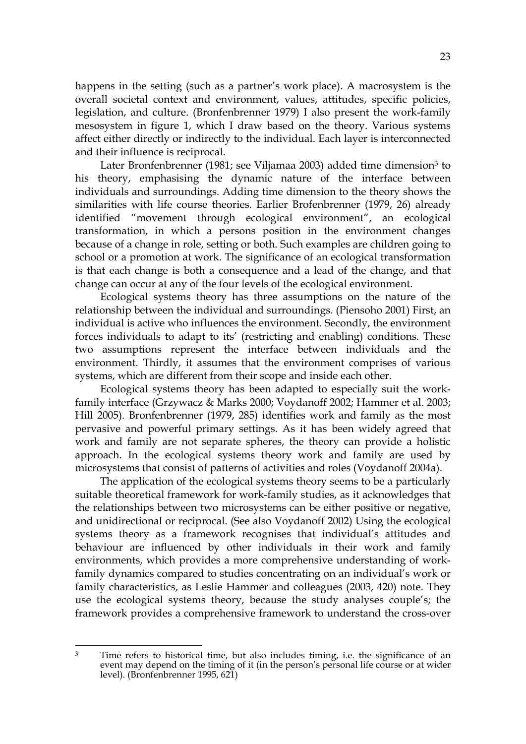happens in the setting (such as a partner's work place). A macrosystem is the overall societal context and environment, values, attitudes, specific policies, legislation, and culture. (Bronfenbrenner 1979) I also present the work-family mesosystem in figure 1, which I draw based on the theory. Various systems affect either directly or indirectly to the individual. Each layer is interconnected and their influence is reciprocal.

Later Bronfenbrenner (1981; see Viljamaa 2003) added time dimension[3] to his theory, emphasising the dynamic nature of the interface between individuals and surroundings. Adding time dimension to the theory shows the similarities with life course theories. Earlier Brofenbrenner (1979, 26) already identified "movement through ecological environment", an ecological transformation, in which a persons position in the environment changes because of a change in role, setting or both. Such examples are children going to school or a promotion at work. The significance of an ecological transformation is that each change is both a consequence and a lead of the change, and that change can occur at any of the four levels of the ecological environment.

Ecological systems theory has three assumptions on the nature of the relationship between the individual and surroundings. (Piensoho 2001) First, an individual is active who influences the environment. Secondly, the environment forces individuals to adapt to its' (restricting and enabling) conditions. These two assumptions represent the interface between individuals and the environment. Thirdly, it assumes that the environment comprises of various systems, which are different from their scope and inside each other.

Ecological systems theory has been adapted to especially suit the work-family interface (Grzywacz & Marks 2000; Voydanoff 2002; Hammer et al. 2003; Hill 2005). Bronfenbrenner (1979, 285) identifies work and family as the most pervasive and powerful primary settings. As it has been widely agreed that work and family are not separate spheres, the theory can provide a holistic approach. In the ecological systems theory work and family are used by microsystems that consist of patterns of activities and roles (Voydanoff 2004a).

The application of the ecological systems theory seems to be a particularly suitable theoretical framework for work-family studies, as it acknowledges that the relationships between two microsystems can be either positive or negative, and unidirectional or reciprocal. (See also Voydanoff 2002) Using the ecological systems theory as a framework recognises that individual's attitudes and behaviour are influenced by other individuals in their work and family environments, which provides a more comprehensive understanding of work-family dynamics compared to studies concentrating on an individual's work or family characteristics, as Leslie Hammer and colleagues (2003, 420) note. They use the ecological systems theory, because the study analyses couple's; the framework provides a comprehensive framework to understand the cross-over

---

[3] Time refers to historical time, but also includes timing, i.e. the significance of an event may depend on the timing of it (in the person's personal life course or at wider level). (Bronfenbrenner 1995, 621)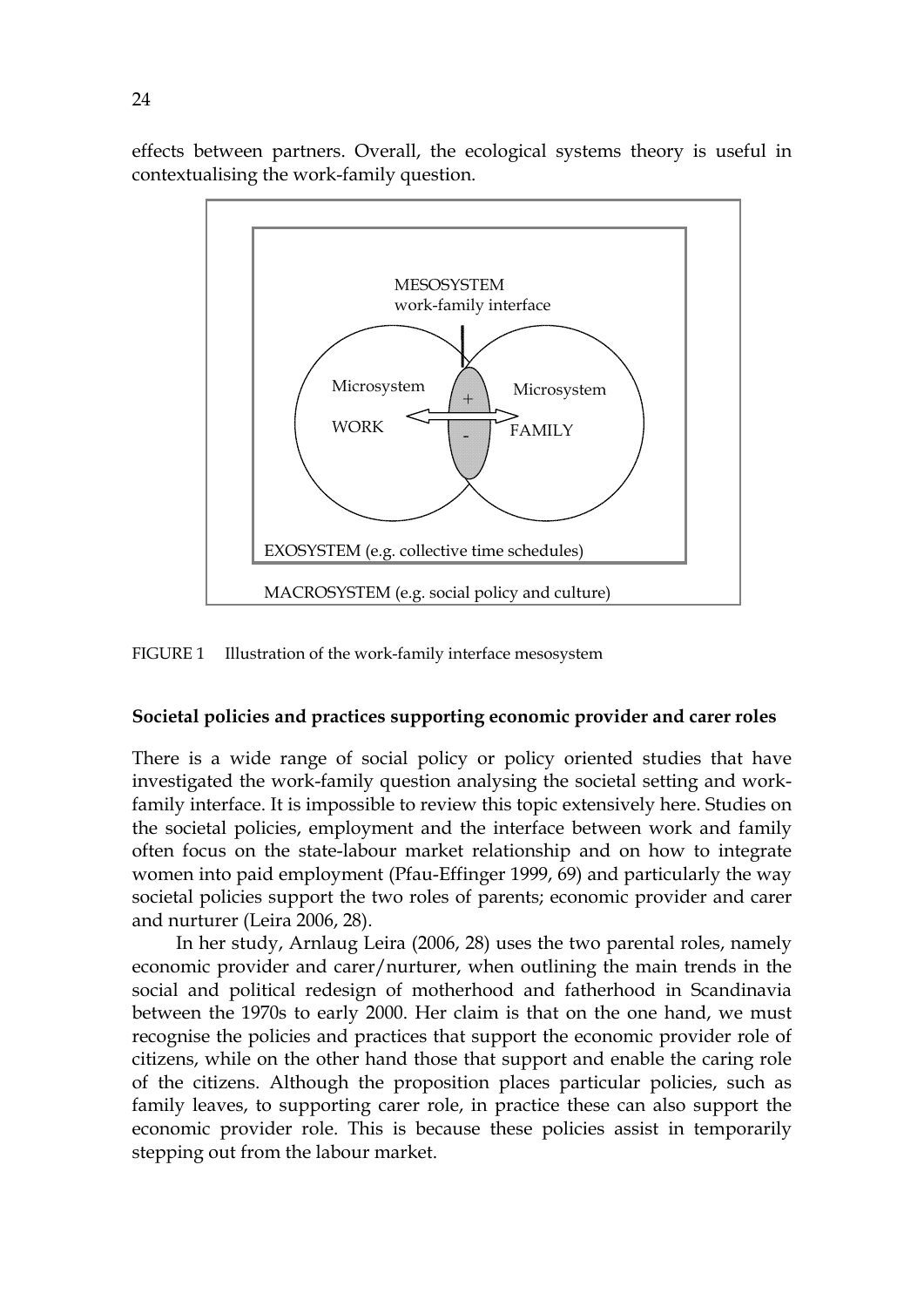effects between partners. Overall, the ecological systems theory is useful in contextualising the work-family question.

MESOSYSTEM
work-family interface

Microsystem
WORK

Microsystem
FAMILY

EXOSYSTEM (e.g. collective time schedules)

MACROSYSTEM (e.g. social policy and culture)

FIGURE 1 Illustration of the work-family interface mesosystem

**Societal policies and practices supporting economic provider and carer roles**

There is a wide range of social policy or policy oriented studies that have investigated the work-family question analysing the societal setting and work-family interface. It is impossible to review this topic extensively here. Studies on the societal policies, employment and the interface between work and family often focus on the state-labour market relationship and on how to integrate women into paid employment (Pfau-Effinger 1999, 69) and particularly the way societal policies support the two roles of parents; economic provider and carer and nurturer (Leira 2006, 28).

In her study, Arnlaug Leira (2006, 28) uses the two parental roles, namely economic provider and carer/nurturer, when outlining the main trends in the social and political redesign of motherhood and fatherhood in Scandinavia between the 1970s to early 2000. Her claim is that on the one hand, we must recognise the policies and practices that support the economic provider role of citizens, while on the other hand those that support and enable the caring role of the citizens. Although the proposition places particular policies, such as family leaves, to supporting carer role, in practice these can also support the economic provider role. This is because these policies assist in temporarily stepping out from the labour market.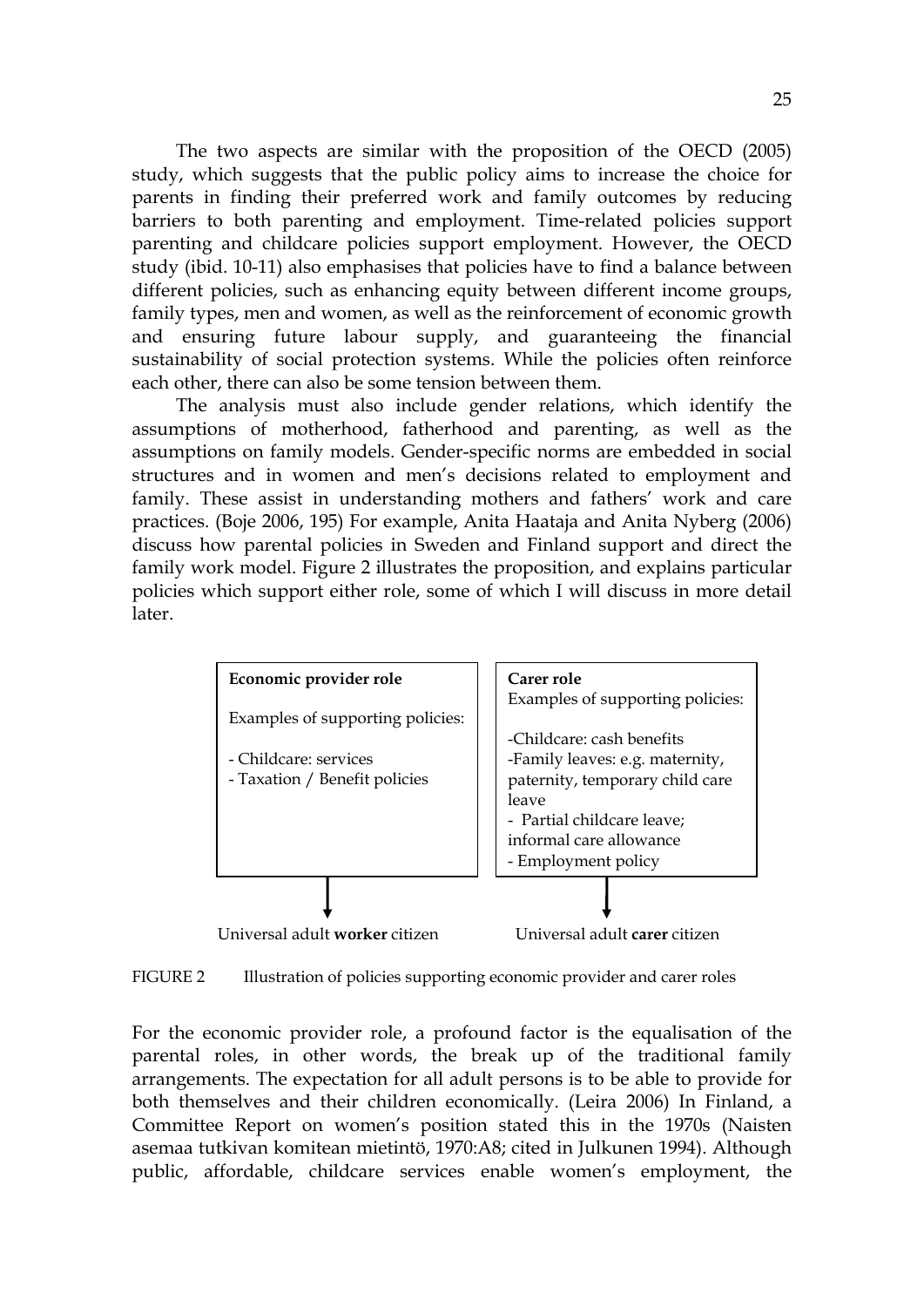The two aspects are similar with the proposition of the OECD (2005) study, which suggests that the public policy aims to increase the choice for parents in finding their preferred work and family outcomes by reducing barriers to both parenting and employment. Time-related policies support parenting and childcare policies support employment. However, the OECD study (ibid. 10-11) also emphasises that policies have to find a balance between different policies, such as enhancing equity between different income groups, family types, men and women, as well as the reinforcement of economic growth and ensuring future labour supply, and guaranteeing the financial sustainability of social protection systems. While the policies often reinforce each other, there can also be some tension between them.

The analysis must also include gender relations, which identify the assumptions of motherhood, fatherhood and parenting, as well as the assumptions on family models. Gender-specific norms are embedded in social structures and in women and men's decisions related to employment and family. These assist in understanding mothers and fathers' work and care practices. (Boje 2006, 195) For example, Anita Haataja and Anita Nyberg (2006) discuss how parental policies in Sweden and Finland support and direct the family work model. Figure 2 illustrates the proposition, and explains particular policies which support either role, some of which I will discuss in more detail later.

| **Economic provider role** | **Carer role** |
| --- | --- |
| Examples of supporting policies:<br><br>- Childcare: services<br>- Taxation / Benefit policies | Examples of supporting policies:<br><br>-Childcare: cash benefits<br>-Family leaves: e.g. maternity, paternity, temporary child care leave<br>- Partial childcare leave; informal care allowance<br>- Employment policy |
| ↓<br>Universal adult **worker** citizen | ↓<br>Universal adult **carer** citizen |

FIGURE 2 Illustration of policies supporting economic provider and carer roles

For the economic provider role, a profound factor is the equalisation of the parental roles, in other words, the break up of the traditional family arrangements. The expectation for all adult persons is to be able to provide for both themselves and their children economically. (Leira 2006) In Finland, a Committee Report on women's position stated this in the 1970s (Naisten asemaa tutkivan komitean mietintö, 1970:A8; cited in Julkunen 1994). Although public, affordable, childcare services enable women's employment, the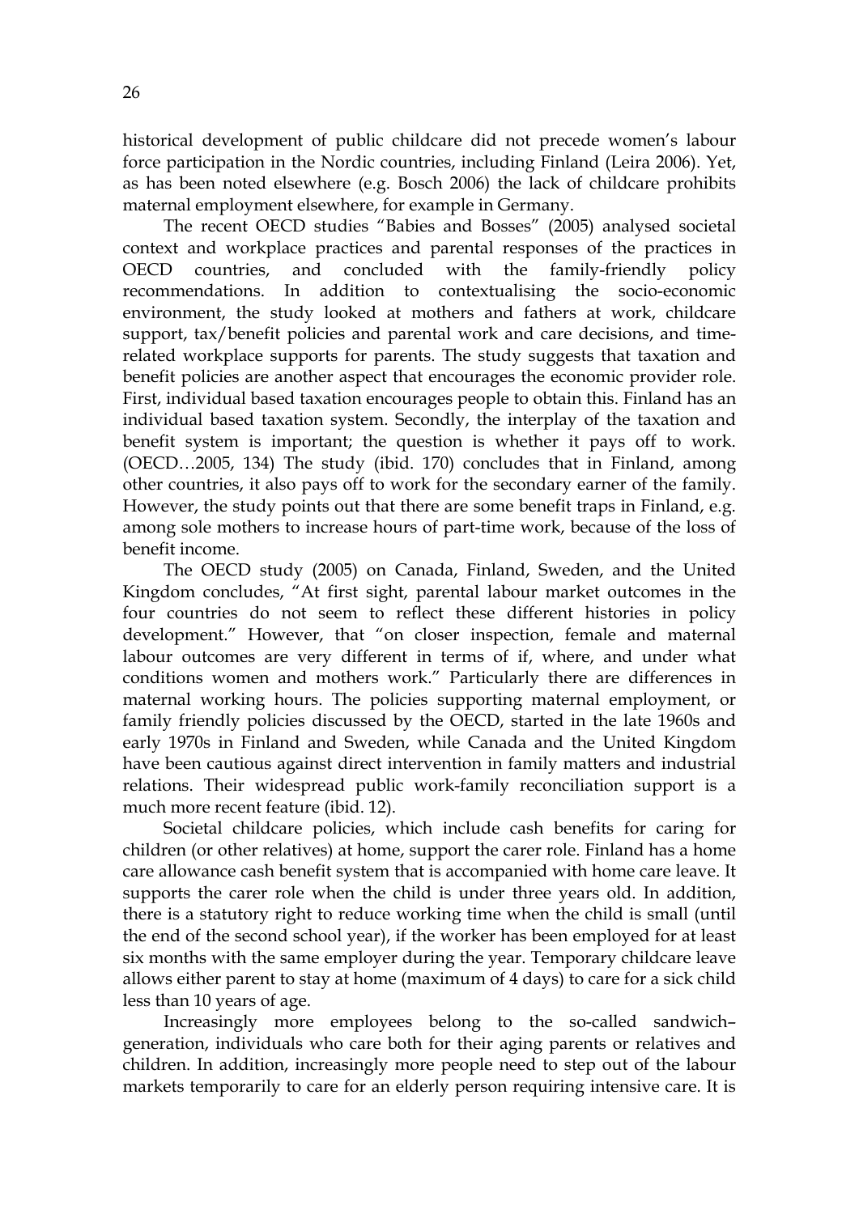historical development of public childcare did not precede women's labour force participation in the Nordic countries, including Finland (Leira 2006). Yet, as has been noted elsewhere (e.g. Bosch 2006) the lack of childcare prohibits maternal employment elsewhere, for example in Germany.

The recent OECD studies "Babies and Bosses" (2005) analysed societal context and workplace practices and parental responses of the practices in OECD countries, and concluded with the family-friendly policy recommendations. In addition to contextualising the socio-economic environment, the study looked at mothers and fathers at work, childcare support, tax/benefit policies and parental work and care decisions, and time-related workplace supports for parents. The study suggests that taxation and benefit policies are another aspect that encourages the economic provider role. First, individual based taxation encourages people to obtain this. Finland has an individual based taxation system. Secondly, the interplay of the taxation and benefit system is important; the question is whether it pays off to work. (OECD…2005, 134) The study (ibid. 170) concludes that in Finland, among other countries, it also pays off to work for the secondary earner of the family. However, the study points out that there are some benefit traps in Finland, e.g. among sole mothers to increase hours of part-time work, because of the loss of benefit income.

The OECD study (2005) on Canada, Finland, Sweden, and the United Kingdom concludes, "At first sight, parental labour market outcomes in the four countries do not seem to reflect these different histories in policy development." However, that "on closer inspection, female and maternal labour outcomes are very different in terms of if, where, and under what conditions women and mothers work." Particularly there are differences in maternal working hours. The policies supporting maternal employment, or family friendly policies discussed by the OECD, started in the late 1960s and early 1970s in Finland and Sweden, while Canada and the United Kingdom have been cautious against direct intervention in family matters and industrial relations. Their widespread public work-family reconciliation support is a much more recent feature (ibid. 12).

Societal childcare policies, which include cash benefits for caring for children (or other relatives) at home, support the carer role. Finland has a home care allowance cash benefit system that is accompanied with home care leave. It supports the carer role when the child is under three years old. In addition, there is a statutory right to reduce working time when the child is small (until the end of the second school year), if the worker has been employed for at least six months with the same employer during the year. Temporary childcare leave allows either parent to stay at home (maximum of 4 days) to care for a sick child less than 10 years of age.

Increasingly more employees belong to the so-called sandwich–generation, individuals who care both for their aging parents or relatives and children. In addition, increasingly more people need to step out of the labour markets temporarily to care for an elderly person requiring intensive care. It is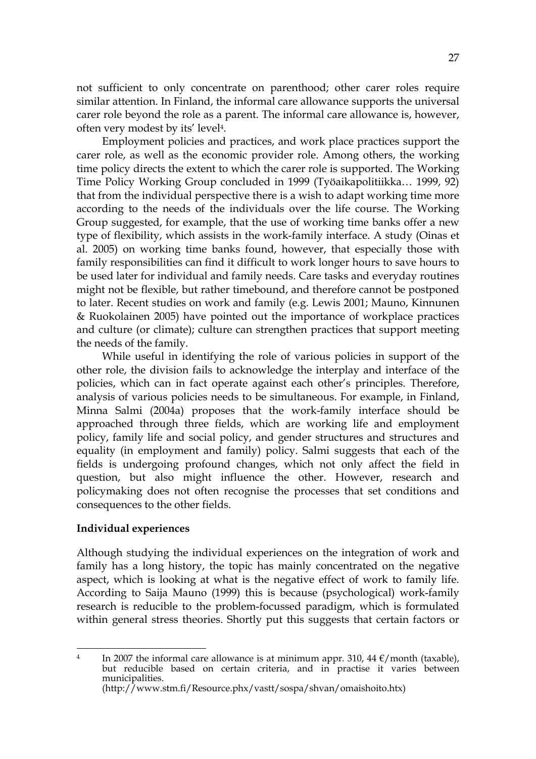not sufficient to only concentrate on parenthood; other carer roles require similar attention. In Finland, the informal care allowance supports the universal carer role beyond the role as a parent. The informal care allowance is, however, often very modest by its' level[4].

Employment policies and practices, and work place practices support the carer role, as well as the economic provider role. Among others, the working time policy directs the extent to which the carer role is supported. The Working Time Policy Working Group concluded in 1999 (Työaikapolitiikka… 1999, 92) that from the individual perspective there is a wish to adapt working time more according to the needs of the individuals over the life course. The Working Group suggested, for example, that the use of working time banks offer a new type of flexibility, which assists in the work-family interface. A study (Oinas et al. 2005) on working time banks found, however, that especially those with family responsibilities can find it difficult to work longer hours to save hours to be used later for individual and family needs. Care tasks and everyday routines might not be flexible, but rather timebound, and therefore cannot be postponed to later. Recent studies on work and family (e.g. Lewis 2001; Mauno, Kinnunen & Ruokolainen 2005) have pointed out the importance of workplace practices and culture (or climate); culture can strengthen practices that support meeting the needs of the family.

While useful in identifying the role of various policies in support of the other role, the division fails to acknowledge the interplay and interface of the policies, which can in fact operate against each other's principles. Therefore, analysis of various policies needs to be simultaneous. For example, in Finland, Minna Salmi (2004a) proposes that the work-family interface should be approached through three fields, which are working life and employment policy, family life and social policy, and gender structures and structures and equality (in employment and family) policy. Salmi suggests that each of the fields is undergoing profound changes, which not only affect the field in question, but also might influence the other. However, research and policymaking does not often recognise the processes that set conditions and consequences to the other fields.

**Individual experiences**

Although studying the individual experiences on the integration of work and family has a long history, the topic has mainly concentrated on the negative aspect, which is looking at what is the negative effect of work to family life. According to Saija Mauno (1999) this is because (psychological) work-family research is reducible to the problem-focussed paradigm, which is formulated within general stress theories. Shortly put this suggests that certain factors or

---

[4] In 2007 the informal care allowance is at minimum appr. 310, 44 €/month (taxable), but reducible based on certain criteria, and in practise it varies between municipalities. (http://www.stm.fi/Resource.phx/vastt/sospa/shvan/omaishoito.htx)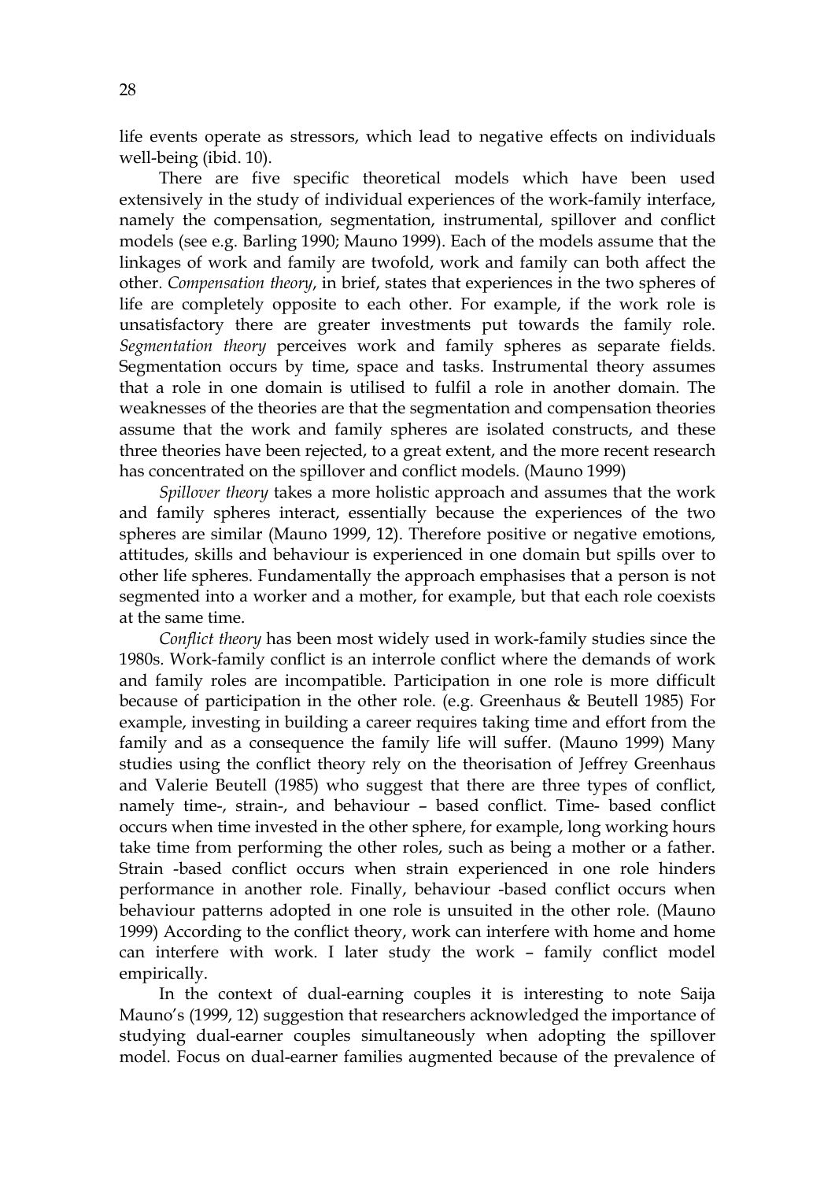life events operate as stressors, which lead to negative effects on individuals well-being (ibid. 10).

There are five specific theoretical models which have been used extensively in the study of individual experiences of the work-family interface, namely the compensation, segmentation, instrumental, spillover and conflict models (see e.g. Barling 1990; Mauno 1999). Each of the models assume that the linkages of work and family are twofold, work and family can both affect the other. *Compensation theory*, in brief, states that experiences in the two spheres of life are completely opposite to each other. For example, if the work role is unsatisfactory there are greater investments put towards the family role. *Segmentation theory* perceives work and family spheres as separate fields. Segmentation occurs by time, space and tasks. Instrumental theory assumes that a role in one domain is utilised to fulfil a role in another domain. The weaknesses of the theories are that the segmentation and compensation theories assume that the work and family spheres are isolated constructs, and these three theories have been rejected, to a great extent, and the more recent research has concentrated on the spillover and conflict models. (Mauno 1999)

*Spillover theory* takes a more holistic approach and assumes that the work and family spheres interact, essentially because the experiences of the two spheres are similar (Mauno 1999, 12). Therefore positive or negative emotions, attitudes, skills and behaviour is experienced in one domain but spills over to other life spheres. Fundamentally the approach emphasises that a person is not segmented into a worker and a mother, for example, but that each role coexists at the same time.

*Conflict theory* has been most widely used in work-family studies since the 1980s. Work-family conflict is an interrole conflict where the demands of work and family roles are incompatible. Participation in one role is more difficult because of participation in the other role. (e.g. Greenhaus & Beutell 1985) For example, investing in building a career requires taking time and effort from the family and as a consequence the family life will suffer. (Mauno 1999) Many studies using the conflict theory rely on the theorisation of Jeffrey Greenhaus and Valerie Beutell (1985) who suggest that there are three types of conflict, namely time-, strain-, and behaviour – based conflict. Time- based conflict occurs when time invested in the other sphere, for example, long working hours take time from performing the other roles, such as being a mother or a father. Strain -based conflict occurs when strain experienced in one role hinders performance in another role. Finally, behaviour -based conflict occurs when behaviour patterns adopted in one role is unsuited in the other role. (Mauno 1999) According to the conflict theory, work can interfere with home and home can interfere with work. I later study the work – family conflict model empirically.

In the context of dual-earning couples it is interesting to note Saija Mauno's (1999, 12) suggestion that researchers acknowledged the importance of studying dual-earner couples simultaneously when adopting the spillover model. Focus on dual-earner families augmented because of the prevalence of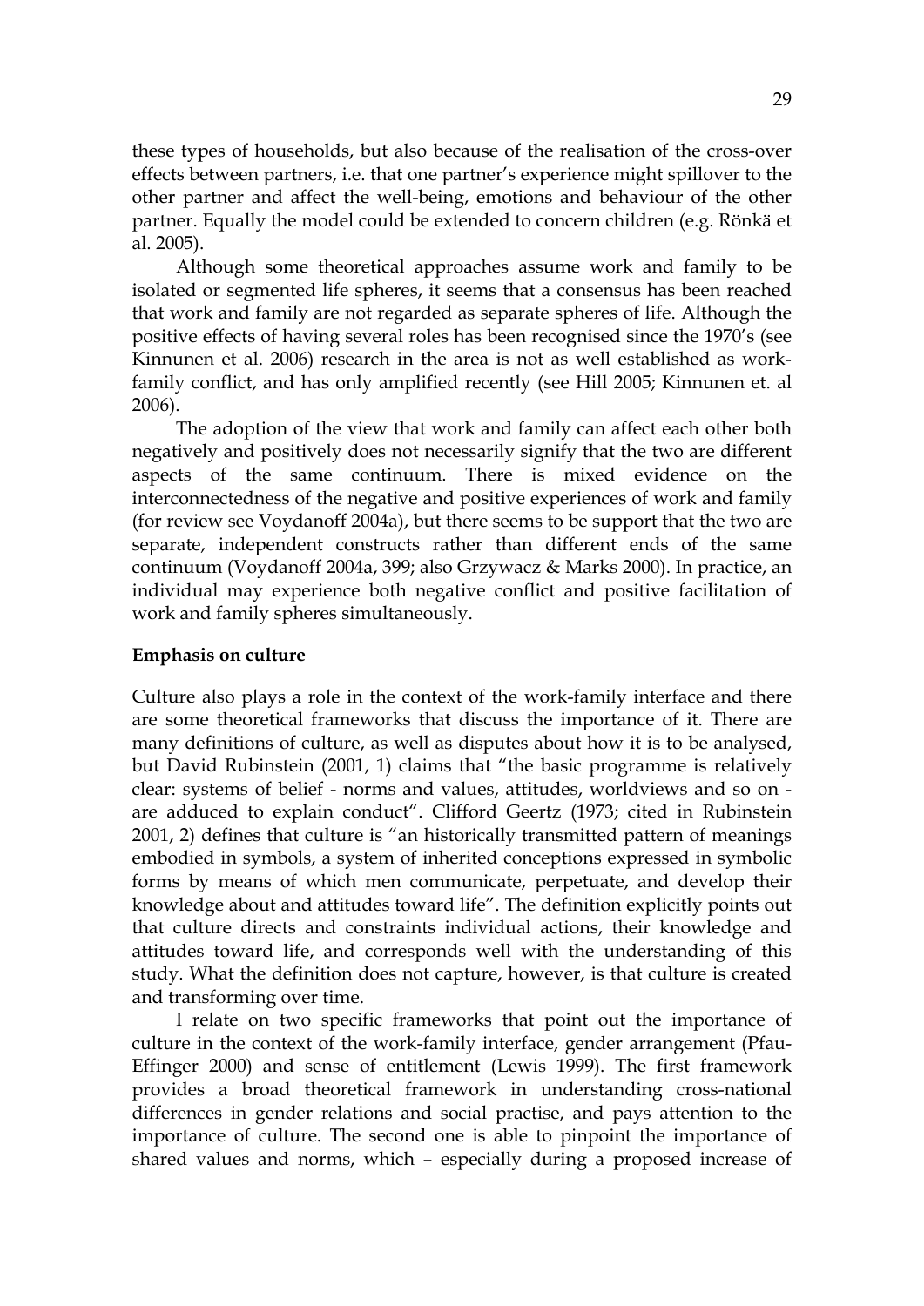these types of households, but also because of the realisation of the cross-over effects between partners, i.e. that one partner's experience might spillover to the other partner and affect the well-being, emotions and behaviour of the other partner. Equally the model could be extended to concern children (e.g. Rönkä et al. 2005).

Although some theoretical approaches assume work and family to be isolated or segmented life spheres, it seems that a consensus has been reached that work and family are not regarded as separate spheres of life. Although the positive effects of having several roles has been recognised since the 1970's (see Kinnunen et al. 2006) research in the area is not as well established as work-family conflict, and has only amplified recently (see Hill 2005; Kinnunen et. al 2006).

The adoption of the view that work and family can affect each other both negatively and positively does not necessarily signify that the two are different aspects of the same continuum. There is mixed evidence on the interconnectedness of the negative and positive experiences of work and family (for review see Voydanoff 2004a), but there seems to be support that the two are separate, independent constructs rather than different ends of the same continuum (Voydanoff 2004a, 399; also Grzywacz & Marks 2000). In practice, an individual may experience both negative conflict and positive facilitation of work and family spheres simultaneously.

**Emphasis on culture**

Culture also plays a role in the context of the work-family interface and there are some theoretical frameworks that discuss the importance of it. There are many definitions of culture, as well as disputes about how it is to be analysed, but David Rubinstein (2001, 1) claims that "the basic programme is relatively clear: systems of belief - norms and values, attitudes, worldviews and so on - are adduced to explain conduct". Clifford Geertz (1973; cited in Rubinstein 2001, 2) defines that culture is "an historically transmitted pattern of meanings embodied in symbols, a system of inherited conceptions expressed in symbolic forms by means of which men communicate, perpetuate, and develop their knowledge about and attitudes toward life". The definition explicitly points out that culture directs and constraints individual actions, their knowledge and attitudes toward life, and corresponds well with the understanding of this study. What the definition does not capture, however, is that culture is created and transforming over time.

I relate on two specific frameworks that point out the importance of culture in the context of the work-family interface, gender arrangement (Pfau-Effinger 2000) and sense of entitlement (Lewis 1999). The first framework provides a broad theoretical framework in understanding cross-national differences in gender relations and social practise, and pays attention to the importance of culture. The second one is able to pinpoint the importance of shared values and norms, which – especially during a proposed increase of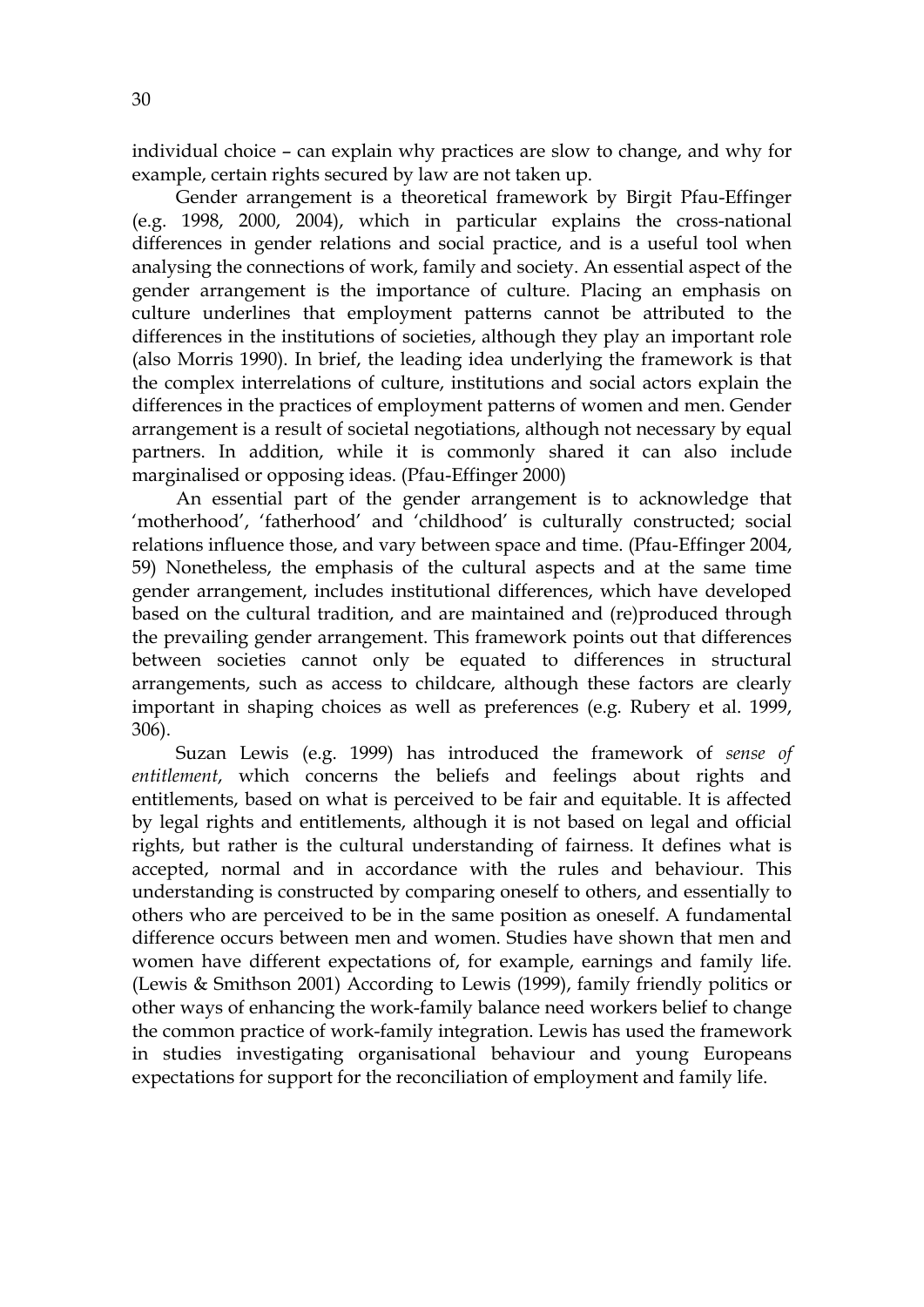individual choice – can explain why practices are slow to change, and why for example, certain rights secured by law are not taken up.

Gender arrangement is a theoretical framework by Birgit Pfau-Effinger (e.g. 1998, 2000, 2004), which in particular explains the cross-national differences in gender relations and social practice, and is a useful tool when analysing the connections of work, family and society. An essential aspect of the gender arrangement is the importance of culture. Placing an emphasis on culture underlines that employment patterns cannot be attributed to the differences in the institutions of societies, although they play an important role (also Morris 1990). In brief, the leading idea underlying the framework is that the complex interrelations of culture, institutions and social actors explain the differences in the practices of employment patterns of women and men. Gender arrangement is a result of societal negotiations, although not necessary by equal partners. In addition, while it is commonly shared it can also include marginalised or opposing ideas. (Pfau-Effinger 2000)

An essential part of the gender arrangement is to acknowledge that 'motherhood', 'fatherhood' and 'childhood' is culturally constructed; social relations influence those, and vary between space and time. (Pfau-Effinger 2004, 59) Nonetheless, the emphasis of the cultural aspects and at the same time gender arrangement, includes institutional differences, which have developed based on the cultural tradition, and are maintained and (re)produced through the prevailing gender arrangement. This framework points out that differences between societies cannot only be equated to differences in structural arrangements, such as access to childcare, although these factors are clearly important in shaping choices as well as preferences (e.g. Rubery et al. 1999, 306).

Suzan Lewis (e.g. 1999) has introduced the framework of *sense of entitlement*, which concerns the beliefs and feelings about rights and entitlements, based on what is perceived to be fair and equitable. It is affected by legal rights and entitlements, although it is not based on legal and official rights, but rather is the cultural understanding of fairness. It defines what is accepted, normal and in accordance with the rules and behaviour. This understanding is constructed by comparing oneself to others, and essentially to others who are perceived to be in the same position as oneself. A fundamental difference occurs between men and women. Studies have shown that men and women have different expectations of, for example, earnings and family life. (Lewis & Smithson 2001) According to Lewis (1999), family friendly politics or other ways of enhancing the work-family balance need workers belief to change the common practice of work-family integration. Lewis has used the framework in studies investigating organisational behaviour and young Europeans expectations for support for the reconciliation of employment and family life.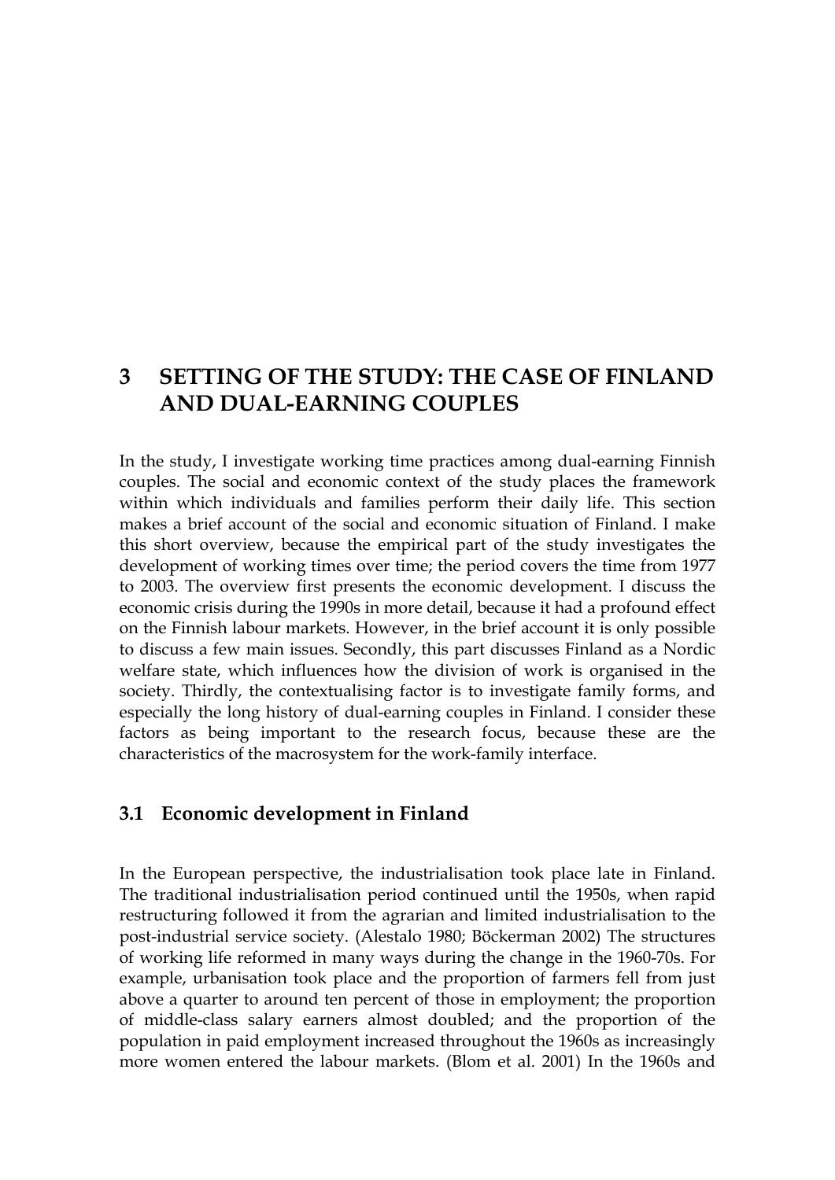# 3 SETTING OF THE STUDY: THE CASE OF FINLAND AND DUAL-EARNING COUPLES

In the study, I investigate working time practices among dual-earning Finnish couples. The social and economic context of the study places the framework within which individuals and families perform their daily life. This section makes a brief account of the social and economic situation of Finland. I make this short overview, because the empirical part of the study investigates the development of working times over time; the period covers the time from 1977 to 2003. The overview first presents the economic development. I discuss the economic crisis during the 1990s in more detail, because it had a profound effect on the Finnish labour markets. However, in the brief account it is only possible to discuss a few main issues. Secondly, this part discusses Finland as a Nordic welfare state, which influences how the division of work is organised in the society. Thirdly, the contextualising factor is to investigate family forms, and especially the long history of dual-earning couples in Finland. I consider these factors as being important to the research focus, because these are the characteristics of the macrosystem for the work-family interface.

## 3.1 Economic development in Finland

In the European perspective, the industrialisation took place late in Finland. The traditional industrialisation period continued until the 1950s, when rapid restructuring followed it from the agrarian and limited industrialisation to the post-industrial service society. (Alestalo 1980; Böckerman 2002) The structures of working life reformed in many ways during the change in the 1960-70s. For example, urbanisation took place and the proportion of farmers fell from just above a quarter to around ten percent of those in employment; the proportion of middle-class salary earners almost doubled; and the proportion of the population in paid employment increased throughout the 1960s as increasingly more women entered the labour markets. (Blom et al. 2001) In the 1960s and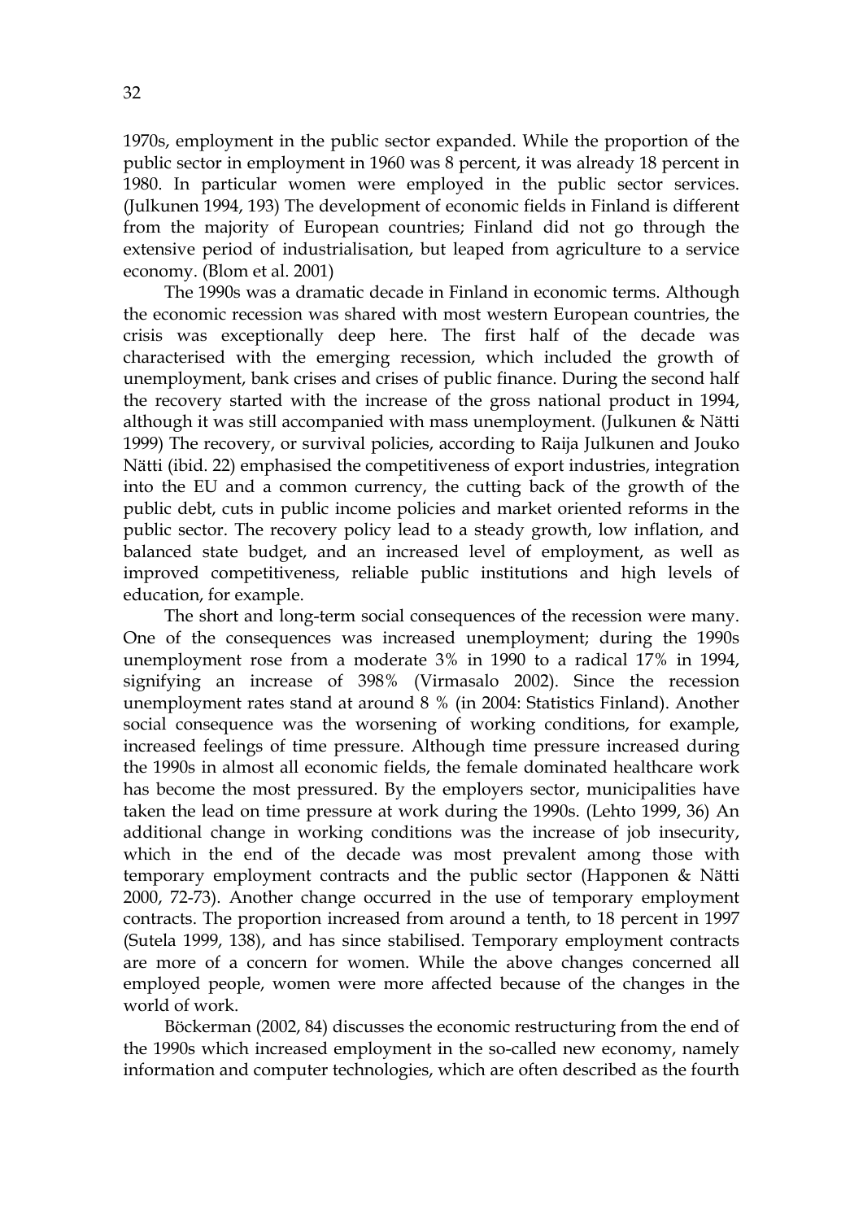1970s, employment in the public sector expanded. While the proportion of the public sector in employment in 1960 was 8 percent, it was already 18 percent in 1980. In particular women were employed in the public sector services. (Julkunen 1994, 193) The development of economic fields in Finland is different from the majority of European countries; Finland did not go through the extensive period of industrialisation, but leaped from agriculture to a service economy. (Blom et al. 2001)

The 1990s was a dramatic decade in Finland in economic terms. Although the economic recession was shared with most western European countries, the crisis was exceptionally deep here. The first half of the decade was characterised with the emerging recession, which included the growth of unemployment, bank crises and crises of public finance. During the second half the recovery started with the increase of the gross national product in 1994, although it was still accompanied with mass unemployment. (Julkunen & Nätti 1999) The recovery, or survival policies, according to Raija Julkunen and Jouko Nätti (ibid. 22) emphasised the competitiveness of export industries, integration into the EU and a common currency, the cutting back of the growth of the public debt, cuts in public income policies and market oriented reforms in the public sector. The recovery policy lead to a steady growth, low inflation, and balanced state budget, and an increased level of employment, as well as improved competitiveness, reliable public institutions and high levels of education, for example.

The short and long-term social consequences of the recession were many. One of the consequences was increased unemployment; during the 1990s unemployment rose from a moderate 3% in 1990 to a radical 17% in 1994, signifying an increase of 398% (Virmasalo 2002). Since the recession unemployment rates stand at around 8 % (in 2004: Statistics Finland). Another social consequence was the worsening of working conditions, for example, increased feelings of time pressure. Although time pressure increased during the 1990s in almost all economic fields, the female dominated healthcare work has become the most pressured. By the employers sector, municipalities have taken the lead on time pressure at work during the 1990s. (Lehto 1999, 36) An additional change in working conditions was the increase of job insecurity, which in the end of the decade was most prevalent among those with temporary employment contracts and the public sector (Happonen & Nätti 2000, 72-73). Another change occurred in the use of temporary employment contracts. The proportion increased from around a tenth, to 18 percent in 1997 (Sutela 1999, 138), and has since stabilised. Temporary employment contracts are more of a concern for women. While the above changes concerned all employed people, women were more affected because of the changes in the world of work.

Böckerman (2002, 84) discusses the economic restructuring from the end of the 1990s which increased employment in the so-called new economy, namely information and computer technologies, which are often described as the fourth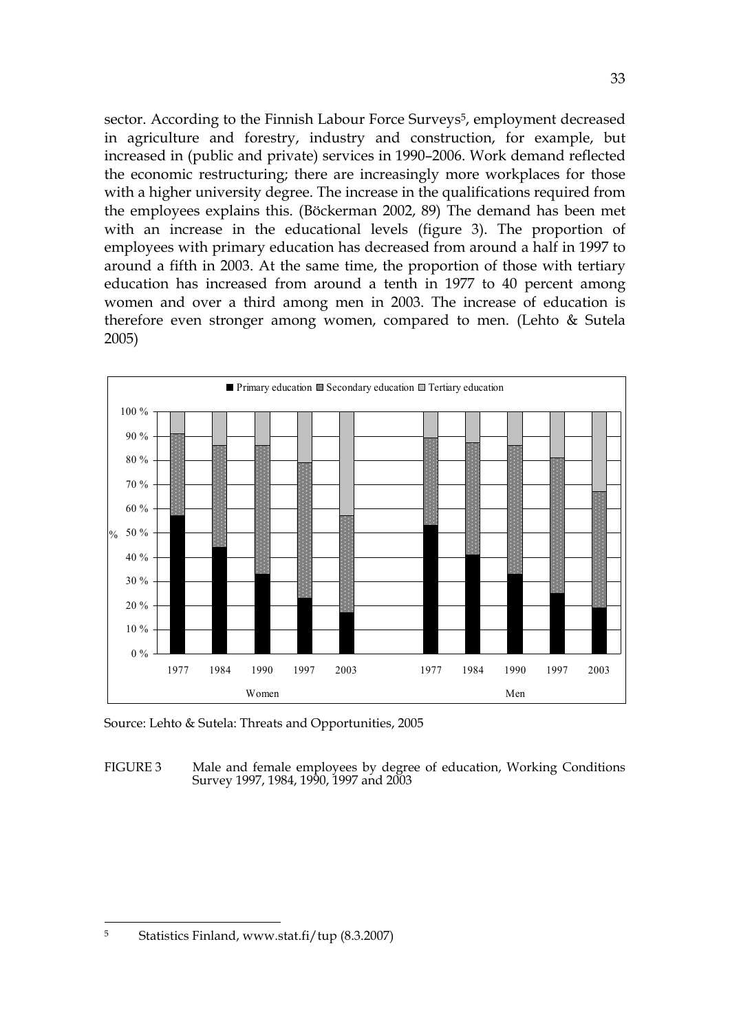sector. According to the Finnish Labour Force Surveys[5], employment decreased in agriculture and forestry, industry and construction, for example, but increased in (public and private) services in 1990–2006. Work demand reflected the economic restructuring; there are increasingly more workplaces for those with a higher university degree. The increase in the qualifications required from the employees explains this. (Böckerman 2002, 89) The demand has been met with an increase in the educational levels (figure 3). The proportion of employees with primary education has decreased from around a half in 1997 to around a fifth in 2003. At the same time, the proportion of those with tertiary education has increased from around a tenth in 1977 to 40 percent among women and over a third among men in 2003. The increase of education is therefore even stronger among women, compared to men. (Lehto & Sutela 2005)

Source: Lehto & Sutela: Threats and Opportunities, 2005

FIGURE 3 Male and female employees by degree of education, Working Conditions Survey 1997, 1984, 1990, 1997 and 2003

---

[5] Statistics Finland, www.stat.fi/tup (8.3.2007)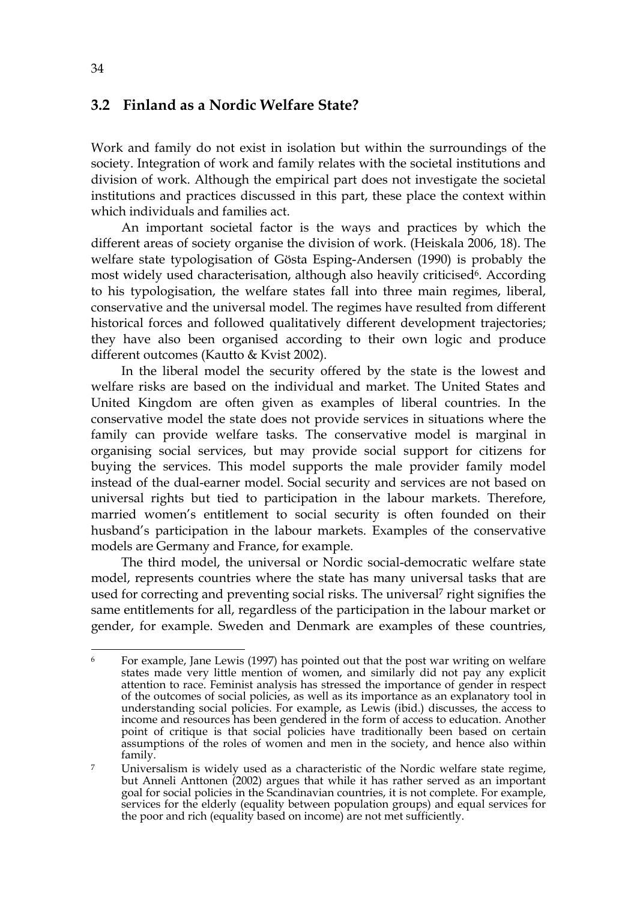## 3.2 Finland as a Nordic Welfare State?

Work and family do not exist in isolation but within the surroundings of the society. Integration of work and family relates with the societal institutions and division of work. Although the empirical part does not investigate the societal institutions and practices discussed in this part, these place the context within which individuals and families act.

An important societal factor is the ways and practices by which the different areas of society organise the division of work. (Heiskala 2006, 18). The welfare state typologisation of Gösta Esping-Andersen (1990) is probably the most widely used characterisation, although also heavily criticised[6]. According to his typologisation, the welfare states fall into three main regimes, liberal, conservative and the universal model. The regimes have resulted from different historical forces and followed qualitatively different development trajectories; they have also been organised according to their own logic and produce different outcomes (Kautto & Kvist 2002).

In the liberal model the security offered by the state is the lowest and welfare risks are based on the individual and market. The United States and United Kingdom are often given as examples of liberal countries. In the conservative model the state does not provide services in situations where the family can provide welfare tasks. The conservative model is marginal in organising social services, but may provide social support for citizens for buying the services. This model supports the male provider family model instead of the dual-earner model. Social security and services are not based on universal rights but tied to participation in the labour markets. Therefore, married women's entitlement to social security is often founded on their husband's participation in the labour markets. Examples of the conservative models are Germany and France, for example.

The third model, the universal or Nordic social-democratic welfare state model, represents countries where the state has many universal tasks that are used for correcting and preventing social risks. The universal[7] right signifies the same entitlements for all, regardless of the participation in the labour market or gender, for example. Sweden and Denmark are examples of these countries,

---

[6] For example, Jane Lewis (1997) has pointed out that the post war writing on welfare states made very little mention of women, and similarly did not pay any explicit attention to race. Feminist analysis has stressed the importance of gender in respect of the outcomes of social policies, as well as its importance as an explanatory tool in understanding social policies. For example, as Lewis (ibid.) discusses, the access to income and resources has been gendered in the form of access to education. Another point of critique is that social policies have traditionally been based on certain assumptions of the roles of women and men in the society, and hence also within family.

[7] Universalism is widely used as a characteristic of the Nordic welfare state regime, but Anneli Anttonen (2002) argues that while it has rather served as an important goal for social policies in the Scandinavian countries, it is not complete. For example, services for the elderly (equality between population groups) and equal services for the poor and rich (equality based on income) are not met sufficiently.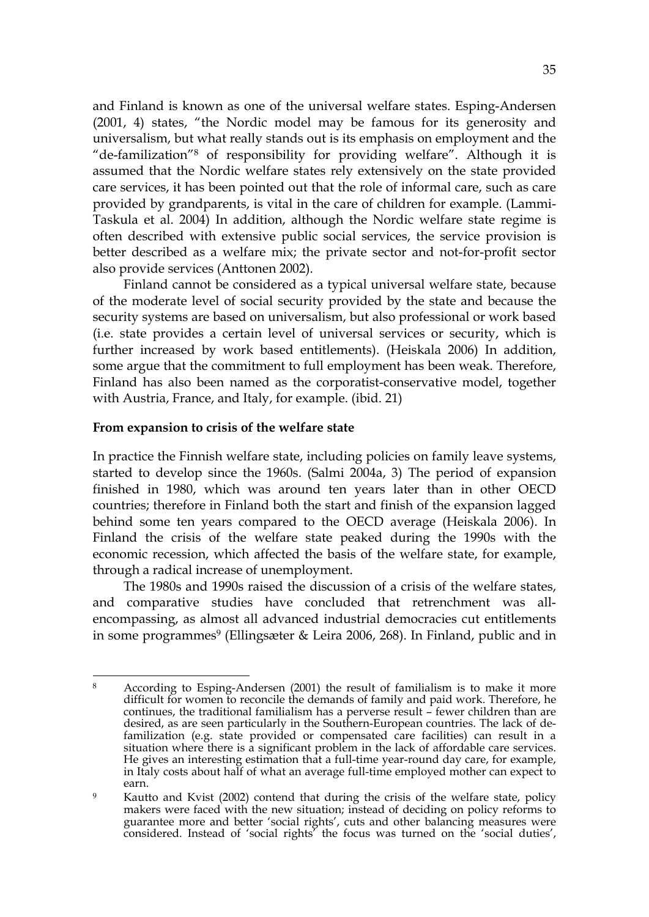and Finland is known as one of the universal welfare states. Esping-Andersen (2001, 4) states, "the Nordic model may be famous for its generosity and universalism, but what really stands out is its emphasis on employment and the "de-familization"[8] of responsibility for providing welfare". Although it is assumed that the Nordic welfare states rely extensively on the state provided care services, it has been pointed out that the role of informal care, such as care provided by grandparents, is vital in the care of children for example. (Lammi-Taskula et al. 2004) In addition, although the Nordic welfare state regime is often described with extensive public social services, the service provision is better described as a welfare mix; the private sector and not-for-profit sector also provide services (Anttonen 2002).

Finland cannot be considered as a typical universal welfare state, because of the moderate level of social security provided by the state and because the security systems are based on universalism, but also professional or work based (i.e. state provides a certain level of universal services or security, which is further increased by work based entitlements). (Heiskala 2006) In addition, some argue that the commitment to full employment has been weak. Therefore, Finland has also been named as the corporatist-conservative model, together with Austria, France, and Italy, for example. (ibid. 21)

**From expansion to crisis of the welfare state**

In practice the Finnish welfare state, including policies on family leave systems, started to develop since the 1960s. (Salmi 2004a, 3) The period of expansion finished in 1980, which was around ten years later than in other OECD countries; therefore in Finland both the start and finish of the expansion lagged behind some ten years compared to the OECD average (Heiskala 2006). In Finland the crisis of the welfare state peaked during the 1990s with the economic recession, which affected the basis of the welfare state, for example, through a radical increase of unemployment.

The 1980s and 1990s raised the discussion of a crisis of the welfare states, and comparative studies have concluded that retrenchment was all-encompassing, as almost all advanced industrial democracies cut entitlements in some programmes[9] (Ellingsæter & Leira 2006, 268). In Finland, public and in

---

[8] According to Esping-Andersen (2001) the result of familialism is to make it more difficult for women to reconcile the demands of family and paid work. Therefore, he continues, the traditional familialism has a perverse result – fewer children than are desired, as are seen particularly in the Southern-European countries. The lack of de-familization (e.g. state provided or compensated care facilities) can result in a situation where there is a significant problem in the lack of affordable care services. He gives an interesting estimation that a full-time year-round day care, for example, in Italy costs about half of what an average full-time employed mother can expect to earn.

[9] Kautto and Kvist (2002) contend that during the crisis of the welfare state, policy makers were faced with the new situation; instead of deciding on policy reforms to guarantee more and better 'social rights', cuts and other balancing measures were considered. Instead of 'social rights' the focus was turned on the 'social duties',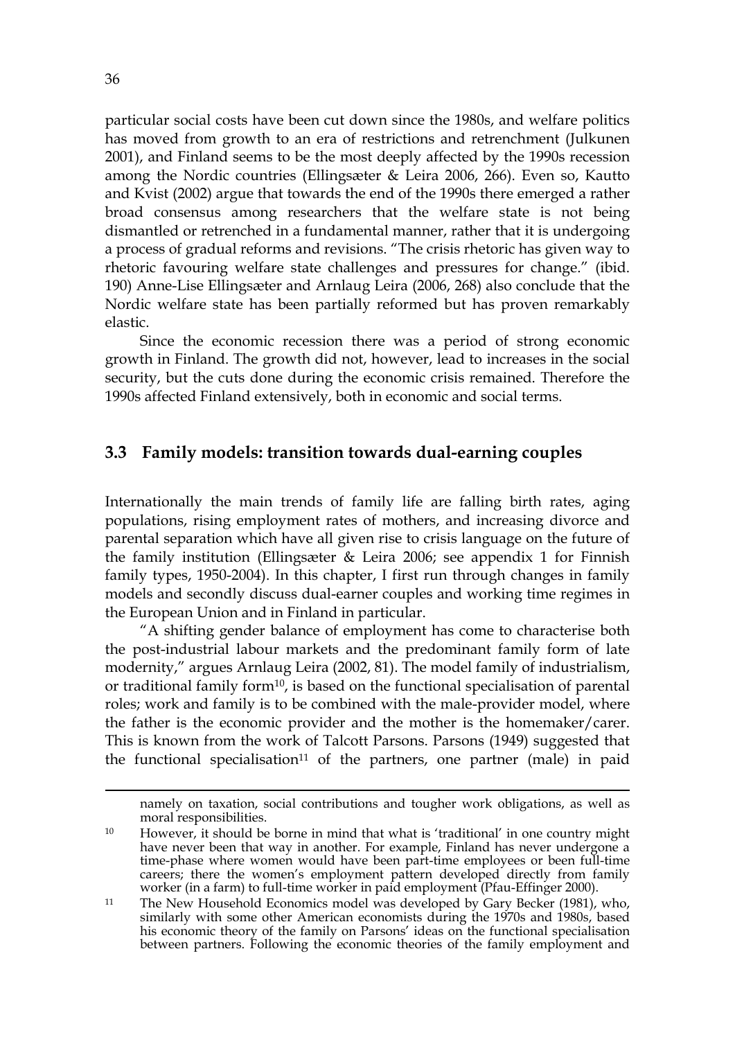particular social costs have been cut down since the 1980s, and welfare politics has moved from growth to an era of restrictions and retrenchment (Julkunen 2001), and Finland seems to be the most deeply affected by the 1990s recession among the Nordic countries (Ellingsæter & Leira 2006, 266). Even so, Kautto and Kvist (2002) argue that towards the end of the 1990s there emerged a rather broad consensus among researchers that the welfare state is not being dismantled or retrenched in a fundamental manner, rather that it is undergoing a process of gradual reforms and revisions. "The crisis rhetoric has given way to rhetoric favouring welfare state challenges and pressures for change." (ibid. 190) Anne-Lise Ellingsæter and Arnlaug Leira (2006, 268) also conclude that the Nordic welfare state has been partially reformed but has proven remarkably elastic.

Since the economic recession there was a period of strong economic growth in Finland. The growth did not, however, lead to increases in the social security, but the cuts done during the economic crisis remained. Therefore the 1990s affected Finland extensively, both in economic and social terms.

## 3.3 Family models: transition towards dual-earning couples

Internationally the main trends of family life are falling birth rates, aging populations, rising employment rates of mothers, and increasing divorce and parental separation which have all given rise to crisis language on the future of the family institution (Ellingsæter & Leira 2006; see appendix 1 for Finnish family types, 1950-2004). In this chapter, I first run through changes in family models and secondly discuss dual-earner couples and working time regimes in the European Union and in Finland in particular.

"A shifting gender balance of employment has come to characterise both the post-industrial labour markets and the predominant family form of late modernity," argues Arnlaug Leira (2002, 81). The model family of industrialism, or traditional family form[10], is based on the functional specialisation of parental roles; work and family is to be combined with the male-provider model, where the father is the economic provider and the mother is the homemaker/carer. This is known from the work of Talcott Parsons. Parsons (1949) suggested that the functional specialisation[11] of the partners, one partner (male) in paid

---

namely on taxation, social contributions and tougher work obligations, as well as moral responsibilities.

[10] However, it should be borne in mind that what is 'traditional' in one country might have never been that way in another. For example, Finland has never undergone a time-phase where women would have been part-time employees or been full-time careers; there the women's employment pattern developed directly from family worker (in a farm) to full-time worker in paid employment (Pfau-Effinger 2000).

[11] The New Household Economics model was developed by Gary Becker (1981), who, similarly with some other American economists during the 1970s and 1980s, based his economic theory of the family on Parsons' ideas on the functional specialisation between partners. Following the economic theories of the family employment and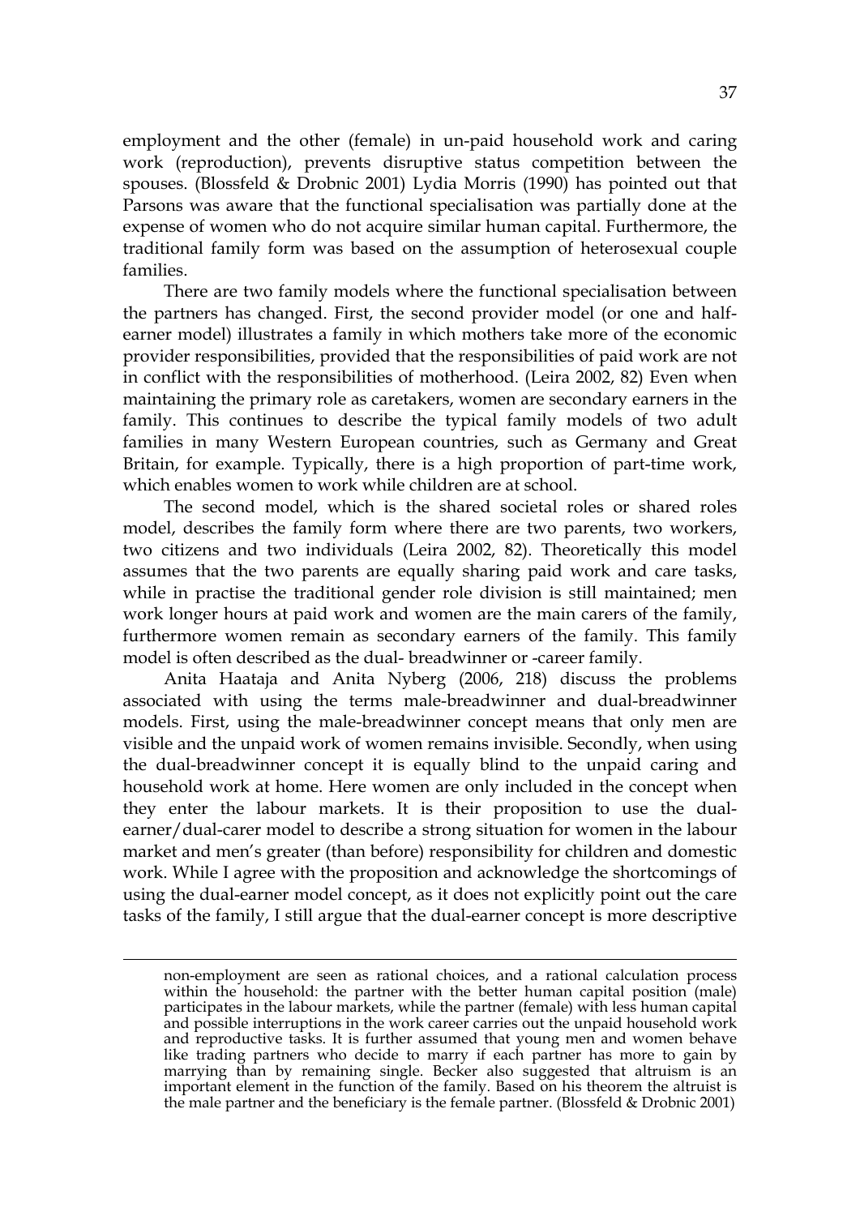employment and the other (female) in un-paid household work and caring work (reproduction), prevents disruptive status competition between the spouses. (Blossfeld & Drobnic 2001) Lydia Morris (1990) has pointed out that Parsons was aware that the functional specialisation was partially done at the expense of women who do not acquire similar human capital. Furthermore, the traditional family form was based on the assumption of heterosexual couple families.

There are two family models where the functional specialisation between the partners has changed. First, the second provider model (or one and half-earner model) illustrates a family in which mothers take more of the economic provider responsibilities, provided that the responsibilities of paid work are not in conflict with the responsibilities of motherhood. (Leira 2002, 82) Even when maintaining the primary role as caretakers, women are secondary earners in the family. This continues to describe the typical family models of two adult families in many Western European countries, such as Germany and Great Britain, for example. Typically, there is a high proportion of part-time work, which enables women to work while children are at school.

The second model, which is the shared societal roles or shared roles model, describes the family form where there are two parents, two workers, two citizens and two individuals (Leira 2002, 82). Theoretically this model assumes that the two parents are equally sharing paid work and care tasks, while in practise the traditional gender role division is still maintained; men work longer hours at paid work and women are the main carers of the family, furthermore women remain as secondary earners of the family. This family model is often described as the dual- breadwinner or -career family.

Anita Haataja and Anita Nyberg (2006, 218) discuss the problems associated with using the terms male-breadwinner and dual-breadwinner models. First, using the male-breadwinner concept means that only men are visible and the unpaid work of women remains invisible. Secondly, when using the dual-breadwinner concept it is equally blind to the unpaid caring and household work at home. Here women are only included in the concept when they enter the labour markets. It is their proposition to use the dual-earner/dual-carer model to describe a strong situation for women in the labour market and men's greater (than before) responsibility for children and domestic work. While I agree with the proposition and acknowledge the shortcomings of using the dual-earner model concept, as it does not explicitly point out the care tasks of the family, I still argue that the dual-earner concept is more descriptive

non-employment are seen as rational choices, and a rational calculation process within the household: the partner with the better human capital position (male) participates in the labour markets, while the partner (female) with less human capital and possible interruptions in the work career carries out the unpaid household work and reproductive tasks. It is further assumed that young men and women behave like trading partners who decide to marry if each partner has more to gain by marrying than by remaining single. Becker also suggested that altruism is an important element in the function of the family. Based on his theorem the altruist is the male partner and the beneficiary is the female partner. (Blossfeld & Drobnic 2001)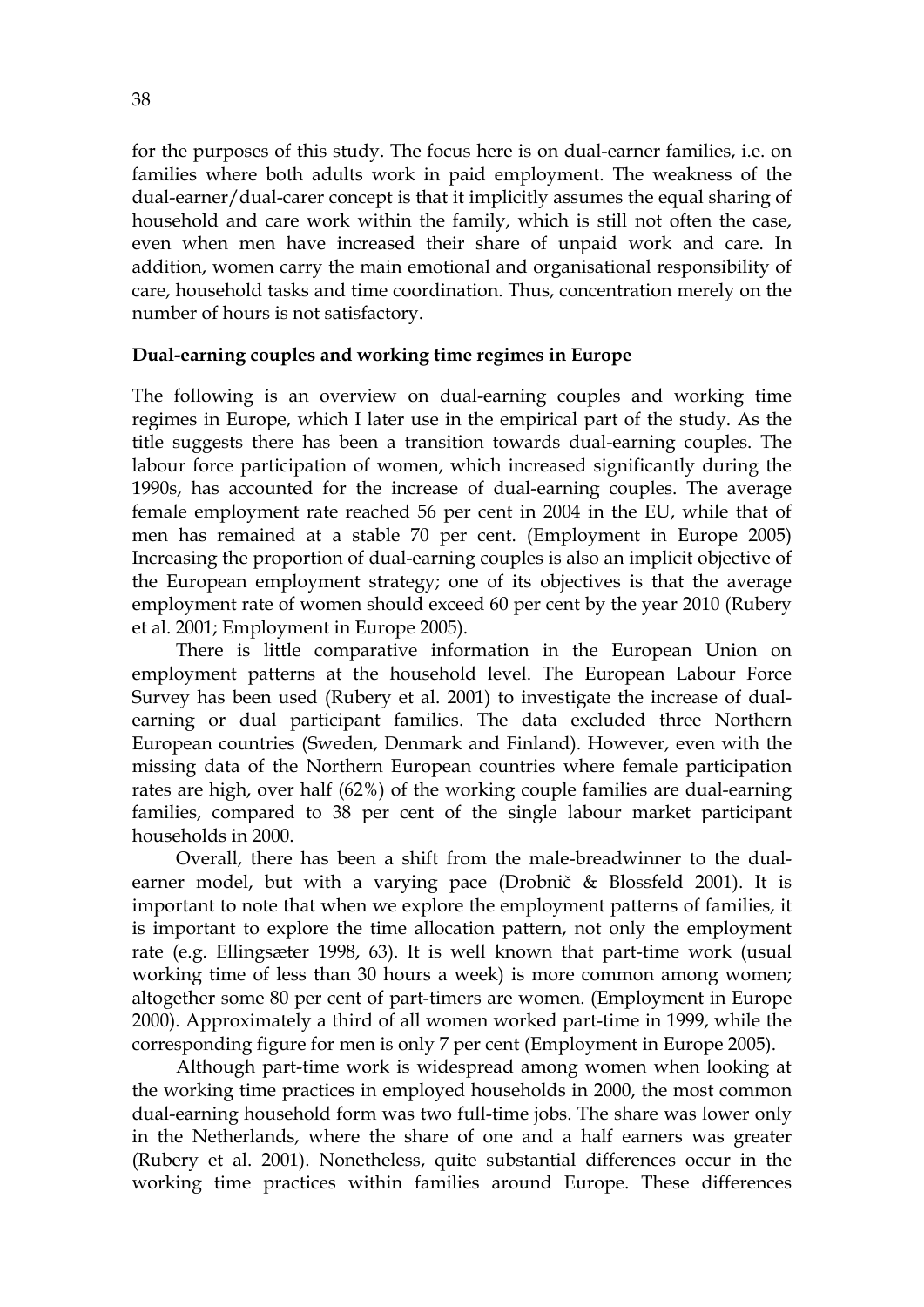for the purposes of this study. The focus here is on dual-earner families, i.e. on families where both adults work in paid employment. The weakness of the dual-earner/dual-carer concept is that it implicitly assumes the equal sharing of household and care work within the family, which is still not often the case, even when men have increased their share of unpaid work and care. In addition, women carry the main emotional and organisational responsibility of care, household tasks and time coordination. Thus, concentration merely on the number of hours is not satisfactory.

**Dual-earning couples and working time regimes in Europe**

The following is an overview on dual-earning couples and working time regimes in Europe, which I later use in the empirical part of the study. As the title suggests there has been a transition towards dual-earning couples. The labour force participation of women, which increased significantly during the 1990s, has accounted for the increase of dual-earning couples. The average female employment rate reached 56 per cent in 2004 in the EU, while that of men has remained at a stable 70 per cent. (Employment in Europe 2005) Increasing the proportion of dual-earning couples is also an implicit objective of the European employment strategy; one of its objectives is that the average employment rate of women should exceed 60 per cent by the year 2010 (Rubery et al. 2001; Employment in Europe 2005).

There is little comparative information in the European Union on employment patterns at the household level. The European Labour Force Survey has been used (Rubery et al. 2001) to investigate the increase of dual-earning or dual participant families. The data excluded three Northern European countries (Sweden, Denmark and Finland). However, even with the missing data of the Northern European countries where female participation rates are high, over half (62%) of the working couple families are dual-earning families, compared to 38 per cent of the single labour market participant households in 2000.

Overall, there has been a shift from the male-breadwinner to the dual-earner model, but with a varying pace (Drobnič & Blossfeld 2001). It is important to note that when we explore the employment patterns of families, it is important to explore the time allocation pattern, not only the employment rate (e.g. Ellingsæter 1998, 63). It is well known that part-time work (usual working time of less than 30 hours a week) is more common among women; altogether some 80 per cent of part-timers are women. (Employment in Europe 2000). Approximately a third of all women worked part-time in 1999, while the corresponding figure for men is only 7 per cent (Employment in Europe 2005).

Although part-time work is widespread among women when looking at the working time practices in employed households in 2000, the most common dual-earning household form was two full-time jobs. The share was lower only in the Netherlands, where the share of one and a half earners was greater (Rubery et al. 2001). Nonetheless, quite substantial differences occur in the working time practices within families around Europe. These differences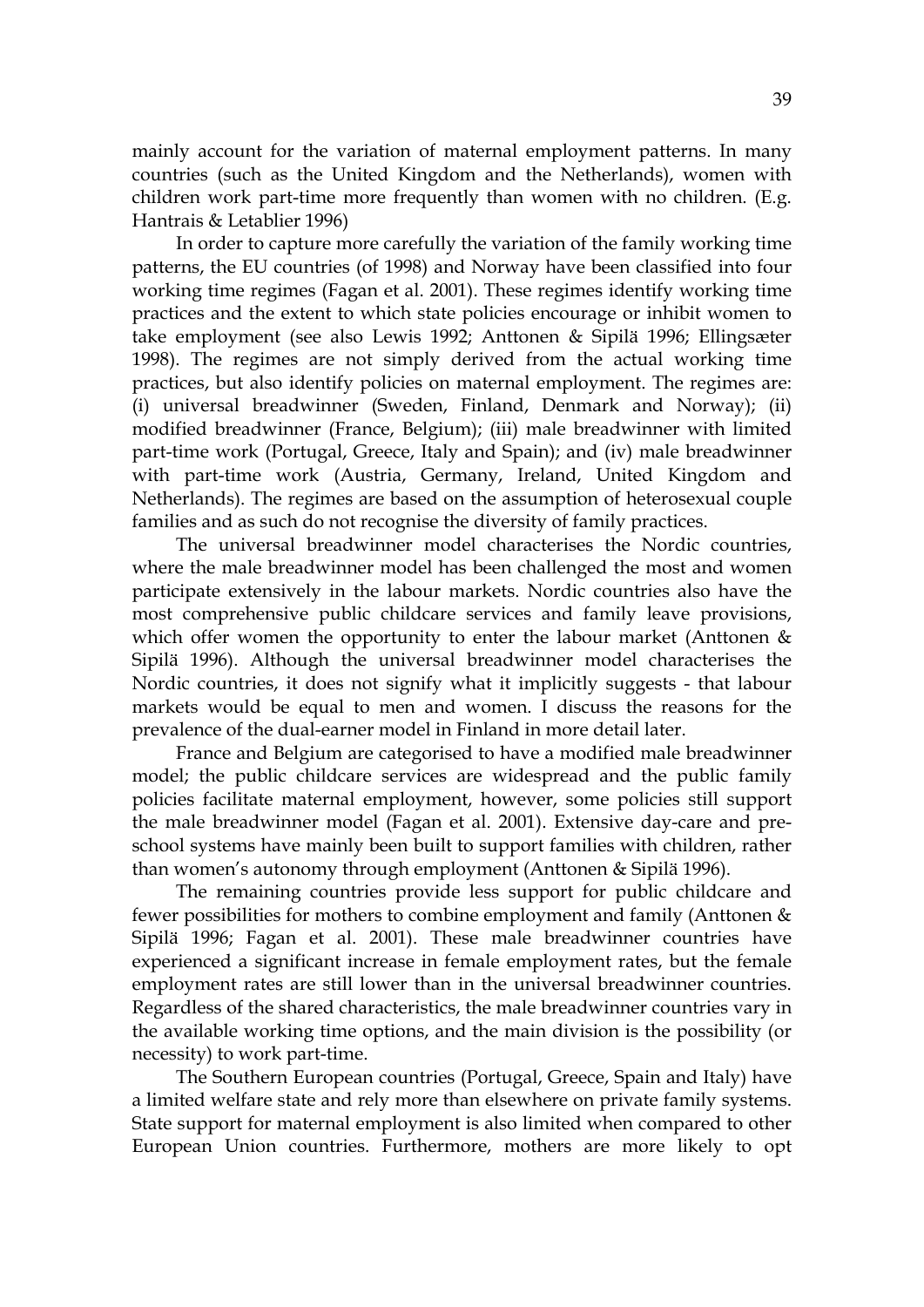mainly account for the variation of maternal employment patterns. In many countries (such as the United Kingdom and the Netherlands), women with children work part-time more frequently than women with no children. (E.g. Hantrais & Letablier 1996)

In order to capture more carefully the variation of the family working time patterns, the EU countries (of 1998) and Norway have been classified into four working time regimes (Fagan et al. 2001). These regimes identify working time practices and the extent to which state policies encourage or inhibit women to take employment (see also Lewis 1992; Anttonen & Sipilä 1996; Ellingsæter 1998). The regimes are not simply derived from the actual working time practices, but also identify policies on maternal employment. The regimes are: (i) universal breadwinner (Sweden, Finland, Denmark and Norway); (ii) modified breadwinner (France, Belgium); (iii) male breadwinner with limited part-time work (Portugal, Greece, Italy and Spain); and (iv) male breadwinner with part-time work (Austria, Germany, Ireland, United Kingdom and Netherlands). The regimes are based on the assumption of heterosexual couple families and as such do not recognise the diversity of family practices.

The universal breadwinner model characterises the Nordic countries, where the male breadwinner model has been challenged the most and women participate extensively in the labour markets. Nordic countries also have the most comprehensive public childcare services and family leave provisions, which offer women the opportunity to enter the labour market (Anttonen & Sipilä 1996). Although the universal breadwinner model characterises the Nordic countries, it does not signify what it implicitly suggests - that labour markets would be equal to men and women. I discuss the reasons for the prevalence of the dual-earner model in Finland in more detail later.

France and Belgium are categorised to have a modified male breadwinner model; the public childcare services are widespread and the public family policies facilitate maternal employment, however, some policies still support the male breadwinner model (Fagan et al. 2001). Extensive day-care and pre-school systems have mainly been built to support families with children, rather than women's autonomy through employment (Anttonen & Sipilä 1996).

The remaining countries provide less support for public childcare and fewer possibilities for mothers to combine employment and family (Anttonen & Sipilä 1996; Fagan et al. 2001). These male breadwinner countries have experienced a significant increase in female employment rates, but the female employment rates are still lower than in the universal breadwinner countries. Regardless of the shared characteristics, the male breadwinner countries vary in the available working time options, and the main division is the possibility (or necessity) to work part-time.

The Southern European countries (Portugal, Greece, Spain and Italy) have a limited welfare state and rely more than elsewhere on private family systems. State support for maternal employment is also limited when compared to other European Union countries. Furthermore, mothers are more likely to opt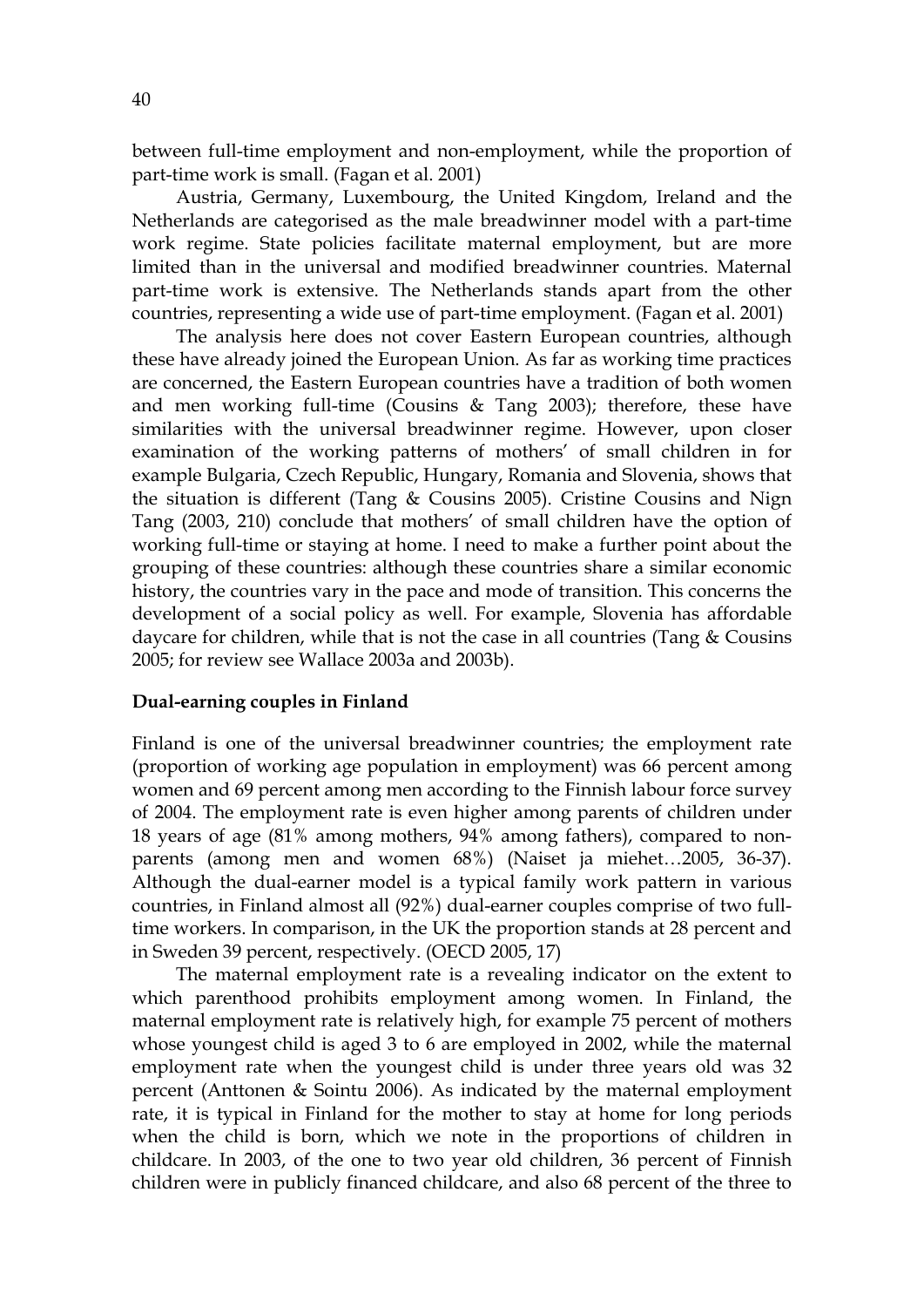between full-time employment and non-employment, while the proportion of part-time work is small. (Fagan et al. 2001)

Austria, Germany, Luxembourg, the United Kingdom, Ireland and the Netherlands are categorised as the male breadwinner model with a part-time work regime. State policies facilitate maternal employment, but are more limited than in the universal and modified breadwinner countries. Maternal part-time work is extensive. The Netherlands stands apart from the other countries, representing a wide use of part-time employment. (Fagan et al. 2001)

The analysis here does not cover Eastern European countries, although these have already joined the European Union. As far as working time practices are concerned, the Eastern European countries have a tradition of both women and men working full-time (Cousins & Tang 2003); therefore, these have similarities with the universal breadwinner regime. However, upon closer examination of the working patterns of mothers' of small children in for example Bulgaria, Czech Republic, Hungary, Romania and Slovenia, shows that the situation is different (Tang & Cousins 2005). Cristine Cousins and Nign Tang (2003, 210) conclude that mothers' of small children have the option of working full-time or staying at home. I need to make a further point about the grouping of these countries: although these countries share a similar economic history, the countries vary in the pace and mode of transition. This concerns the development of a social policy as well. For example, Slovenia has affordable daycare for children, while that is not the case in all countries (Tang & Cousins 2005; for review see Wallace 2003a and 2003b).

**Dual-earning couples in Finland**

Finland is one of the universal breadwinner countries; the employment rate (proportion of working age population in employment) was 66 percent among women and 69 percent among men according to the Finnish labour force survey of 2004. The employment rate is even higher among parents of children under 18 years of age (81% among mothers, 94% among fathers), compared to non-parents (among men and women 68%) (Naiset ja miehet…2005, 36-37). Although the dual-earner model is a typical family work pattern in various countries, in Finland almost all (92%) dual-earner couples comprise of two full-time workers. In comparison, in the UK the proportion stands at 28 percent and in Sweden 39 percent, respectively. (OECD 2005, 17)

The maternal employment rate is a revealing indicator on the extent to which parenthood prohibits employment among women. In Finland, the maternal employment rate is relatively high, for example 75 percent of mothers whose youngest child is aged 3 to 6 are employed in 2002, while the maternal employment rate when the youngest child is under three years old was 32 percent (Anttonen & Sointu 2006). As indicated by the maternal employment rate, it is typical in Finland for the mother to stay at home for long periods when the child is born, which we note in the proportions of children in childcare. In 2003, of the one to two year old children, 36 percent of Finnish children were in publicly financed childcare, and also 68 percent of the three to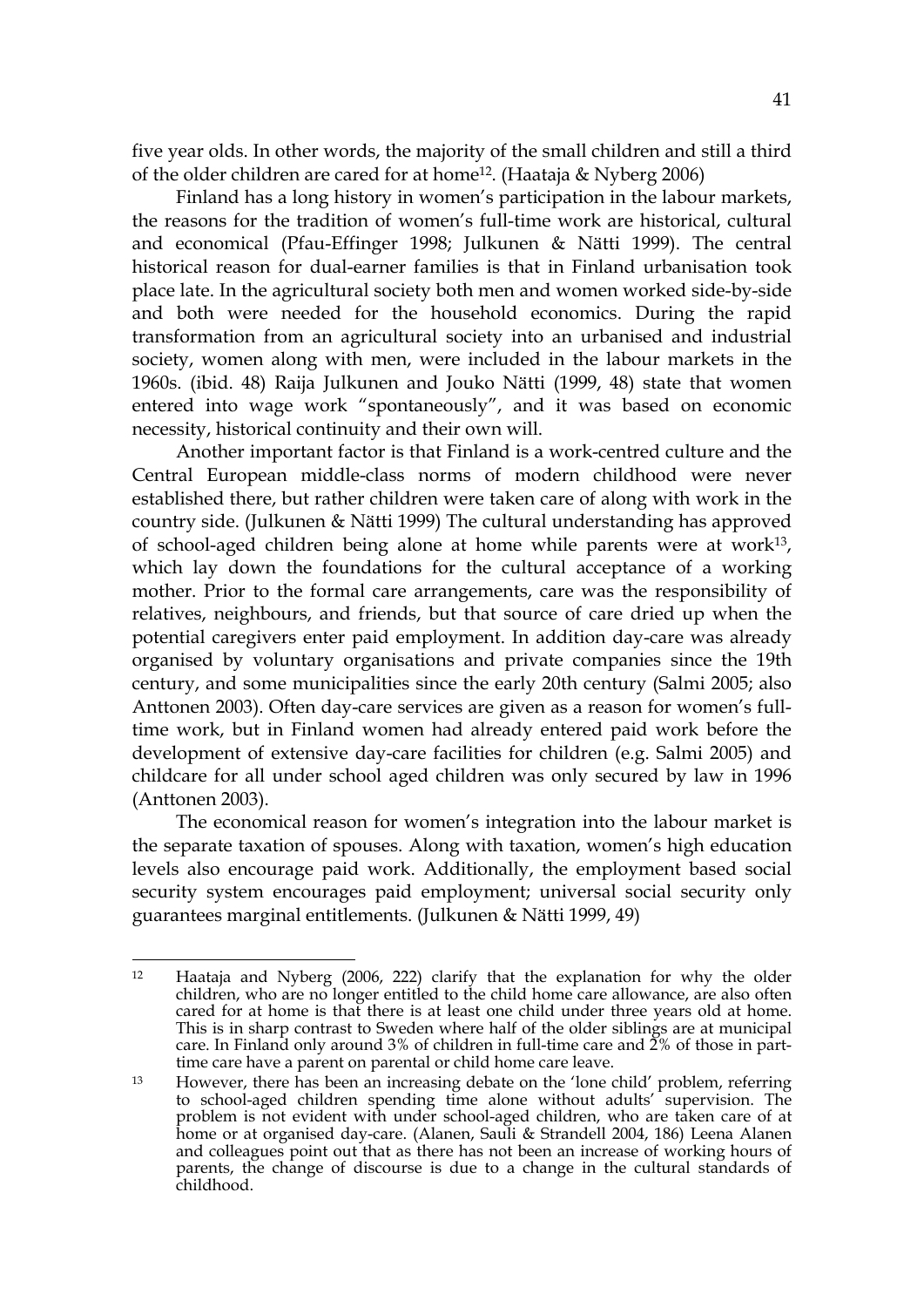five year olds. In other words, the majority of the small children and still a third of the older children are cared for at home[12]. (Haataja & Nyberg 2006)

Finland has a long history in women's participation in the labour markets, the reasons for the tradition of women's full-time work are historical, cultural and economical (Pfau-Effinger 1998; Julkunen & Nätti 1999). The central historical reason for dual-earner families is that in Finland urbanisation took place late. In the agricultural society both men and women worked side-by-side and both were needed for the household economics. During the rapid transformation from an agricultural society into an urbanised and industrial society, women along with men, were included in the labour markets in the 1960s. (ibid. 48) Raija Julkunen and Jouko Nätti (1999, 48) state that women entered into wage work "spontaneously", and it was based on economic necessity, historical continuity and their own will.

Another important factor is that Finland is a work-centred culture and the Central European middle-class norms of modern childhood were never established there, but rather children were taken care of along with work in the country side. (Julkunen & Nätti 1999) The cultural understanding has approved of school-aged children being alone at home while parents were at work[13], which lay down the foundations for the cultural acceptance of a working mother. Prior to the formal care arrangements, care was the responsibility of relatives, neighbours, and friends, but that source of care dried up when the potential caregivers enter paid employment. In addition day-care was already organised by voluntary organisations and private companies since the 19th century, and some municipalities since the early 20th century (Salmi 2005; also Anttonen 2003). Often day-care services are given as a reason for women's full-time work, but in Finland women had already entered paid work before the development of extensive day-care facilities for children (e.g. Salmi 2005) and childcare for all under school aged children was only secured by law in 1996 (Anttonen 2003).

The economical reason for women's integration into the labour market is the separate taxation of spouses. Along with taxation, women's high education levels also encourage paid work. Additionally, the employment based social security system encourages paid employment; universal social security only guarantees marginal entitlements. (Julkunen & Nätti 1999, 49)

---

[12] Haataja and Nyberg (2006, 222) clarify that the explanation for why the older children, who are no longer entitled to the child home care allowance, are also often cared for at home is that there is at least one child under three years old at home. This is in sharp contrast to Sweden where half of the older siblings are at municipal care. In Finland only around 3% of children in full-time care and 2% of those in part-time care have a parent on parental or child home care leave.

[13] However, there has been an increasing debate on the 'lone child' problem, referring to school-aged children spending time alone without adults' supervision. The problem is not evident with under school-aged children, who are taken care of at home or at organised day-care. (Alanen, Sauli & Strandell 2004, 186) Leena Alanen and colleagues point out that as there has not been an increase of working hours of parents, the change of discourse is due to a change in the cultural standards of childhood.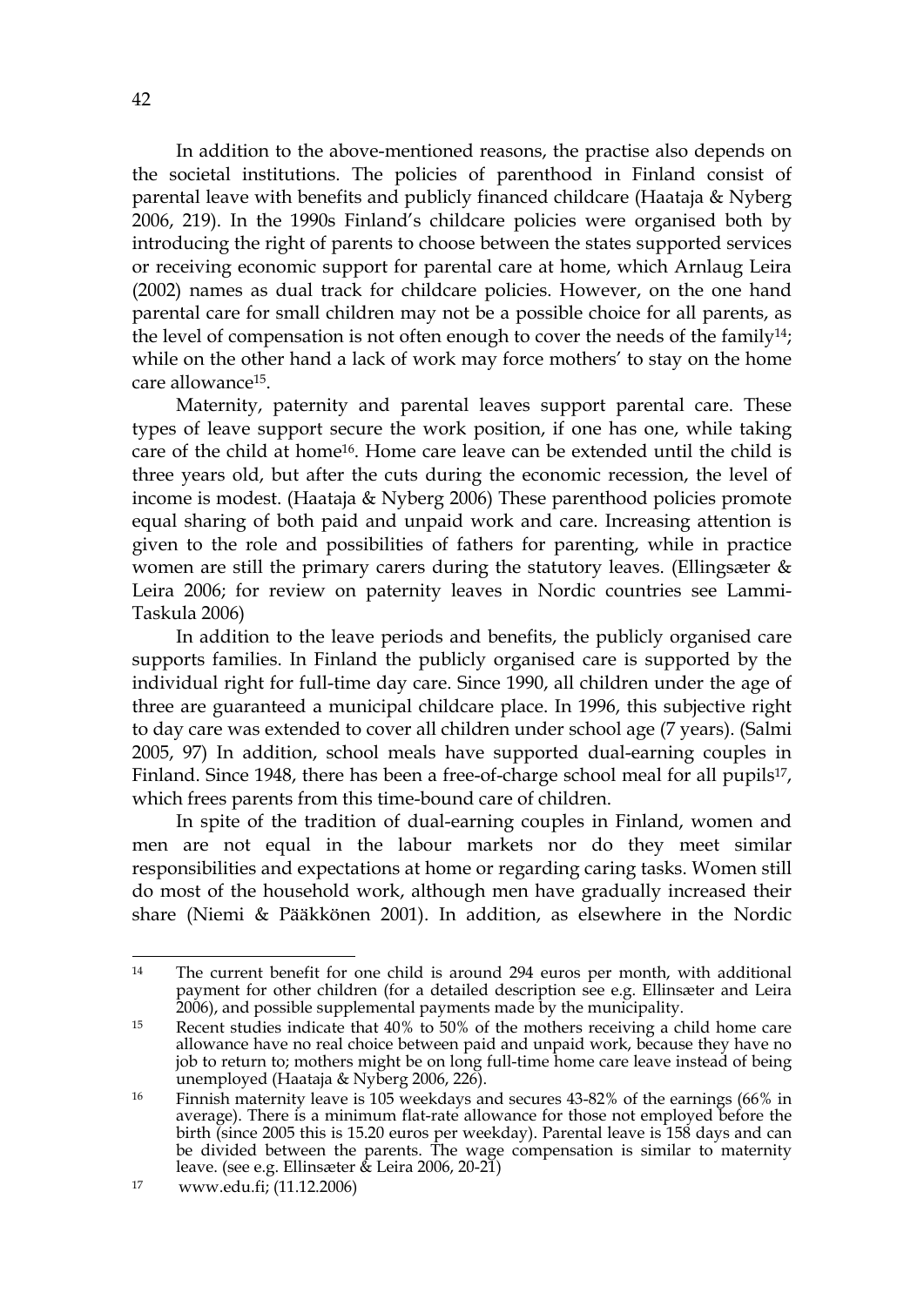In addition to the above-mentioned reasons, the practise also depends on the societal institutions. The policies of parenthood in Finland consist of parental leave with benefits and publicly financed childcare (Haataja & Nyberg 2006, 219). In the 1990s Finland's childcare policies were organised both by introducing the right of parents to choose between the states supported services or receiving economic support for parental care at home, which Arnlaug Leira (2002) names as dual track for childcare policies. However, on the one hand parental care for small children may not be a possible choice for all parents, as the level of compensation is not often enough to cover the needs of the family[14]; while on the other hand a lack of work may force mothers' to stay on the home care allowance[15].

Maternity, paternity and parental leaves support parental care. These types of leave support secure the work position, if one has one, while taking care of the child at home[16]. Home care leave can be extended until the child is three years old, but after the cuts during the economic recession, the level of income is modest. (Haataja & Nyberg 2006) These parenthood policies promote equal sharing of both paid and unpaid work and care. Increasing attention is given to the role and possibilities of fathers for parenting, while in practice women are still the primary carers during the statutory leaves. (Ellingsæter & Leira 2006; for review on paternity leaves in Nordic countries see Lammi-Taskula 2006)

In addition to the leave periods and benefits, the publicly organised care supports families. In Finland the publicly organised care is supported by the individual right for full-time day care. Since 1990, all children under the age of three are guaranteed a municipal childcare place. In 1996, this subjective right to day care was extended to cover all children under school age (7 years). (Salmi 2005, 97) In addition, school meals have supported dual-earning couples in Finland. Since 1948, there has been a free-of-charge school meal for all pupils[17], which frees parents from this time-bound care of children.

In spite of the tradition of dual-earning couples in Finland, women and men are not equal in the labour markets nor do they meet similar responsibilities and expectations at home or regarding caring tasks. Women still do most of the household work, although men have gradually increased their share (Niemi & Pääkkönen 2001). In addition, as elsewhere in the Nordic

---

[14] The current benefit for one child is around 294 euros per month, with additional payment for other children (for a detailed description see e.g. Ellinsæter and Leira 2006), and possible supplemental payments made by the municipality.

[15] Recent studies indicate that 40% to 50% of the mothers receiving a child home care allowance have no real choice between paid and unpaid work, because they have no job to return to; mothers might be on long full-time home care leave instead of being unemployed (Haataja & Nyberg 2006, 226).

[16] Finnish maternity leave is 105 weekdays and secures 43-82% of the earnings (66% in average). There is a minimum flat-rate allowance for those not employed before the birth (since 2005 this is 15.20 euros per weekday). Parental leave is 158 days and can be divided between the parents. The wage compensation is similar to maternity leave. (see e.g. Ellinsæter & Leira 2006, 20-21)

[17] www.edu.fi; (11.12.2006)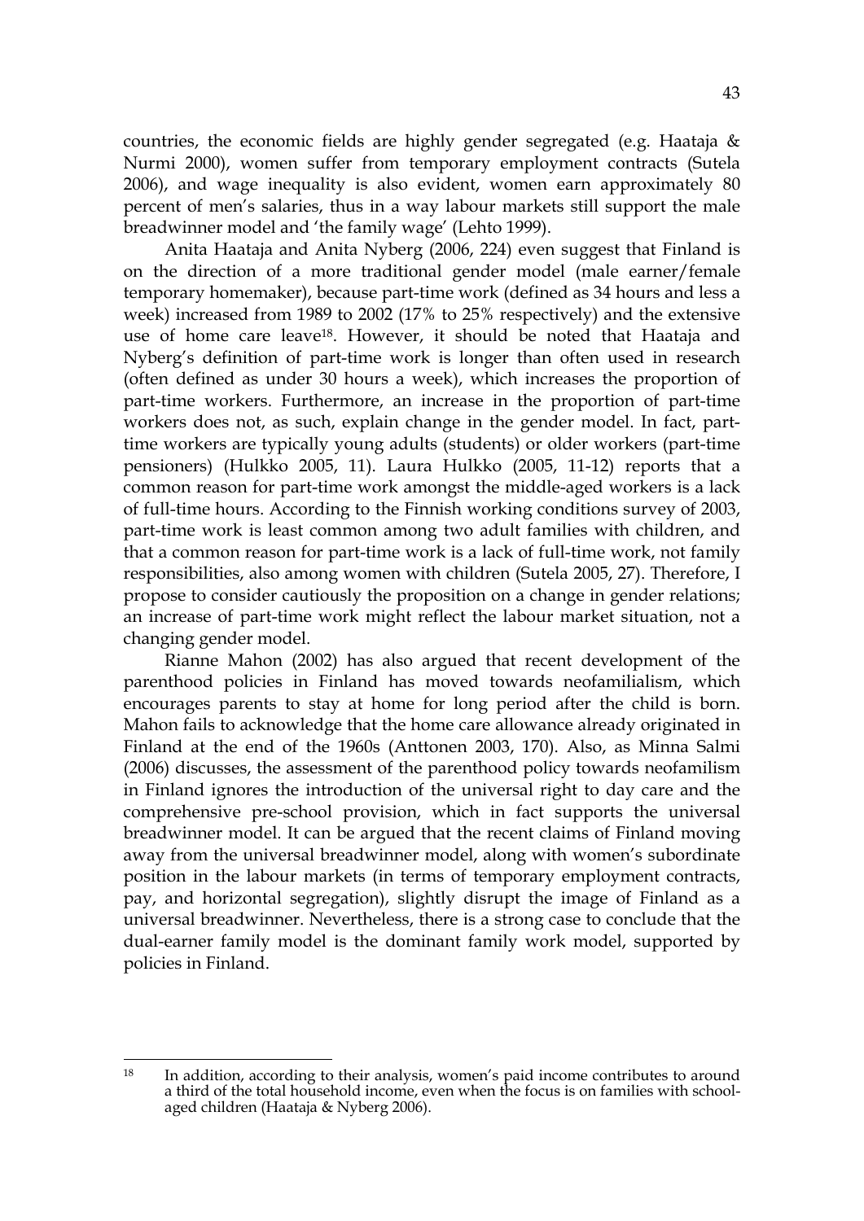countries, the economic fields are highly gender segregated (e.g. Haataja & Nurmi 2000), women suffer from temporary employment contracts (Sutela 2006), and wage inequality is also evident, women earn approximately 80 percent of men's salaries, thus in a way labour markets still support the male breadwinner model and 'the family wage' (Lehto 1999).

Anita Haataja and Anita Nyberg (2006, 224) even suggest that Finland is on the direction of a more traditional gender model (male earner/female temporary homemaker), because part-time work (defined as 34 hours and less a week) increased from 1989 to 2002 (17% to 25% respectively) and the extensive use of home care leave[18]. However, it should be noted that Haataja and Nyberg's definition of part-time work is longer than often used in research (often defined as under 30 hours a week), which increases the proportion of part-time workers. Furthermore, an increase in the proportion of part-time workers does not, as such, explain change in the gender model. In fact, part-time workers are typically young adults (students) or older workers (part-time pensioners) (Hulkko 2005, 11). Laura Hulkko (2005, 11-12) reports that a common reason for part-time work amongst the middle-aged workers is a lack of full-time hours. According to the Finnish working conditions survey of 2003, part-time work is least common among two adult families with children, and that a common reason for part-time work is a lack of full-time work, not family responsibilities, also among women with children (Sutela 2005, 27). Therefore, I propose to consider cautiously the proposition on a change in gender relations; an increase of part-time work might reflect the labour market situation, not a changing gender model.

Rianne Mahon (2002) has also argued that recent development of the parenthood policies in Finland has moved towards neofamilialism, which encourages parents to stay at home for long period after the child is born. Mahon fails to acknowledge that the home care allowance already originated in Finland at the end of the 1960s (Anttonen 2003, 170). Also, as Minna Salmi (2006) discusses, the assessment of the parenthood policy towards neofamilism in Finland ignores the introduction of the universal right to day care and the comprehensive pre-school provision, which in fact supports the universal breadwinner model. It can be argued that the recent claims of Finland moving away from the universal breadwinner model, along with women's subordinate position in the labour markets (in terms of temporary employment contracts, pay, and horizontal segregation), slightly disrupt the image of Finland as a universal breadwinner. Nevertheless, there is a strong case to conclude that the dual-earner family model is the dominant family work model, supported by policies in Finland.

---

[18] In addition, according to their analysis, women's paid income contributes to around a third of the total household income, even when the focus is on families with school-aged children (Haataja & Nyberg 2006).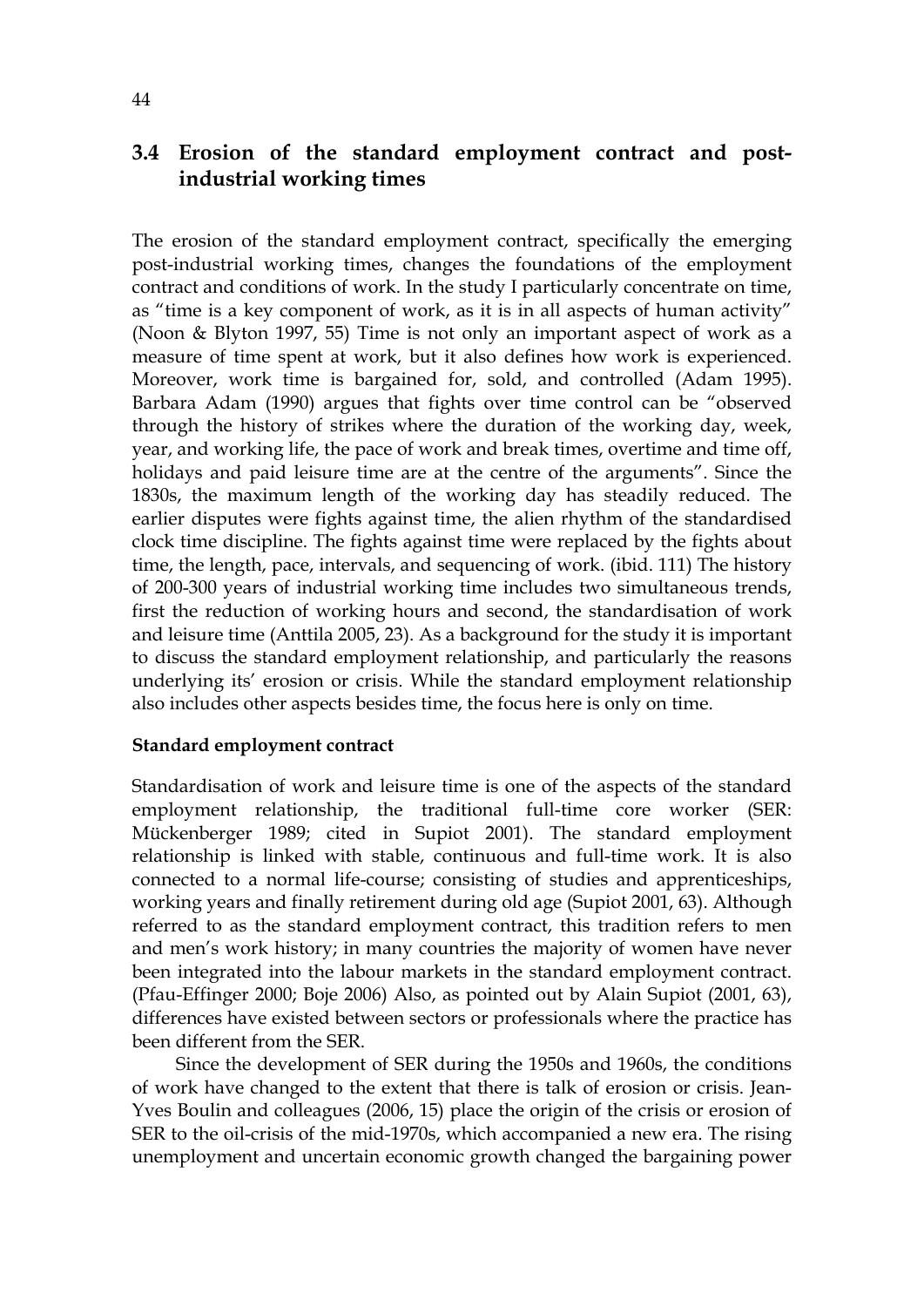## 3.4 Erosion of the standard employment contract and post-industrial working times

The erosion of the standard employment contract, specifically the emerging post-industrial working times, changes the foundations of the employment contract and conditions of work. In the study I particularly concentrate on time, as "time is a key component of work, as it is in all aspects of human activity" (Noon & Blyton 1997, 55) Time is not only an important aspect of work as a measure of time spent at work, but it also defines how work is experienced. Moreover, work time is bargained for, sold, and controlled (Adam 1995). Barbara Adam (1990) argues that fights over time control can be "observed through the history of strikes where the duration of the working day, week, year, and working life, the pace of work and break times, overtime and time off, holidays and paid leisure time are at the centre of the arguments". Since the 1830s, the maximum length of the working day has steadily reduced. The earlier disputes were fights against time, the alien rhythm of the standardised clock time discipline. The fights against time were replaced by the fights about time, the length, pace, intervals, and sequencing of work. (ibid. 111) The history of 200-300 years of industrial working time includes two simultaneous trends, first the reduction of working hours and second, the standardisation of work and leisure time (Anttila 2005, 23). As a background for the study it is important to discuss the standard employment relationship, and particularly the reasons underlying its' erosion or crisis. While the standard employment relationship also includes other aspects besides time, the focus here is only on time.

**Standard employment contract**

Standardisation of work and leisure time is one of the aspects of the standard employment relationship, the traditional full-time core worker (SER: Mückenberger 1989; cited in Supiot 2001). The standard employment relationship is linked with stable, continuous and full-time work. It is also connected to a normal life-course; consisting of studies and apprenticeships, working years and finally retirement during old age (Supiot 2001, 63). Although referred to as the standard employment contract, this tradition refers to men and men's work history; in many countries the majority of women have never been integrated into the labour markets in the standard employment contract. (Pfau-Effinger 2000; Boje 2006) Also, as pointed out by Alain Supiot (2001, 63), differences have existed between sectors or professionals where the practice has been different from the SER.

Since the development of SER during the 1950s and 1960s, the conditions of work have changed to the extent that there is talk of erosion or crisis. Jean-Yves Boulin and colleagues (2006, 15) place the origin of the crisis or erosion of SER to the oil-crisis of the mid-1970s, which accompanied a new era. The rising unemployment and uncertain economic growth changed the bargaining power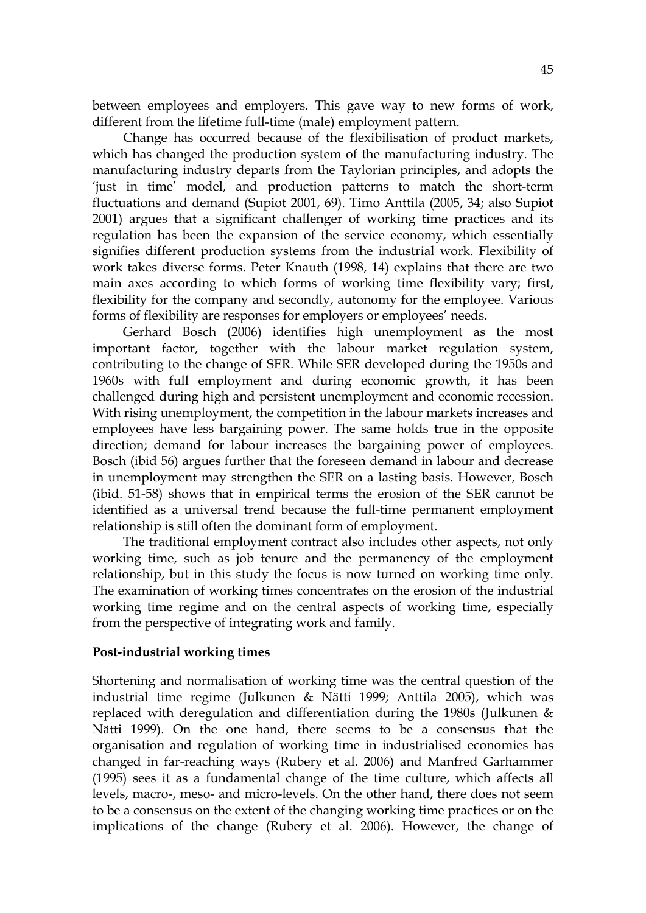between employees and employers. This gave way to new forms of work, different from the lifetime full-time (male) employment pattern.

Change has occurred because of the flexibilisation of product markets, which has changed the production system of the manufacturing industry. The manufacturing industry departs from the Taylorian principles, and adopts the 'just in time' model, and production patterns to match the short-term fluctuations and demand (Supiot 2001, 69). Timo Anttila (2005, 34; also Supiot 2001) argues that a significant challenger of working time practices and its regulation has been the expansion of the service economy, which essentially signifies different production systems from the industrial work. Flexibility of work takes diverse forms. Peter Knauth (1998, 14) explains that there are two main axes according to which forms of working time flexibility vary; first, flexibility for the company and secondly, autonomy for the employee. Various forms of flexibility are responses for employers or employees' needs.

Gerhard Bosch (2006) identifies high unemployment as the most important factor, together with the labour market regulation system, contributing to the change of SER. While SER developed during the 1950s and 1960s with full employment and during economic growth, it has been challenged during high and persistent unemployment and economic recession. With rising unemployment, the competition in the labour markets increases and employees have less bargaining power. The same holds true in the opposite direction; demand for labour increases the bargaining power of employees. Bosch (ibid 56) argues further that the foreseen demand in labour and decrease in unemployment may strengthen the SER on a lasting basis. However, Bosch (ibid. 51-58) shows that in empirical terms the erosion of the SER cannot be identified as a universal trend because the full-time permanent employment relationship is still often the dominant form of employment.

The traditional employment contract also includes other aspects, not only working time, such as job tenure and the permanency of the employment relationship, but in this study the focus is now turned on working time only. The examination of working times concentrates on the erosion of the industrial working time regime and on the central aspects of working time, especially from the perspective of integrating work and family.

### Post-industrial working times

Shortening and normalisation of working time was the central question of the industrial time regime (Julkunen & Nätti 1999; Anttila 2005), which was replaced with deregulation and differentiation during the 1980s (Julkunen & Nätti 1999). On the one hand, there seems to be a consensus that the organisation and regulation of working time in industrialised economies has changed in far-reaching ways (Rubery et al. 2006) and Manfred Garhammer (1995) sees it as a fundamental change of the time culture, which affects all levels, macro-, meso- and micro-levels. On the other hand, there does not seem to be a consensus on the extent of the changing working time practices or on the implications of the change (Rubery et al. 2006). However, the change of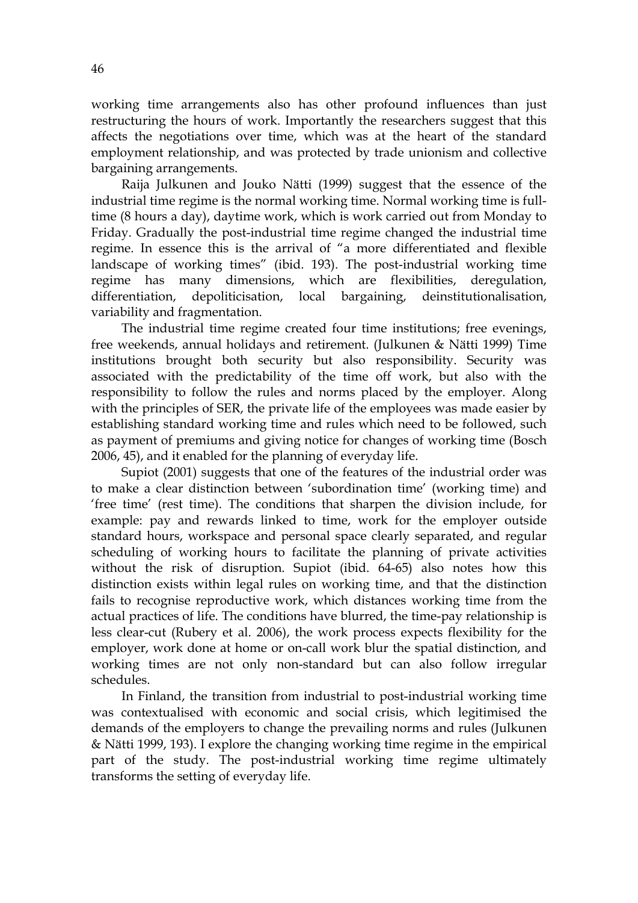working time arrangements also has other profound influences than just restructuring the hours of work. Importantly the researchers suggest that this affects the negotiations over time, which was at the heart of the standard employment relationship, and was protected by trade unionism and collective bargaining arrangements.

Raija Julkunen and Jouko Nätti (1999) suggest that the essence of the industrial time regime is the normal working time. Normal working time is full-time (8 hours a day), daytime work, which is work carried out from Monday to Friday. Gradually the post-industrial time regime changed the industrial time regime. In essence this is the arrival of "a more differentiated and flexible landscape of working times" (ibid. 193). The post-industrial working time regime has many dimensions, which are flexibilities, deregulation, differentiation, depoliticisation, local bargaining, deinstitutionalisation, variability and fragmentation.

The industrial time regime created four time institutions; free evenings, free weekends, annual holidays and retirement. (Julkunen & Nätti 1999) Time institutions brought both security but also responsibility. Security was associated with the predictability of the time off work, but also with the responsibility to follow the rules and norms placed by the employer. Along with the principles of SER, the private life of the employees was made easier by establishing standard working time and rules which need to be followed, such as payment of premiums and giving notice for changes of working time (Bosch 2006, 45), and it enabled for the planning of everyday life.

Supiot (2001) suggests that one of the features of the industrial order was to make a clear distinction between 'subordination time' (working time) and 'free time' (rest time). The conditions that sharpen the division include, for example: pay and rewards linked to time, work for the employer outside standard hours, workspace and personal space clearly separated, and regular scheduling of working hours to facilitate the planning of private activities without the risk of disruption. Supiot (ibid. 64-65) also notes how this distinction exists within legal rules on working time, and that the distinction fails to recognise reproductive work, which distances working time from the actual practices of life. The conditions have blurred, the time-pay relationship is less clear-cut (Rubery et al. 2006), the work process expects flexibility for the employer, work done at home or on-call work blur the spatial distinction, and working times are not only non-standard but can also follow irregular schedules.

In Finland, the transition from industrial to post-industrial working time was contextualised with economic and social crisis, which legitimised the demands of the employers to change the prevailing norms and rules (Julkunen & Nätti 1999, 193). I explore the changing working time regime in the empirical part of the study. The post-industrial working time regime ultimately transforms the setting of everyday life.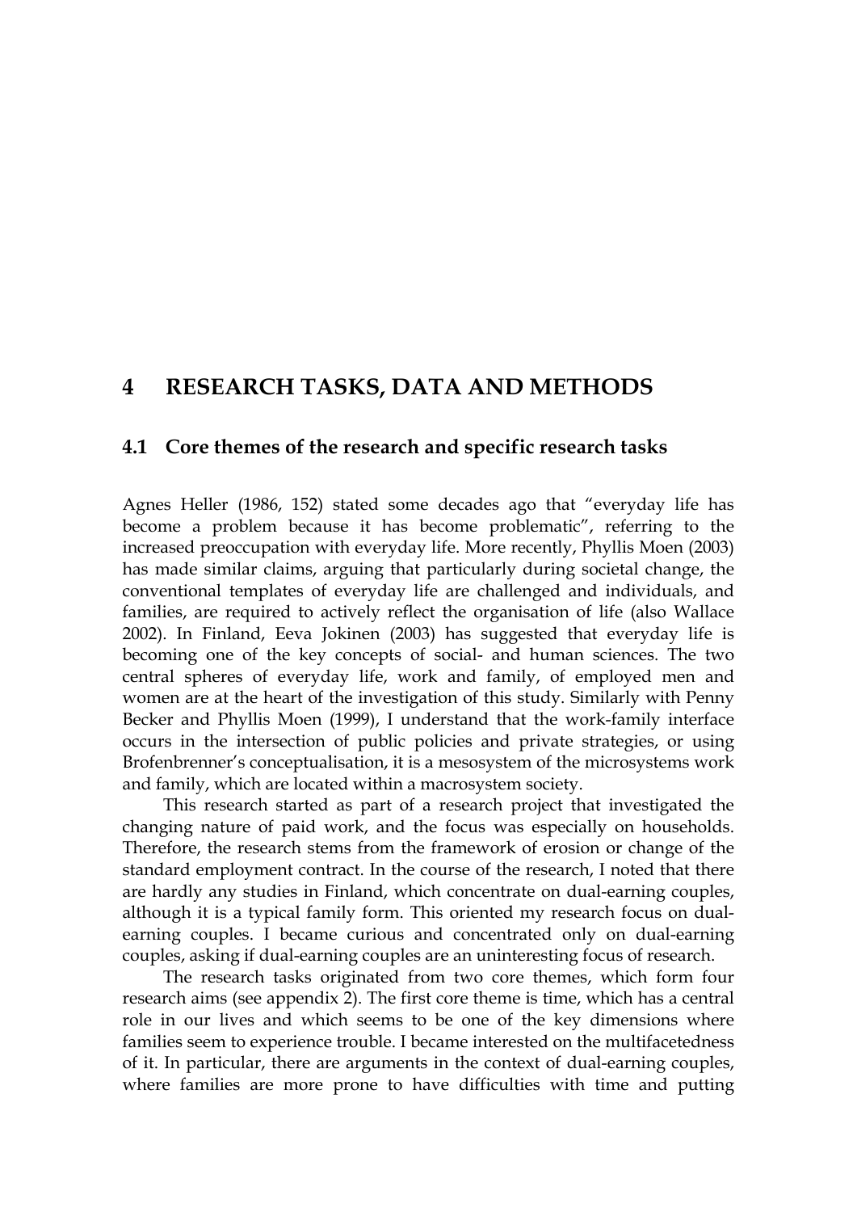# 4 RESEARCH TASKS, DATA AND METHODS

## 4.1 Core themes of the research and specific research tasks

Agnes Heller (1986, 152) stated some decades ago that "everyday life has become a problem because it has become problematic", referring to the increased preoccupation with everyday life. More recently, Phyllis Moen (2003) has made similar claims, arguing that particularly during societal change, the conventional templates of everyday life are challenged and individuals, and families, are required to actively reflect the organisation of life (also Wallace 2002). In Finland, Eeva Jokinen (2003) has suggested that everyday life is becoming one of the key concepts of social- and human sciences. The two central spheres of everyday life, work and family, of employed men and women are at the heart of the investigation of this study. Similarly with Penny Becker and Phyllis Moen (1999), I understand that the work-family interface occurs in the intersection of public policies and private strategies, or using Brofenbrenner's conceptualisation, it is a mesosystem of the microsystems work and family, which are located within a macrosystem society.

This research started as part of a research project that investigated the changing nature of paid work, and the focus was especially on households. Therefore, the research stems from the framework of erosion or change of the standard employment contract. In the course of the research, I noted that there are hardly any studies in Finland, which concentrate on dual-earning couples, although it is a typical family form. This oriented my research focus on dual-earning couples. I became curious and concentrated only on dual-earning couples, asking if dual-earning couples are an uninteresting focus of research.

The research tasks originated from two core themes, which form four research aims (see appendix 2). The first core theme is time, which has a central role in our lives and which seems to be one of the key dimensions where families seem to experience trouble. I became interested on the multifacetedness of it. In particular, there are arguments in the context of dual-earning couples, where families are more prone to have difficulties with time and putting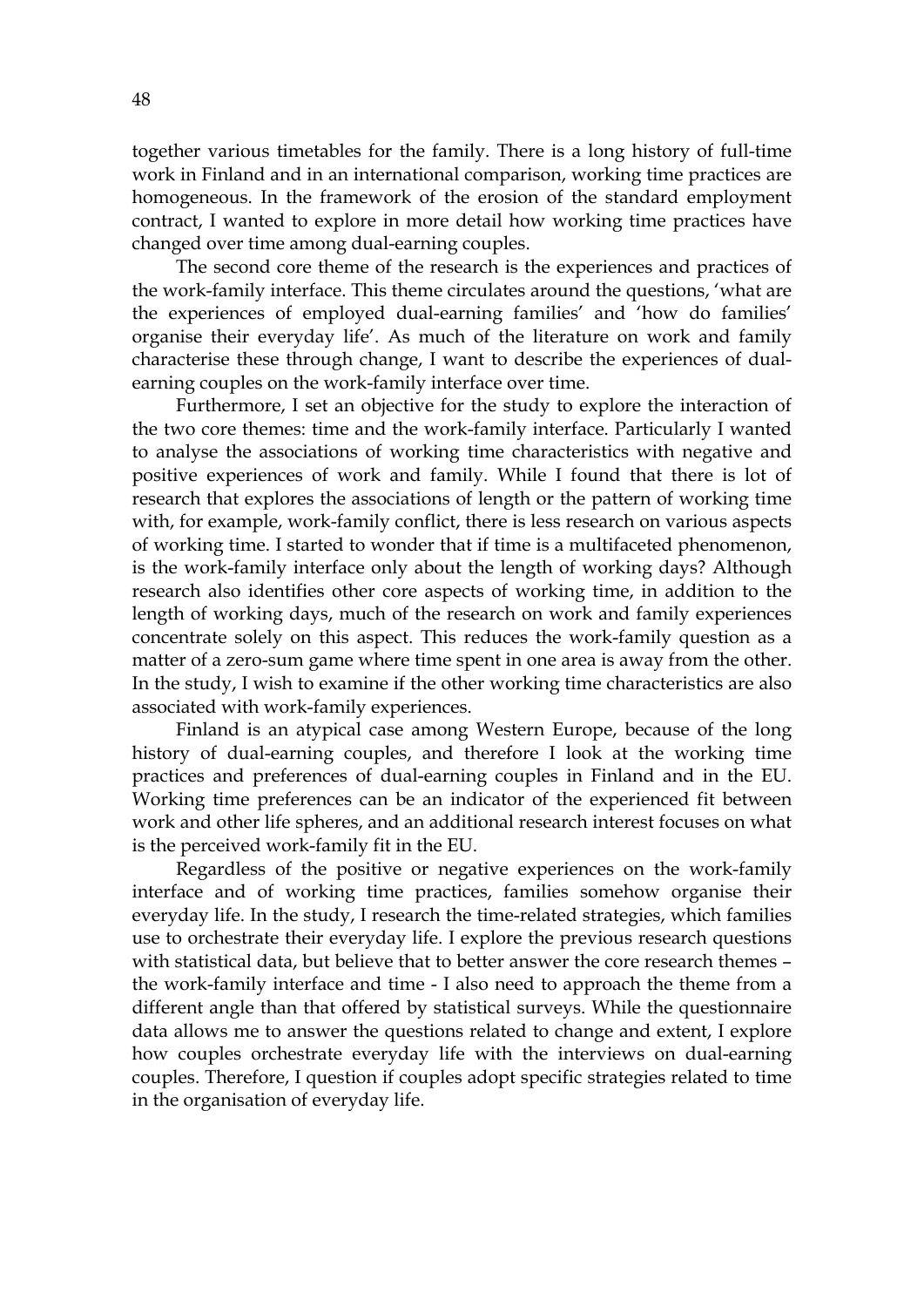together various timetables for the family. There is a long history of full-time work in Finland and in an international comparison, working time practices are homogeneous. In the framework of the erosion of the standard employment contract, I wanted to explore in more detail how working time practices have changed over time among dual-earning couples.

The second core theme of the research is the experiences and practices of the work-family interface. This theme circulates around the questions, 'what are the experiences of employed dual-earning families' and 'how do families' organise their everyday life'. As much of the literature on work and family characterise these through change, I want to describe the experiences of dual-earning couples on the work-family interface over time.

Furthermore, I set an objective for the study to explore the interaction of the two core themes: time and the work-family interface. Particularly I wanted to analyse the associations of working time characteristics with negative and positive experiences of work and family. While I found that there is lot of research that explores the associations of length or the pattern of working time with, for example, work-family conflict, there is less research on various aspects of working time. I started to wonder that if time is a multifaceted phenomenon, is the work-family interface only about the length of working days? Although research also identifies other core aspects of working time, in addition to the length of working days, much of the research on work and family experiences concentrate solely on this aspect. This reduces the work-family question as a matter of a zero-sum game where time spent in one area is away from the other. In the study, I wish to examine if the other working time characteristics are also associated with work-family experiences.

Finland is an atypical case among Western Europe, because of the long history of dual-earning couples, and therefore I look at the working time practices and preferences of dual-earning couples in Finland and in the EU. Working time preferences can be an indicator of the experienced fit between work and other life spheres, and an additional research interest focuses on what is the perceived work-family fit in the EU.

Regardless of the positive or negative experiences on the work-family interface and of working time practices, families somehow organise their everyday life. In the study, I research the time-related strategies, which families use to orchestrate their everyday life. I explore the previous research questions with statistical data, but believe that to better answer the core research themes – the work-family interface and time - I also need to approach the theme from a different angle than that offered by statistical surveys. While the questionnaire data allows me to answer the questions related to change and extent, I explore how couples orchestrate everyday life with the interviews on dual-earning couples. Therefore, I question if couples adopt specific strategies related to time in the organisation of everyday life.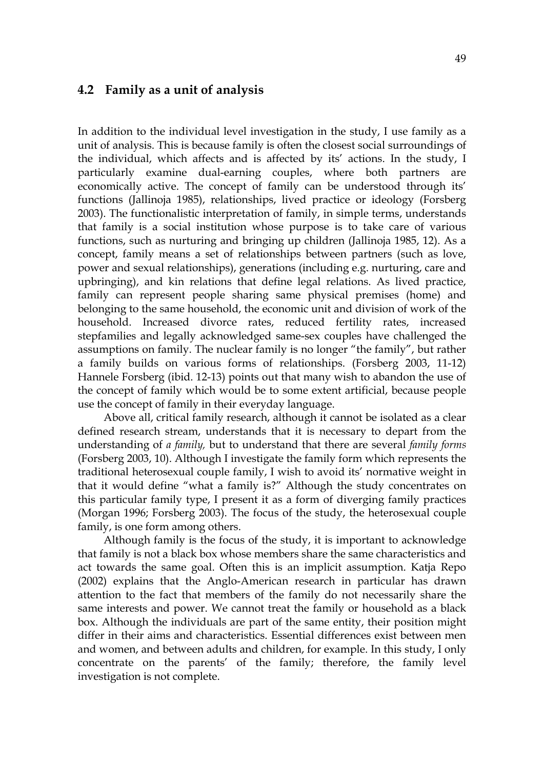## 4.2 Family as a unit of analysis

In addition to the individual level investigation in the study, I use family as a unit of analysis. This is because family is often the closest social surroundings of the individual, which affects and is affected by its' actions. In the study, I particularly examine dual-earning couples, where both partners are economically active. The concept of family can be understood through its' functions (Jallinoja 1985), relationships, lived practice or ideology (Forsberg 2003). The functionalistic interpretation of family, in simple terms, understands that family is a social institution whose purpose is to take care of various functions, such as nurturing and bringing up children (Jallinoja 1985, 12). As a concept, family means a set of relationships between partners (such as love, power and sexual relationships), generations (including e.g. nurturing, care and upbringing), and kin relations that define legal relations. As lived practice, family can represent people sharing same physical premises (home) and belonging to the same household, the economic unit and division of work of the household. Increased divorce rates, reduced fertility rates, increased stepfamilies and legally acknowledged same-sex couples have challenged the assumptions on family. The nuclear family is no longer "the family", but rather a family builds on various forms of relationships. (Forsberg 2003, 11-12) Hannele Forsberg (ibid. 12-13) points out that many wish to abandon the use of the concept of family which would be to some extent artificial, because people use the concept of family in their everyday language.

Above all, critical family research, although it cannot be isolated as a clear defined research stream, understands that it is necessary to depart from the understanding of *a family,* but to understand that there are several *family forms* (Forsberg 2003, 10). Although I investigate the family form which represents the traditional heterosexual couple family, I wish to avoid its' normative weight in that it would define "what a family is?" Although the study concentrates on this particular family type, I present it as a form of diverging family practices (Morgan 1996; Forsberg 2003). The focus of the study, the heterosexual couple family, is one form among others.

Although family is the focus of the study, it is important to acknowledge that family is not a black box whose members share the same characteristics and act towards the same goal. Often this is an implicit assumption. Katja Repo (2002) explains that the Anglo-American research in particular has drawn attention to the fact that members of the family do not necessarily share the same interests and power. We cannot treat the family or household as a black box. Although the individuals are part of the same entity, their position might differ in their aims and characteristics. Essential differences exist between men and women, and between adults and children, for example. In this study, I only concentrate on the parents' of the family; therefore, the family level investigation is not complete.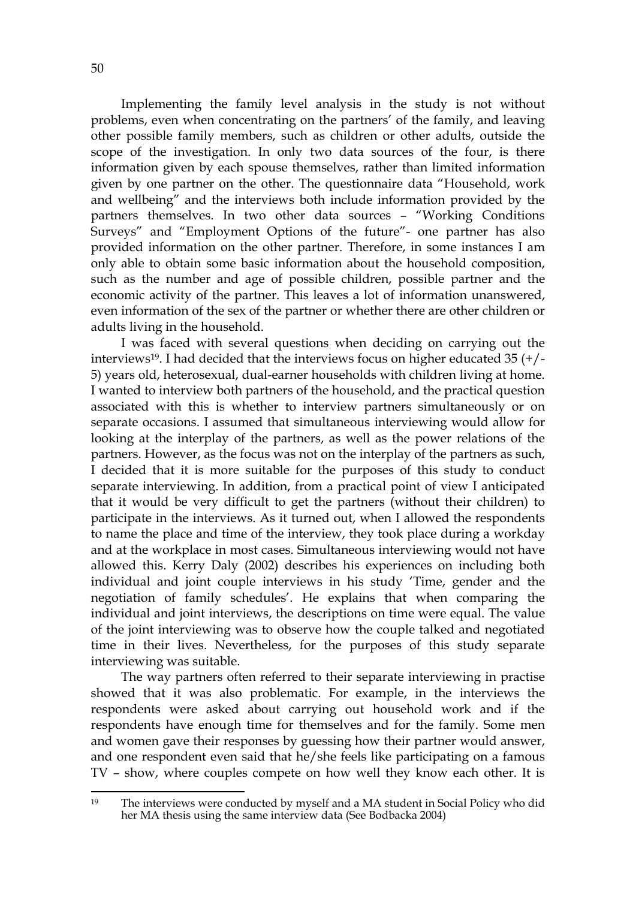Implementing the family level analysis in the study is not without problems, even when concentrating on the partners' of the family, and leaving other possible family members, such as children or other adults, outside the scope of the investigation. In only two data sources of the four, is there information given by each spouse themselves, rather than limited information given by one partner on the other. The questionnaire data "Household, work and wellbeing" and the interviews both include information provided by the partners themselves. In two other data sources – "Working Conditions Surveys" and "Employment Options of the future"- one partner has also provided information on the other partner. Therefore, in some instances I am only able to obtain some basic information about the household composition, such as the number and age of possible children, possible partner and the economic activity of the partner. This leaves a lot of information unanswered, even information of the sex of the partner or whether there are other children or adults living in the household.

I was faced with several questions when deciding on carrying out the interviews[19]. I had decided that the interviews focus on higher educated 35 (+/- 5) years old, heterosexual, dual-earner households with children living at home. I wanted to interview both partners of the household, and the practical question associated with this is whether to interview partners simultaneously or on separate occasions. I assumed that simultaneous interviewing would allow for looking at the interplay of the partners, as well as the power relations of the partners. However, as the focus was not on the interplay of the partners as such, I decided that it is more suitable for the purposes of this study to conduct separate interviewing. In addition, from a practical point of view I anticipated that it would be very difficult to get the partners (without their children) to participate in the interviews. As it turned out, when I allowed the respondents to name the place and time of the interview, they took place during a workday and at the workplace in most cases. Simultaneous interviewing would not have allowed this. Kerry Daly (2002) describes his experiences on including both individual and joint couple interviews in his study 'Time, gender and the negotiation of family schedules'. He explains that when comparing the individual and joint interviews, the descriptions on time were equal. The value of the joint interviewing was to observe how the couple talked and negotiated time in their lives. Nevertheless, for the purposes of this study separate interviewing was suitable.

The way partners often referred to their separate interviewing in practise showed that it was also problematic. For example, in the interviews the respondents were asked about carrying out household work and if the respondents have enough time for themselves and for the family. Some men and women gave their responses by guessing how their partner would answer, and one respondent even said that he/she feels like participating on a famous TV – show, where couples compete on how well they know each other. It is

[19] The interviews were conducted by myself and a MA student in Social Policy who did her MA thesis using the same interview data (See Bodbacka 2004)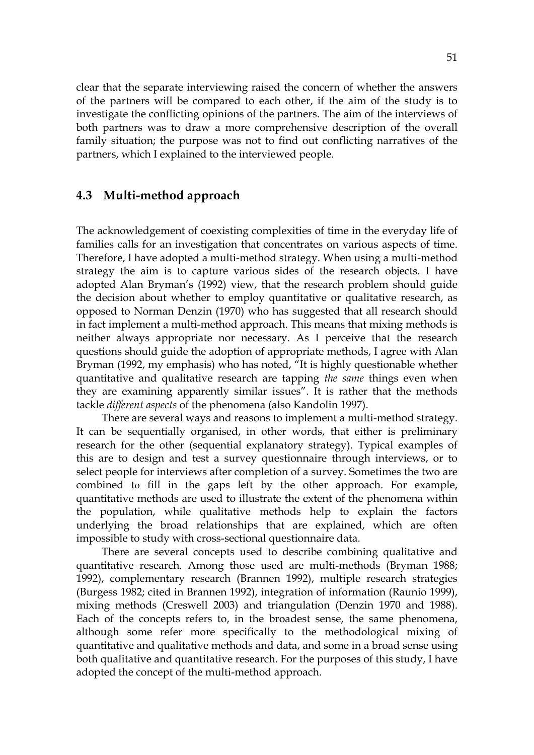clear that the separate interviewing raised the concern of whether the answers of the partners will be compared to each other, if the aim of the study is to investigate the conflicting opinions of the partners. The aim of the interviews of both partners was to draw a more comprehensive description of the overall family situation; the purpose was not to find out conflicting narratives of the partners, which I explained to the interviewed people.

## 4.3 Multi-method approach

The acknowledgement of coexisting complexities of time in the everyday life of families calls for an investigation that concentrates on various aspects of time. Therefore, I have adopted a multi-method strategy. When using a multi-method strategy the aim is to capture various sides of the research objects. I have adopted Alan Bryman's (1992) view, that the research problem should guide the decision about whether to employ quantitative or qualitative research, as opposed to Norman Denzin (1970) who has suggested that all research should in fact implement a multi-method approach. This means that mixing methods is neither always appropriate nor necessary. As I perceive that the research questions should guide the adoption of appropriate methods, I agree with Alan Bryman (1992, my emphasis) who has noted, "It is highly questionable whether quantitative and qualitative research are tapping *the same* things even when they are examining apparently similar issues". It is rather that the methods tackle *different aspects* of the phenomena (also Kandolin 1997).

There are several ways and reasons to implement a multi-method strategy. It can be sequentially organised, in other words, that either is preliminary research for the other (sequential explanatory strategy). Typical examples of this are to design and test a survey questionnaire through interviews, or to select people for interviews after completion of a survey. Sometimes the two are combined to fill in the gaps left by the other approach. For example, quantitative methods are used to illustrate the extent of the phenomena within the population, while qualitative methods help to explain the factors underlying the broad relationships that are explained, which are often impossible to study with cross-sectional questionnaire data.

There are several concepts used to describe combining qualitative and quantitative research. Among those used are multi-methods (Bryman 1988; 1992), complementary research (Brannen 1992), multiple research strategies (Burgess 1982; cited in Brannen 1992), integration of information (Raunio 1999), mixing methods (Creswell 2003) and triangulation (Denzin 1970 and 1988). Each of the concepts refers to, in the broadest sense, the same phenomena, although some refer more specifically to the methodological mixing of quantitative and qualitative methods and data, and some in a broad sense using both qualitative and quantitative research. For the purposes of this study, I have adopted the concept of the multi-method approach.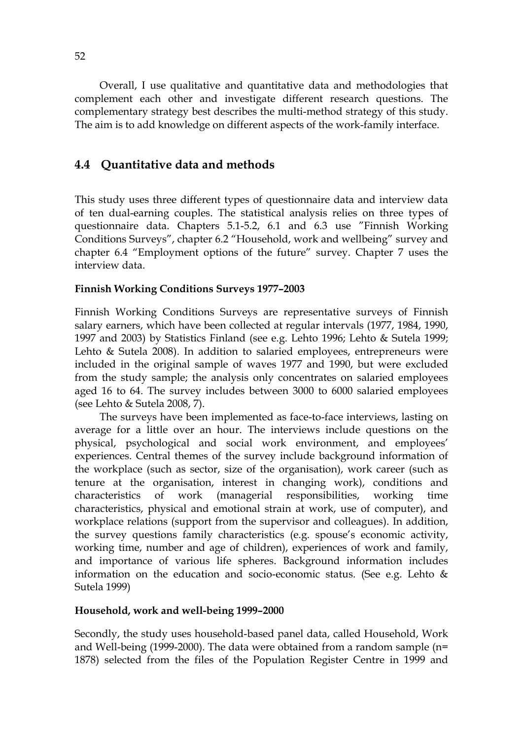Overall, I use qualitative and quantitative data and methodologies that complement each other and investigate different research questions. The complementary strategy best describes the multi-method strategy of this study. The aim is to add knowledge on different aspects of the work-family interface.

## 4.4 Quantitative data and methods

This study uses three different types of questionnaire data and interview data of ten dual-earning couples. The statistical analysis relies on three types of questionnaire data. Chapters 5.1-5.2, 6.1 and 6.3 use ”Finnish Working Conditions Surveys”, chapter 6.2 “Household, work and wellbeing” survey and chapter 6.4 “Employment options of the future” survey. Chapter 7 uses the interview data.

**Finnish Working Conditions Surveys 1977–2003**

Finnish Working Conditions Surveys are representative surveys of Finnish salary earners, which have been collected at regular intervals (1977, 1984, 1990, 1997 and 2003) by Statistics Finland (see e.g. Lehto 1996; Lehto & Sutela 1999; Lehto & Sutela 2008). In addition to salaried employees, entrepreneurs were included in the original sample of waves 1977 and 1990, but were excluded from the study sample; the analysis only concentrates on salaried employees aged 16 to 64. The survey includes between 3000 to 6000 salaried employees (see Lehto & Sutela 2008, 7).

The surveys have been implemented as face-to-face interviews, lasting on average for a little over an hour. The interviews include questions on the physical, psychological and social work environment, and employees' experiences. Central themes of the survey include background information of the workplace (such as sector, size of the organisation), work career (such as tenure at the organisation, interest in changing work), conditions and characteristics of work (managerial responsibilities, working time characteristics, physical and emotional strain at work, use of computer), and workplace relations (support from the supervisor and colleagues). In addition, the survey questions family characteristics (e.g. spouse's economic activity, working time, number and age of children), experiences of work and family, and importance of various life spheres. Background information includes information on the education and socio-economic status. (See e.g. Lehto & Sutela 1999)

**Household, work and well-being 1999–2000**

Secondly, the study uses household-based panel data, called Household, Work and Well-being (1999-2000). The data were obtained from a random sample (n= 1878) selected from the files of the Population Register Centre in 1999 and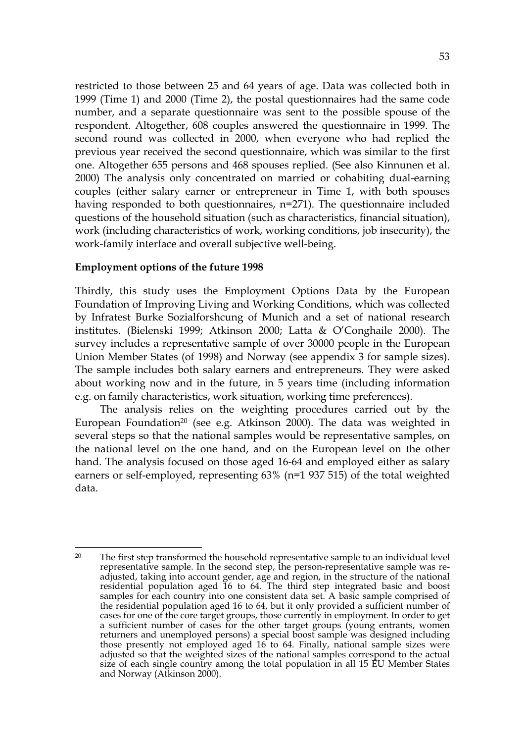restricted to those between 25 and 64 years of age. Data was collected both in 1999 (Time 1) and 2000 (Time 2), the postal questionnaires had the same code number, and a separate questionnaire was sent to the possible spouse of the respondent. Altogether, 608 couples answered the questionnaire in 1999. The second round was collected in 2000, when everyone who had replied the previous year received the second questionnaire, which was similar to the first one. Altogether 655 persons and 468 spouses replied. (See also Kinnunen et al. 2000) The analysis only concentrated on married or cohabiting dual-earning couples (either salary earner or entrepreneur in Time 1, with both spouses having responded to both questionnaires, n=271). The questionnaire included questions of the household situation (such as characteristics, financial situation), work (including characteristics of work, working conditions, job insecurity), the work-family interface and overall subjective well-being.

**Employment options of the future 1998**

Thirdly, this study uses the Employment Options Data by the European Foundation of Improving Living and Working Conditions, which was collected by Infratest Burke Sozialforshcung of Munich and a set of national research institutes. (Bielenski 1999; Atkinson 2000; Latta & O'Conghaile 2000). The survey includes a representative sample of over 30000 people in the European Union Member States (of 1998) and Norway (see appendix 3 for sample sizes). The sample includes both salary earners and entrepreneurs. They were asked about working now and in the future, in 5 years time (including information e.g. on family characteristics, work situation, working time preferences).

The analysis relies on the weighting procedures carried out by the European Foundation[20] (see e.g. Atkinson 2000). The data was weighted in several steps so that the national samples would be representative samples, on the national level on the one hand, and on the European level on the other hand. The analysis focused on those aged 16-64 and employed either as salary earners or self-employed, representing 63% (n=1 937 515) of the total weighted data.

---

[20] The first step transformed the household representative sample to an individual level representative sample. In the second step, the person-representative sample was re-adjusted, taking into account gender, age and region, in the structure of the national residential population aged 16 to 64. The third step integrated basic and boost samples for each country into one consistent data set. A basic sample comprised of the residential population aged 16 to 64, but it only provided a sufficient number of cases for one of the core target groups, those currently in employment. In order to get a sufficient number of cases for the other target groups (young entrants, women returners and unemployed persons) a special boost sample was designed including those presently not employed aged 16 to 64. Finally, national sample sizes were adjusted so that the weighted sizes of the national samples correspond to the actual size of each single country among the total population in all 15 EU Member States and Norway (Atkinson 2000).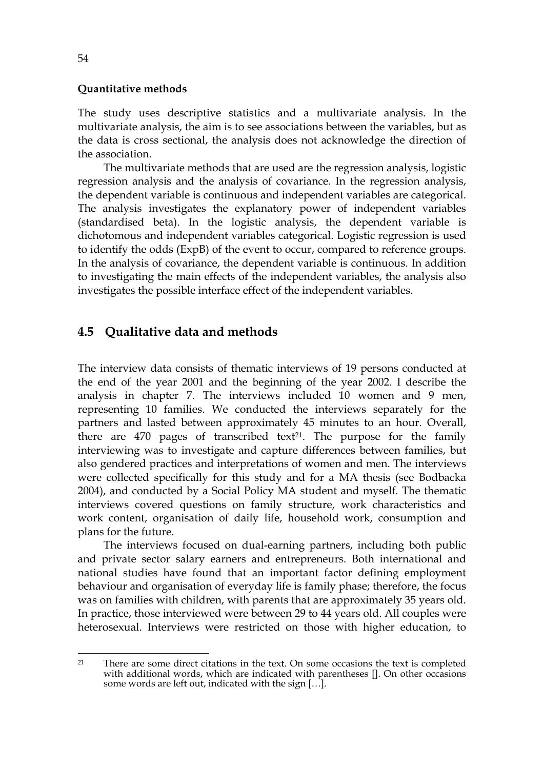**Quantitative methods**

The study uses descriptive statistics and a multivariate analysis. In the multivariate analysis, the aim is to see associations between the variables, but as the data is cross sectional, the analysis does not acknowledge the direction of the association.

The multivariate methods that are used are the regression analysis, logistic regression analysis and the analysis of covariance. In the regression analysis, the dependent variable is continuous and independent variables are categorical. The analysis investigates the explanatory power of independent variables (standardised beta). In the logistic analysis, the dependent variable is dichotomous and independent variables categorical. Logistic regression is used to identify the odds (ExpB) of the event to occur, compared to reference groups. In the analysis of covariance, the dependent variable is continuous. In addition to investigating the main effects of the independent variables, the analysis also investigates the possible interface effect of the independent variables.

## 4.5 Qualitative data and methods

The interview data consists of thematic interviews of 19 persons conducted at the end of the year 2001 and the beginning of the year 2002. I describe the analysis in chapter 7. The interviews included 10 women and 9 men, representing 10 families. We conducted the interviews separately for the partners and lasted between approximately 45 minutes to an hour. Overall, there are 470 pages of transcribed text[21]. The purpose for the family interviewing was to investigate and capture differences between families, but also gendered practices and interpretations of women and men. The interviews were collected specifically for this study and for a MA thesis (see Bodbacka 2004), and conducted by a Social Policy MA student and myself. The thematic interviews covered questions on family structure, work characteristics and work content, organisation of daily life, household work, consumption and plans for the future.

The interviews focused on dual-earning partners, including both public and private sector salary earners and entrepreneurs. Both international and national studies have found that an important factor defining employment behaviour and organisation of everyday life is family phase; therefore, the focus was on families with children, with parents that are approximately 35 years old. In practice, those interviewed were between 29 to 44 years old. All couples were heterosexual. Interviews were restricted on those with higher education, to

[21] There are some direct citations in the text. On some occasions the text is completed with additional words, which are indicated with parentheses []. On other occasions some words are left out, indicated with the sign […].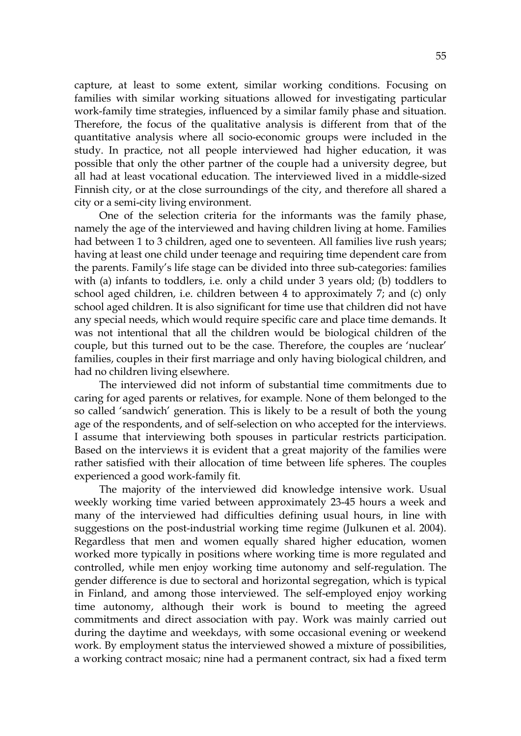capture, at least to some extent, similar working conditions. Focusing on families with similar working situations allowed for investigating particular work-family time strategies, influenced by a similar family phase and situation. Therefore, the focus of the qualitative analysis is different from that of the quantitative analysis where all socio-economic groups were included in the study. In practice, not all people interviewed had higher education, it was possible that only the other partner of the couple had a university degree, but all had at least vocational education. The interviewed lived in a middle-sized Finnish city, or at the close surroundings of the city, and therefore all shared a city or a semi-city living environment.

One of the selection criteria for the informants was the family phase, namely the age of the interviewed and having children living at home. Families had between 1 to 3 children, aged one to seventeen. All families live rush years; having at least one child under teenage and requiring time dependent care from the parents. Family's life stage can be divided into three sub-categories: families with (a) infants to toddlers, i.e. only a child under 3 years old; (b) toddlers to school aged children, i.e. children between 4 to approximately 7; and (c) only school aged children. It is also significant for time use that children did not have any special needs, which would require specific care and place time demands. It was not intentional that all the children would be biological children of the couple, but this turned out to be the case. Therefore, the couples are 'nuclear' families, couples in their first marriage and only having biological children, and had no children living elsewhere.

The interviewed did not inform of substantial time commitments due to caring for aged parents or relatives, for example. None of them belonged to the so called 'sandwich' generation. This is likely to be a result of both the young age of the respondents, and of self-selection on who accepted for the interviews. I assume that interviewing both spouses in particular restricts participation. Based on the interviews it is evident that a great majority of the families were rather satisfied with their allocation of time between life spheres. The couples experienced a good work-family fit.

The majority of the interviewed did knowledge intensive work. Usual weekly working time varied between approximately 23-45 hours a week and many of the interviewed had difficulties defining usual hours, in line with suggestions on the post-industrial working time regime (Julkunen et al. 2004). Regardless that men and women equally shared higher education, women worked more typically in positions where working time is more regulated and controlled, while men enjoy working time autonomy and self-regulation. The gender difference is due to sectoral and horizontal segregation, which is typical in Finland, and among those interviewed. The self-employed enjoy working time autonomy, although their work is bound to meeting the agreed commitments and direct association with pay. Work was mainly carried out during the daytime and weekdays, with some occasional evening or weekend work. By employment status the interviewed showed a mixture of possibilities, a working contract mosaic; nine had a permanent contract, six had a fixed term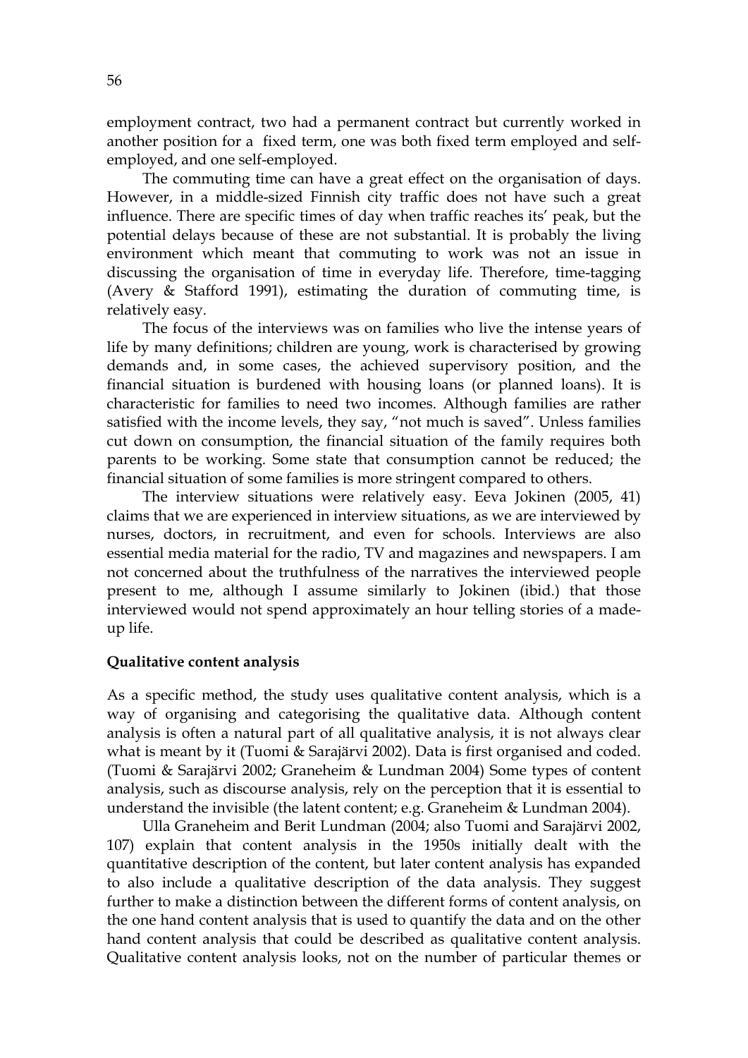employment contract, two had a permanent contract but currently worked in another position for a fixed term, one was both fixed term employed and self-employed, and one self-employed.

The commuting time can have a great effect on the organisation of days. However, in a middle-sized Finnish city traffic does not have such a great influence. There are specific times of day when traffic reaches its' peak, but the potential delays because of these are not substantial. It is probably the living environment which meant that commuting to work was not an issue in discussing the organisation of time in everyday life. Therefore, time-tagging (Avery & Stafford 1991), estimating the duration of commuting time, is relatively easy.

The focus of the interviews was on families who live the intense years of life by many definitions; children are young, work is characterised by growing demands and, in some cases, the achieved supervisory position, and the financial situation is burdened with housing loans (or planned loans). It is characteristic for families to need two incomes. Although families are rather satisfied with the income levels, they say, "not much is saved". Unless families cut down on consumption, the financial situation of the family requires both parents to be working. Some state that consumption cannot be reduced; the financial situation of some families is more stringent compared to others.

The interview situations were relatively easy. Eeva Jokinen (2005, 41) claims that we are experienced in interview situations, as we are interviewed by nurses, doctors, in recruitment, and even for schools. Interviews are also essential media material for the radio, TV and magazines and newspapers. I am not concerned about the truthfulness of the narratives the interviewed people present to me, although I assume similarly to Jokinen (ibid.) that those interviewed would not spend approximately an hour telling stories of a made-up life.

**Qualitative content analysis**

As a specific method, the study uses qualitative content analysis, which is a way of organising and categorising the qualitative data. Although content analysis is often a natural part of all qualitative analysis, it is not always clear what is meant by it (Tuomi & Sarajärvi 2002). Data is first organised and coded. (Tuomi & Sarajärvi 2002; Graneheim & Lundman 2004) Some types of content analysis, such as discourse analysis, rely on the perception that it is essential to understand the invisible (the latent content; e.g. Graneheim & Lundman 2004).

Ulla Graneheim and Berit Lundman (2004; also Tuomi and Sarajärvi 2002, 107) explain that content analysis in the 1950s initially dealt with the quantitative description of the content, but later content analysis has expanded to also include a qualitative description of the data analysis. They suggest further to make a distinction between the different forms of content analysis, on the one hand content analysis that is used to quantify the data and on the other hand content analysis that could be described as qualitative content analysis. Qualitative content analysis looks, not on the number of particular themes or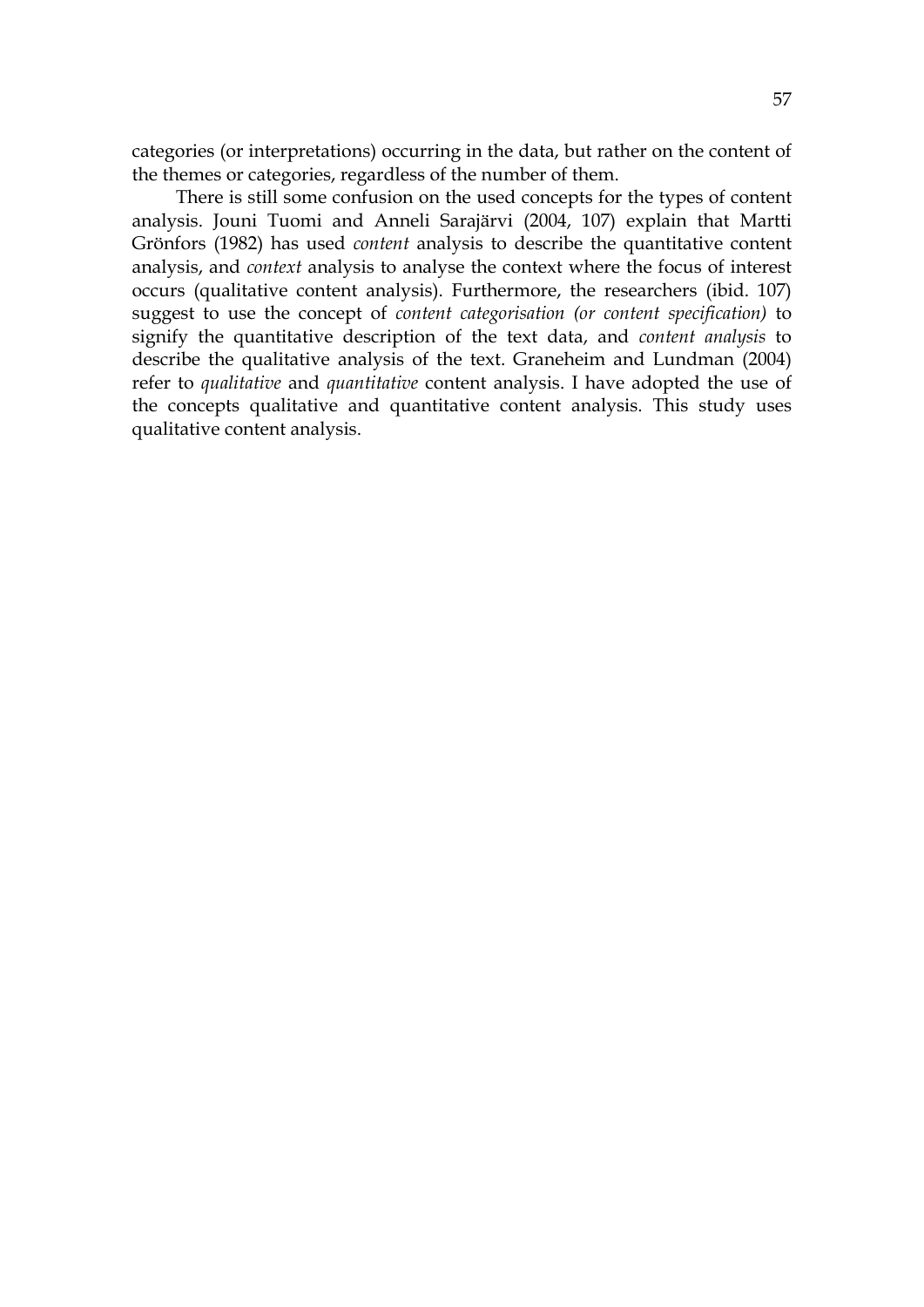categories (or interpretations) occurring in the data, but rather on the content of the themes or categories, regardless of the number of them.

There is still some confusion on the used concepts for the types of content analysis. Jouni Tuomi and Anneli Sarajärvi (2004, 107) explain that Martti Grönfors (1982) has used *content* analysis to describe the quantitative content analysis, and *context* analysis to analyse the context where the focus of interest occurs (qualitative content analysis). Furthermore, the researchers (ibid. 107) suggest to use the concept of *content categorisation (or content specification)* to signify the quantitative description of the text data, and *content analysis* to describe the qualitative analysis of the text. Graneheim and Lundman (2004) refer to *qualitative* and *quantitative* content analysis. I have adopted the use of the concepts qualitative and quantitative content analysis. This study uses qualitative content analysis.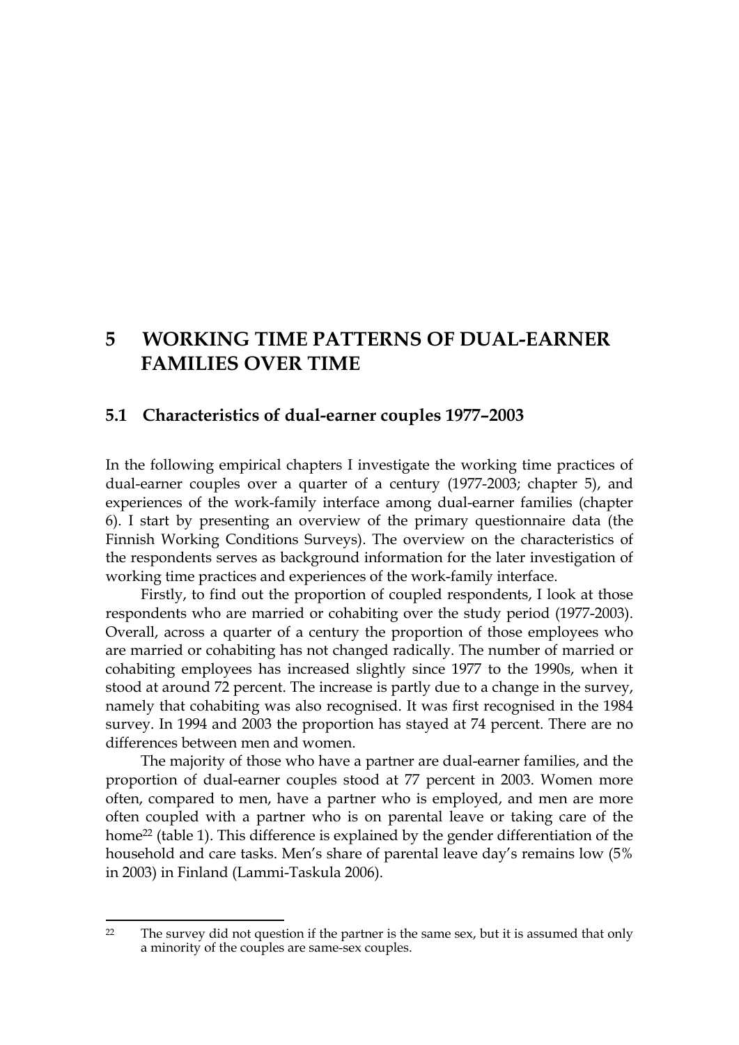# 5 WORKING TIME PATTERNS OF DUAL-EARNER FAMILIES OVER TIME

## 5.1 Characteristics of dual-earner couples 1977–2003

In the following empirical chapters I investigate the working time practices of dual-earner couples over a quarter of a century (1977-2003; chapter 5), and experiences of the work-family interface among dual-earner families (chapter 6). I start by presenting an overview of the primary questionnaire data (the Finnish Working Conditions Surveys). The overview on the characteristics of the respondents serves as background information for the later investigation of working time practices and experiences of the work-family interface.

Firstly, to find out the proportion of coupled respondents, I look at those respondents who are married or cohabiting over the study period (1977-2003). Overall, across a quarter of a century the proportion of those employees who are married or cohabiting has not changed radically. The number of married or cohabiting employees has increased slightly since 1977 to the 1990s, when it stood at around 72 percent. The increase is partly due to a change in the survey, namely that cohabiting was also recognised. It was first recognised in the 1984 survey. In 1994 and 2003 the proportion has stayed at 74 percent. There are no differences between men and women.

The majority of those who have a partner are dual-earner families, and the proportion of dual-earner couples stood at 77 percent in 2003. Women more often, compared to men, have a partner who is employed, and men are more often coupled with a partner who is on parental leave or taking care of the home[22] (table 1). This difference is explained by the gender differentiation of the household and care tasks. Men's share of parental leave day's remains low (5% in 2003) in Finland (Lammi-Taskula 2006).

---

[22] The survey did not question if the partner is the same sex, but it is assumed that only a minority of the couples are same-sex couples.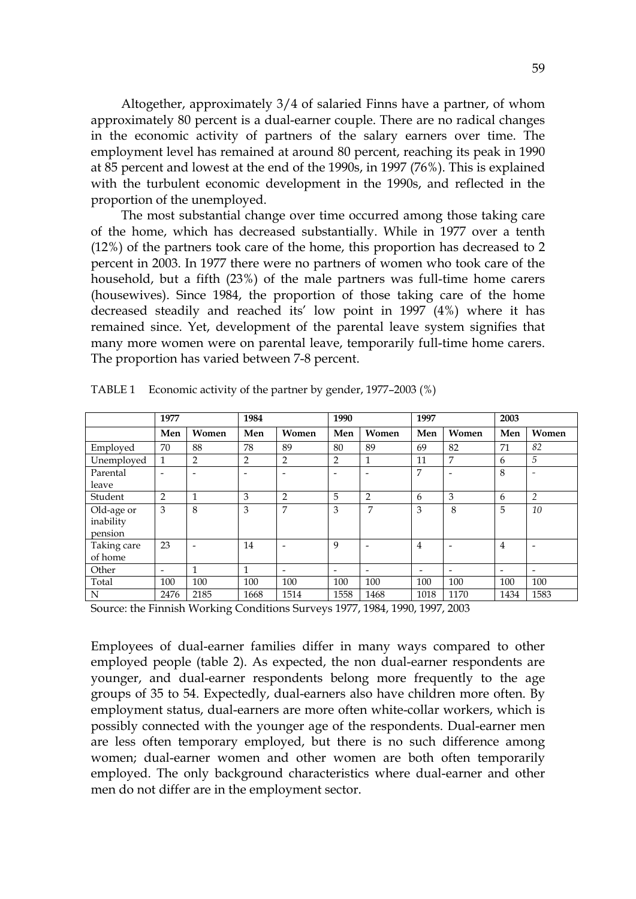Altogether, approximately 3/4 of salaried Finns have a partner, of whom approximately 80 percent is a dual-earner couple. There are no radical changes in the economic activity of partners of the salary earners over time. The employment level has remained at around 80 percent, reaching its peak in 1990 at 85 percent and lowest at the end of the 1990s, in 1997 (76%). This is explained with the turbulent economic development in the 1990s, and reflected in the proportion of the unemployed.

The most substantial change over time occurred among those taking care of the home, which has decreased substantially. While in 1977 over a tenth (12%) of the partners took care of the home, this proportion has decreased to 2 percent in 2003. In 1977 there were no partners of women who took care of the household, but a fifth (23%) of the male partners was full-time home carers (housewives). Since 1984, the proportion of those taking care of the home decreased steadily and reached its' low point in 1997 (4%) where it has remained since. Yet, development of the parental leave system signifies that many more women were on parental leave, temporarily full-time home carers. The proportion has varied between 7-8 percent.

TABLE 1 Economic activity of the partner by gender, 1977–2003 (%)

| | 1977 | | 1984 | | 1990 | | 1997 | | 2003 | |
|---|---|---|---|---|---|---|---|---|---|---|
| | **Men** | **Women** | **Men** | **Women** | **Men** | **Women** | **Men** | **Women** | **Men** | **Women** |
| Employed | 70 | 88 | 78 | 89 | 80 | 89 | 69 | 82 | 71 | *82* |
| Unemployed | 1 | 2 | 2 | 2 | 2 | 1 | 11 | 7 | 6 | *5* |
| Parental leave | - | - | - | - | - | - | 7 | - | 8 | - |
| Student | 2 | 1 | 3 | 2 | 5 | 2 | 6 | 3 | 6 | *2* |
| Old-age or inability pension | 3 | 8 | 3 | 7 | 3 | 7 | 3 | 8 | 5 | *10* |
| Taking care of home | 23 | - | 14 | - | 9 | - | 4 | - | 4 | - |
| Other | - | 1 | 1 | - | - | - | - | - | - | - |
| Total | 100 | 100 | 100 | 100 | 100 | 100 | 100 | 100 | 100 | 100 |
| N | 2476 | 2185 | 1668 | 1514 | 1558 | 1468 | 1018 | 1170 | 1434 | 1583 |

Source: the Finnish Working Conditions Surveys 1977, 1984, 1990, 1997, 2003

Employees of dual-earner families differ in many ways compared to other employed people (table 2). As expected, the non dual-earner respondents are younger, and dual-earner respondents belong more frequently to the age groups of 35 to 54. Expectedly, dual-earners also have children more often. By employment status, dual-earners are more often white-collar workers, which is possibly connected with the younger age of the respondents. Dual-earner men are less often temporary employed, but there is no such difference among women; dual-earner women and other women are both often temporarily employed. The only background characteristics where dual-earner and other men do not differ are in the employment sector.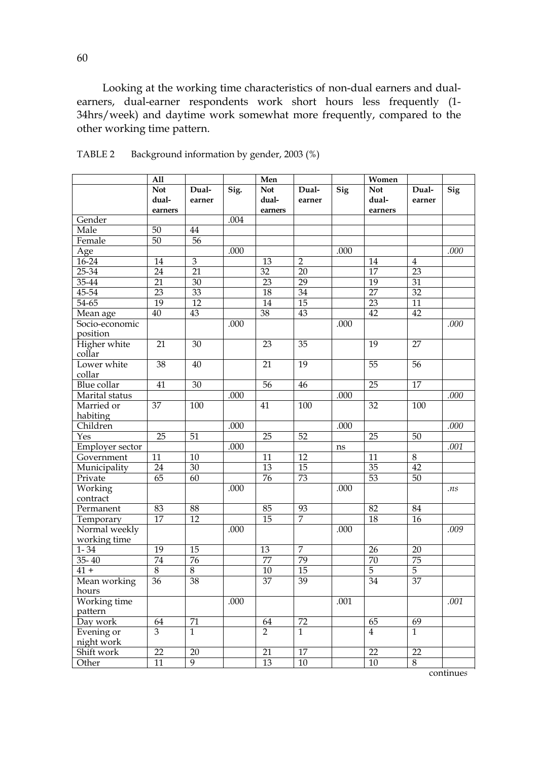Looking at the working time characteristics of non-dual earners and dual-earners, dual-earner respondents work short hours less frequently (1-34hrs/week) and daytime work somewhat more frequently, compared to the other working time pattern.

TABLE 2 Background information by gender, 2003 (%)

| | All | | | Men | | | Women | | |
|---|---|---|---|---|---|---|---|---|---|
| | Not dual-earners | Dual-earner | Sig. | Not dual-earners | Dual-earner | Sig | Not dual-earners | Dual-earner | Sig |
| Gender | | | .004 | | | | | | |
| Male | 50 | 44 | | | | | | | |
| Female | 50 | 56 | | | | | | | |
| Age | | | .000 | | | .000 | | | *.000* |
| 16-24 | 14 | 3 | | 13 | 2 | | 14 | 4 | |
| 25-34 | 24 | 21 | | 32 | 20 | | 17 | 23 | |
| 35-44 | 21 | 30 | | 23 | 29 | | 19 | 31 | |
| 45-54 | 23 | 33 | | 18 | 34 | | 27 | 32 | |
| 54-65 | 19 | 12 | | 14 | 15 | | 23 | 11 | |
| Mean age | 40 | 43 | | 38 | 43 | | 42 | 42 | |
| Socio-economic position | | | .000 | | | .000 | | | *.000* |
| Higher white collar | 21 | 30 | | 23 | 35 | | 19 | 27 | |
| Lower white collar | 38 | 40 | | 21 | 19 | | 55 | 56 | |
| Blue collar | 41 | 30 | | 56 | 46 | | 25 | 17 | |
| Marital status | | | .000 | | | .000 | | | *.000* |
| Married or habiting | 37 | 100 | | 41 | 100 | | 32 | 100 | |
| Children | | | .000 | | | .000 | | | *.000* |
| Yes | 25 | 51 | | 25 | 52 | | 25 | 50 | |
| Employer sector | | | .000 | | | ns | | | *.001* |
| Government | 11 | 10 | | 11 | 12 | | 11 | 8 | |
| Municipality | 24 | 30 | | 13 | 15 | | 35 | 42 | |
| Private | 65 | 60 | | 76 | 73 | | 53 | 50 | |
| Working contract | | | .000 | | | .000 | | | *.ns* |
| Permanent | 83 | 88 | | 85 | 93 | | 82 | 84 | |
| Temporary | 17 | 12 | | 15 | 7 | | 18 | 16 | |
| Normal weekly working time | | | .000 | | | .000 | | | *.009* |
| 1- 34 | 19 | 15 | | 13 | 7 | | 26 | 20 | |
| 35- 40 | 74 | 76 | | 77 | 79 | | 70 | 75 | |
| 41 + | 8 | 8 | | 10 | 15 | | 5 | 5 | |
| Mean working hours | 36 | 38 | | 37 | 39 | | 34 | 37 | |
| Working time pattern | | | .000 | | | .001 | | | *.001* |
| Day work | 64 | 71 | | 64 | 72 | | 65 | 69 | |
| Evening or night work | 3 | 1 | | 2 | 1 | | 4 | 1 | |
| Shift work | 22 | 20 | | 21 | 17 | | 22 | 22 | |
| Other | 11 | 9 | | 13 | 10 | | 10 | 8 | |

continues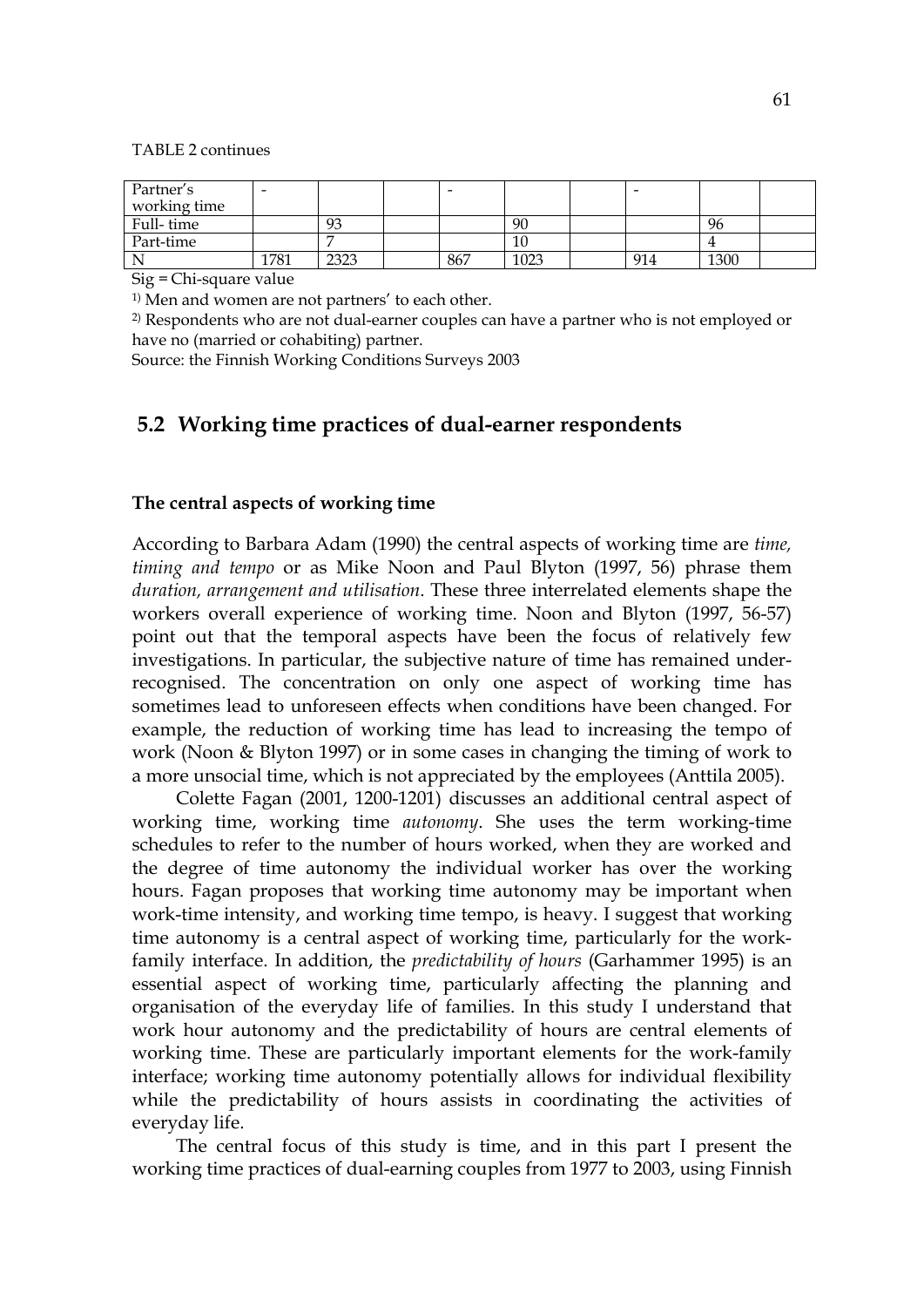TABLE 2 continues

| Partner's working time | - | | | - | | | - | | |
|---|---|---|---|---|---|---|---|---|---|
| Full- time | | 93 | | | 90 | | | 96 | |
| Part-time | | 7 | | | 10 | | | 4 | |
| N | 1781 | 2323 | | 867 | 1023 | | 914 | 1300 | |

Sig = Chi-square value

[1]) Men and women are not partners' to each other.

[2]) Respondents who are not dual-earner couples can have a partner who is not employed or have no (married or cohabiting) partner.

Source: the Finnish Working Conditions Surveys 2003

## 5.2 Working time practices of dual-earner respondents

### The central aspects of working time

According to Barbara Adam (1990) the central aspects of working time are *time, timing and tempo* or as Mike Noon and Paul Blyton (1997, 56) phrase them *duration, arrangement and utilisation*. These three interrelated elements shape the workers overall experience of working time. Noon and Blyton (1997, 56-57) point out that the temporal aspects have been the focus of relatively few investigations. In particular, the subjective nature of time has remained under-recognised. The concentration on only one aspect of working time has sometimes lead to unforeseen effects when conditions have been changed. For example, the reduction of working time has lead to increasing the tempo of work (Noon & Blyton 1997) or in some cases in changing the timing of work to a more unsocial time, which is not appreciated by the employees (Anttila 2005).

Colette Fagan (2001, 1200-1201) discusses an additional central aspect of working time, working time *autonomy*. She uses the term working-time schedules to refer to the number of hours worked, when they are worked and the degree of time autonomy the individual worker has over the working hours. Fagan proposes that working time autonomy may be important when work-time intensity, and working time tempo, is heavy. I suggest that working time autonomy is a central aspect of working time, particularly for the work-family interface. In addition, the *predictability of hours* (Garhammer 1995) is an essential aspect of working time, particularly affecting the planning and organisation of the everyday life of families. In this study I understand that work hour autonomy and the predictability of hours are central elements of working time. These are particularly important elements for the work-family interface; working time autonomy potentially allows for individual flexibility while the predictability of hours assists in coordinating the activities of everyday life.

The central focus of this study is time, and in this part I present the working time practices of dual-earning couples from 1977 to 2003, using Finnish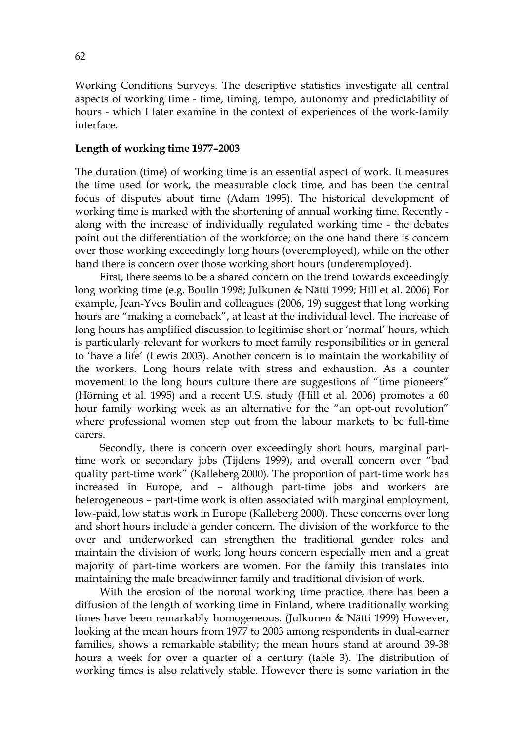Working Conditions Surveys. The descriptive statistics investigate all central aspects of working time - time, timing, tempo, autonomy and predictability of hours - which I later examine in the context of experiences of the work-family interface.

**Length of working time 1977–2003**

The duration (time) of working time is an essential aspect of work. It measures the time used for work, the measurable clock time, and has been the central focus of disputes about time (Adam 1995). The historical development of working time is marked with the shortening of annual working time. Recently - along with the increase of individually regulated working time - the debates point out the differentiation of the workforce; on the one hand there is concern over those working exceedingly long hours (overemployed), while on the other hand there is concern over those working short hours (underemployed).

First, there seems to be a shared concern on the trend towards exceedingly long working time (e.g. Boulin 1998; Julkunen & Nätti 1999; Hill et al. 2006) For example, Jean-Yves Boulin and colleagues (2006, 19) suggest that long working hours are "making a comeback", at least at the individual level. The increase of long hours has amplified discussion to legitimise short or 'normal' hours, which is particularly relevant for workers to meet family responsibilities or in general to 'have a life' (Lewis 2003). Another concern is to maintain the workability of the workers. Long hours relate with stress and exhaustion. As a counter movement to the long hours culture there are suggestions of "time pioneers" (Hörning et al. 1995) and a recent U.S. study (Hill et al. 2006) promotes a 60 hour family working week as an alternative for the "an opt-out revolution" where professional women step out from the labour markets to be full-time carers.

Secondly, there is concern over exceedingly short hours, marginal part-time work or secondary jobs (Tijdens 1999), and overall concern over "bad quality part-time work" (Kalleberg 2000). The proportion of part-time work has increased in Europe, and – although part-time jobs and workers are heterogeneous – part-time work is often associated with marginal employment, low-paid, low status work in Europe (Kalleberg 2000). These concerns over long and short hours include a gender concern. The division of the workforce to the over and underworked can strengthen the traditional gender roles and maintain the division of work; long hours concern especially men and a great majority of part-time workers are women. For the family this translates into maintaining the male breadwinner family and traditional division of work.

With the erosion of the normal working time practice, there has been a diffusion of the length of working time in Finland, where traditionally working times have been remarkably homogeneous. (Julkunen & Nätti 1999) However, looking at the mean hours from 1977 to 2003 among respondents in dual-earner families, shows a remarkable stability; the mean hours stand at around 39-38 hours a week for over a quarter of a century (table 3). The distribution of working times is also relatively stable. However there is some variation in the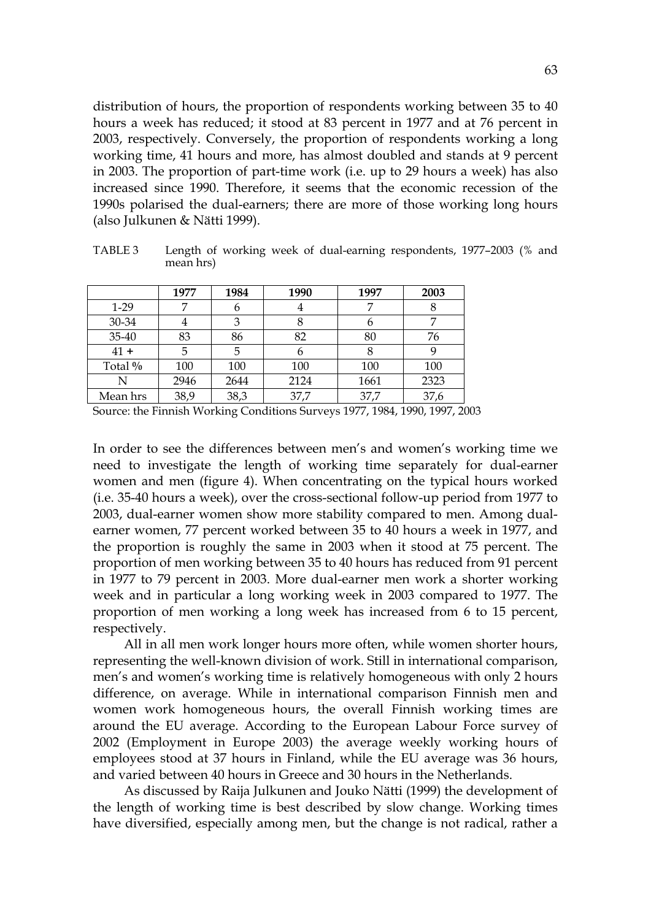distribution of hours, the proportion of respondents working between 35 to 40 hours a week has reduced; it stood at 83 percent in 1977 and at 76 percent in 2003, respectively. Conversely, the proportion of respondents working a long working time, 41 hours and more, has almost doubled and stands at 9 percent in 2003. The proportion of part-time work (i.e. up to 29 hours a week) has also increased since 1990. Therefore, it seems that the economic recession of the 1990s polarised the dual-earners; there are more of those working long hours (also Julkunen & Nätti 1999).

TABLE 3 Length of working week of dual-earning respondents, 1977–2003 (% and mean hrs)

| | 1977 | 1984 | 1990 | 1997 | 2003 |
|---|---|---|---|---|---|
| 1-29 | 7 | 6 | 4 | 7 | 8 |
| 30-34 | 4 | 3 | 8 | 6 | 7 |
| 35-40 | 83 | 86 | 82 | 80 | 76 |
| 41 + | 5 | 5 | 6 | 8 | 9 |
| Total % | 100 | 100 | 100 | 100 | 100 |
| N | 2946 | 2644 | 2124 | 1661 | 2323 |
| Mean hrs | 38,9 | 38,3 | 37,7 | 37,7 | 37,6 |

Source: the Finnish Working Conditions Surveys 1977, 1984, 1990, 1997, 2003

In order to see the differences between men's and women's working time we need to investigate the length of working time separately for dual-earner women and men (figure 4). When concentrating on the typical hours worked (i.e. 35-40 hours a week), over the cross-sectional follow-up period from 1977 to 2003, dual-earner women show more stability compared to men. Among dual-earner women, 77 percent worked between 35 to 40 hours a week in 1977, and the proportion is roughly the same in 2003 when it stood at 75 percent. The proportion of men working between 35 to 40 hours has reduced from 91 percent in 1977 to 79 percent in 2003. More dual-earner men work a shorter working week and in particular a long working week in 2003 compared to 1977. The proportion of men working a long week has increased from 6 to 15 percent, respectively.

All in all men work longer hours more often, while women shorter hours, representing the well-known division of work. Still in international comparison, men's and women's working time is relatively homogeneous with only 2 hours difference, on average. While in international comparison Finnish men and women work homogeneous hours, the overall Finnish working times are around the EU average. According to the European Labour Force survey of 2002 (Employment in Europe 2003) the average weekly working hours of employees stood at 37 hours in Finland, while the EU average was 36 hours, and varied between 40 hours in Greece and 30 hours in the Netherlands.

As discussed by Raija Julkunen and Jouko Nätti (1999) the development of the length of working time is best described by slow change. Working times have diversified, especially among men, but the change is not radical, rather a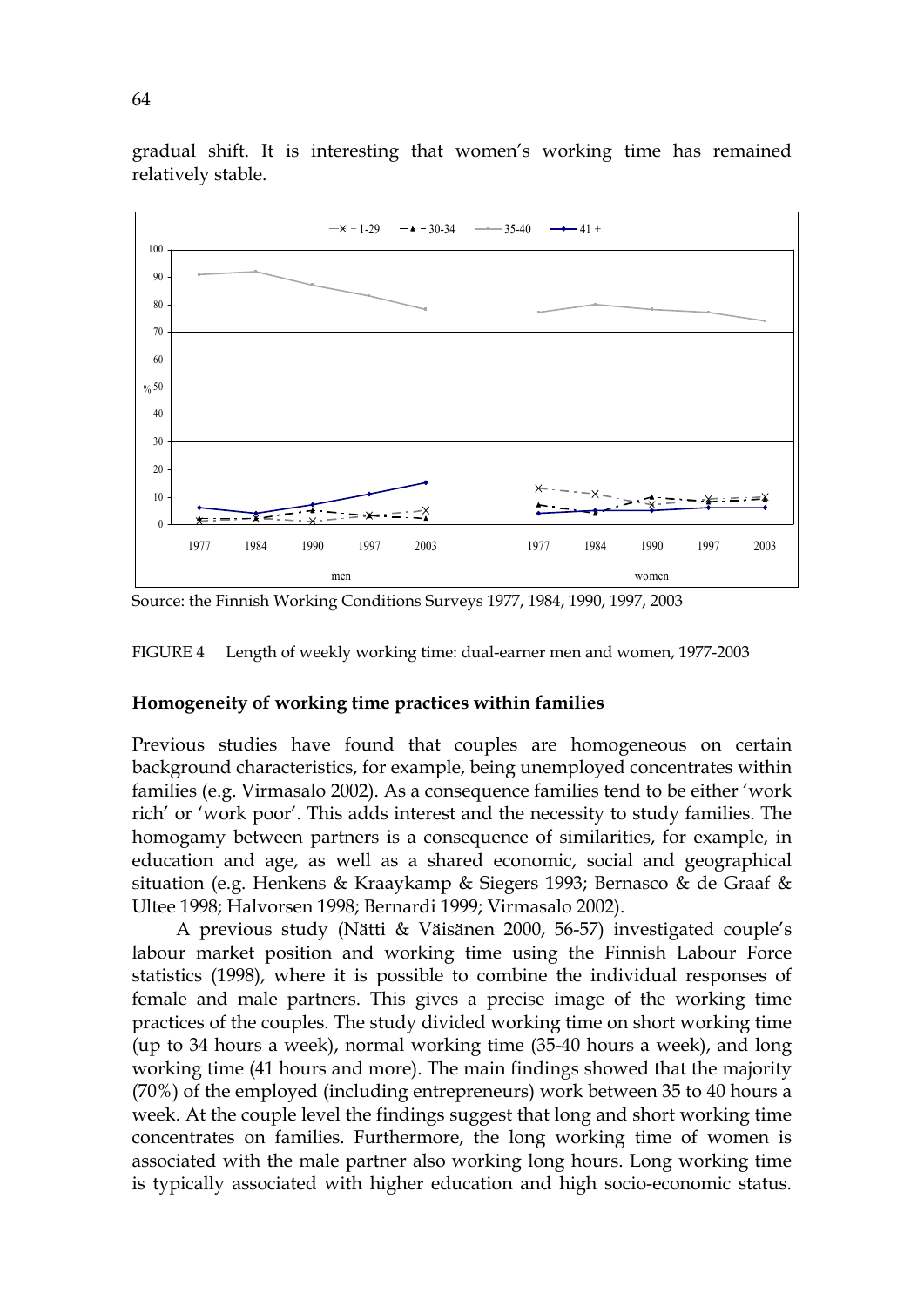gradual shift. It is interesting that women's working time has remained relatively stable.

Source: the Finnish Working Conditions Surveys 1977, 1984, 1990, 1997, 2003

FIGURE 4 Length of weekly working time: dual-earner men and women, 1977-2003

## Homogeneity of working time practices within families

Previous studies have found that couples are homogeneous on certain background characteristics, for example, being unemployed concentrates within families (e.g. Virmasalo 2002). As a consequence families tend to be either 'work rich' or 'work poor'. This adds interest and the necessity to study families. The homogamy between partners is a consequence of similarities, for example, in education and age, as well as a shared economic, social and geographical situation (e.g. Henkens & Kraaykamp & Siegers 1993; Bernasco & de Graaf & Ultee 1998; Halvorsen 1998; Bernardi 1999; Virmasalo 2002).

A previous study (Nätti & Väisänen 2000, 56-57) investigated couple's labour market position and working time using the Finnish Labour Force statistics (1998), where it is possible to combine the individual responses of female and male partners. This gives a precise image of the working time practices of the couples. The study divided working time on short working time (up to 34 hours a week), normal working time (35-40 hours a week), and long working time (41 hours and more). The main findings showed that the majority (70%) of the employed (including entrepreneurs) work between 35 to 40 hours a week. At the couple level the findings suggest that long and short working time concentrates on families. Furthermore, the long working time of women is associated with the male partner also working long hours. Long working time is typically associated with higher education and high socio-economic status.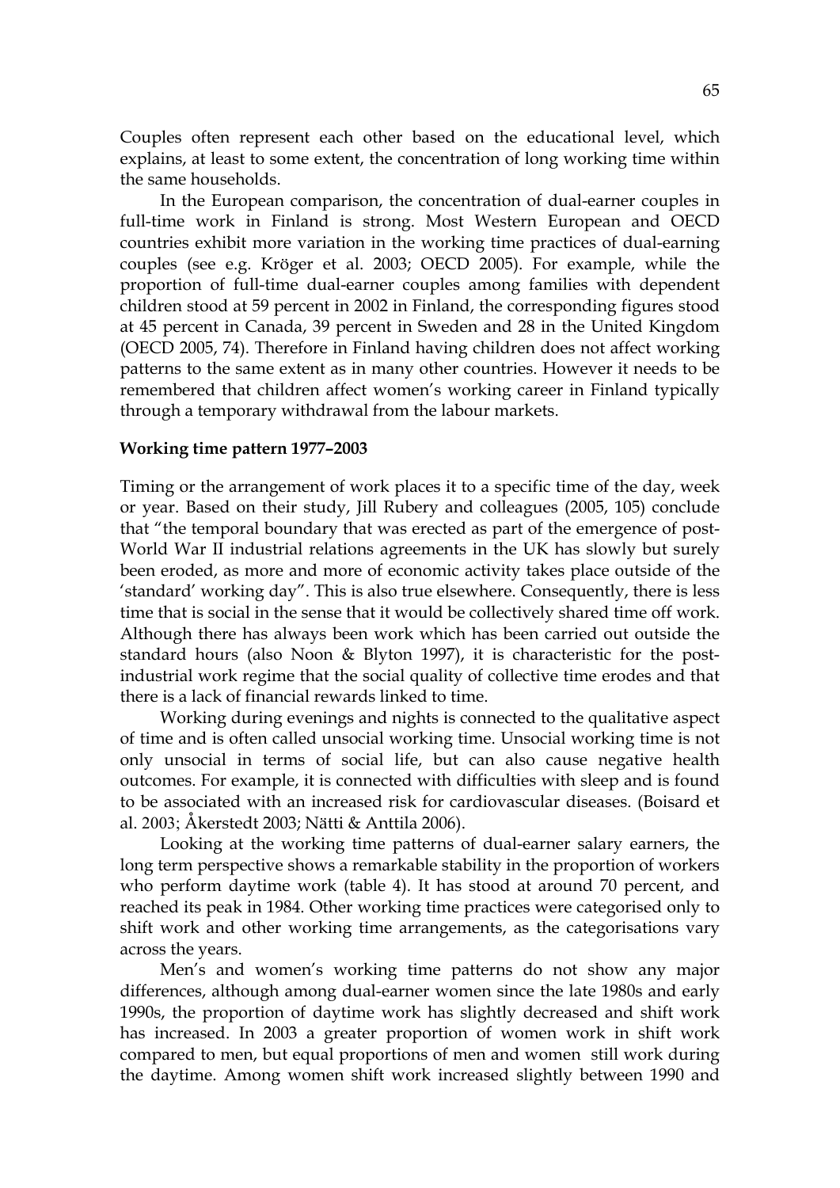Couples often represent each other based on the educational level, which explains, at least to some extent, the concentration of long working time within the same households.

In the European comparison, the concentration of dual-earner couples in full-time work in Finland is strong. Most Western European and OECD countries exhibit more variation in the working time practices of dual-earning couples (see e.g. Kröger et al. 2003; OECD 2005). For example, while the proportion of full-time dual-earner couples among families with dependent children stood at 59 percent in 2002 in Finland, the corresponding figures stood at 45 percent in Canada, 39 percent in Sweden and 28 in the United Kingdom (OECD 2005, 74). Therefore in Finland having children does not affect working patterns to the same extent as in many other countries. However it needs to be remembered that children affect women's working career in Finland typically through a temporary withdrawal from the labour markets.

**Working time pattern 1977–2003**

Timing or the arrangement of work places it to a specific time of the day, week or year. Based on their study, Jill Rubery and colleagues (2005, 105) conclude that "the temporal boundary that was erected as part of the emergence of post-World War II industrial relations agreements in the UK has slowly but surely been eroded, as more and more of economic activity takes place outside of the 'standard' working day". This is also true elsewhere. Consequently, there is less time that is social in the sense that it would be collectively shared time off work. Although there has always been work which has been carried out outside the standard hours (also Noon & Blyton 1997), it is characteristic for the post-industrial work regime that the social quality of collective time erodes and that there is a lack of financial rewards linked to time.

Working during evenings and nights is connected to the qualitative aspect of time and is often called unsocial working time. Unsocial working time is not only unsocial in terms of social life, but can also cause negative health outcomes. For example, it is connected with difficulties with sleep and is found to be associated with an increased risk for cardiovascular diseases. (Boisard et al. 2003; Åkerstedt 2003; Nätti & Anttila 2006).

Looking at the working time patterns of dual-earner salary earners, the long term perspective shows a remarkable stability in the proportion of workers who perform daytime work (table 4). It has stood at around 70 percent, and reached its peak in 1984. Other working time practices were categorised only to shift work and other working time arrangements, as the categorisations vary across the years.

Men's and women's working time patterns do not show any major differences, although among dual-earner women since the late 1980s and early 1990s, the proportion of daytime work has slightly decreased and shift work has increased. In 2003 a greater proportion of women work in shift work compared to men, but equal proportions of men and women still work during the daytime. Among women shift work increased slightly between 1990 and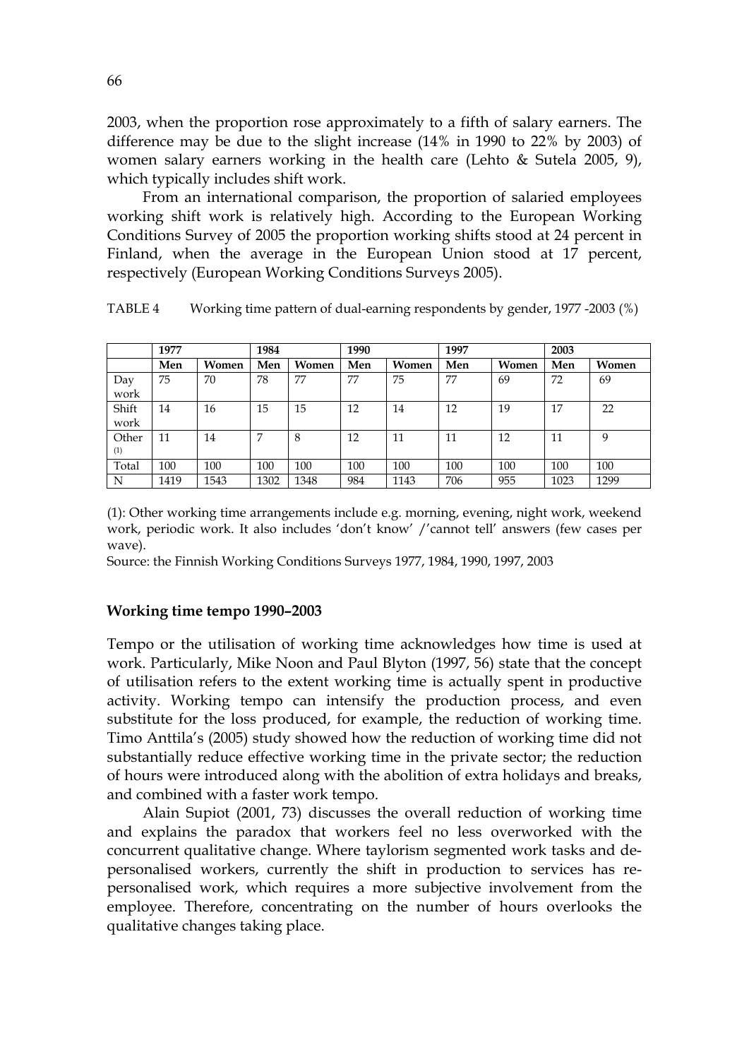2003, when the proportion rose approximately to a fifth of salary earners. The difference may be due to the slight increase (14% in 1990 to 22% by 2003) of women salary earners working in the health care (Lehto & Sutela 2005, 9), which typically includes shift work.

From an international comparison, the proportion of salaried employees working shift work is relatively high. According to the European Working Conditions Survey of 2005 the proportion working shifts stood at 24 percent in Finland, when the average in the European Union stood at 17 percent, respectively (European Working Conditions Surveys 2005).

TABLE 4 Working time pattern of dual-earning respondents by gender, 1977 -2003 (%)

| | 1977 | | 1984 | | 1990 | | 1997 | | 2003 | |
|---|---|---|---|---|---|---|---|---|---|---|
| | **Men** | **Women** | **Men** | **Women** | **Men** | **Women** | **Men** | **Women** | **Men** | **Women** |
| Day work | 75 | 70 | 78 | 77 | 77 | 75 | 77 | 69 | 72 | 69 |
| Shift work | 14 | 16 | 15 | 15 | 12 | 14 | 12 | 19 | 17 | 22 |
| Other (1) | 11 | 14 | 7 | 8 | 12 | 11 | 11 | 12 | 11 | 9 |
| Total | 100 | 100 | 100 | 100 | 100 | 100 | 100 | 100 | 100 | 100 |
| N | 1419 | 1543 | 1302 | 1348 | 984 | 1143 | 706 | 955 | 1023 | 1299 |

(1): Other working time arrangements include e.g. morning, evening, night work, weekend work, periodic work. It also includes 'don't know' /'cannot tell' answers (few cases per wave).

Source: the Finnish Working Conditions Surveys 1977, 1984, 1990, 1997, 2003

### Working time tempo 1990–2003

Tempo or the utilisation of working time acknowledges how time is used at work. Particularly, Mike Noon and Paul Blyton (1997, 56) state that the concept of utilisation refers to the extent working time is actually spent in productive activity. Working tempo can intensify the production process, and even substitute for the loss produced, for example, the reduction of working time. Timo Anttila's (2005) study showed how the reduction of working time did not substantially reduce effective working time in the private sector; the reduction of hours were introduced along with the abolition of extra holidays and breaks, and combined with a faster work tempo.

Alain Supiot (2001, 73) discusses the overall reduction of working time and explains the paradox that workers feel no less overworked with the concurrent qualitative change. Where taylorism segmented work tasks and de-personalised workers, currently the shift in production to services has re-personalised work, which requires a more subjective involvement from the employee. Therefore, concentrating on the number of hours overlooks the qualitative changes taking place.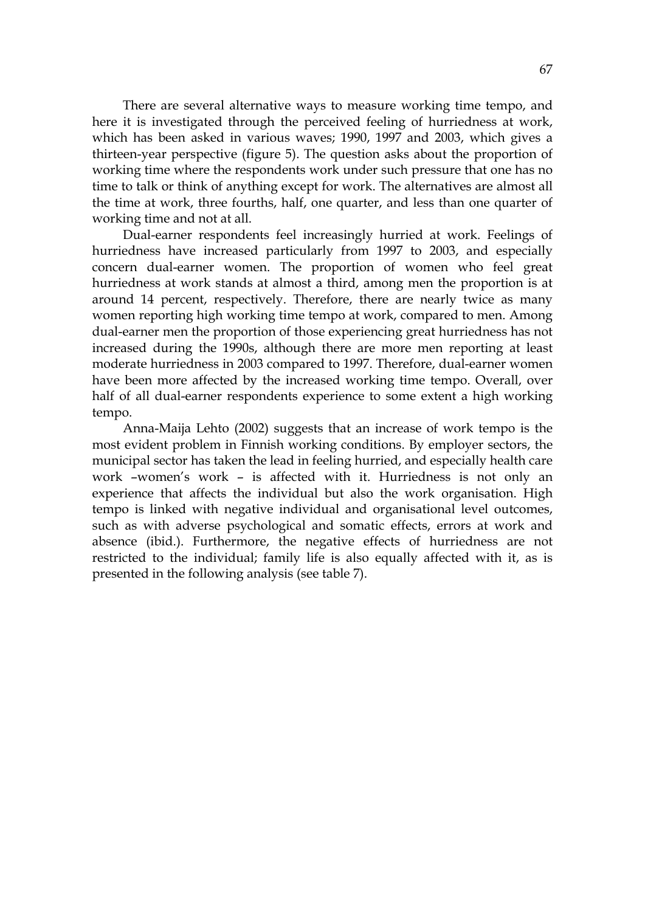There are several alternative ways to measure working time tempo, and here it is investigated through the perceived feeling of hurriedness at work, which has been asked in various waves; 1990, 1997 and 2003, which gives a thirteen-year perspective (figure 5). The question asks about the proportion of working time where the respondents work under such pressure that one has no time to talk or think of anything except for work. The alternatives are almost all the time at work, three fourths, half, one quarter, and less than one quarter of working time and not at all.

Dual-earner respondents feel increasingly hurried at work. Feelings of hurriedness have increased particularly from 1997 to 2003, and especially concern dual-earner women. The proportion of women who feel great hurriedness at work stands at almost a third, among men the proportion is at around 14 percent, respectively. Therefore, there are nearly twice as many women reporting high working time tempo at work, compared to men. Among dual-earner men the proportion of those experiencing great hurriedness has not increased during the 1990s, although there are more men reporting at least moderate hurriedness in 2003 compared to 1997. Therefore, dual-earner women have been more affected by the increased working time tempo. Overall, over half of all dual-earner respondents experience to some extent a high working tempo.

Anna-Maija Lehto (2002) suggests that an increase of work tempo is the most evident problem in Finnish working conditions. By employer sectors, the municipal sector has taken the lead in feeling hurried, and especially health care work –women's work – is affected with it. Hurriedness is not only an experience that affects the individual but also the work organisation. High tempo is linked with negative individual and organisational level outcomes, such as with adverse psychological and somatic effects, errors at work and absence (ibid.). Furthermore, the negative effects of hurriedness are not restricted to the individual; family life is also equally affected with it, as is presented in the following analysis (see table 7).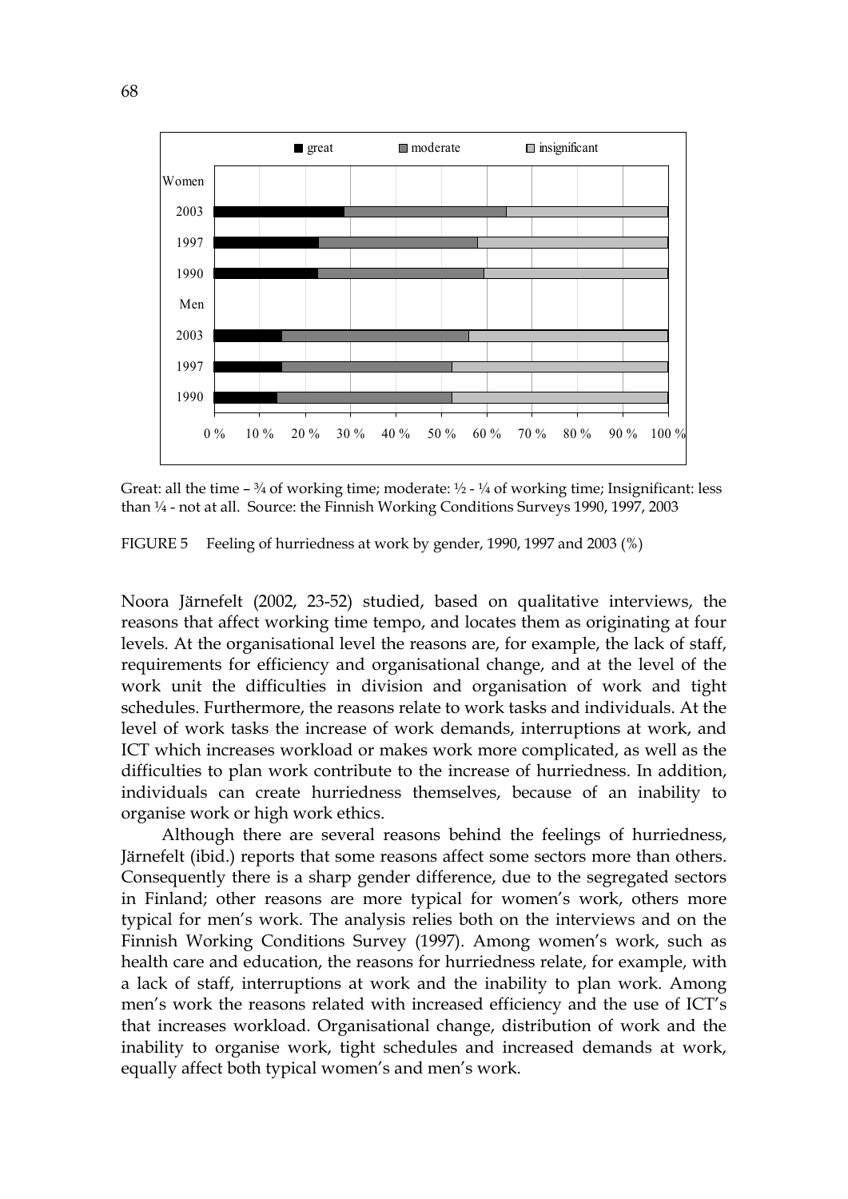Great: all the time – ¾ of working time; moderate: ½ - ¼ of working time; Insignificant: less than ¼ - not at all. Source: the Finnish Working Conditions Surveys 1990, 1997, 2003

FIGURE 5 Feeling of hurriedness at work by gender, 1990, 1997 and 2003 (%)

Noora Järnefelt (2002, 23-52) studied, based on qualitative interviews, the reasons that affect working time tempo, and locates them as originating at four levels. At the organisational level the reasons are, for example, the lack of staff, requirements for efficiency and organisational change, and at the level of the work unit the difficulties in division and organisation of work and tight schedules. Furthermore, the reasons relate to work tasks and individuals. At the level of work tasks the increase of work demands, interruptions at work, and ICT which increases workload or makes work more complicated, as well as the difficulties to plan work contribute to the increase of hurriedness. In addition, individuals can create hurriedness themselves, because of an inability to organise work or high work ethics.

Although there are several reasons behind the feelings of hurriedness, Järnefelt (ibid.) reports that some reasons affect some sectors more than others. Consequently there is a sharp gender difference, due to the segregated sectors in Finland; other reasons are more typical for women's work, others more typical for men's work. The analysis relies both on the interviews and on the Finnish Working Conditions Survey (1997). Among women's work, such as health care and education, the reasons for hurriedness relate, for example, with a lack of staff, interruptions at work and the inability to plan work. Among men's work the reasons related with increased efficiency and the use of ICT's that increases workload. Organisational change, distribution of work and the inability to organise work, tight schedules and increased demands at work, equally affect both typical women's and men's work.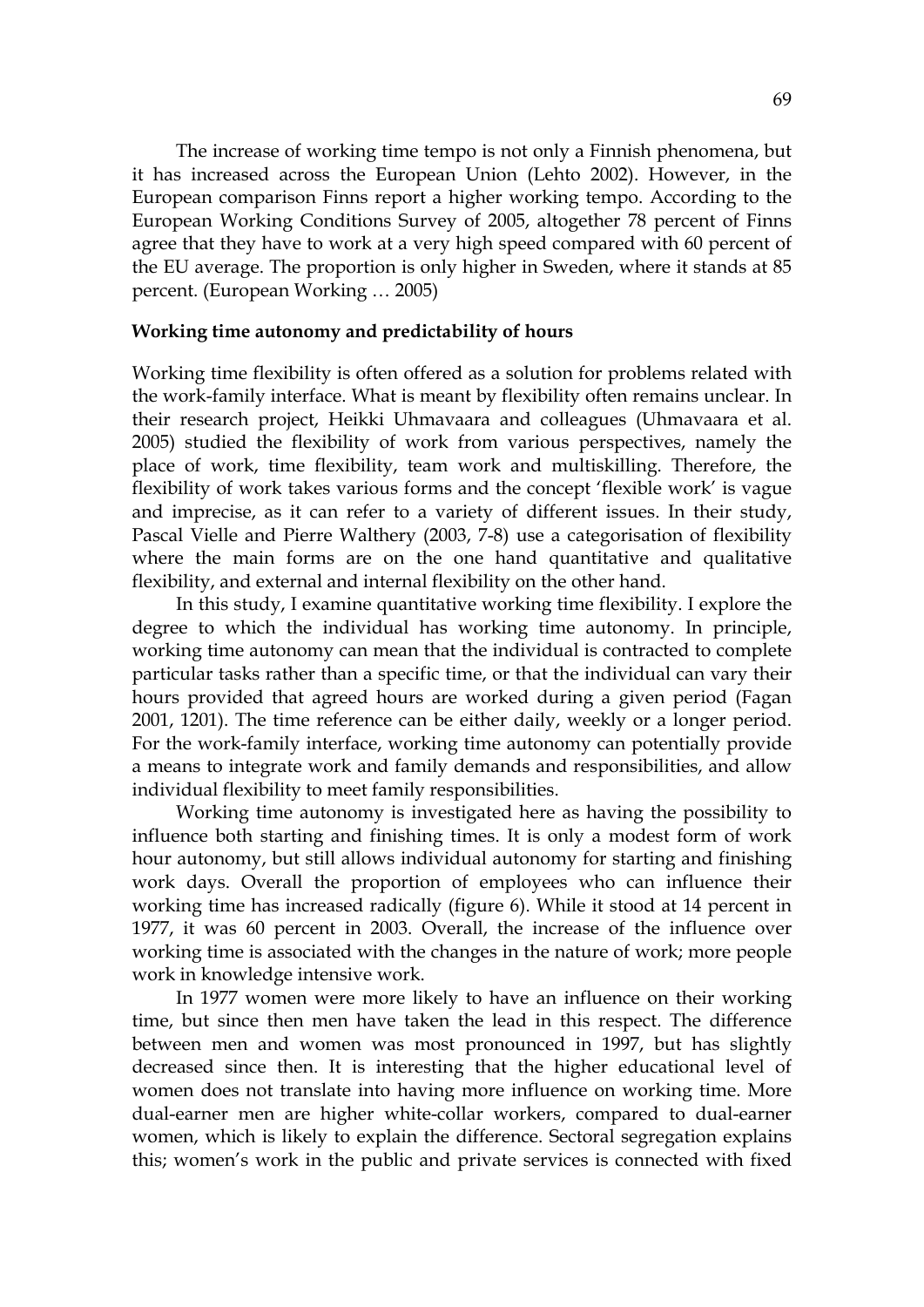The increase of working time tempo is not only a Finnish phenomena, but it has increased across the European Union (Lehto 2002). However, in the European comparison Finns report a higher working tempo. According to the European Working Conditions Survey of 2005, altogether 78 percent of Finns agree that they have to work at a very high speed compared with 60 percent of the EU average. The proportion is only higher in Sweden, where it stands at 85 percent. (European Working … 2005)

**Working time autonomy and predictability of hours**

Working time flexibility is often offered as a solution for problems related with the work-family interface. What is meant by flexibility often remains unclear. In their research project, Heikki Uhmavaara and colleagues (Uhmavaara et al. 2005) studied the flexibility of work from various perspectives, namely the place of work, time flexibility, team work and multiskilling. Therefore, the flexibility of work takes various forms and the concept 'flexible work' is vague and imprecise, as it can refer to a variety of different issues. In their study, Pascal Vielle and Pierre Walthery (2003, 7-8) use a categorisation of flexibility where the main forms are on the one hand quantitative and qualitative flexibility, and external and internal flexibility on the other hand.

In this study, I examine quantitative working time flexibility. I explore the degree to which the individual has working time autonomy. In principle, working time autonomy can mean that the individual is contracted to complete particular tasks rather than a specific time, or that the individual can vary their hours provided that agreed hours are worked during a given period (Fagan 2001, 1201). The time reference can be either daily, weekly or a longer period. For the work-family interface, working time autonomy can potentially provide a means to integrate work and family demands and responsibilities, and allow individual flexibility to meet family responsibilities.

Working time autonomy is investigated here as having the possibility to influence both starting and finishing times. It is only a modest form of work hour autonomy, but still allows individual autonomy for starting and finishing work days. Overall the proportion of employees who can influence their working time has increased radically (figure 6). While it stood at 14 percent in 1977, it was 60 percent in 2003. Overall, the increase of the influence over working time is associated with the changes in the nature of work; more people work in knowledge intensive work.

In 1977 women were more likely to have an influence on their working time, but since then men have taken the lead in this respect. The difference between men and women was most pronounced in 1997, but has slightly decreased since then. It is interesting that the higher educational level of women does not translate into having more influence on working time. More dual-earner men are higher white-collar workers, compared to dual-earner women, which is likely to explain the difference. Sectoral segregation explains this; women's work in the public and private services is connected with fixed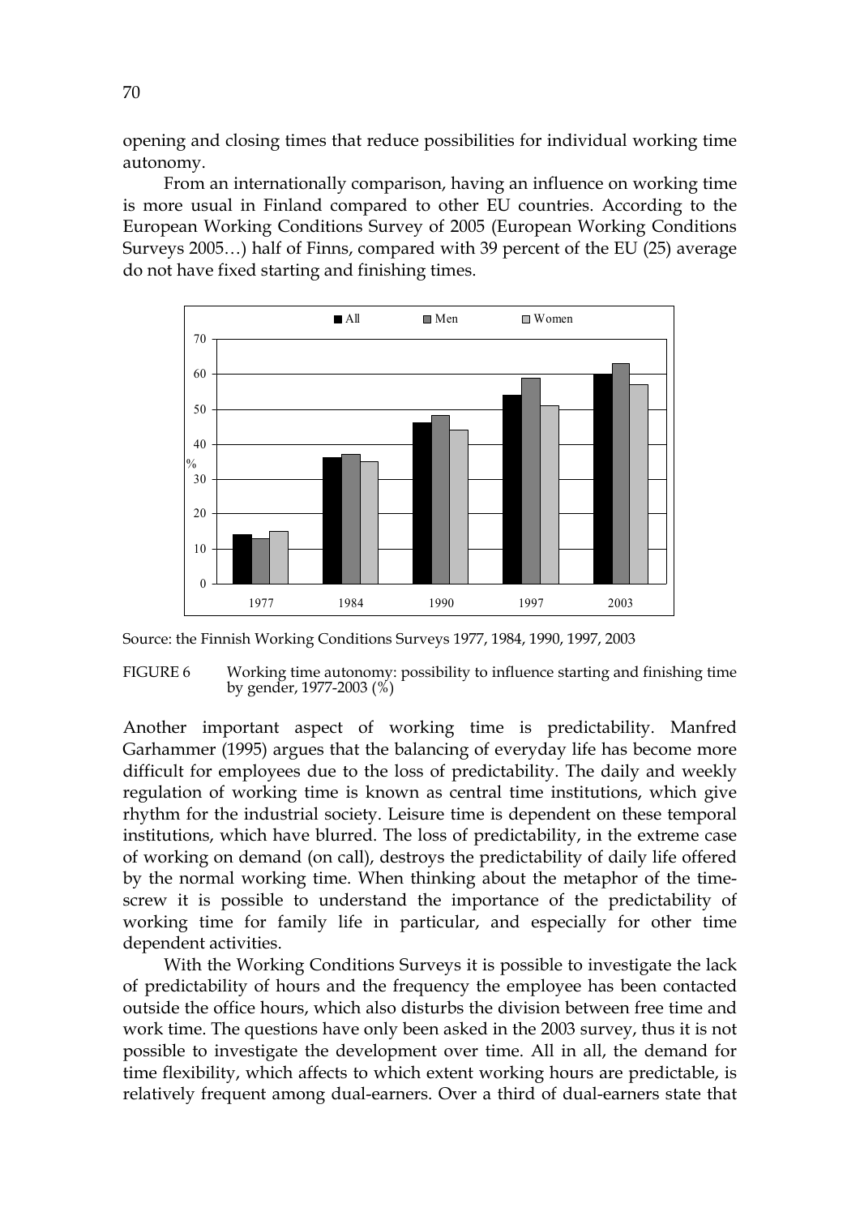opening and closing times that reduce possibilities for individual working time autonomy.

From an internationally comparison, having an influence on working time is more usual in Finland compared to other EU countries. According to the European Working Conditions Survey of 2005 (European Working Conditions Surveys 2005…) half of Finns, compared with 39 percent of the EU (25) average do not have fixed starting and finishing times.

Source: the Finnish Working Conditions Surveys 1977, 1984, 1990, 1997, 2003

FIGURE 6 Working time autonomy: possibility to influence starting and finishing time by gender, 1977-2003 (%)

Another important aspect of working time is predictability. Manfred Garhammer (1995) argues that the balancing of everyday life has become more difficult for employees due to the loss of predictability. The daily and weekly regulation of working time is known as central time institutions, which give rhythm for the industrial society. Leisure time is dependent on these temporal institutions, which have blurred. The loss of predictability, in the extreme case of working on demand (on call), destroys the predictability of daily life offered by the normal working time. When thinking about the metaphor of the time-screw it is possible to understand the importance of the predictability of working time for family life in particular, and especially for other time dependent activities.

With the Working Conditions Surveys it is possible to investigate the lack of predictability of hours and the frequency the employee has been contacted outside the office hours, which also disturbs the division between free time and work time. The questions have only been asked in the 2003 survey, thus it is not possible to investigate the development over time. All in all, the demand for time flexibility, which affects to which extent working hours are predictable, is relatively frequent among dual-earners. Over a third of dual-earners state that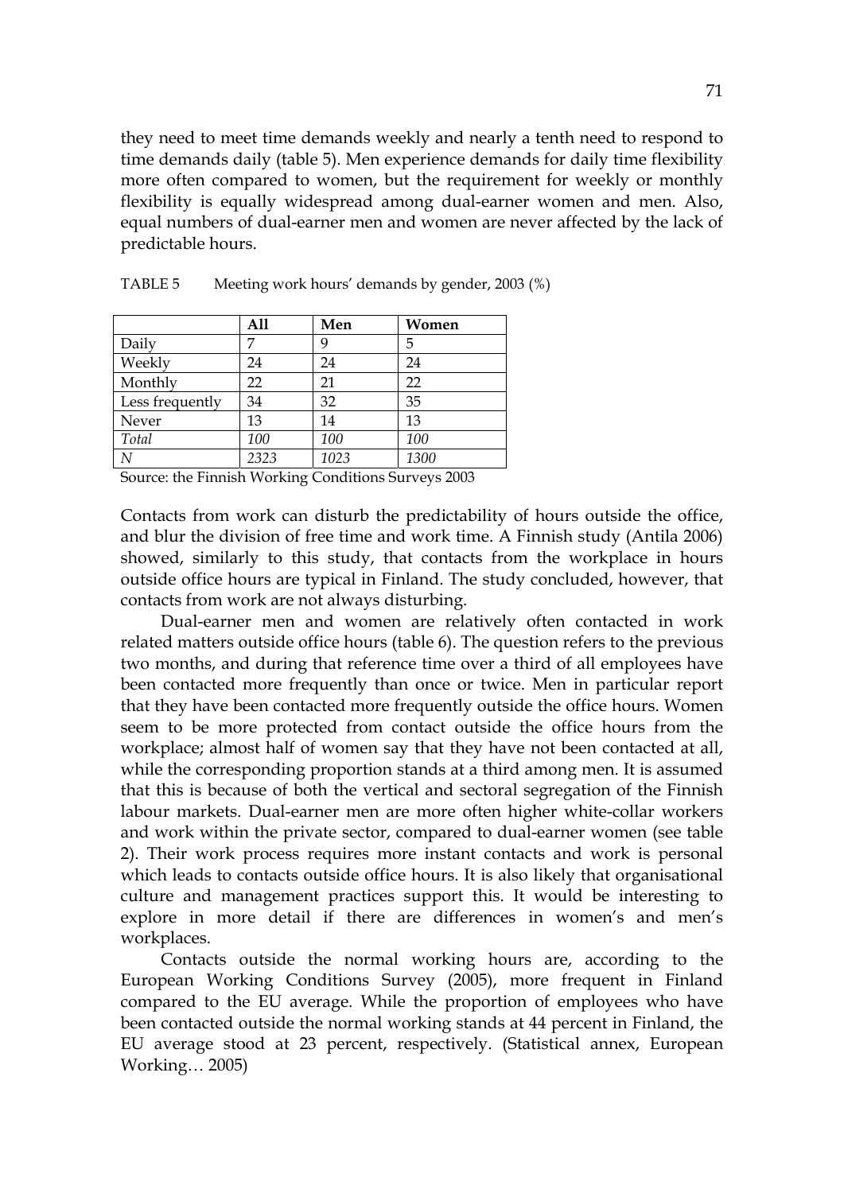they need to meet time demands weekly and nearly a tenth need to respond to time demands daily (table 5). Men experience demands for daily time flexibility more often compared to women, but the requirement for weekly or monthly flexibility is equally widespread among dual-earner women and men. Also, equal numbers of dual-earner men and women are never affected by the lack of predictable hours.

TABLE 5 Meeting work hours' demands by gender, 2003 (%)

| | All | Men | Women |
|---|---|---|---|
| Daily | 7 | 9 | 5 |
| Weekly | 24 | 24 | 24 |
| Monthly | 22 | 21 | 22 |
| Less frequently | 34 | 32 | 35 |
| Never | 13 | 14 | 13 |
| *Total* | *100* | *100* | *100* |
| *N* | *2323* | *1023* | *1300* |

Source: the Finnish Working Conditions Surveys 2003

Contacts from work can disturb the predictability of hours outside the office, and blur the division of free time and work time. A Finnish study (Antila 2006) showed, similarly to this study, that contacts from the workplace in hours outside office hours are typical in Finland. The study concluded, however, that contacts from work are not always disturbing.

Dual-earner men and women are relatively often contacted in work related matters outside office hours (table 6). The question refers to the previous two months, and during that reference time over a third of all employees have been contacted more frequently than once or twice. Men in particular report that they have been contacted more frequently outside the office hours. Women seem to be more protected from contact outside the office hours from the workplace; almost half of women say that they have not been contacted at all, while the corresponding proportion stands at a third among men. It is assumed that this is because of both the vertical and sectoral segregation of the Finnish labour markets. Dual-earner men are more often higher white-collar workers and work within the private sector, compared to dual-earner women (see table 2). Their work process requires more instant contacts and work is personal which leads to contacts outside office hours. It is also likely that organisational culture and management practices support this. It would be interesting to explore in more detail if there are differences in women's and men's workplaces.

Contacts outside the normal working hours are, according to the European Working Conditions Survey (2005), more frequent in Finland compared to the EU average. While the proportion of employees who have been contacted outside the normal working stands at 44 percent in Finland, the EU average stood at 23 percent, respectively. (Statistical annex, European Working… 2005)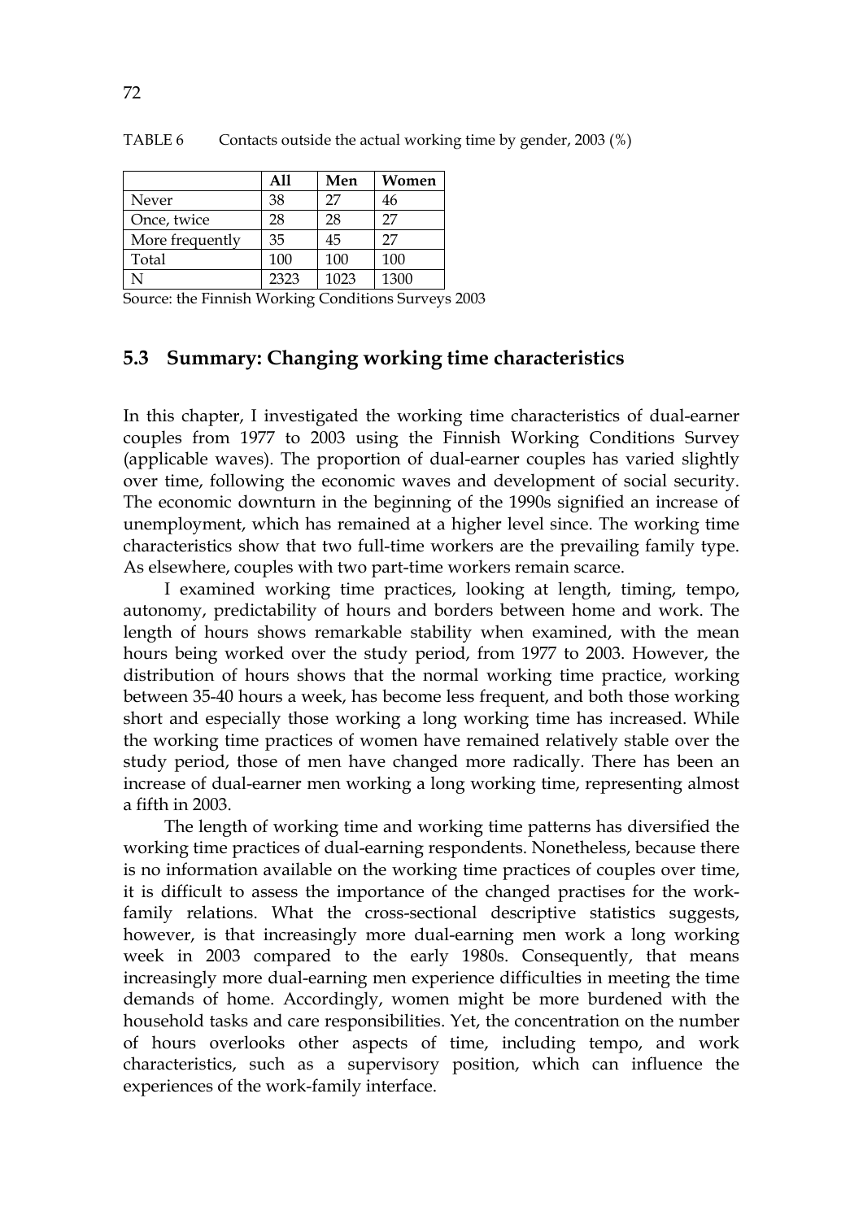TABLE 6 Contacts outside the actual working time by gender, 2003 (%)

| | All | Men | Women |
|---|---|---|---|
| Never | 38 | 27 | 46 |
| Once, twice | 28 | 28 | 27 |
| More frequently | 35 | 45 | 27 |
| Total | 100 | 100 | 100 |
| N | 2323 | 1023 | 1300 |

Source: the Finnish Working Conditions Surveys 2003

## 5.3 Summary: Changing working time characteristics

In this chapter, I investigated the working time characteristics of dual-earner couples from 1977 to 2003 using the Finnish Working Conditions Survey (applicable waves). The proportion of dual-earner couples has varied slightly over time, following the economic waves and development of social security. The economic downturn in the beginning of the 1990s signified an increase of unemployment, which has remained at a higher level since. The working time characteristics show that two full-time workers are the prevailing family type. As elsewhere, couples with two part-time workers remain scarce.

I examined working time practices, looking at length, timing, tempo, autonomy, predictability of hours and borders between home and work. The length of hours shows remarkable stability when examined, with the mean hours being worked over the study period, from 1977 to 2003. However, the distribution of hours shows that the normal working time practice, working between 35-40 hours a week, has become less frequent, and both those working short and especially those working a long working time has increased. While the working time practices of women have remained relatively stable over the study period, those of men have changed more radically. There has been an increase of dual-earner men working a long working time, representing almost a fifth in 2003.

The length of working time and working time patterns has diversified the working time practices of dual-earning respondents. Nonetheless, because there is no information available on the working time practices of couples over time, it is difficult to assess the importance of the changed practises for the work-family relations. What the cross-sectional descriptive statistics suggests, however, is that increasingly more dual-earning men work a long working week in 2003 compared to the early 1980s. Consequently, that means increasingly more dual-earning men experience difficulties in meeting the time demands of home. Accordingly, women might be more burdened with the household tasks and care responsibilities. Yet, the concentration on the number of hours overlooks other aspects of time, including tempo, and work characteristics, such as a supervisory position, which can influence the experiences of the work-family interface.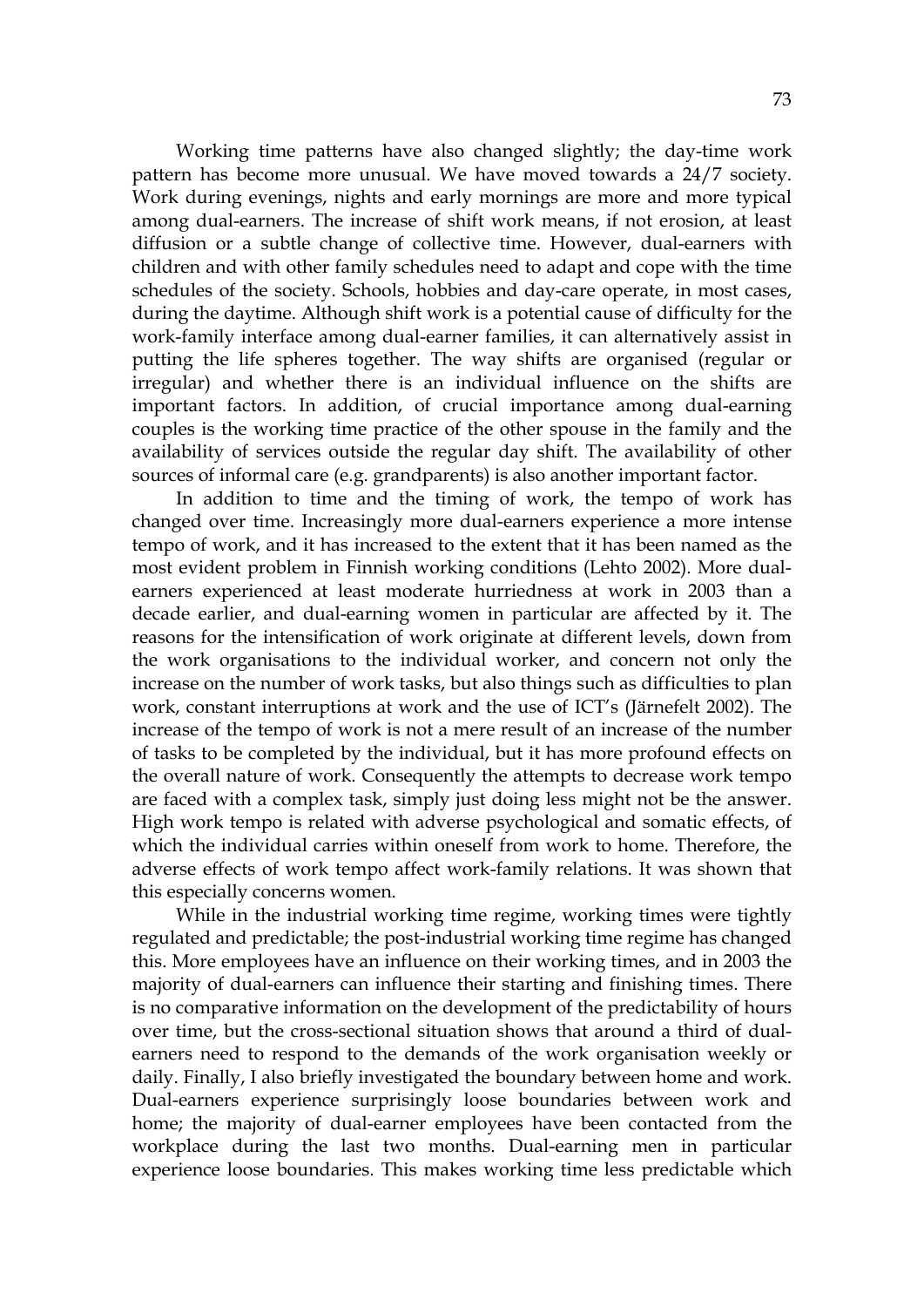Working time patterns have also changed slightly; the day-time work pattern has become more unusual. We have moved towards a 24/7 society. Work during evenings, nights and early mornings are more and more typical among dual-earners. The increase of shift work means, if not erosion, at least diffusion or a subtle change of collective time. However, dual-earners with children and with other family schedules need to adapt and cope with the time schedules of the society. Schools, hobbies and day-care operate, in most cases, during the daytime. Although shift work is a potential cause of difficulty for the work-family interface among dual-earner families, it can alternatively assist in putting the life spheres together. The way shifts are organised (regular or irregular) and whether there is an individual influence on the shifts are important factors. In addition, of crucial importance among dual-earning couples is the working time practice of the other spouse in the family and the availability of services outside the regular day shift. The availability of other sources of informal care (e.g. grandparents) is also another important factor.

In addition to time and the timing of work, the tempo of work has changed over time. Increasingly more dual-earners experience a more intense tempo of work, and it has increased to the extent that it has been named as the most evident problem in Finnish working conditions (Lehto 2002). More dual-earners experienced at least moderate hurriedness at work in 2003 than a decade earlier, and dual-earning women in particular are affected by it. The reasons for the intensification of work originate at different levels, down from the work organisations to the individual worker, and concern not only the increase on the number of work tasks, but also things such as difficulties to plan work, constant interruptions at work and the use of ICT's (Järnefelt 2002). The increase of the tempo of work is not a mere result of an increase of the number of tasks to be completed by the individual, but it has more profound effects on the overall nature of work. Consequently the attempts to decrease work tempo are faced with a complex task, simply just doing less might not be the answer. High work tempo is related with adverse psychological and somatic effects, of which the individual carries within oneself from work to home. Therefore, the adverse effects of work tempo affect work-family relations. It was shown that this especially concerns women.

While in the industrial working time regime, working times were tightly regulated and predictable; the post-industrial working time regime has changed this. More employees have an influence on their working times, and in 2003 the majority of dual-earners can influence their starting and finishing times. There is no comparative information on the development of the predictability of hours over time, but the cross-sectional situation shows that around a third of dual-earners need to respond to the demands of the work organisation weekly or daily. Finally, I also briefly investigated the boundary between home and work. Dual-earners experience surprisingly loose boundaries between work and home; the majority of dual-earner employees have been contacted from the workplace during the last two months. Dual-earning men in particular experience loose boundaries. This makes working time less predictable which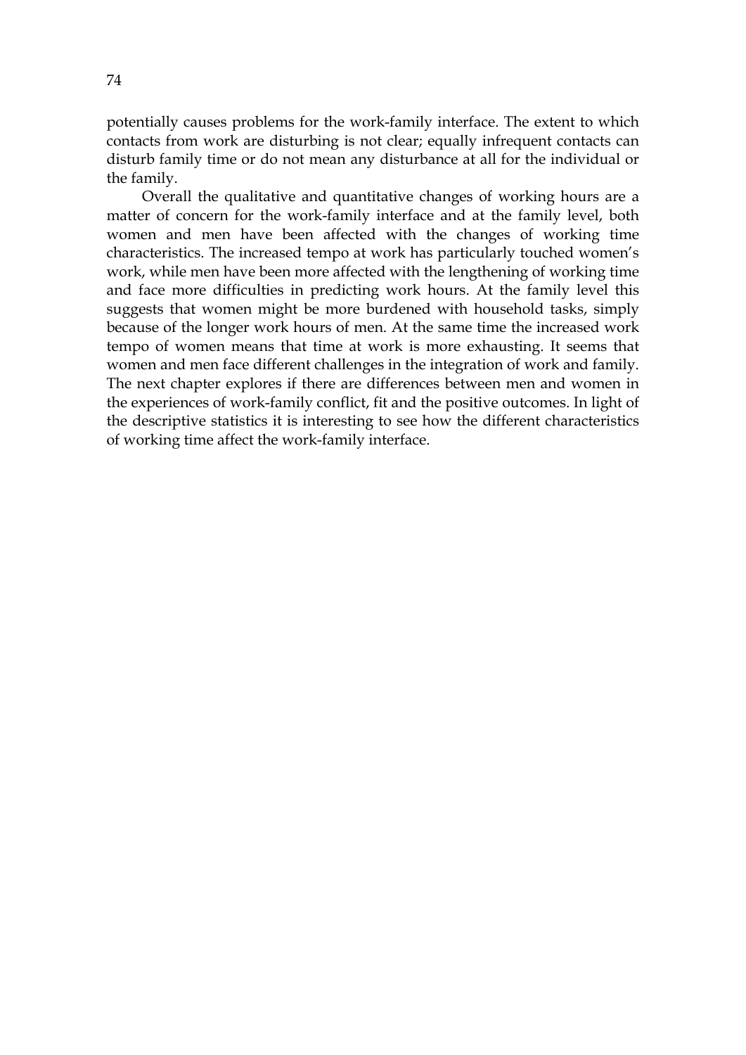potentially causes problems for the work-family interface. The extent to which contacts from work are disturbing is not clear; equally infrequent contacts can disturb family time or do not mean any disturbance at all for the individual or the family.

Overall the qualitative and quantitative changes of working hours are a matter of concern for the work-family interface and at the family level, both women and men have been affected with the changes of working time characteristics. The increased tempo at work has particularly touched women's work, while men have been more affected with the lengthening of working time and face more difficulties in predicting work hours. At the family level this suggests that women might be more burdened with household tasks, simply because of the longer work hours of men. At the same time the increased work tempo of women means that time at work is more exhausting. It seems that women and men face different challenges in the integration of work and family. The next chapter explores if there are differences between men and women in the experiences of work-family conflict, fit and the positive outcomes. In light of the descriptive statistics it is interesting to see how the different characteristics of working time affect the work-family interface.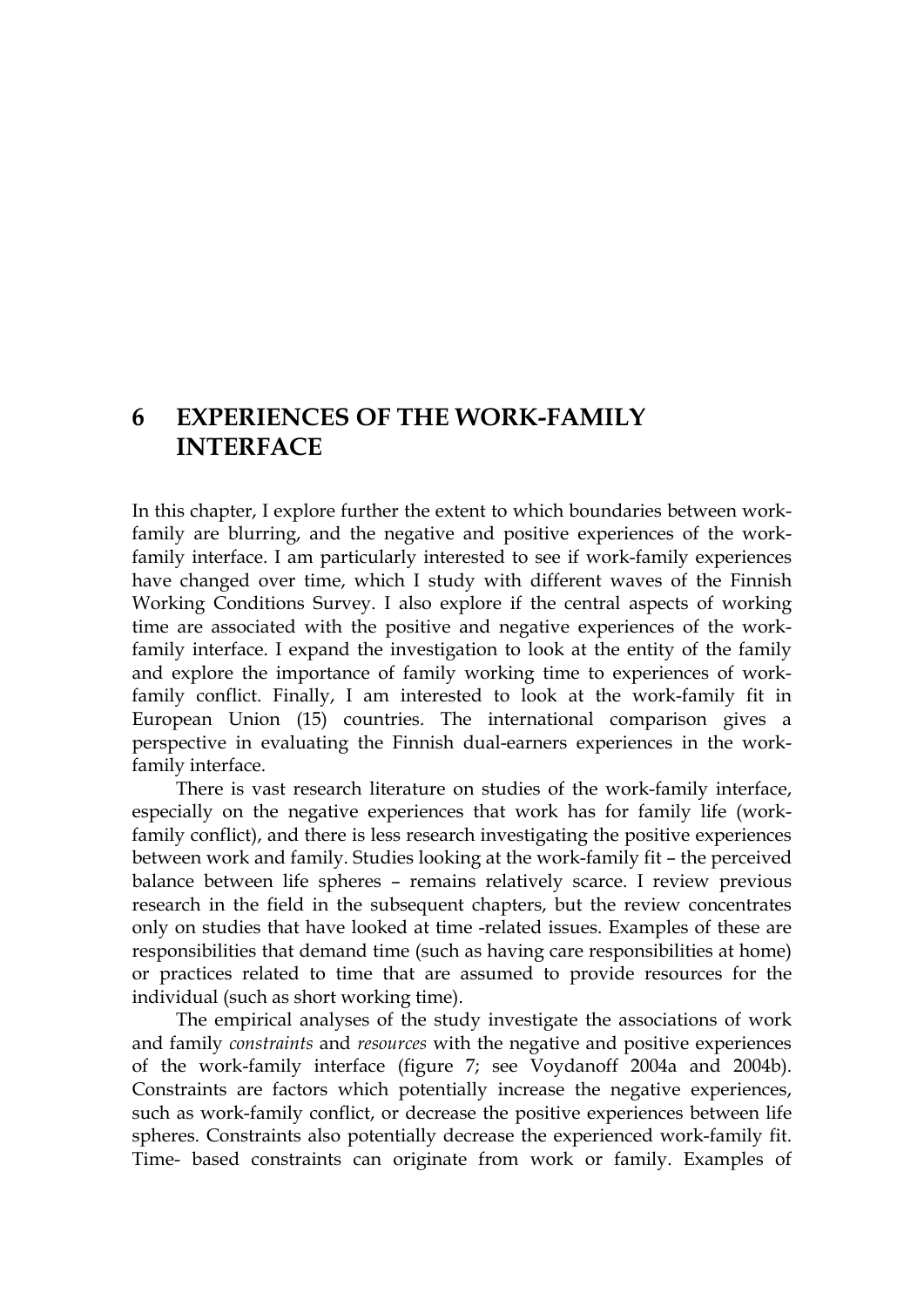# 6 EXPERIENCES OF THE WORK-FAMILY INTERFACE

In this chapter, I explore further the extent to which boundaries between work-family are blurring, and the negative and positive experiences of the work-family interface. I am particularly interested to see if work-family experiences have changed over time, which I study with different waves of the Finnish Working Conditions Survey. I also explore if the central aspects of working time are associated with the positive and negative experiences of the work-family interface. I expand the investigation to look at the entity of the family and explore the importance of family working time to experiences of work-family conflict. Finally, I am interested to look at the work-family fit in European Union (15) countries. The international comparison gives a perspective in evaluating the Finnish dual-earners experiences in the work-family interface.

There is vast research literature on studies of the work-family interface, especially on the negative experiences that work has for family life (work-family conflict), and there is less research investigating the positive experiences between work and family. Studies looking at the work-family fit – the perceived balance between life spheres – remains relatively scarce. I review previous research in the field in the subsequent chapters, but the review concentrates only on studies that have looked at time -related issues. Examples of these are responsibilities that demand time (such as having care responsibilities at home) or practices related to time that are assumed to provide resources for the individual (such as short working time).

The empirical analyses of the study investigate the associations of work and family *constraints* and *resources* with the negative and positive experiences of the work-family interface (figure 7; see Voydanoff 2004a and 2004b). Constraints are factors which potentially increase the negative experiences, such as work-family conflict, or decrease the positive experiences between life spheres. Constraints also potentially decrease the experienced work-family fit. Time- based constraints can originate from work or family. Examples of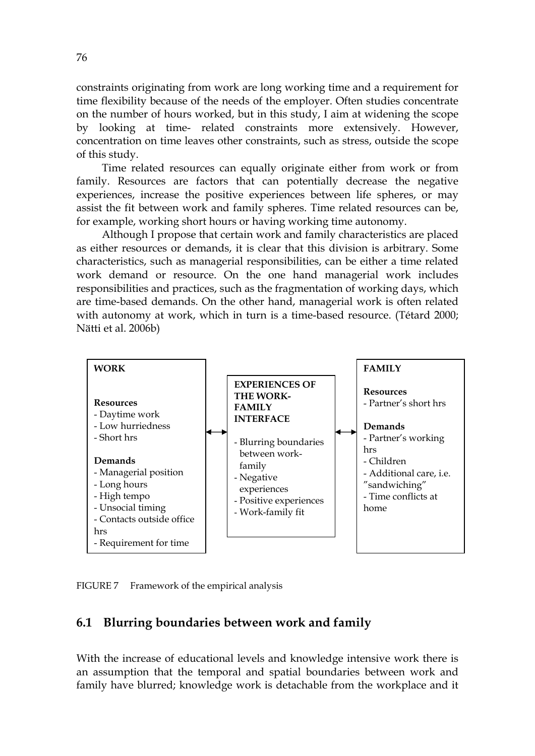constraints originating from work are long working time and a requirement for time flexibility because of the needs of the employer. Often studies concentrate on the number of hours worked, but in this study, I aim at widening the scope by looking at time- related constraints more extensively. However, concentration on time leaves other constraints, such as stress, outside the scope of this study.

Time related resources can equally originate either from work or from family. Resources are factors that can potentially decrease the negative experiences, increase the positive experiences between life spheres, or may assist the fit between work and family spheres. Time related resources can be, for example, working short hours or having working time autonomy.

Although I propose that certain work and family characteristics are placed as either resources or demands, it is clear that this division is arbitrary. Some characteristics, such as managerial responsibilities, can be either a time related work demand or resource. On the one hand managerial work includes responsibilities and practices, such as the fragmentation of working days, which are time-based demands. On the other hand, managerial work is often related with autonomy at work, which in turn is a time-based resource. (Tétard 2000; Nätti et al. 2006b)

| WORK | | EXPERIENCES OF THE WORK-FAMILY INTERFACE | | FAMILY |
|---|---|---|---|---|
| **Resources**<br>- Daytime work<br>- Low hurriedness<br>- Short hrs<br><br>**Demands**<br>- Managerial position<br>- Long hours<br>- High tempo<br>- Unsocial timing<br>- Contacts outside office hrs<br>- Requirement for time | ↔ | - Blurring boundaries between work-family<br>- Negative experiences<br>- Positive experiences<br>- Work-family fit | ↔ | **Resources**<br>- Partner's short hrs<br><br>**Demands**<br>- Partner's working hrs<br>- Children<br>- Additional care, i.e. "sandwiching"<br>- Time conflicts at home |

FIGURE 7 Framework of the empirical analysis

## 6.1 Blurring boundaries between work and family

With the increase of educational levels and knowledge intensive work there is an assumption that the temporal and spatial boundaries between work and family have blurred; knowledge work is detachable from the workplace and it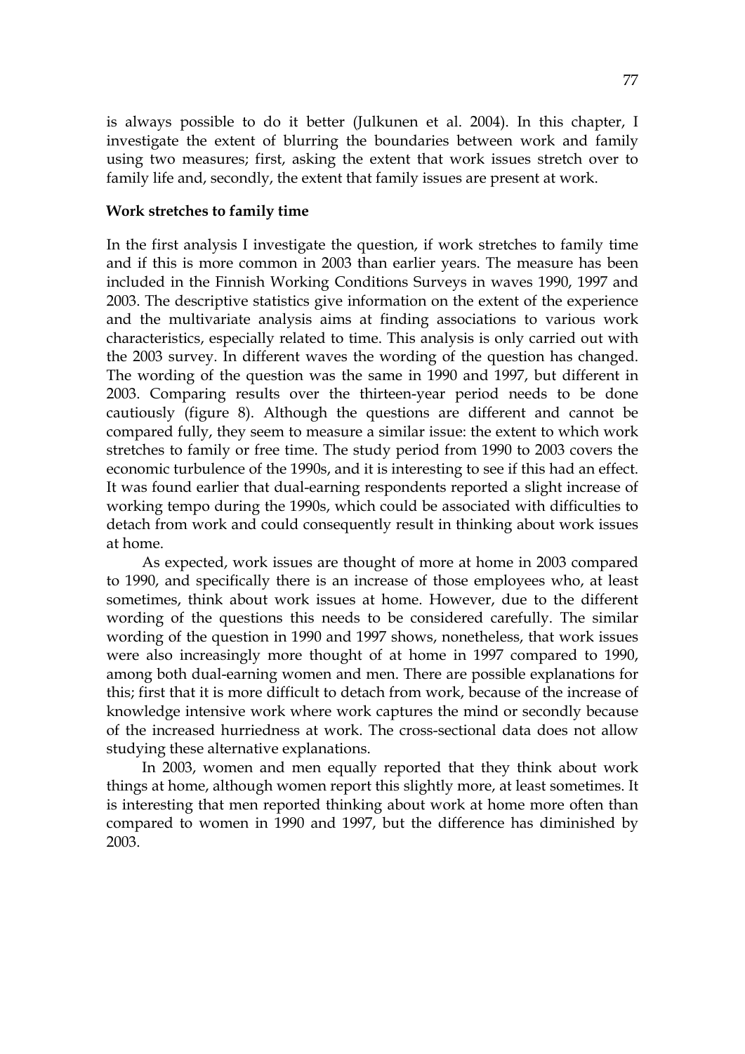is always possible to do it better (Julkunen et al. 2004). In this chapter, I investigate the extent of blurring the boundaries between work and family using two measures; first, asking the extent that work issues stretch over to family life and, secondly, the extent that family issues are present at work.

**Work stretches to family time**

In the first analysis I investigate the question, if work stretches to family time and if this is more common in 2003 than earlier years. The measure has been included in the Finnish Working Conditions Surveys in waves 1990, 1997 and 2003. The descriptive statistics give information on the extent of the experience and the multivariate analysis aims at finding associations to various work characteristics, especially related to time. This analysis is only carried out with the 2003 survey. In different waves the wording of the question has changed. The wording of the question was the same in 1990 and 1997, but different in 2003. Comparing results over the thirteen-year period needs to be done cautiously (figure 8). Although the questions are different and cannot be compared fully, they seem to measure a similar issue: the extent to which work stretches to family or free time. The study period from 1990 to 2003 covers the economic turbulence of the 1990s, and it is interesting to see if this had an effect. It was found earlier that dual-earning respondents reported a slight increase of working tempo during the 1990s, which could be associated with difficulties to detach from work and could consequently result in thinking about work issues at home.

As expected, work issues are thought of more at home in 2003 compared to 1990, and specifically there is an increase of those employees who, at least sometimes, think about work issues at home. However, due to the different wording of the questions this needs to be considered carefully. The similar wording of the question in 1990 and 1997 shows, nonetheless, that work issues were also increasingly more thought of at home in 1997 compared to 1990, among both dual-earning women and men. There are possible explanations for this; first that it is more difficult to detach from work, because of the increase of knowledge intensive work where work captures the mind or secondly because of the increased hurriedness at work. The cross-sectional data does not allow studying these alternative explanations.

In 2003, women and men equally reported that they think about work things at home, although women report this slightly more, at least sometimes. It is interesting that men reported thinking about work at home more often than compared to women in 1990 and 1997, but the difference has diminished by 2003.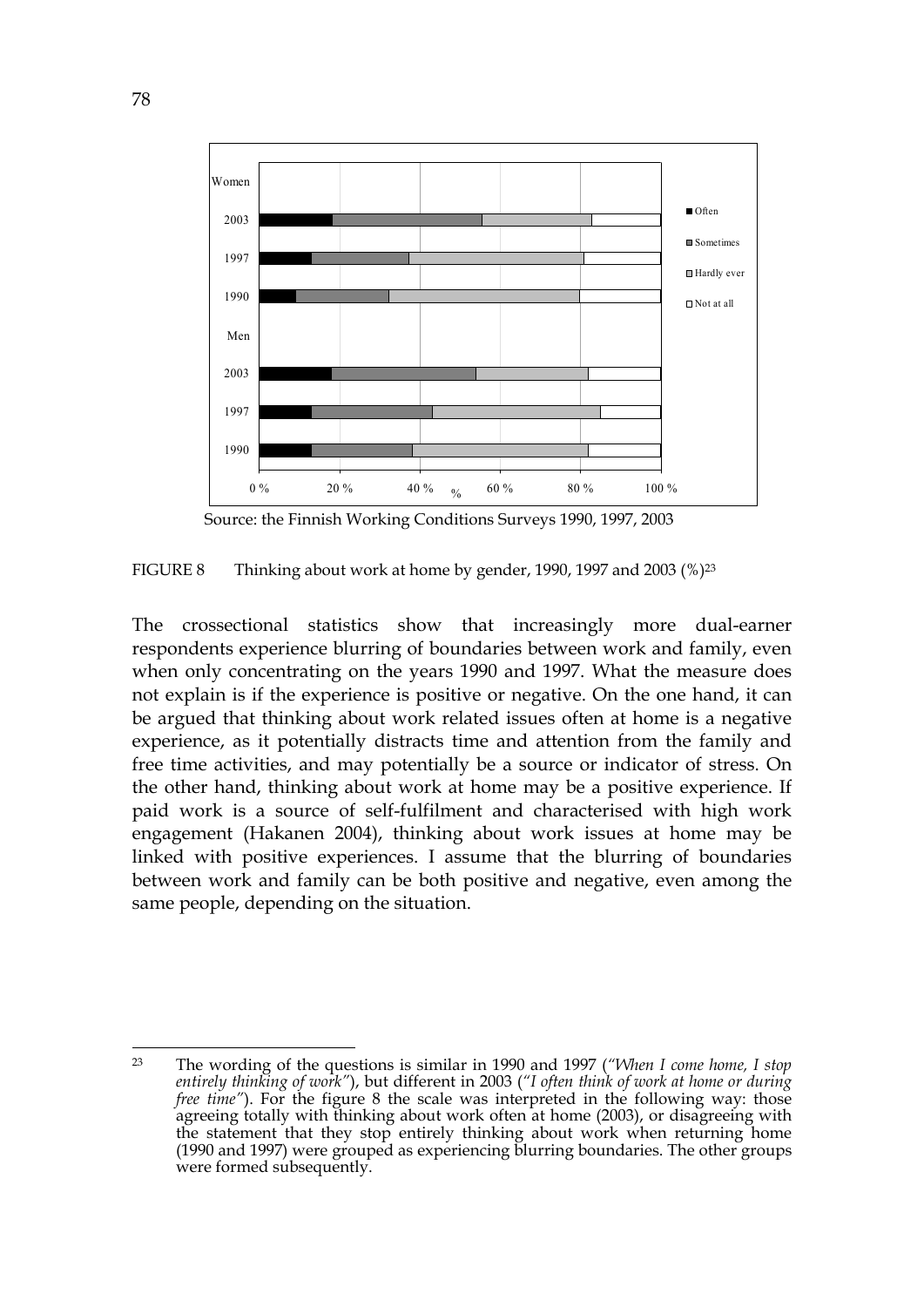Source: the Finnish Working Conditions Surveys 1990, 1997, 2003

FIGURE 8 Thinking about work at home by gender, 1990, 1997 and 2003 (%)[23]

The crossectional statistics show that increasingly more dual-earner respondents experience blurring of boundaries between work and family, even when only concentrating on the years 1990 and 1997. What the measure does not explain is if the experience is positive or negative. On the one hand, it can be argued that thinking about work related issues often at home is a negative experience, as it potentially distracts time and attention from the family and free time activities, and may potentially be a source or indicator of stress. On the other hand, thinking about work at home may be a positive experience. If paid work is a source of self-fulfilment and characterised with high work engagement (Hakanen 2004), thinking about work issues at home may be linked with positive experiences. I assume that the blurring of boundaries between work and family can be both positive and negative, even among the same people, depending on the situation.

---

[23] The wording of the questions is similar in 1990 and 1997 (*"When I come home, I stop entirely thinking of work"*), but different in 2003 (*"I often think of work at home or during free time"*). For the figure 8 the scale was interpreted in the following way: those agreeing totally with thinking about work often at home (2003), or disagreeing with the statement that they stop entirely thinking about work when returning home (1990 and 1997) were grouped as experiencing blurring boundaries. The other groups were formed subsequently.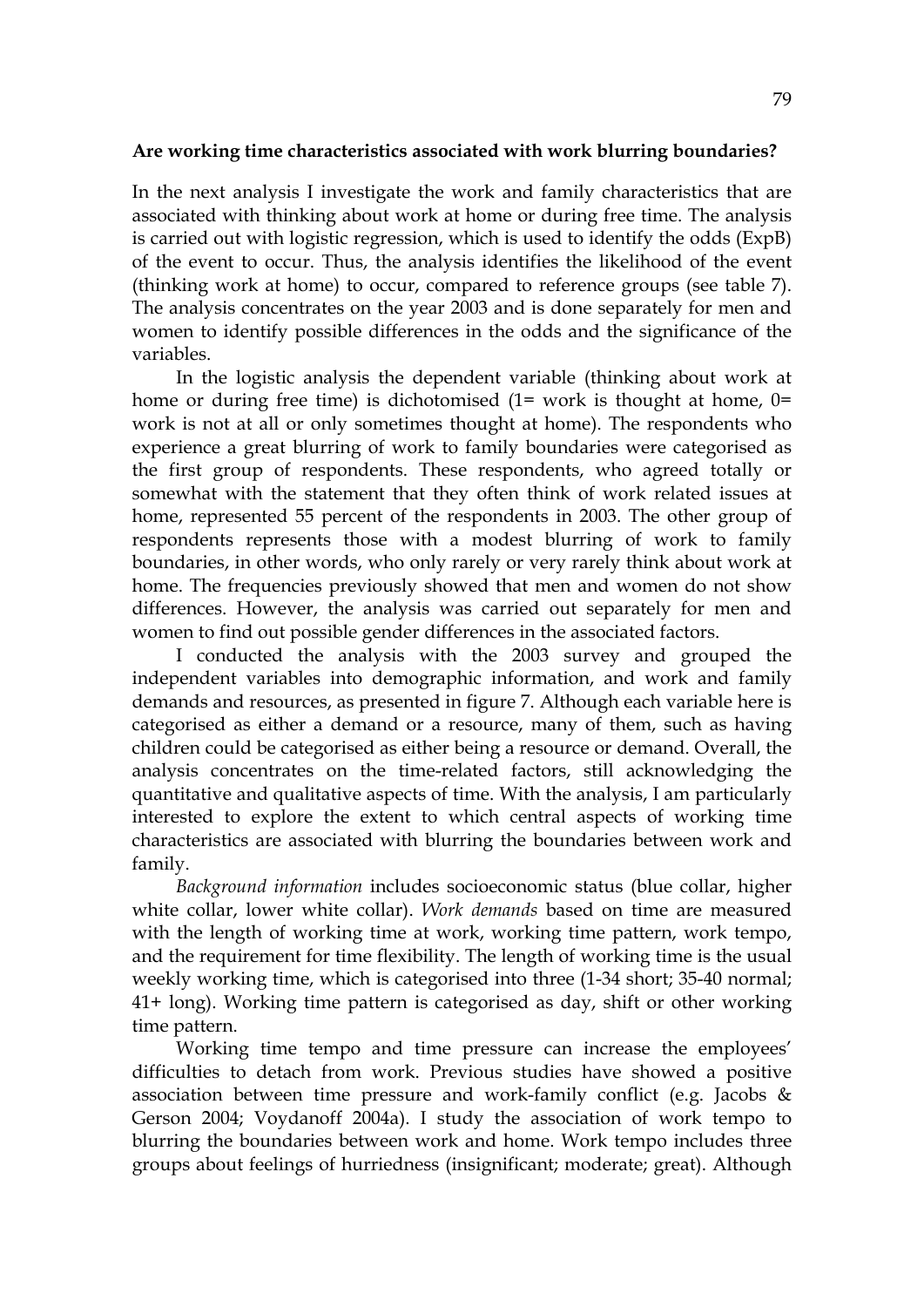**Are working time characteristics associated with work blurring boundaries?**

In the next analysis I investigate the work and family characteristics that are associated with thinking about work at home or during free time. The analysis is carried out with logistic regression, which is used to identify the odds (ExpB) of the event to occur. Thus, the analysis identifies the likelihood of the event (thinking work at home) to occur, compared to reference groups (see table 7). The analysis concentrates on the year 2003 and is done separately for men and women to identify possible differences in the odds and the significance of the variables.

In the logistic analysis the dependent variable (thinking about work at home or during free time) is dichotomised (1= work is thought at home, 0= work is not at all or only sometimes thought at home). The respondents who experience a great blurring of work to family boundaries were categorised as the first group of respondents. These respondents, who agreed totally or somewhat with the statement that they often think of work related issues at home, represented 55 percent of the respondents in 2003. The other group of respondents represents those with a modest blurring of work to family boundaries, in other words, who only rarely or very rarely think about work at home. The frequencies previously showed that men and women do not show differences. However, the analysis was carried out separately for men and women to find out possible gender differences in the associated factors.

I conducted the analysis with the 2003 survey and grouped the independent variables into demographic information, and work and family demands and resources, as presented in figure 7. Although each variable here is categorised as either a demand or a resource, many of them, such as having children could be categorised as either being a resource or demand. Overall, the analysis concentrates on the time-related factors, still acknowledging the quantitative and qualitative aspects of time. With the analysis, I am particularly interested to explore the extent to which central aspects of working time characteristics are associated with blurring the boundaries between work and family.

*Background information* includes socioeconomic status (blue collar, higher white collar, lower white collar). *Work demands* based on time are measured with the length of working time at work, working time pattern, work tempo, and the requirement for time flexibility. The length of working time is the usual weekly working time, which is categorised into three (1-34 short; 35-40 normal; 41+ long). Working time pattern is categorised as day, shift or other working time pattern.

Working time tempo and time pressure can increase the employees' difficulties to detach from work. Previous studies have showed a positive association between time pressure and work-family conflict (e.g. Jacobs & Gerson 2004; Voydanoff 2004a). I study the association of work tempo to blurring the boundaries between work and home. Work tempo includes three groups about feelings of hurriedness (insignificant; moderate; great). Although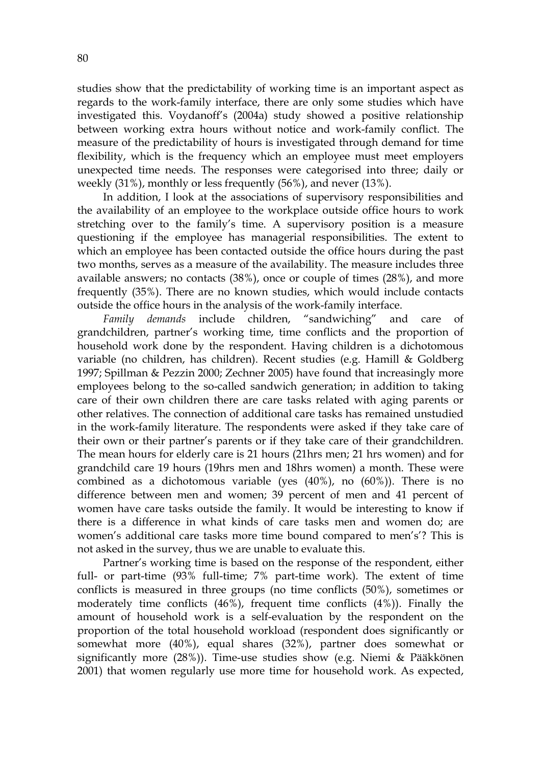studies show that the predictability of working time is an important aspect as regards to the work-family interface, there are only some studies which have investigated this. Voydanoff's (2004a) study showed a positive relationship between working extra hours without notice and work-family conflict. The measure of the predictability of hours is investigated through demand for time flexibility, which is the frequency which an employee must meet employers unexpected time needs. The responses were categorised into three; daily or weekly (31%), monthly or less frequently (56%), and never (13%).

In addition, I look at the associations of supervisory responsibilities and the availability of an employee to the workplace outside office hours to work stretching over to the family's time. A supervisory position is a measure questioning if the employee has managerial responsibilities. The extent to which an employee has been contacted outside the office hours during the past two months, serves as a measure of the availability. The measure includes three available answers; no contacts (38%), once or couple of times (28%), and more frequently (35%). There are no known studies, which would include contacts outside the office hours in the analysis of the work-family interface.

*Family demands* include children, "sandwiching" and care of grandchildren, partner's working time, time conflicts and the proportion of household work done by the respondent. Having children is a dichotomous variable (no children, has children). Recent studies (e.g. Hamill & Goldberg 1997; Spillman & Pezzin 2000; Zechner 2005) have found that increasingly more employees belong to the so-called sandwich generation; in addition to taking care of their own children there are care tasks related with aging parents or other relatives. The connection of additional care tasks has remained unstudied in the work-family literature. The respondents were asked if they take care of their own or their partner's parents or if they take care of their grandchildren. The mean hours for elderly care is 21 hours (21hrs men; 21 hrs women) and for grandchild care 19 hours (19hrs men and 18hrs women) a month. These were combined as a dichotomous variable (yes (40%), no (60%)). There is no difference between men and women; 39 percent of men and 41 percent of women have care tasks outside the family. It would be interesting to know if there is a difference in what kinds of care tasks men and women do; are women's additional care tasks more time bound compared to men's'? This is not asked in the survey, thus we are unable to evaluate this.

Partner's working time is based on the response of the respondent, either full- or part-time (93% full-time; 7% part-time work). The extent of time conflicts is measured in three groups (no time conflicts (50%), sometimes or moderately time conflicts (46%), frequent time conflicts (4%)). Finally the amount of household work is a self-evaluation by the respondent on the proportion of the total household workload (respondent does significantly or somewhat more (40%), equal shares (32%), partner does somewhat or significantly more (28%)). Time-use studies show (e.g. Niemi & Pääkkönen 2001) that women regularly use more time for household work. As expected,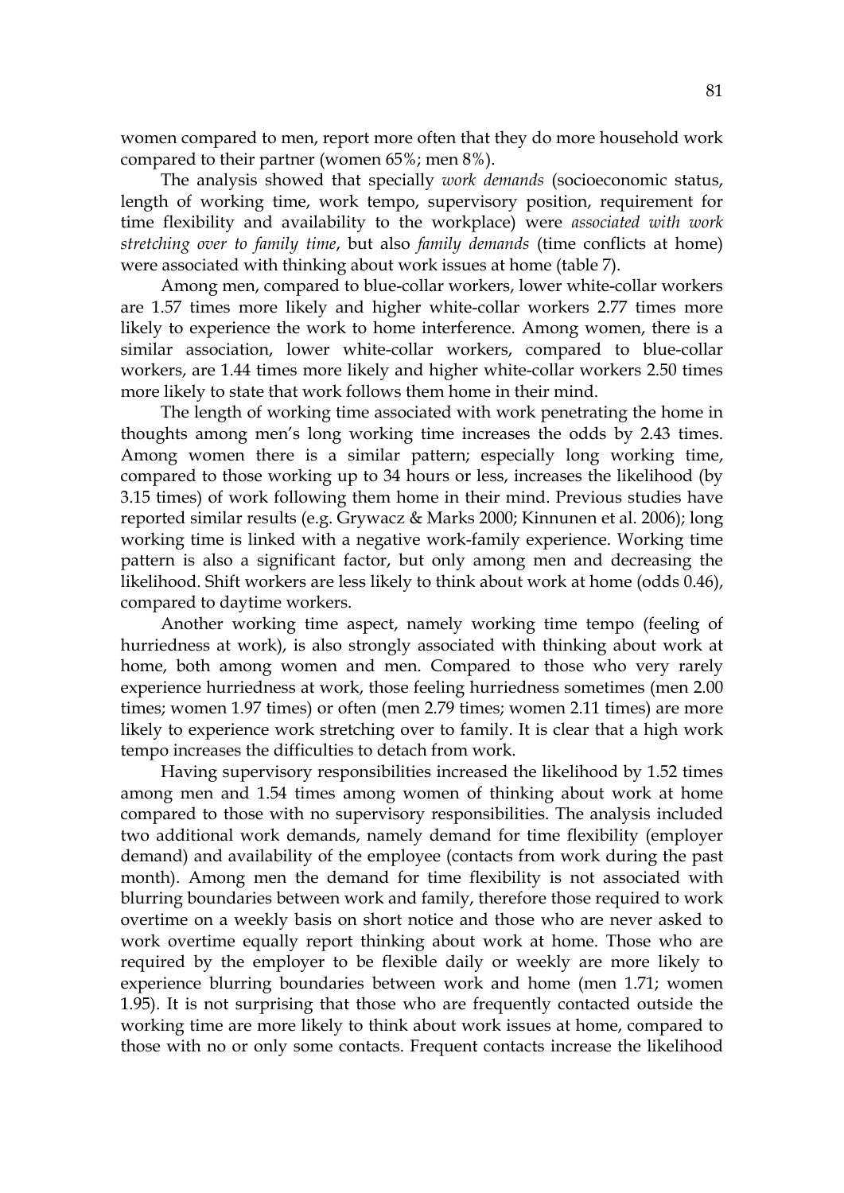women compared to men, report more often that they do more household work compared to their partner (women 65%; men 8%).

The analysis showed that specially *work demands* (socioeconomic status, length of working time, work tempo, supervisory position, requirement for time flexibility and availability to the workplace) were *associated with work stretching over to family time*, but also *family demands* (time conflicts at home) were associated with thinking about work issues at home (table 7).

Among men, compared to blue-collar workers, lower white-collar workers are 1.57 times more likely and higher white-collar workers 2.77 times more likely to experience the work to home interference. Among women, there is a similar association, lower white-collar workers, compared to blue-collar workers, are 1.44 times more likely and higher white-collar workers 2.50 times more likely to state that work follows them home in their mind.

The length of working time associated with work penetrating the home in thoughts among men's long working time increases the odds by 2.43 times. Among women there is a similar pattern; especially long working time, compared to those working up to 34 hours or less, increases the likelihood (by 3.15 times) of work following them home in their mind. Previous studies have reported similar results (e.g. Grywacz & Marks 2000; Kinnunen et al. 2006); long working time is linked with a negative work-family experience. Working time pattern is also a significant factor, but only among men and decreasing the likelihood. Shift workers are less likely to think about work at home (odds 0.46), compared to daytime workers.

Another working time aspect, namely working time tempo (feeling of hurriedness at work), is also strongly associated with thinking about work at home, both among women and men. Compared to those who very rarely experience hurriedness at work, those feeling hurriedness sometimes (men 2.00 times; women 1.97 times) or often (men 2.79 times; women 2.11 times) are more likely to experience work stretching over to family. It is clear that a high work tempo increases the difficulties to detach from work.

Having supervisory responsibilities increased the likelihood by 1.52 times among men and 1.54 times among women of thinking about work at home compared to those with no supervisory responsibilities. The analysis included two additional work demands, namely demand for time flexibility (employer demand) and availability of the employee (contacts from work during the past month). Among men the demand for time flexibility is not associated with blurring boundaries between work and family, therefore those required to work overtime on a weekly basis on short notice and those who are never asked to work overtime equally report thinking about work at home. Those who are required by the employer to be flexible daily or weekly are more likely to experience blurring boundaries between work and home (men 1.71; women 1.95). It is not surprising that those who are frequently contacted outside the working time are more likely to think about work issues at home, compared to those with no or only some contacts. Frequent contacts increase the likelihood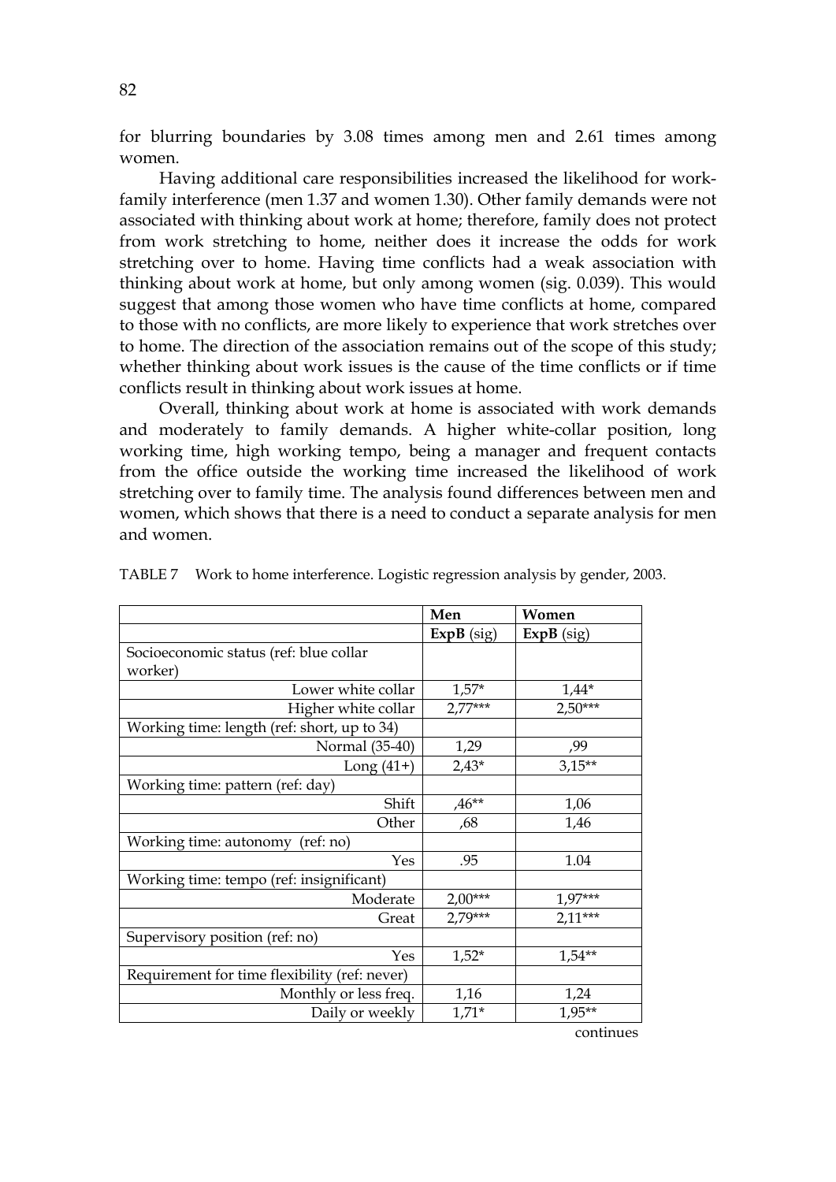for blurring boundaries by 3.08 times among men and 2.61 times among women.

Having additional care responsibilities increased the likelihood for work-family interference (men 1.37 and women 1.30). Other family demands were not associated with thinking about work at home; therefore, family does not protect from work stretching to home, neither does it increase the odds for work stretching over to home. Having time conflicts had a weak association with thinking about work at home, but only among women (sig. 0.039). This would suggest that among those women who have time conflicts at home, compared to those with no conflicts, are more likely to experience that work stretches over to home. The direction of the association remains out of the scope of this study; whether thinking about work issues is the cause of the time conflicts or if time conflicts result in thinking about work issues at home.

Overall, thinking about work at home is associated with work demands and moderately to family demands. A higher white-collar position, long working time, high working tempo, being a manager and frequent contacts from the office outside the working time increased the likelihood of work stretching over to family time. The analysis found differences between men and women, which shows that there is a need to conduct a separate analysis for men and women.

TABLE 7 Work to home interference. Logistic regression analysis by gender, 2003.

| | Men | Women |
|---|---|---|
| | **ExpB** (sig) | **ExpB** (sig) |
| Socioeconomic status (ref: blue collar worker) | | |
| Lower white collar | 1,57* | 1,44* |
| Higher white collar | 2,77*** | 2,50*** |
| Working time: length (ref: short, up to 34) | | |
| Normal (35-40) | 1,29 | ,99 |
| Long (41+) | 2,43* | 3,15** |
| Working time: pattern (ref: day) | | |
| Shift | ,46** | 1,06 |
| Other | ,68 | 1,46 |
| Working time: autonomy (ref: no) | | |
| Yes | .95 | 1.04 |
| Working time: tempo (ref: insignificant) | | |
| Moderate | 2,00*** | 1,97*** |
| Great | 2,79*** | 2,11*** |
| Supervisory position (ref: no) | | |
| Yes | 1,52* | 1,54** |
| Requirement for time flexibility (ref: never) | | |
| Monthly or less freq. | 1,16 | 1,24 |
| Daily or weekly | 1,71* | 1,95** |

continues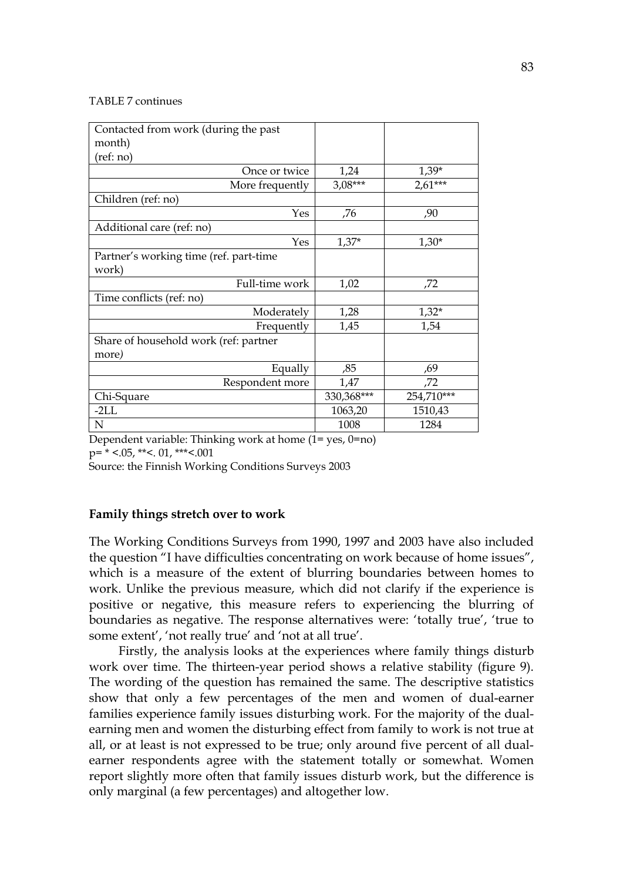TABLE 7 continues

| | | |
|---|---|---|
| Contacted from work (during the past month) (ref: no) | | |
| Once or twice | 1,24 | 1,39* |
| More frequently | 3,08*** | 2,61*** |
| Children (ref: no) | | |
| Yes | ,76 | ,90 |
| Additional care (ref: no) | | |
| Yes | 1,37* | 1,30* |
| Partner's working time (ref. part-time work) | | |
| Full-time work | 1,02 | ,72 |
| Time conflicts (ref: no) | | |
| Moderately | 1,28 | 1,32* |
| Frequently | 1,45 | 1,54 |
| Share of household work (ref: partner more) | | |
| Equally | ,85 | ,69 |
| Respondent more | 1,47 | ,72 |
| Chi-Square | 330,368*** | 254,710*** |
| -2LL | 1063,20 | 1510,43 |
| N | 1008 | 1284 |

Dependent variable: Thinking work at home (1= yes, 0=no)
p= * <.05, **<. 01, ***<.001
Source: the Finnish Working Conditions Surveys 2003

**Family things stretch over to work**

The Working Conditions Surveys from 1990, 1997 and 2003 have also included the question "I have difficulties concentrating on work because of home issues", which is a measure of the extent of blurring boundaries between homes to work. Unlike the previous measure, which did not clarify if the experience is positive or negative, this measure refers to experiencing the blurring of boundaries as negative. The response alternatives were: 'totally true', 'true to some extent', 'not really true' and 'not at all true'.

Firstly, the analysis looks at the experiences where family things disturb work over time. The thirteen-year period shows a relative stability (figure 9). The wording of the question has remained the same. The descriptive statistics show that only a few percentages of the men and women of dual-earner families experience family issues disturbing work. For the majority of the dual-earning men and women the disturbing effect from family to work is not true at all, or at least is not expressed to be true; only around five percent of all dual-earner respondents agree with the statement totally or somewhat. Women report slightly more often that family issues disturb work, but the difference is only marginal (a few percentages) and altogether low.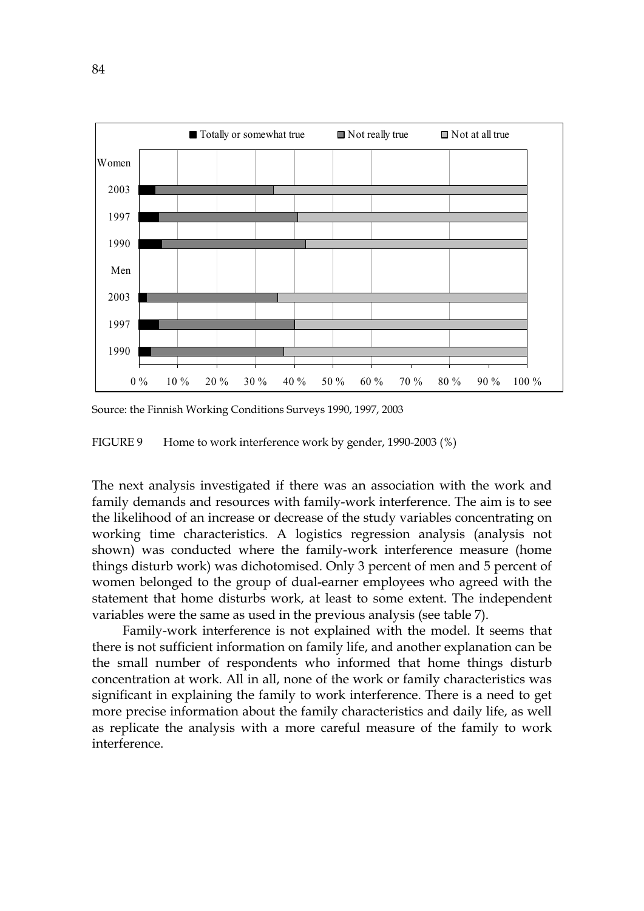Source: the Finnish Working Conditions Surveys 1990, 1997, 2003

FIGURE 9 Home to work interference work by gender, 1990-2003 (%)

The next analysis investigated if there was an association with the work and family demands and resources with family-work interference. The aim is to see the likelihood of an increase or decrease of the study variables concentrating on working time characteristics. A logistics regression analysis (analysis not shown) was conducted where the family-work interference measure (home things disturb work) was dichotomised. Only 3 percent of men and 5 percent of women belonged to the group of dual-earner employees who agreed with the statement that home disturbs work, at least to some extent. The independent variables were the same as used in the previous analysis (see table 7).

Family-work interference is not explained with the model. It seems that there is not sufficient information on family life, and another explanation can be the small number of respondents who informed that home things disturb concentration at work. All in all, none of the work or family characteristics was significant in explaining the family to work interference. There is a need to get more precise information about the family characteristics and daily life, as well as replicate the analysis with a more careful measure of the family to work interference.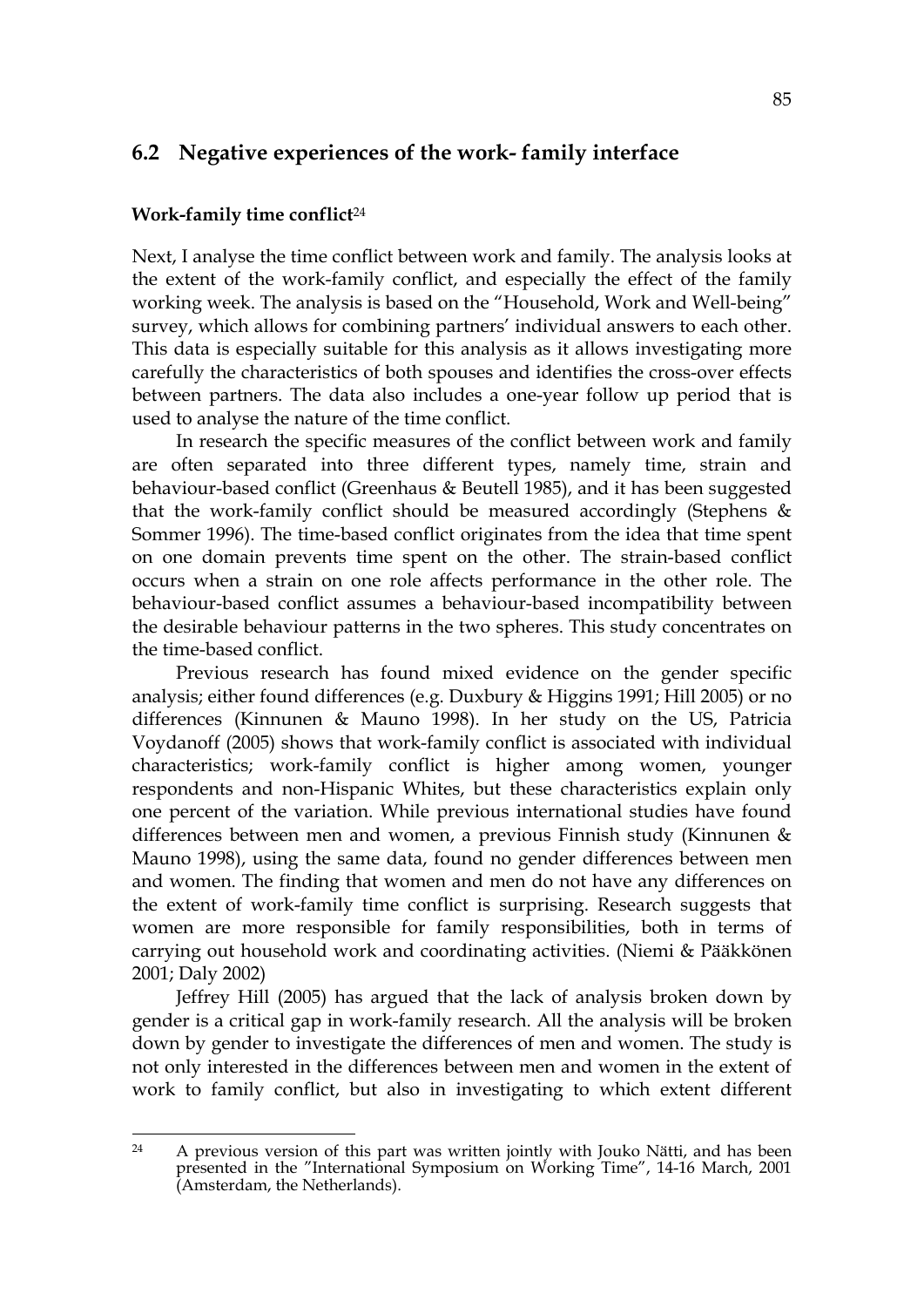## 6.2 Negative experiences of the work- family interface

### Work-family time conflict[24]

Next, I analyse the time conflict between work and family. The analysis looks at the extent of the work-family conflict, and especially the effect of the family working week. The analysis is based on the "Household, Work and Well-being" survey, which allows for combining partners' individual answers to each other. This data is especially suitable for this analysis as it allows investigating more carefully the characteristics of both spouses and identifies the cross-over effects between partners. The data also includes a one-year follow up period that is used to analyse the nature of the time conflict.

In research the specific measures of the conflict between work and family are often separated into three different types, namely time, strain and behaviour-based conflict (Greenhaus & Beutell 1985), and it has been suggested that the work-family conflict should be measured accordingly (Stephens & Sommer 1996). The time-based conflict originates from the idea that time spent on one domain prevents time spent on the other. The strain-based conflict occurs when a strain on one role affects performance in the other role. The behaviour-based conflict assumes a behaviour-based incompatibility between the desirable behaviour patterns in the two spheres. This study concentrates on the time-based conflict.

Previous research has found mixed evidence on the gender specific analysis; either found differences (e.g. Duxbury & Higgins 1991; Hill 2005) or no differences (Kinnunen & Mauno 1998). In her study on the US, Patricia Voydanoff (2005) shows that work-family conflict is associated with individual characteristics; work-family conflict is higher among women, younger respondents and non-Hispanic Whites, but these characteristics explain only one percent of the variation. While previous international studies have found differences between men and women, a previous Finnish study (Kinnunen & Mauno 1998), using the same data, found no gender differences between men and women. The finding that women and men do not have any differences on the extent of work-family time conflict is surprising. Research suggests that women are more responsible for family responsibilities, both in terms of carrying out household work and coordinating activities. (Niemi & Pääkkönen 2001; Daly 2002)

Jeffrey Hill (2005) has argued that the lack of analysis broken down by gender is a critical gap in work-family research. All the analysis will be broken down by gender to investigate the differences of men and women. The study is not only interested in the differences between men and women in the extent of work to family conflict, but also in investigating to which extent different

---

[24] A previous version of this part was written jointly with Jouko Nätti, and has been presented in the "International Symposium on Working Time", 14-16 March, 2001 (Amsterdam, the Netherlands).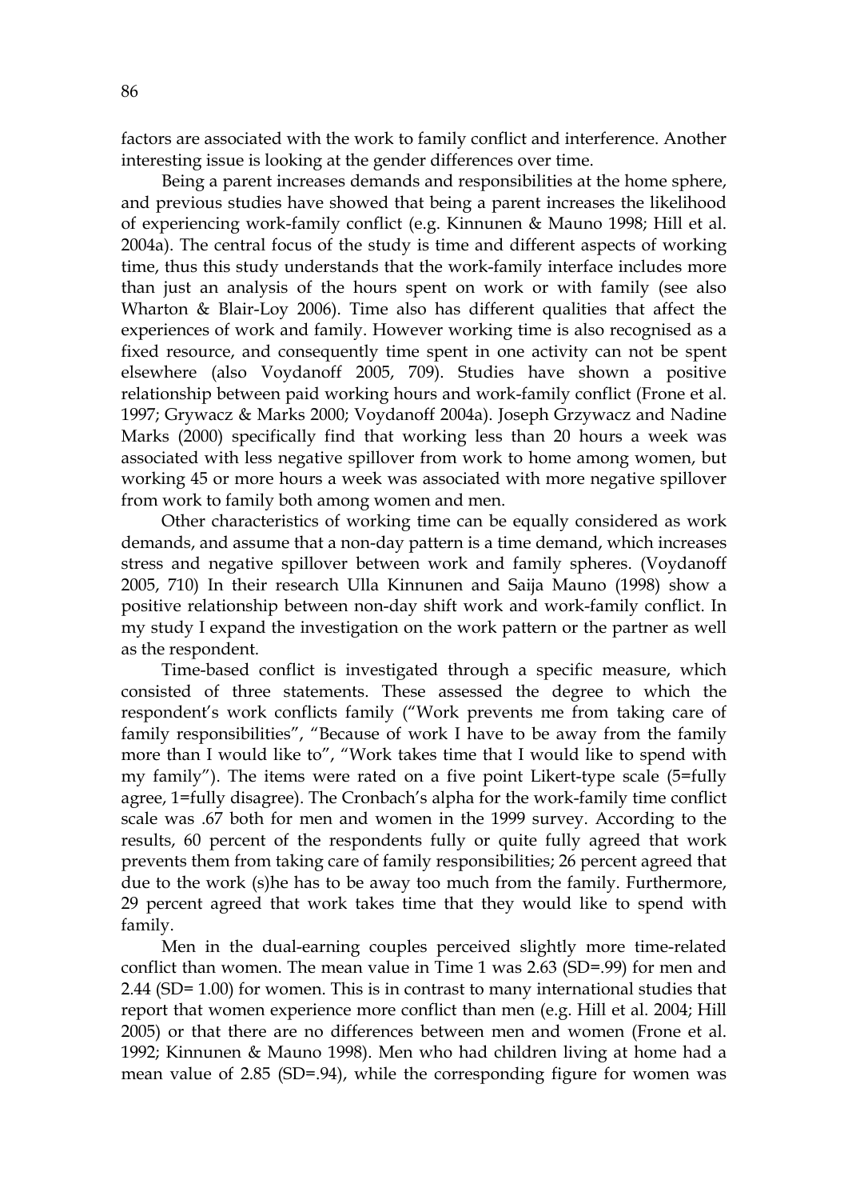factors are associated with the work to family conflict and interference. Another interesting issue is looking at the gender differences over time.

Being a parent increases demands and responsibilities at the home sphere, and previous studies have showed that being a parent increases the likelihood of experiencing work-family conflict (e.g. Kinnunen & Mauno 1998; Hill et al. 2004a). The central focus of the study is time and different aspects of working time, thus this study understands that the work-family interface includes more than just an analysis of the hours spent on work or with family (see also Wharton & Blair-Loy 2006). Time also has different qualities that affect the experiences of work and family. However working time is also recognised as a fixed resource, and consequently time spent in one activity can not be spent elsewhere (also Voydanoff 2005, 709). Studies have shown a positive relationship between paid working hours and work-family conflict (Frone et al. 1997; Grywacz & Marks 2000; Voydanoff 2004a). Joseph Grzywacz and Nadine Marks (2000) specifically find that working less than 20 hours a week was associated with less negative spillover from work to home among women, but working 45 or more hours a week was associated with more negative spillover from work to family both among women and men.

Other characteristics of working time can be equally considered as work demands, and assume that a non-day pattern is a time demand, which increases stress and negative spillover between work and family spheres. (Voydanoff 2005, 710) In their research Ulla Kinnunen and Saija Mauno (1998) show a positive relationship between non-day shift work and work-family conflict. In my study I expand the investigation on the work pattern or the partner as well as the respondent.

Time-based conflict is investigated through a specific measure, which consisted of three statements. These assessed the degree to which the respondent's work conflicts family ("Work prevents me from taking care of family responsibilities", "Because of work I have to be away from the family more than I would like to", "Work takes time that I would like to spend with my family"). The items were rated on a five point Likert-type scale (5=fully agree, 1=fully disagree). The Cronbach's alpha for the work-family time conflict scale was .67 both for men and women in the 1999 survey. According to the results, 60 percent of the respondents fully or quite fully agreed that work prevents them from taking care of family responsibilities; 26 percent agreed that due to the work (s)he has to be away too much from the family. Furthermore, 29 percent agreed that work takes time that they would like to spend with family.

Men in the dual-earning couples perceived slightly more time-related conflict than women. The mean value in Time 1 was 2.63 (SD=.99) for men and 2.44 (SD= 1.00) for women. This is in contrast to many international studies that report that women experience more conflict than men (e.g. Hill et al. 2004; Hill 2005) or that there are no differences between men and women (Frone et al. 1992; Kinnunen & Mauno 1998). Men who had children living at home had a mean value of 2.85 (SD=.94), while the corresponding figure for women was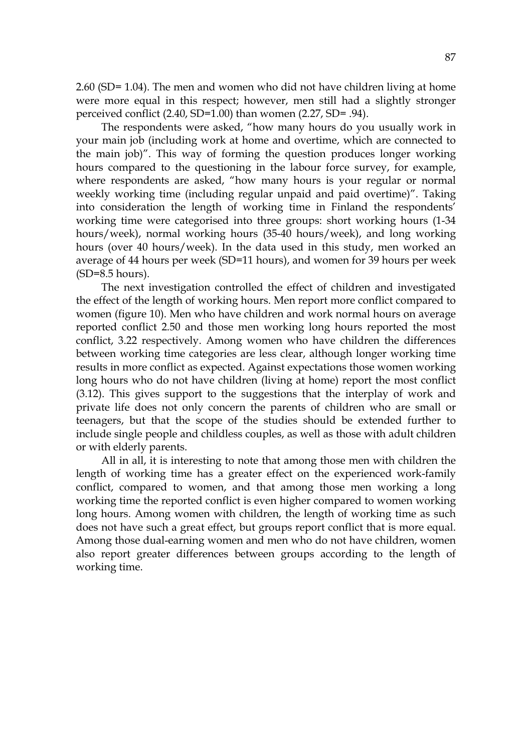2.60 (SD= 1.04). The men and women who did not have children living at home were more equal in this respect; however, men still had a slightly stronger perceived conflict (2.40, SD=1.00) than women (2.27, SD= .94).

The respondents were asked, “how many hours do you usually work in your main job (including work at home and overtime, which are connected to the main job)”. This way of forming the question produces longer working hours compared to the questioning in the labour force survey, for example, where respondents are asked, “how many hours is your regular or normal weekly working time (including regular unpaid and paid overtime)”. Taking into consideration the length of working time in Finland the respondents’ working time were categorised into three groups: short working hours (1-34 hours/week), normal working hours (35-40 hours/week), and long working hours (over 40 hours/week). In the data used in this study, men worked an average of 44 hours per week (SD=11 hours), and women for 39 hours per week (SD=8.5 hours).

The next investigation controlled the effect of children and investigated the effect of the length of working hours. Men report more conflict compared to women (figure 10). Men who have children and work normal hours on average reported conflict 2.50 and those men working long hours reported the most conflict, 3.22 respectively. Among women who have children the differences between working time categories are less clear, although longer working time results in more conflict as expected. Against expectations those women working long hours who do not have children (living at home) report the most conflict (3.12). This gives support to the suggestions that the interplay of work and private life does not only concern the parents of children who are small or teenagers, but that the scope of the studies should be extended further to include single people and childless couples, as well as those with adult children or with elderly parents.

All in all, it is interesting to note that among those men with children the length of working time has a greater effect on the experienced work-family conflict, compared to women, and that among those men working a long working time the reported conflict is even higher compared to women working long hours. Among women with children, the length of working time as such does not have such a great effect, but groups report conflict that is more equal. Among those dual-earning women and men who do not have children, women also report greater differences between groups according to the length of working time.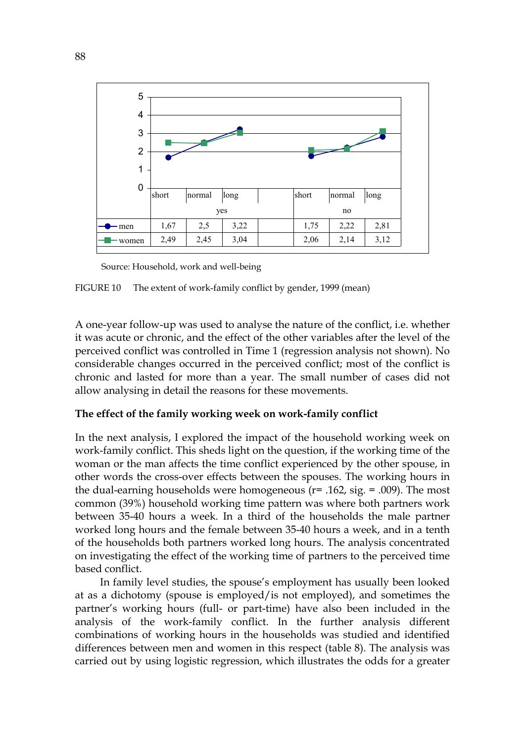|  | short | normal | long |  | short | normal | long |
|---|---|---|---|---|---|---|---|
|  | yes | | | | no | | |
| men | 1,67 | 2,5 | 3,22 |  | 1,75 | 2,22 | 2,81 |
| women | 2,49 | 2,45 | 3,04 |  | 2,06 | 2,14 | 3,12 |

Source: Household, work and well-being

FIGURE 10 The extent of work-family conflict by gender, 1999 (mean)

A one-year follow-up was used to analyse the nature of the conflict, i.e. whether it was acute or chronic, and the effect of the other variables after the level of the perceived conflict was controlled in Time 1 (regression analysis not shown). No considerable changes occurred in the perceived conflict; most of the conflict is chronic and lasted for more than a year. The small number of cases did not allow analysing in detail the reasons for these movements.

**The effect of the family working week on work-family conflict**

In the next analysis, I explored the impact of the household working week on work-family conflict. This sheds light on the question, if the working time of the woman or the man affects the time conflict experienced by the other spouse, in other words the cross-over effects between the spouses. The working hours in the dual-earning households were homogeneous (r= .162, sig. = .009). The most common (39%) household working time pattern was where both partners work between 35-40 hours a week. In a third of the households the male partner worked long hours and the female between 35-40 hours a week, and in a tenth of the households both partners worked long hours. The analysis concentrated on investigating the effect of the working time of partners to the perceived time based conflict.

In family level studies, the spouse's employment has usually been looked at as a dichotomy (spouse is employed/is not employed), and sometimes the partner's working hours (full- or part-time) have also been included in the analysis of the work-family conflict. In the further analysis different combinations of working hours in the households was studied and identified differences between men and women in this respect (table 8). The analysis was carried out by using logistic regression, which illustrates the odds for a greater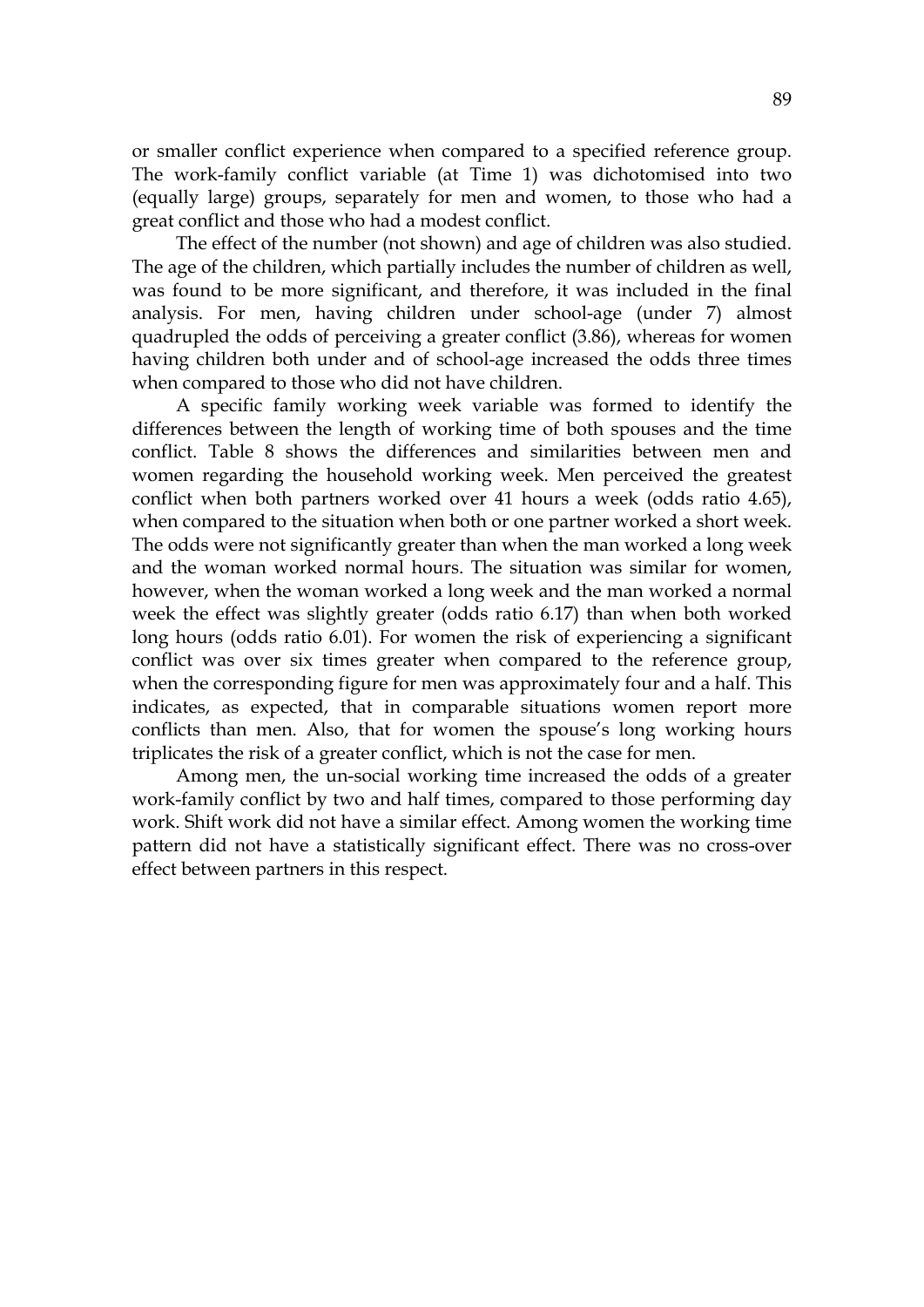or smaller conflict experience when compared to a specified reference group. The work-family conflict variable (at Time 1) was dichotomised into two (equally large) groups, separately for men and women, to those who had a great conflict and those who had a modest conflict.

The effect of the number (not shown) and age of children was also studied. The age of the children, which partially includes the number of children as well, was found to be more significant, and therefore, it was included in the final analysis. For men, having children under school-age (under 7) almost quadrupled the odds of perceiving a greater conflict (3.86), whereas for women having children both under and of school-age increased the odds three times when compared to those who did not have children.

A specific family working week variable was formed to identify the differences between the length of working time of both spouses and the time conflict. Table 8 shows the differences and similarities between men and women regarding the household working week. Men perceived the greatest conflict when both partners worked over 41 hours a week (odds ratio 4.65), when compared to the situation when both or one partner worked a short week. The odds were not significantly greater than when the man worked a long week and the woman worked normal hours. The situation was similar for women, however, when the woman worked a long week and the man worked a normal week the effect was slightly greater (odds ratio 6.17) than when both worked long hours (odds ratio 6.01). For women the risk of experiencing a significant conflict was over six times greater when compared to the reference group, when the corresponding figure for men was approximately four and a half. This indicates, as expected, that in comparable situations women report more conflicts than men. Also, that for women the spouse's long working hours triplicates the risk of a greater conflict, which is not the case for men.

Among men, the un-social working time increased the odds of a greater work-family conflict by two and half times, compared to those performing day work. Shift work did not have a similar effect. Among women the working time pattern did not have a statistically significant effect. There was no cross-over effect between partners in this respect.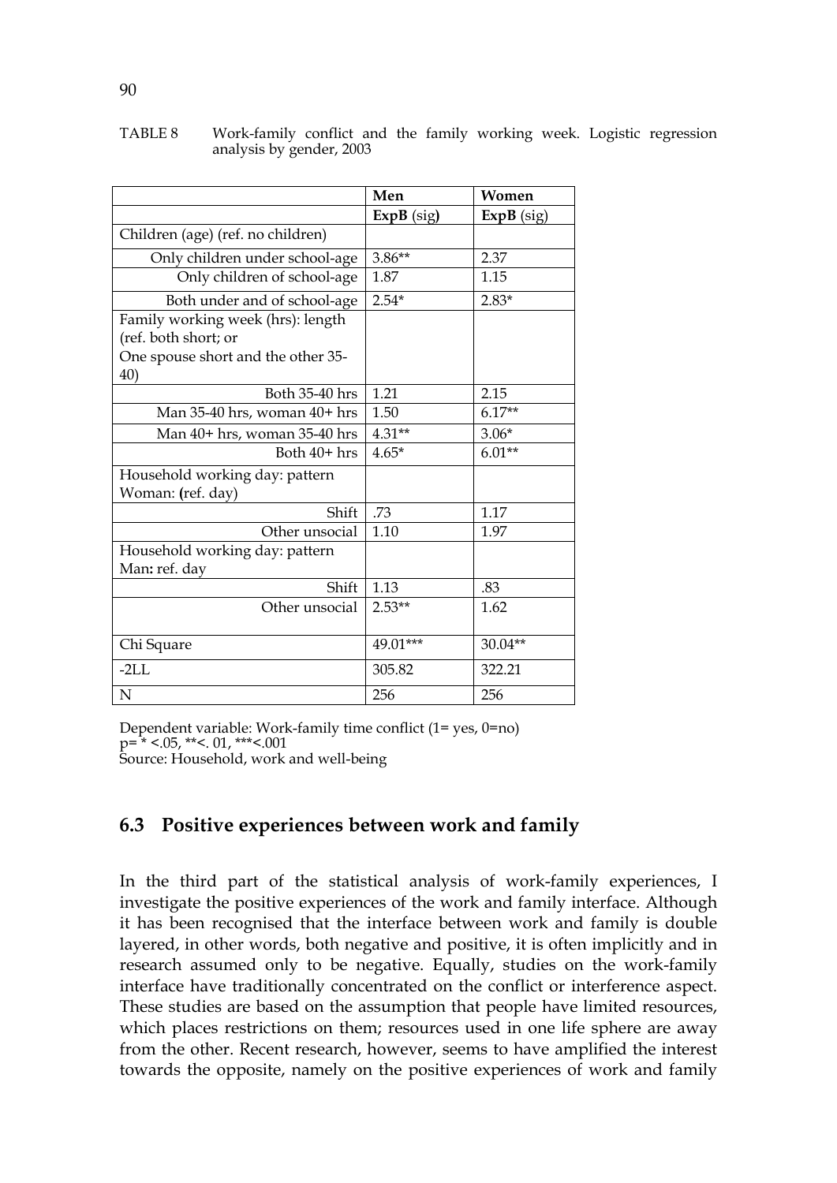TABLE 8 Work-family conflict and the family working week. Logistic regression analysis by gender, 2003

| | Men | Women |
|---|---|---|
| | **ExpB** (sig) | **ExpB** (sig) |
| Children (age) (ref. no children) | | |
| Only children under school-age | 3.86** | 2.37 |
| Only children of school-age | 1.87 | 1.15 |
| Both under and of school-age | 2.54* | 2.83* |
| Family working week (hrs): length (ref. both short; or One spouse short and the other 35-40) | | |
| Both 35-40 hrs | 1.21 | 2.15 |
| Man 35-40 hrs, woman 40+ hrs | 1.50 | 6.17** |
| Man 40+ hrs, woman 35-40 hrs | 4.31** | 3.06* |
| Both 40+ hrs | 4.65* | 6.01** |
| Household working day: pattern Woman: (ref. day) | | |
| Shift | .73 | 1.17 |
| Other unsocial | 1.10 | 1.97 |
| Household working day: pattern Man: ref. day | | |
| Shift | 1.13 | .83 |
| Other unsocial | 2.53** | 1.62 |
| Chi Square | 49.01*** | 30.04** |
| -2LL | 305.82 | 322.21 |
| N | 256 | 256 |

Dependent variable: Work-family time conflict (1= yes, 0=no)
p= * <.05, **<. 01, ***<.001
Source: Household, work and well-being

## 6.3 Positive experiences between work and family

In the third part of the statistical analysis of work-family experiences, I investigate the positive experiences of the work and family interface. Although it has been recognised that the interface between work and family is double layered, in other words, both negative and positive, it is often implicitly and in research assumed only to be negative. Equally, studies on the work-family interface have traditionally concentrated on the conflict or interference aspect. These studies are based on the assumption that people have limited resources, which places restrictions on them; resources used in one life sphere are away from the other. Recent research, however, seems to have amplified the interest towards the opposite, namely on the positive experiences of work and family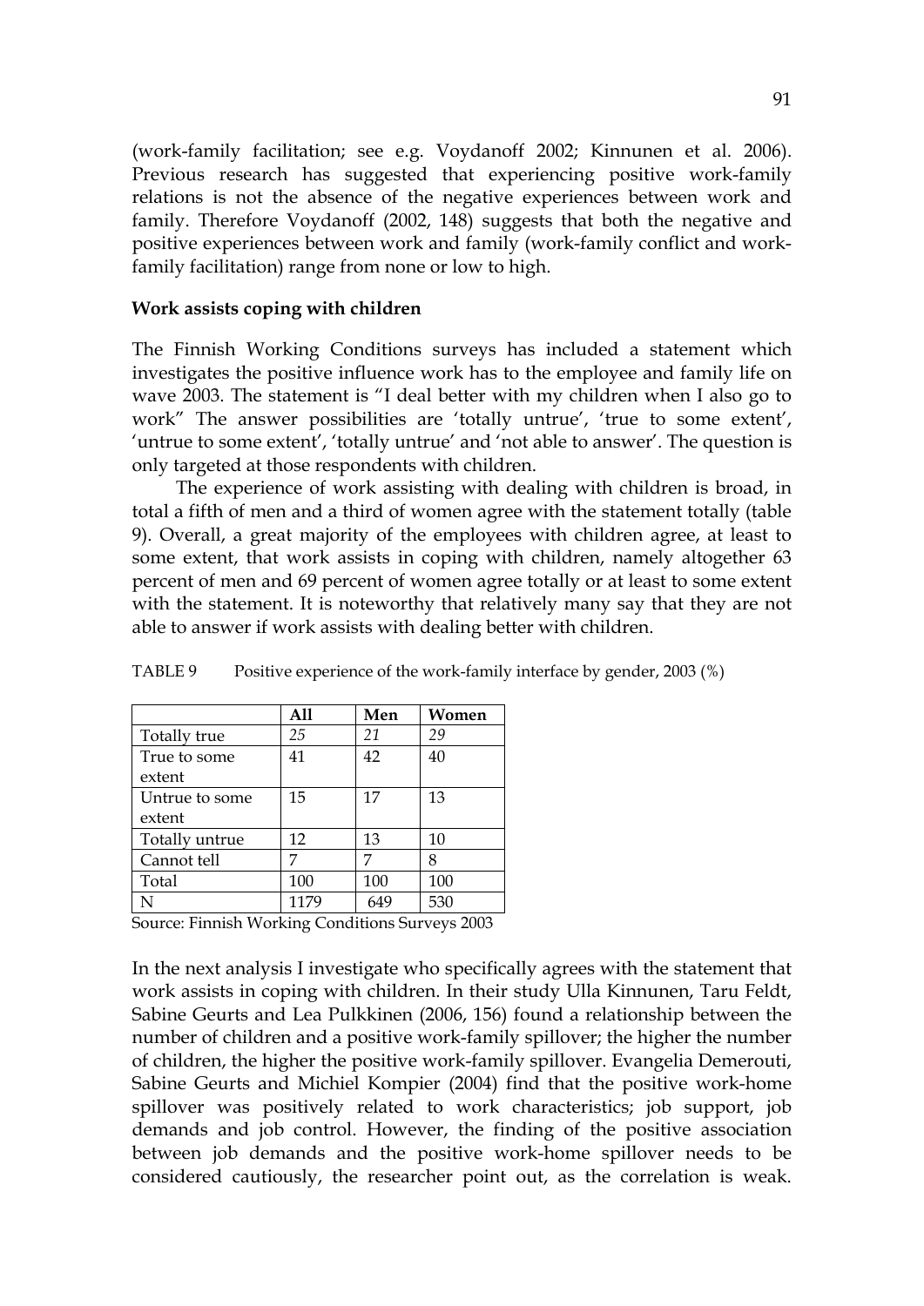(work-family facilitation; see e.g. Voydanoff 2002; Kinnunen et al. 2006). Previous research has suggested that experiencing positive work-family relations is not the absence of the negative experiences between work and family. Therefore Voydanoff (2002, 148) suggests that both the negative and positive experiences between work and family (work-family conflict and work-family facilitation) range from none or low to high.

**Work assists coping with children**

The Finnish Working Conditions surveys has included a statement which investigates the positive influence work has to the employee and family life on wave 2003. The statement is "I deal better with my children when I also go to work" The answer possibilities are 'totally untrue', 'true to some extent', 'untrue to some extent', 'totally untrue' and 'not able to answer'. The question is only targeted at those respondents with children.

The experience of work assisting with dealing with children is broad, in total a fifth of men and a third of women agree with the statement totally (table 9). Overall, a great majority of the employees with children agree, at least to some extent, that work assists in coping with children, namely altogether 63 percent of men and 69 percent of women agree totally or at least to some extent with the statement. It is noteworthy that relatively many say that they are not able to answer if work assists with dealing better with children.

TABLE 9 Positive experience of the work-family interface by gender, 2003 (%)

| | **All** | **Men** | **Women** |
|---|---|---|---|
| Totally true | *25* | *21* | *29* |
| True to some extent | 41 | 42 | 40 |
| Untrue to some extent | 15 | 17 | 13 |
| Totally untrue | 12 | 13 | 10 |
| Cannot tell | 7 | 7 | 8 |
| Total | 100 | 100 | 100 |
| N | 1179 | 649 | 530 |

Source: Finnish Working Conditions Surveys 2003

In the next analysis I investigate who specifically agrees with the statement that work assists in coping with children. In their study Ulla Kinnunen, Taru Feldt, Sabine Geurts and Lea Pulkkinen (2006, 156) found a relationship between the number of children and a positive work-family spillover; the higher the number of children, the higher the positive work-family spillover. Evangelia Demerouti, Sabine Geurts and Michiel Kompier (2004) find that the positive work-home spillover was positively related to work characteristics; job support, job demands and job control. However, the finding of the positive association between job demands and the positive work-home spillover needs to be considered cautiously, the researcher point out, as the correlation is weak.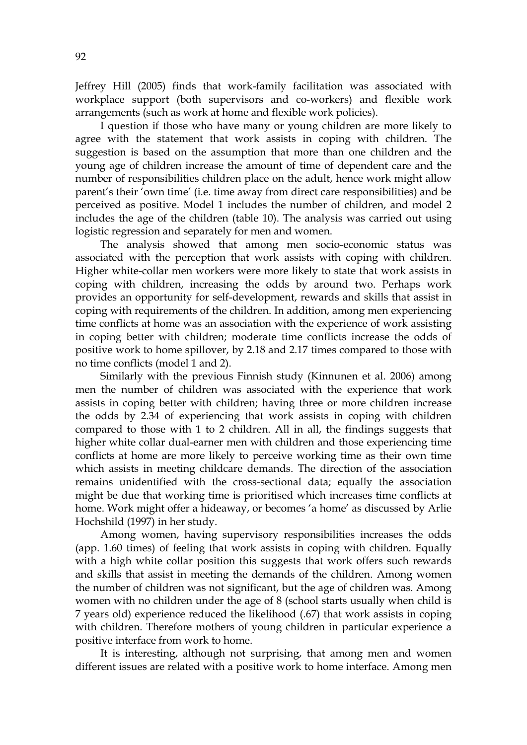Jeffrey Hill (2005) finds that work-family facilitation was associated with workplace support (both supervisors and co-workers) and flexible work arrangements (such as work at home and flexible work policies).

I question if those who have many or young children are more likely to agree with the statement that work assists in coping with children. The suggestion is based on the assumption that more than one children and the young age of children increase the amount of time of dependent care and the number of responsibilities children place on the adult, hence work might allow parent's their 'own time' (i.e. time away from direct care responsibilities) and be perceived as positive. Model 1 includes the number of children, and model 2 includes the age of the children (table 10). The analysis was carried out using logistic regression and separately for men and women.

The analysis showed that among men socio-economic status was associated with the perception that work assists with coping with children. Higher white-collar men workers were more likely to state that work assists in coping with children, increasing the odds by around two. Perhaps work provides an opportunity for self-development, rewards and skills that assist in coping with requirements of the children. In addition, among men experiencing time conflicts at home was an association with the experience of work assisting in coping better with children; moderate time conflicts increase the odds of positive work to home spillover, by 2.18 and 2.17 times compared to those with no time conflicts (model 1 and 2).

Similarly with the previous Finnish study (Kinnunen et al. 2006) among men the number of children was associated with the experience that work assists in coping better with children; having three or more children increase the odds by 2.34 of experiencing that work assists in coping with children compared to those with 1 to 2 children. All in all, the findings suggests that higher white collar dual-earner men with children and those experiencing time conflicts at home are more likely to perceive working time as their own time which assists in meeting childcare demands. The direction of the association remains unidentified with the cross-sectional data; equally the association might be due that working time is prioritised which increases time conflicts at home. Work might offer a hideaway, or becomes 'a home' as discussed by Arlie Hochshild (1997) in her study.

Among women, having supervisory responsibilities increases the odds (app. 1.60 times) of feeling that work assists in coping with children. Equally with a high white collar position this suggests that work offers such rewards and skills that assist in meeting the demands of the children. Among women the number of children was not significant, but the age of children was. Among women with no children under the age of 8 (school starts usually when child is 7 years old) experience reduced the likelihood (.67) that work assists in coping with children. Therefore mothers of young children in particular experience a positive interface from work to home.

It is interesting, although not surprising, that among men and women different issues are related with a positive work to home interface. Among men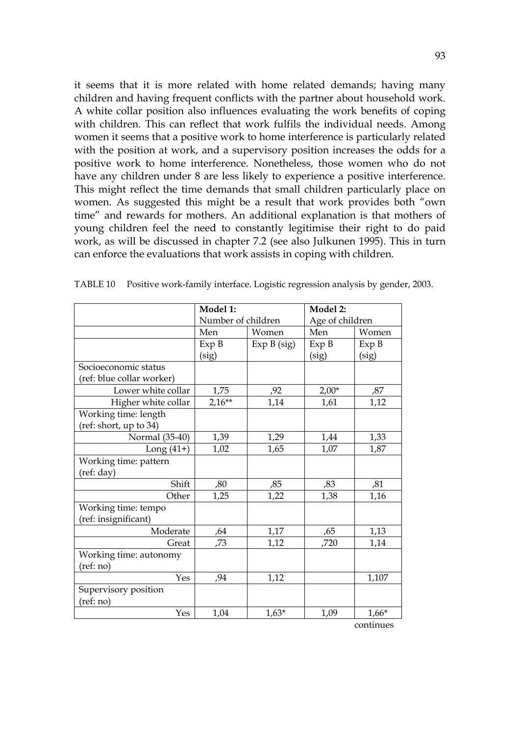it seems that it is more related with home related demands; having many children and having frequent conflicts with the partner about household work. A white collar position also influences evaluating the work benefits of coping with children. This can reflect that work fulfils the individual needs. Among women it seems that a positive work to home interference is particularly related with the position at work, and a supervisory position increases the odds for a positive work to home interference. Nonetheless, those women who do not have any children under 8 are less likely to experience a positive interference. This might reflect the time demands that small children particularly place on women. As suggested this might be a result that work provides both "own time" and rewards for mothers. An additional explanation is that mothers of young children feel the need to constantly legitimise their right to do paid work, as will be discussed in chapter 7.2 (see also Julkunen 1995). This in turn can enforce the evaluations that work assists in coping with children.

TABLE 10 Positive work-family interface. Logistic regression analysis by gender, 2003.

| | **Model 1:** Number of children | | **Model 2:** Age of children | |
|---|---|---|---|---|
| | Men | Women | Men | Women |
| | Exp B (sig) | Exp B (sig) | Exp B (sig) | Exp B (sig) |
| Socioeconomic status (ref: blue collar worker) | | | | |
| Lower white collar | 1,75 | ,92 | 2,00* | ,87 |
| Higher white collar | 2,16** | 1,14 | 1,61 | 1,12 |
| Working time: length (ref: short, up to 34) | | | | |
| Normal (35-40) | 1,39 | 1,29 | 1,44 | 1,33 |
| Long (41+) | 1,02 | 1,65 | 1,07 | 1,87 |
| Working time: pattern (ref: day) | | | | |
| Shift | ,80 | ,85 | ,83 | ,81 |
| Other | 1,25 | 1,22 | 1,38 | 1,16 |
| Working time: tempo (ref: insignificant) | | | | |
| Moderate | ,64 | 1,17 | ,65 | 1,13 |
| Great | ,73 | 1,12 | ,720 | 1,14 |
| Working time: autonomy (ref: no) | | | | |
| Yes | ,94 | 1,12 | | 1,107 |
| Supervisory position (ref: no) | | | | |
| Yes | 1,04 | 1,63* | 1,09 | 1,66* |

continues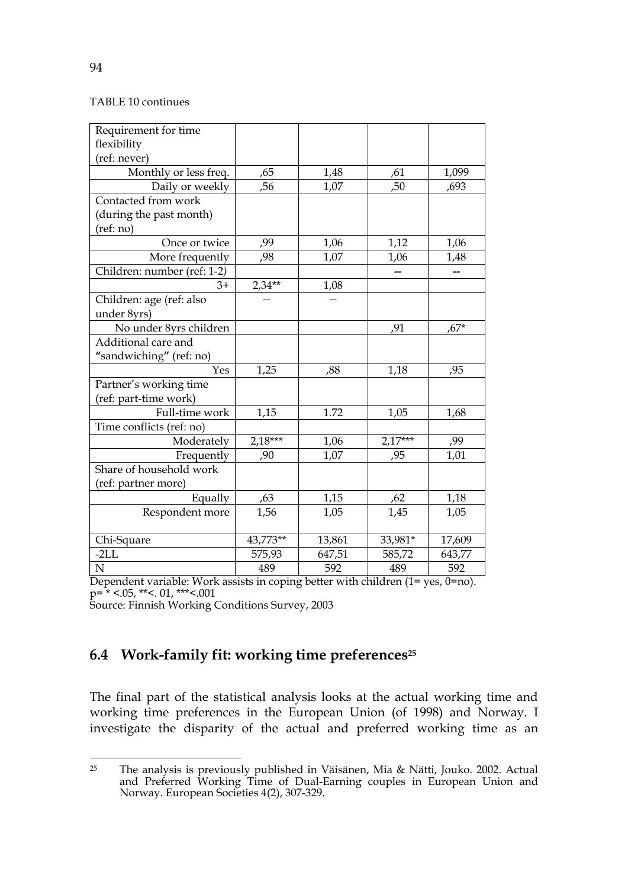TABLE 10 continues

| Requirement for time flexibility (ref: never) | | | | |
|---|---|---|---|---|
| Monthly or less freq. | ,65 | 1,48 | ,61 | 1,099 |
| Daily or weekly | ,56 | 1,07 | ,50 | ,693 |
| Contacted from work (during the past month) (ref: no) | | | | |
| Once or twice | ,99 | 1,06 | 1,12 | 1,06 |
| More frequently | ,98 | 1,07 | 1,06 | 1,48 |
| Children: number (ref: 1-2) | | | -- | -- |
| 3+ | 2,34** | 1,08 | | |
| Children: age (ref: also under 8yrs) | -- | -- | | |
| No under 8yrs children | | | ,91 | ,67* |
| Additional care and "sandwiching" (ref: no) | | | | |
| Yes | 1,25 | ,88 | 1,18 | ,95 |
| Partner's working time (ref: part-time work) | | | | |
| Full-time work | 1,15 | 1.72 | 1,05 | 1,68 |
| Time conflicts (ref: no) | | | | |
| Moderately | 2,18*** | 1,06 | 2,17*** | ,99 |
| Frequently | ,90 | 1,07 | ,95 | 1,01 |
| Share of household work (ref: partner more) | | | | |
| Equally | ,63 | 1,15 | ,62 | 1,18 |
| Respondent more | 1,56 | 1,05 | 1,45 | 1,05 |
| Chi-Square | 43,773** | 13,861 | 33,981* | 17,609 |
| -2LL | 575,93 | 647,51 | 585,72 | 643,77 |
| N | 489 | 592 | 489 | 592 |

Dependent variable: Work assists in coping better with children (1= yes, 0=no).
p= * <.05, **<. 01, ***<.001
Source: Finnish Working Conditions Survey, 2003

## 6.4 Work-family fit: working time preferences[25]

The final part of the statistical analysis looks at the actual working time and working time preferences in the European Union (of 1998) and Norway. I investigate the disparity of the actual and preferred working time as an

[25] The analysis is previously published in Väisänen, Mia & Nätti, Jouko. 2002. Actual and Preferred Working Time of Dual-Earning couples in European Union and Norway. European Societies 4(2), 307-329.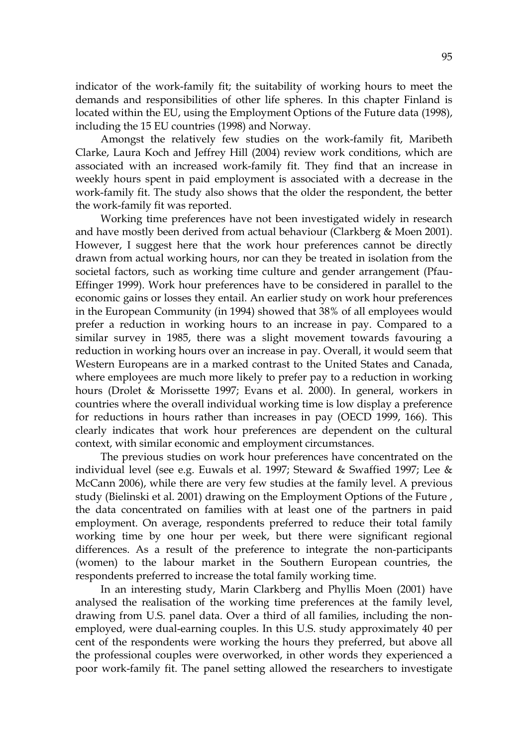indicator of the work-family fit; the suitability of working hours to meet the demands and responsibilities of other life spheres. In this chapter Finland is located within the EU, using the Employment Options of the Future data (1998), including the 15 EU countries (1998) and Norway.

Amongst the relatively few studies on the work-family fit, Maribeth Clarke, Laura Koch and Jeffrey Hill (2004) review work conditions, which are associated with an increased work-family fit. They find that an increase in weekly hours spent in paid employment is associated with a decrease in the work-family fit. The study also shows that the older the respondent, the better the work-family fit was reported.

Working time preferences have not been investigated widely in research and have mostly been derived from actual behaviour (Clarkberg & Moen 2001). However, I suggest here that the work hour preferences cannot be directly drawn from actual working hours, nor can they be treated in isolation from the societal factors, such as working time culture and gender arrangement (Pfau-Effinger 1999). Work hour preferences have to be considered in parallel to the economic gains or losses they entail. An earlier study on work hour preferences in the European Community (in 1994) showed that 38% of all employees would prefer a reduction in working hours to an increase in pay. Compared to a similar survey in 1985, there was a slight movement towards favouring a reduction in working hours over an increase in pay. Overall, it would seem that Western Europeans are in a marked contrast to the United States and Canada, where employees are much more likely to prefer pay to a reduction in working hours (Drolet & Morissette 1997; Evans et al. 2000). In general, workers in countries where the overall individual working time is low display a preference for reductions in hours rather than increases in pay (OECD 1999, 166). This clearly indicates that work hour preferences are dependent on the cultural context, with similar economic and employment circumstances.

The previous studies on work hour preferences have concentrated on the individual level (see e.g. Euwals et al. 1997; Steward & Swaffied 1997; Lee & McCann 2006), while there are very few studies at the family level. A previous study (Bielinski et al. 2001) drawing on the Employment Options of the Future , the data concentrated on families with at least one of the partners in paid employment. On average, respondents preferred to reduce their total family working time by one hour per week, but there were significant regional differences. As a result of the preference to integrate the non-participants (women) to the labour market in the Southern European countries, the respondents preferred to increase the total family working time.

In an interesting study, Marin Clarkberg and Phyllis Moen (2001) have analysed the realisation of the working time preferences at the family level, drawing from U.S. panel data. Over a third of all families, including the non-employed, were dual-earning couples. In this U.S. study approximately 40 per cent of the respondents were working the hours they preferred, but above all the professional couples were overworked, in other words they experienced a poor work-family fit. The panel setting allowed the researchers to investigate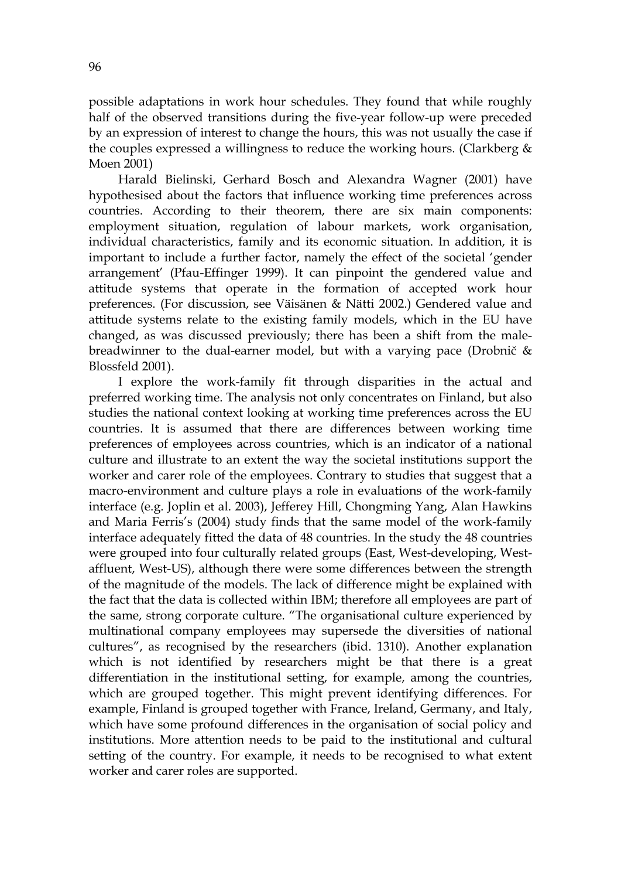possible adaptations in work hour schedules. They found that while roughly half of the observed transitions during the five-year follow-up were preceded by an expression of interest to change the hours, this was not usually the case if the couples expressed a willingness to reduce the working hours. (Clarkberg & Moen 2001)

Harald Bielinski, Gerhard Bosch and Alexandra Wagner (2001) have hypothesised about the factors that influence working time preferences across countries. According to their theorem, there are six main components: employment situation, regulation of labour markets, work organisation, individual characteristics, family and its economic situation. In addition, it is important to include a further factor, namely the effect of the societal 'gender arrangement' (Pfau-Effinger 1999). It can pinpoint the gendered value and attitude systems that operate in the formation of accepted work hour preferences. (For discussion, see Väisänen & Nätti 2002.) Gendered value and attitude systems relate to the existing family models, which in the EU have changed, as was discussed previously; there has been a shift from the male-breadwinner to the dual-earner model, but with a varying pace (Drobnič & Blossfeld 2001).

I explore the work-family fit through disparities in the actual and preferred working time. The analysis not only concentrates on Finland, but also studies the national context looking at working time preferences across the EU countries. It is assumed that there are differences between working time preferences of employees across countries, which is an indicator of a national culture and illustrate to an extent the way the societal institutions support the worker and carer role of the employees. Contrary to studies that suggest that a macro-environment and culture plays a role in evaluations of the work-family interface (e.g. Joplin et al. 2003), Jefferey Hill, Chongming Yang, Alan Hawkins and Maria Ferris's (2004) study finds that the same model of the work-family interface adequately fitted the data of 48 countries. In the study the 48 countries were grouped into four culturally related groups (East, West-developing, West-affluent, West-US), although there were some differences between the strength of the magnitude of the models. The lack of difference might be explained with the fact that the data is collected within IBM; therefore all employees are part of the same, strong corporate culture. "The organisational culture experienced by multinational company employees may supersede the diversities of national cultures", as recognised by the researchers (ibid. 1310). Another explanation which is not identified by researchers might be that there is a great differentiation in the institutional setting, for example, among the countries, which are grouped together. This might prevent identifying differences. For example, Finland is grouped together with France, Ireland, Germany, and Italy, which have some profound differences in the organisation of social policy and institutions. More attention needs to be paid to the institutional and cultural setting of the country. For example, it needs to be recognised to what extent worker and carer roles are supported.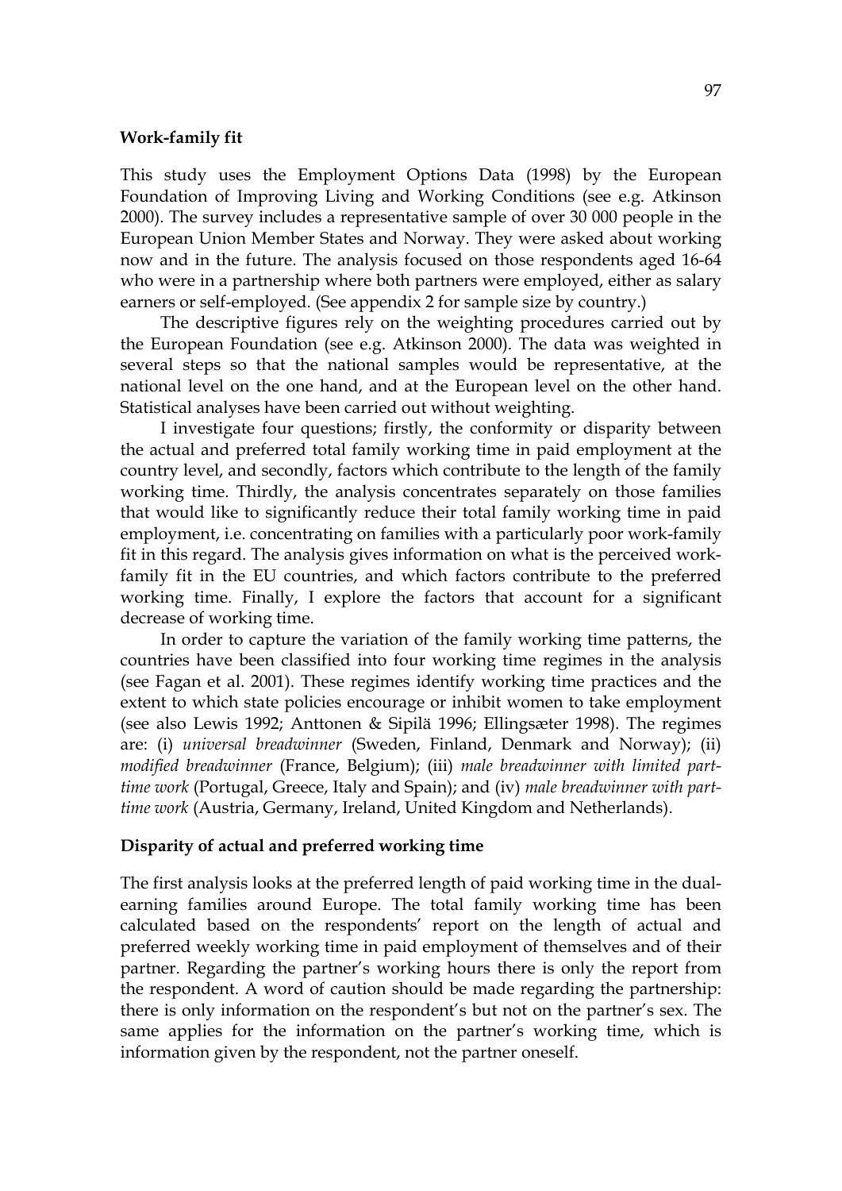### Work-family fit

This study uses the Employment Options Data (1998) by the European Foundation of Improving Living and Working Conditions (see e.g. Atkinson 2000). The survey includes a representative sample of over 30 000 people in the European Union Member States and Norway. They were asked about working now and in the future. The analysis focused on those respondents aged 16-64 who were in a partnership where both partners were employed, either as salary earners or self-employed. (See appendix 2 for sample size by country.)

The descriptive figures rely on the weighting procedures carried out by the European Foundation (see e.g. Atkinson 2000). The data was weighted in several steps so that the national samples would be representative, at the national level on the one hand, and at the European level on the other hand. Statistical analyses have been carried out without weighting.

I investigate four questions; firstly, the conformity or disparity between the actual and preferred total family working time in paid employment at the country level, and secondly, factors which contribute to the length of the family working time. Thirdly, the analysis concentrates separately on those families that would like to significantly reduce their total family working time in paid employment, i.e. concentrating on families with a particularly poor work-family fit in this regard. The analysis gives information on what is the perceived work-family fit in the EU countries, and which factors contribute to the preferred working time. Finally, I explore the factors that account for a significant decrease of working time.

In order to capture the variation of the family working time patterns, the countries have been classified into four working time regimes in the analysis (see Fagan et al. 2001). These regimes identify working time practices and the extent to which state policies encourage or inhibit women to take employment (see also Lewis 1992; Anttonen & Sipilä 1996; Ellingsæter 1998). The regimes are: (i) *universal breadwinner* (Sweden, Finland, Denmark and Norway); (ii) *modified breadwinner* (France, Belgium); (iii) *male breadwinner with limited part-time work* (Portugal, Greece, Italy and Spain); and (iv) *male breadwinner with part-time work* (Austria, Germany, Ireland, United Kingdom and Netherlands).

### Disparity of actual and preferred working time

The first analysis looks at the preferred length of paid working time in the dual-earning families around Europe. The total family working time has been calculated based on the respondents' report on the length of actual and preferred weekly working time in paid employment of themselves and of their partner. Regarding the partner's working hours there is only the report from the respondent. A word of caution should be made regarding the partnership: there is only information on the respondent's but not on the partner's sex. The same applies for the information on the partner's working time, which is information given by the respondent, not the partner oneself.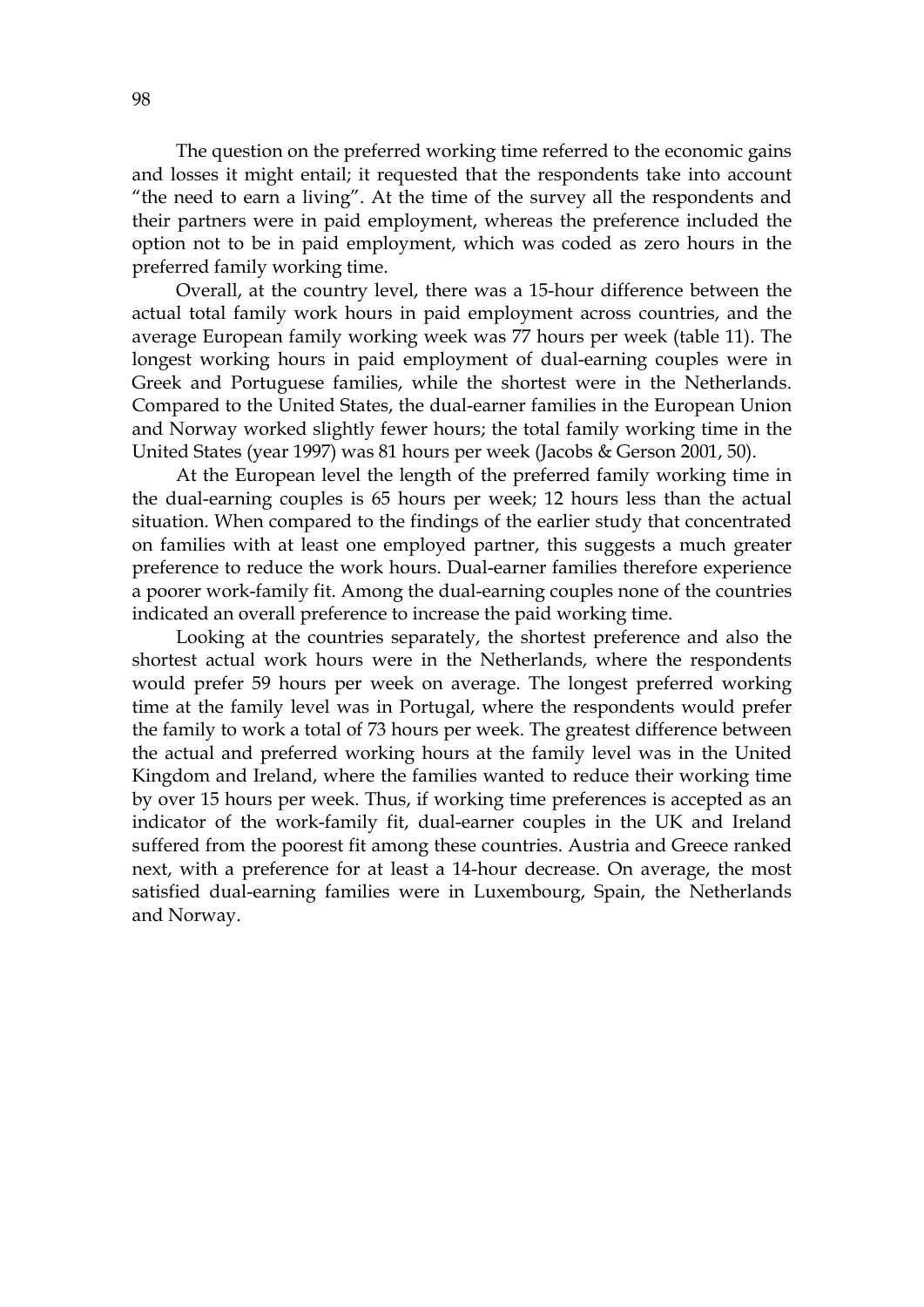The question on the preferred working time referred to the economic gains and losses it might entail; it requested that the respondents take into account "the need to earn a living". At the time of the survey all the respondents and their partners were in paid employment, whereas the preference included the option not to be in paid employment, which was coded as zero hours in the preferred family working time.

Overall, at the country level, there was a 15-hour difference between the actual total family work hours in paid employment across countries, and the average European family working week was 77 hours per week (table 11). The longest working hours in paid employment of dual-earning couples were in Greek and Portuguese families, while the shortest were in the Netherlands. Compared to the United States, the dual-earner families in the European Union and Norway worked slightly fewer hours; the total family working time in the United States (year 1997) was 81 hours per week (Jacobs & Gerson 2001, 50).

At the European level the length of the preferred family working time in the dual-earning couples is 65 hours per week; 12 hours less than the actual situation. When compared to the findings of the earlier study that concentrated on families with at least one employed partner, this suggests a much greater preference to reduce the work hours. Dual-earner families therefore experience a poorer work-family fit. Among the dual-earning couples none of the countries indicated an overall preference to increase the paid working time.

Looking at the countries separately, the shortest preference and also the shortest actual work hours were in the Netherlands, where the respondents would prefer 59 hours per week on average. The longest preferred working time at the family level was in Portugal, where the respondents would prefer the family to work a total of 73 hours per week. The greatest difference between the actual and preferred working hours at the family level was in the United Kingdom and Ireland, where the families wanted to reduce their working time by over 15 hours per week. Thus, if working time preferences is accepted as an indicator of the work-family fit, dual-earner couples in the UK and Ireland suffered from the poorest fit among these countries. Austria and Greece ranked next, with a preference for at least a 14-hour decrease. On average, the most satisfied dual-earning families were in Luxembourg, Spain, the Netherlands and Norway.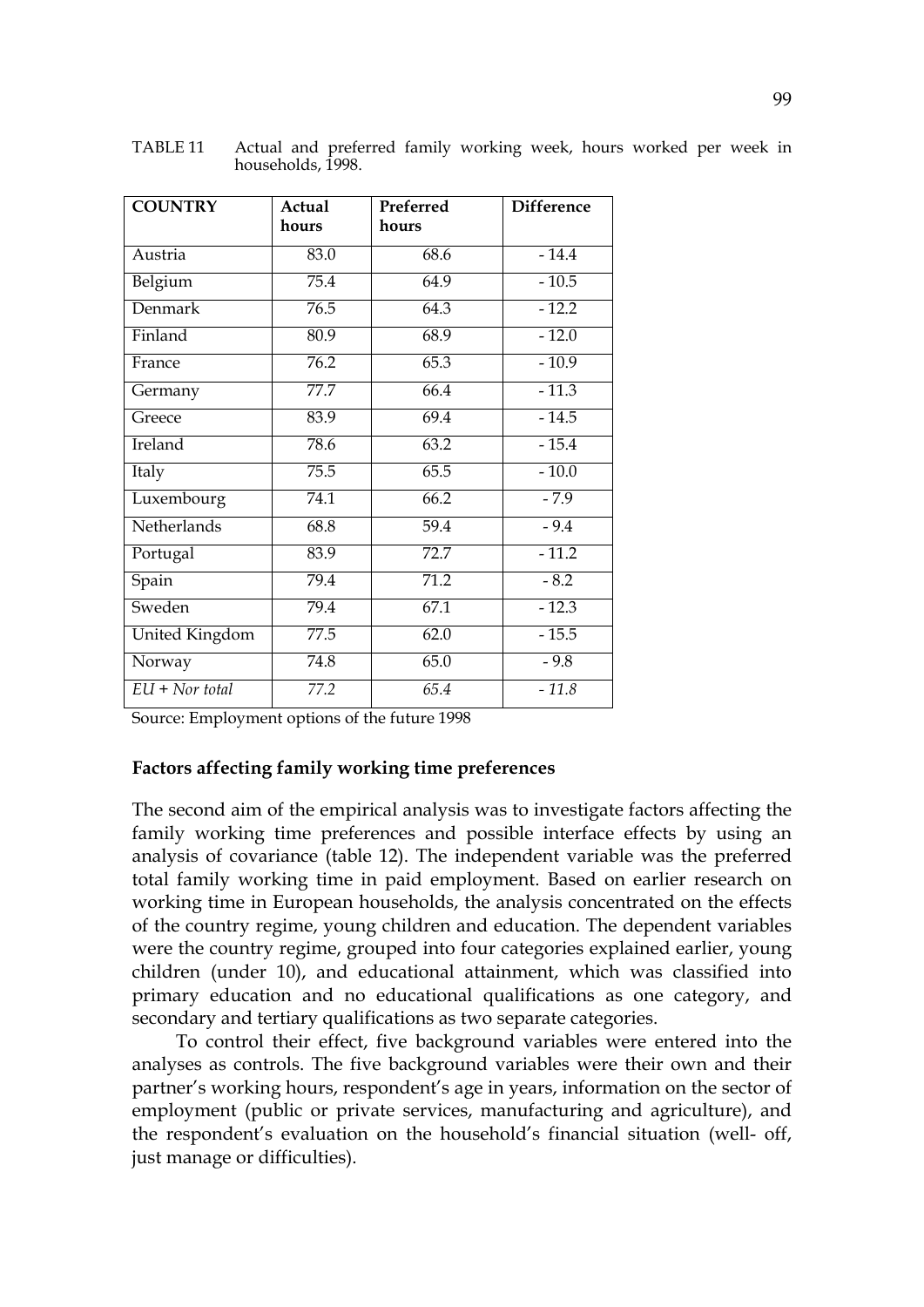TABLE 11 Actual and preferred family working week, hours worked per week in households, 1998.

| COUNTRY | Actual hours | Preferred hours | Difference |
|---|---|---|---|
| Austria | 83.0 | 68.6 | - 14.4 |
| Belgium | 75.4 | 64.9 | - 10.5 |
| Denmark | 76.5 | 64.3 | - 12.2 |
| Finland | 80.9 | 68.9 | - 12.0 |
| France | 76.2 | 65.3 | - 10.9 |
| Germany | 77.7 | 66.4 | - 11.3 |
| Greece | 83.9 | 69.4 | - 14.5 |
| Ireland | 78.6 | 63.2 | - 15.4 |
| Italy | 75.5 | 65.5 | - 10.0 |
| Luxembourg | 74.1 | 66.2 | - 7.9 |
| Netherlands | 68.8 | 59.4 | - 9.4 |
| Portugal | 83.9 | 72.7 | - 11.2 |
| Spain | 79.4 | 71.2 | - 8.2 |
| Sweden | 79.4 | 67.1 | - 12.3 |
| United Kingdom | 77.5 | 62.0 | - 15.5 |
| Norway | 74.8 | 65.0 | - 9.8 |
| *EU + Nor total* | *77.2* | *65.4* | *- 11.8* |

Source: Employment options of the future 1998

### Factors affecting family working time preferences

The second aim of the empirical analysis was to investigate factors affecting the family working time preferences and possible interface effects by using an analysis of covariance (table 12). The independent variable was the preferred total family working time in paid employment. Based on earlier research on working time in European households, the analysis concentrated on the effects of the country regime, young children and education. The dependent variables were the country regime, grouped into four categories explained earlier, young children (under 10), and educational attainment, which was classified into primary education and no educational qualifications as one category, and secondary and tertiary qualifications as two separate categories.

To control their effect, five background variables were entered into the analyses as controls. The five background variables were their own and their partner's working hours, respondent's age in years, information on the sector of employment (public or private services, manufacturing and agriculture), and the respondent's evaluation on the household's financial situation (well- off, just manage or difficulties).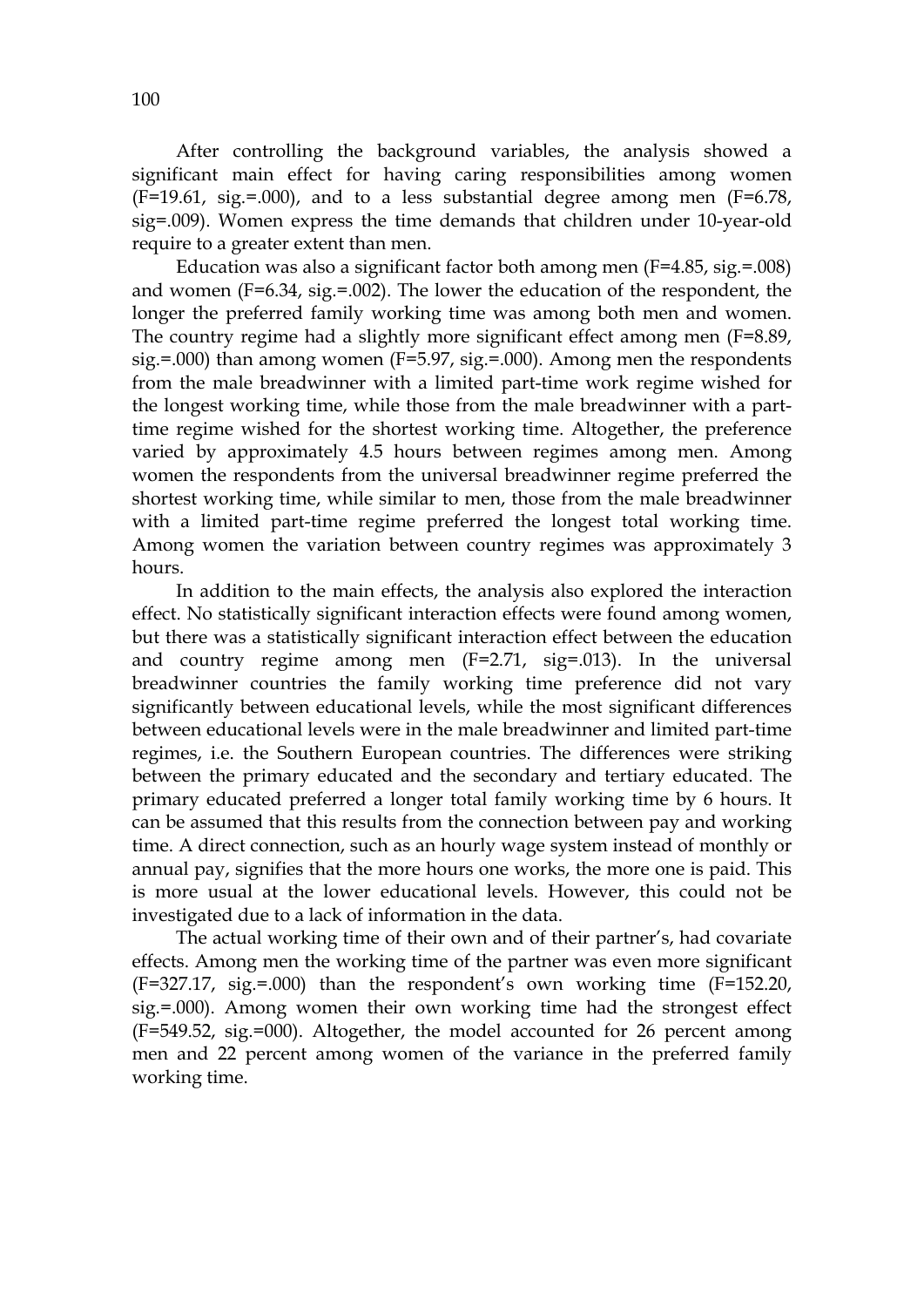After controlling the background variables, the analysis showed a significant main effect for having caring responsibilities among women (F=19.61, sig.=.000), and to a less substantial degree among men (F=6.78, sig=.009). Women express the time demands that children under 10-year-old require to a greater extent than men.

Education was also a significant factor both among men (F=4.85, sig.=.008) and women (F=6.34, sig.=.002). The lower the education of the respondent, the longer the preferred family working time was among both men and women. The country regime had a slightly more significant effect among men (F=8.89, sig.=.000) than among women (F=5.97, sig.=.000). Among men the respondents from the male breadwinner with a limited part-time work regime wished for the longest working time, while those from the male breadwinner with a part-time regime wished for the shortest working time. Altogether, the preference varied by approximately 4.5 hours between regimes among men. Among women the respondents from the universal breadwinner regime preferred the shortest working time, while similar to men, those from the male breadwinner with a limited part-time regime preferred the longest total working time. Among women the variation between country regimes was approximately 3 hours.

In addition to the main effects, the analysis also explored the interaction effect. No statistically significant interaction effects were found among women, but there was a statistically significant interaction effect between the education and country regime among men (F=2.71, sig=.013). In the universal breadwinner countries the family working time preference did not vary significantly between educational levels, while the most significant differences between educational levels were in the male breadwinner and limited part-time regimes, i.e. the Southern European countries. The differences were striking between the primary educated and the secondary and tertiary educated. The primary educated preferred a longer total family working time by 6 hours. It can be assumed that this results from the connection between pay and working time. A direct connection, such as an hourly wage system instead of monthly or annual pay, signifies that the more hours one works, the more one is paid. This is more usual at the lower educational levels. However, this could not be investigated due to a lack of information in the data.

The actual working time of their own and of their partner's, had covariate effects. Among men the working time of the partner was even more significant (F=327.17, sig.=.000) than the respondent's own working time (F=152.20, sig.=.000). Among women their own working time had the strongest effect (F=549.52, sig.=000). Altogether, the model accounted for 26 percent among men and 22 percent among women of the variance in the preferred family working time.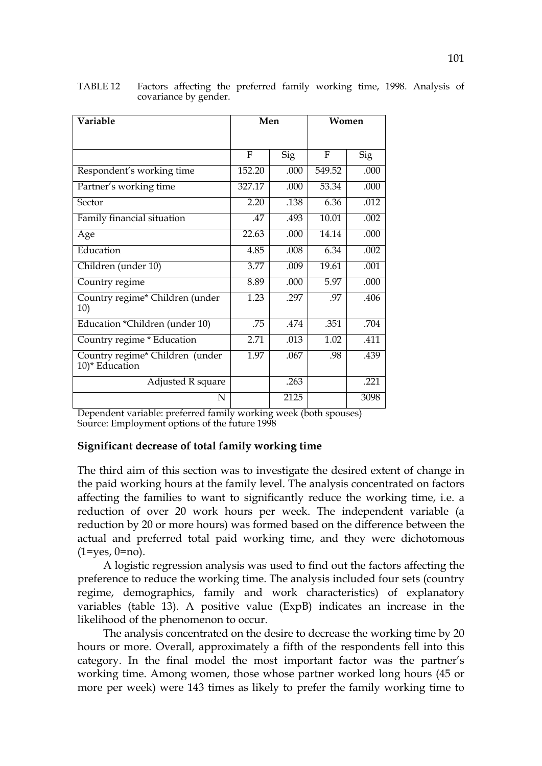TABLE 12 Factors affecting the preferred family working time, 1998. Analysis of covariance by gender.

| Variable | Men | | Women | |
|---|---|---|---|---|
| | F | Sig | F | Sig |
| Respondent's working time | 152.20 | .000 | 549.52 | .000 |
| Partner's working time | 327.17 | .000 | 53.34 | .000 |
| Sector | 2.20 | .138 | 6.36 | .012 |
| Family financial situation | .47 | .493 | 10.01 | .002 |
| Age | 22.63 | .000 | 14.14 | .000 |
| Education | 4.85 | .008 | 6.34 | .002 |
| Children (under 10) | 3.77 | .009 | 19.61 | .001 |
| Country regime | 8.89 | .000 | 5.97 | .000 |
| Country regime* Children (under 10) | 1.23 | .297 | .97 | .406 |
| Education *Children (under 10) | .75 | .474 | .351 | .704 |
| Country regime * Education | 2.71 | .013 | 1.02 | .411 |
| Country regime* Children (under 10)* Education | 1.97 | .067 | .98 | .439 |
| Adjusted R square | | .263 | | .221 |
| N | | 2125 | | 3098 |

Dependent variable: preferred family working week (both spouses)
Source: Employment options of the future 1998

**Significant decrease of total family working time**

The third aim of this section was to investigate the desired extent of change in the paid working hours at the family level. The analysis concentrated on factors affecting the families to want to significantly reduce the working time, i.e. a reduction of over 20 work hours per week. The independent variable (a reduction by 20 or more hours) was formed based on the difference between the actual and preferred total paid working time, and they were dichotomous (1=yes, 0=no).

A logistic regression analysis was used to find out the factors affecting the preference to reduce the working time. The analysis included four sets (country regime, demographics, family and work characteristics) of explanatory variables (table 13). A positive value (ExpB) indicates an increase in the likelihood of the phenomenon to occur.

The analysis concentrated on the desire to decrease the working time by 20 hours or more. Overall, approximately a fifth of the respondents fell into this category. In the final model the most important factor was the partner's working time. Among women, those whose partner worked long hours (45 or more per week) were 143 times as likely to prefer the family working time to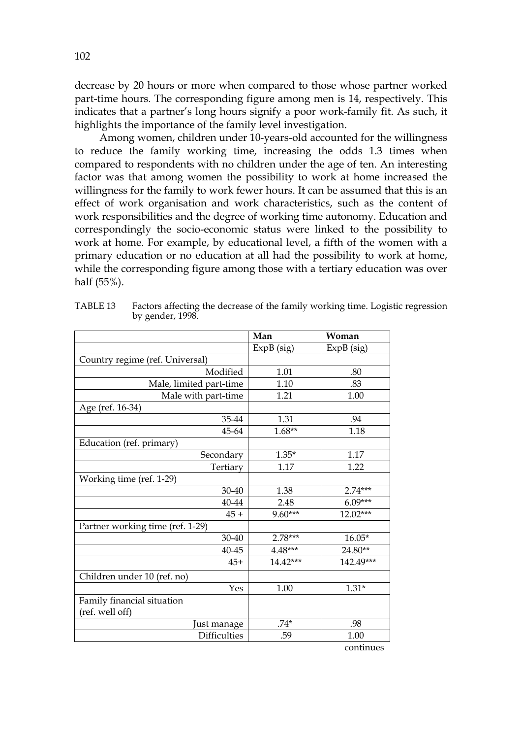decrease by 20 hours or more when compared to those whose partner worked part-time hours. The corresponding figure among men is 14, respectively. This indicates that a partner's long hours signify a poor work-family fit. As such, it highlights the importance of the family level investigation.

Among women, children under 10-years-old accounted for the willingness to reduce the family working time, increasing the odds 1.3 times when compared to respondents with no children under the age of ten. An interesting factor was that among women the possibility to work at home increased the willingness for the family to work fewer hours. It can be assumed that this is an effect of work organisation and work characteristics, such as the content of work responsibilities and the degree of working time autonomy. Education and correspondingly the socio-economic status were linked to the possibility to work at home. For example, by educational level, a fifth of the women with a primary education or no education at all had the possibility to work at home, while the corresponding figure among those with a tertiary education was over half (55%).

TABLE 13 Factors affecting the decrease of the family working time. Logistic regression by gender, 1998.

| | **Man** | **Woman** |
|---|---|---|
| | ExpB (sig) | ExpB (sig) |
| Country regime (ref. Universal) | | |
| Modified | 1.01 | .80 |
| Male, limited part-time | 1.10 | .83 |
| Male with part-time | 1.21 | 1.00 |
| Age (ref. 16-34) | | |
| 35-44 | 1.31 | .94 |
| 45-64 | 1.68** | 1.18 |
| Education (ref. primary) | | |
| Secondary | 1.35* | 1.17 |
| Tertiary | 1.17 | 1.22 |
| Working time (ref. 1-29) | | |
| 30-40 | 1.38 | 2.74*** |
| 40-44 | 2.48 | 6.09*** |
| 45 + | 9.60*** | 12.02*** |
| Partner working time (ref. 1-29) | | |
| 30-40 | 2.78*** | 16.05* |
| 40-45 | 4.48*** | 24.80** |
| 45+ | 14.42*** | 142.49*** |
| Children under 10 (ref. no) | | |
| Yes | 1.00 | 1.31* |
| Family financial situation (ref. well off) | | |
| Just manage | .74* | .98 |
| Difficulties | .59 | 1.00 |

continues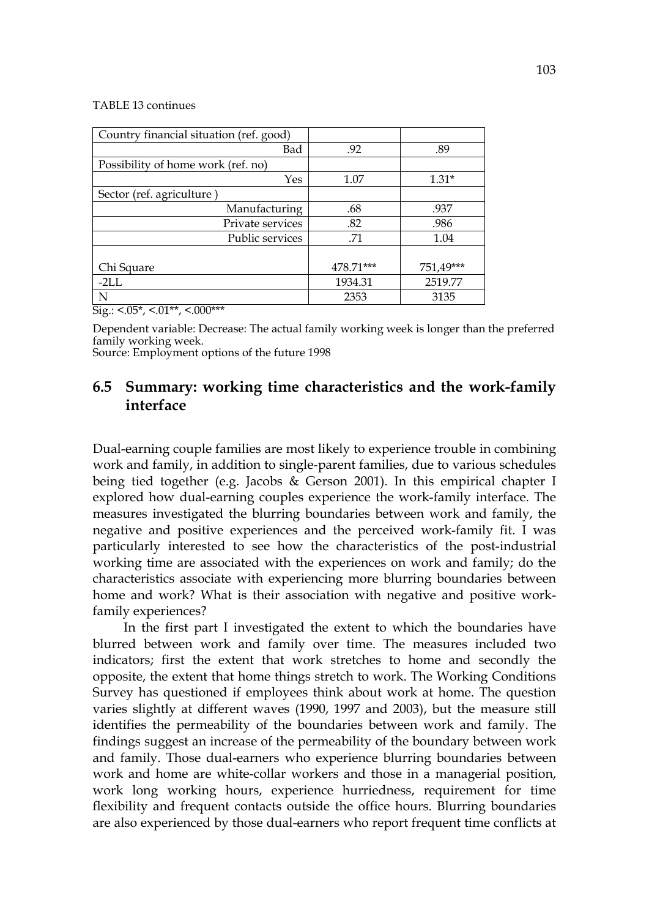TABLE 13 continues

| | | |
|---|---|---|
| Country financial situation (ref. good) | | |
| Bad | .92 | .89 |
| Possibility of home work (ref. no) | | |
| Yes | 1.07 | 1.31* |
| Sector (ref. agriculture ) | | |
| Manufacturing | .68 | .937 |
| Private services | .82 | .986 |
| Public services | .71 | 1.04 |
| Chi Square | 478.71*** | 751,49*** |
| -2LL | 1934.31 | 2519.77 |
| N | 2353 | 3135 |

Sig.: <.05*, <.01**, <.000***

Dependent variable: Decrease: The actual family working week is longer than the preferred family working week.
Source: Employment options of the future 1998

## 6.5 Summary: working time characteristics and the work-family interface

Dual-earning couple families are most likely to experience trouble in combining work and family, in addition to single-parent families, due to various schedules being tied together (e.g. Jacobs & Gerson 2001). In this empirical chapter I explored how dual-earning couples experience the work-family interface. The measures investigated the blurring boundaries between work and family, the negative and positive experiences and the perceived work-family fit. I was particularly interested to see how the characteristics of the post-industrial working time are associated with the experiences on work and family; do the characteristics associate with experiencing more blurring boundaries between home and work? What is their association with negative and positive work-family experiences?

In the first part I investigated the extent to which the boundaries have blurred between work and family over time. The measures included two indicators; first the extent that work stretches to home and secondly the opposite, the extent that home things stretch to work. The Working Conditions Survey has questioned if employees think about work at home. The question varies slightly at different waves (1990, 1997 and 2003), but the measure still identifies the permeability of the boundaries between work and family. The findings suggest an increase of the permeability of the boundary between work and family. Those dual-earners who experience blurring boundaries between work and home are white-collar workers and those in a managerial position, work long working hours, experience hurriedness, requirement for time flexibility and frequent contacts outside the office hours. Blurring boundaries are also experienced by those dual-earners who report frequent time conflicts at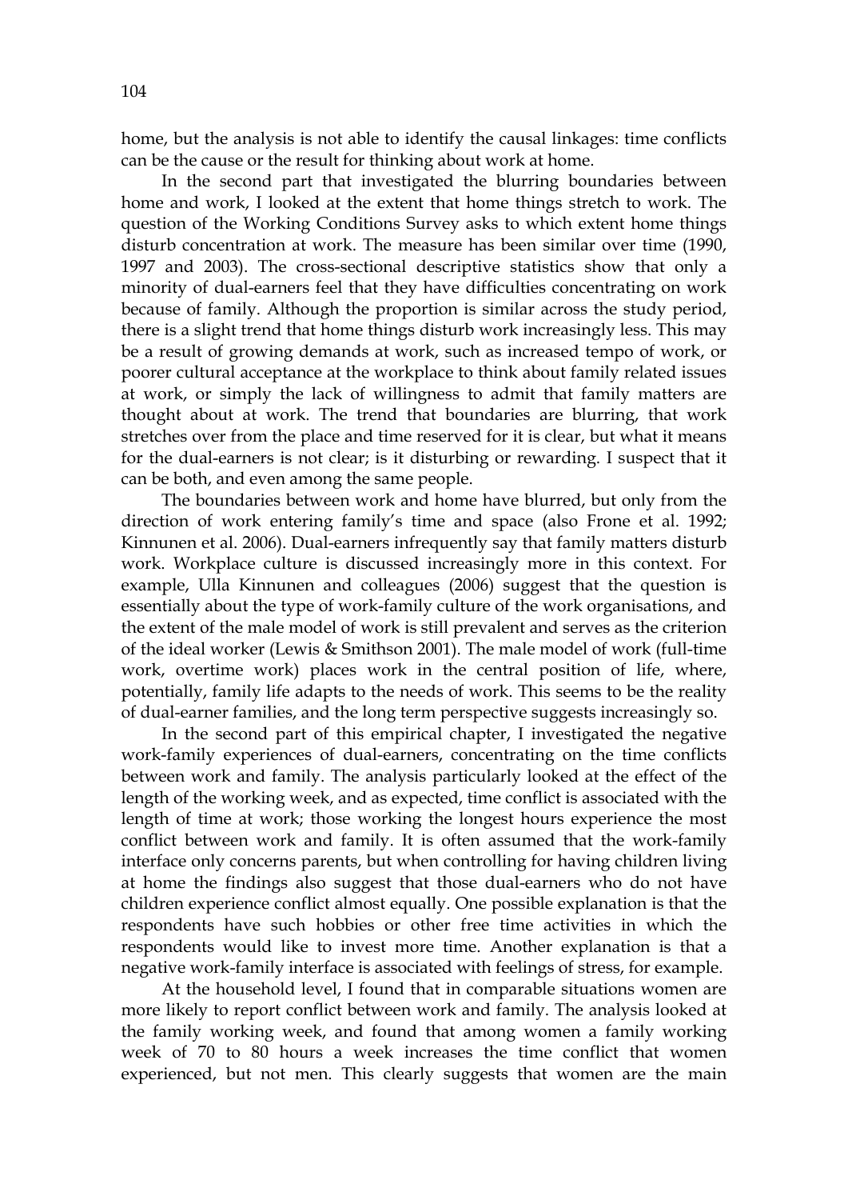home, but the analysis is not able to identify the causal linkages: time conflicts can be the cause or the result for thinking about work at home.

In the second part that investigated the blurring boundaries between home and work, I looked at the extent that home things stretch to work. The question of the Working Conditions Survey asks to which extent home things disturb concentration at work. The measure has been similar over time (1990, 1997 and 2003). The cross-sectional descriptive statistics show that only a minority of dual-earners feel that they have difficulties concentrating on work because of family. Although the proportion is similar across the study period, there is a slight trend that home things disturb work increasingly less. This may be a result of growing demands at work, such as increased tempo of work, or poorer cultural acceptance at the workplace to think about family related issues at work, or simply the lack of willingness to admit that family matters are thought about at work. The trend that boundaries are blurring, that work stretches over from the place and time reserved for it is clear, but what it means for the dual-earners is not clear; is it disturbing or rewarding. I suspect that it can be both, and even among the same people.

The boundaries between work and home have blurred, but only from the direction of work entering family's time and space (also Frone et al. 1992; Kinnunen et al. 2006). Dual-earners infrequently say that family matters disturb work. Workplace culture is discussed increasingly more in this context. For example, Ulla Kinnunen and colleagues (2006) suggest that the question is essentially about the type of work-family culture of the work organisations, and the extent of the male model of work is still prevalent and serves as the criterion of the ideal worker (Lewis & Smithson 2001). The male model of work (full-time work, overtime work) places work in the central position of life, where, potentially, family life adapts to the needs of work. This seems to be the reality of dual-earner families, and the long term perspective suggests increasingly so.

In the second part of this empirical chapter, I investigated the negative work-family experiences of dual-earners, concentrating on the time conflicts between work and family. The analysis particularly looked at the effect of the length of the working week, and as expected, time conflict is associated with the length of time at work; those working the longest hours experience the most conflict between work and family. It is often assumed that the work-family interface only concerns parents, but when controlling for having children living at home the findings also suggest that those dual-earners who do not have children experience conflict almost equally. One possible explanation is that the respondents have such hobbies or other free time activities in which the respondents would like to invest more time. Another explanation is that a negative work-family interface is associated with feelings of stress, for example.

At the household level, I found that in comparable situations women are more likely to report conflict between work and family. The analysis looked at the family working week, and found that among women a family working week of 70 to 80 hours a week increases the time conflict that women experienced, but not men. This clearly suggests that women are the main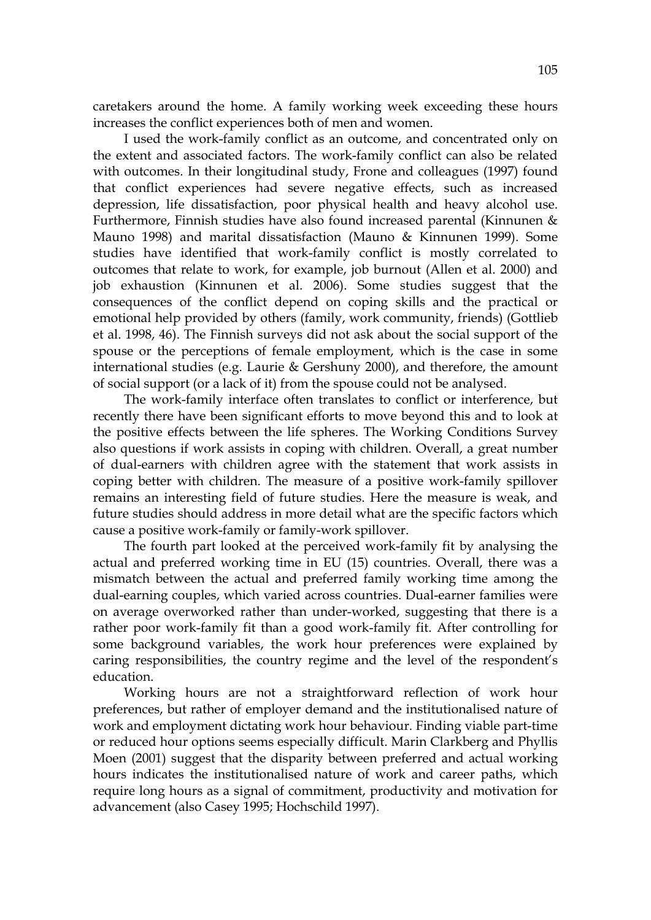caretakers around the home. A family working week exceeding these hours increases the conflict experiences both of men and women.

I used the work-family conflict as an outcome, and concentrated only on the extent and associated factors. The work-family conflict can also be related with outcomes. In their longitudinal study, Frone and colleagues (1997) found that conflict experiences had severe negative effects, such as increased depression, life dissatisfaction, poor physical health and heavy alcohol use. Furthermore, Finnish studies have also found increased parental (Kinnunen & Mauno 1998) and marital dissatisfaction (Mauno & Kinnunen 1999). Some studies have identified that work-family conflict is mostly correlated to outcomes that relate to work, for example, job burnout (Allen et al. 2000) and job exhaustion (Kinnunen et al. 2006). Some studies suggest that the consequences of the conflict depend on coping skills and the practical or emotional help provided by others (family, work community, friends) (Gottlieb et al. 1998, 46). The Finnish surveys did not ask about the social support of the spouse or the perceptions of female employment, which is the case in some international studies (e.g. Laurie & Gershuny 2000), and therefore, the amount of social support (or a lack of it) from the spouse could not be analysed.

The work-family interface often translates to conflict or interference, but recently there have been significant efforts to move beyond this and to look at the positive effects between the life spheres. The Working Conditions Survey also questions if work assists in coping with children. Overall, a great number of dual-earners with children agree with the statement that work assists in coping better with children. The measure of a positive work-family spillover remains an interesting field of future studies. Here the measure is weak, and future studies should address in more detail what are the specific factors which cause a positive work-family or family-work spillover.

The fourth part looked at the perceived work-family fit by analysing the actual and preferred working time in EU (15) countries. Overall, there was a mismatch between the actual and preferred family working time among the dual-earning couples, which varied across countries. Dual-earner families were on average overworked rather than under-worked, suggesting that there is a rather poor work-family fit than a good work-family fit. After controlling for some background variables, the work hour preferences were explained by caring responsibilities, the country regime and the level of the respondent's education.

Working hours are not a straightforward reflection of work hour preferences, but rather of employer demand and the institutionalised nature of work and employment dictating work hour behaviour. Finding viable part-time or reduced hour options seems especially difficult. Marin Clarkberg and Phyllis Moen (2001) suggest that the disparity between preferred and actual working hours indicates the institutionalised nature of work and career paths, which require long hours as a signal of commitment, productivity and motivation for advancement (also Casey 1995; Hochschild 1997).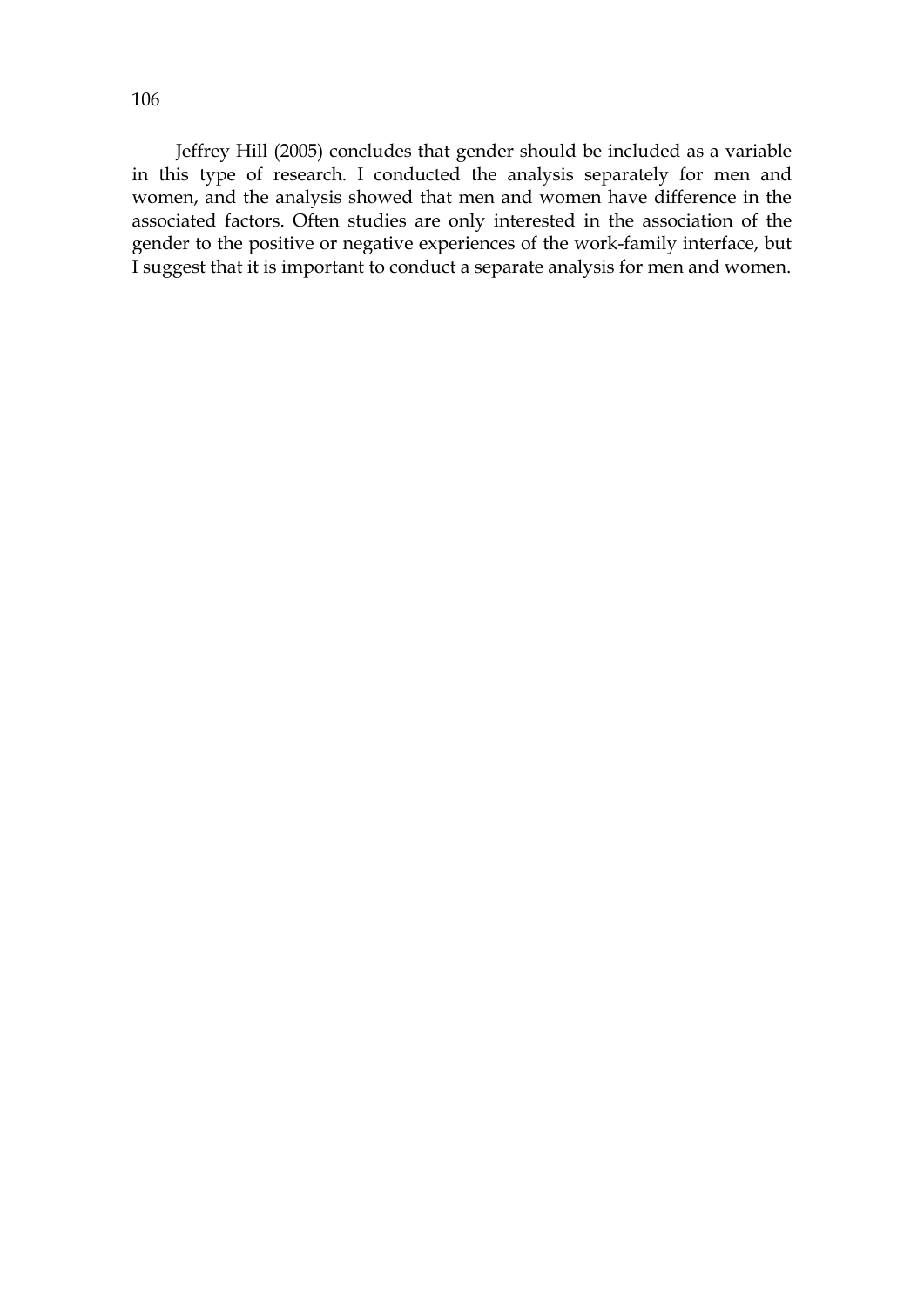Jeffrey Hill (2005) concludes that gender should be included as a variable in this type of research. I conducted the analysis separately for men and women, and the analysis showed that men and women have difference in the associated factors. Often studies are only interested in the association of the gender to the positive or negative experiences of the work-family interface, but I suggest that it is important to conduct a separate analysis for men and women.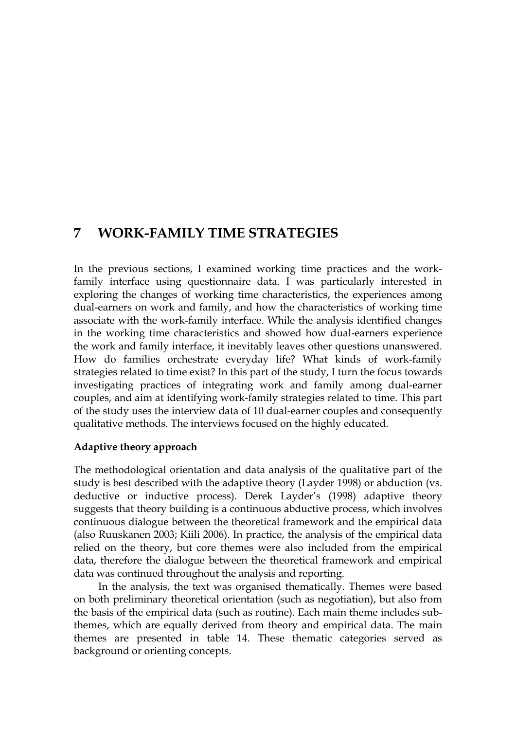# 7 WORK-FAMILY TIME STRATEGIES

In the previous sections, I examined working time practices and the work-family interface using questionnaire data. I was particularly interested in exploring the changes of working time characteristics, the experiences among dual-earners on work and family, and how the characteristics of working time associate with the work-family interface. While the analysis identified changes in the working time characteristics and showed how dual-earners experience the work and family interface, it inevitably leaves other questions unanswered. How do families orchestrate everyday life? What kinds of work-family strategies related to time exist? In this part of the study, I turn the focus towards investigating practices of integrating work and family among dual-earner couples, and aim at identifying work-family strategies related to time. This part of the study uses the interview data of 10 dual-earner couples and consequently qualitative methods. The interviews focused on the highly educated.

**Adaptive theory approach**

The methodological orientation and data analysis of the qualitative part of the study is best described with the adaptive theory (Layder 1998) or abduction (vs. deductive or inductive process). Derek Layder's (1998) adaptive theory suggests that theory building is a continuous abductive process, which involves continuous dialogue between the theoretical framework and the empirical data (also Ruuskanen 2003; Kiili 2006). In practice, the analysis of the empirical data relied on the theory, but core themes were also included from the empirical data, therefore the dialogue between the theoretical framework and empirical data was continued throughout the analysis and reporting.

In the analysis, the text was organised thematically. Themes were based on both preliminary theoretical orientation (such as negotiation), but also from the basis of the empirical data (such as routine). Each main theme includes sub-themes, which are equally derived from theory and empirical data. The main themes are presented in table 14. These thematic categories served as background or orienting concepts.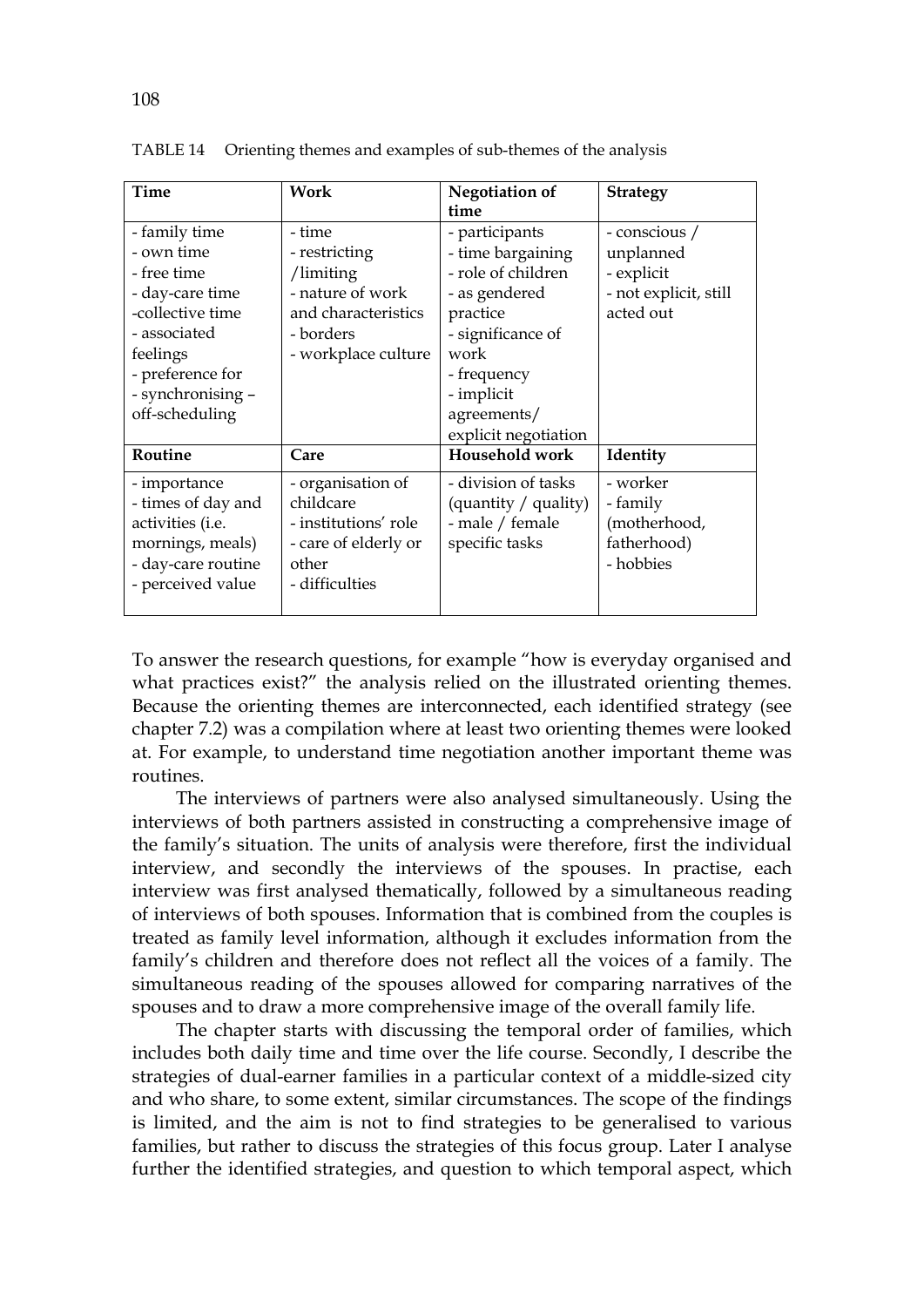TABLE 14 Orienting themes and examples of sub-themes of the analysis

| Time | Work | Negotiation of time | Strategy |
|---|---|---|---|
| - family time<br>- own time<br>- free time<br>- day-care time<br>-collective time<br>- associated feelings<br>- preference for<br>- synchronising – off-scheduling | - time<br>- restricting /limiting<br>- nature of work and characteristics<br>- borders<br>- workplace culture | - participants<br>- time bargaining<br>- role of children<br>- as gendered practice<br>- significance of work<br>- frequency<br>- implicit agreements/ explicit negotiation | - conscious / unplanned<br>- explicit<br>- not explicit, still acted out |
| **Routine** | **Care** | **Household work** | **Identity** |
| - importance<br>- times of day and activities (i.e. mornings, meals)<br>- day-care routine<br>- perceived value | - organisation of childcare<br>- institutions' role<br>- care of elderly or other<br>- difficulties | - division of tasks (quantity / quality)<br>- male / female specific tasks | - worker<br>- family (motherhood, fatherhood)<br>- hobbies |

To answer the research questions, for example "how is everyday organised and what practices exist?" the analysis relied on the illustrated orienting themes. Because the orienting themes are interconnected, each identified strategy (see chapter 7.2) was a compilation where at least two orienting themes were looked at. For example, to understand time negotiation another important theme was routines.

The interviews of partners were also analysed simultaneously. Using the interviews of both partners assisted in constructing a comprehensive image of the family's situation. The units of analysis were therefore, first the individual interview, and secondly the interviews of the spouses. In practise, each interview was first analysed thematically, followed by a simultaneous reading of interviews of both spouses. Information that is combined from the couples is treated as family level information, although it excludes information from the family's children and therefore does not reflect all the voices of a family. The simultaneous reading of the spouses allowed for comparing narratives of the spouses and to draw a more comprehensive image of the overall family life.

The chapter starts with discussing the temporal order of families, which includes both daily time and time over the life course. Secondly, I describe the strategies of dual-earner families in a particular context of a middle-sized city and who share, to some extent, similar circumstances. The scope of the findings is limited, and the aim is not to find strategies to be generalised to various families, but rather to discuss the strategies of this focus group. Later I analyse further the identified strategies, and question to which temporal aspect, which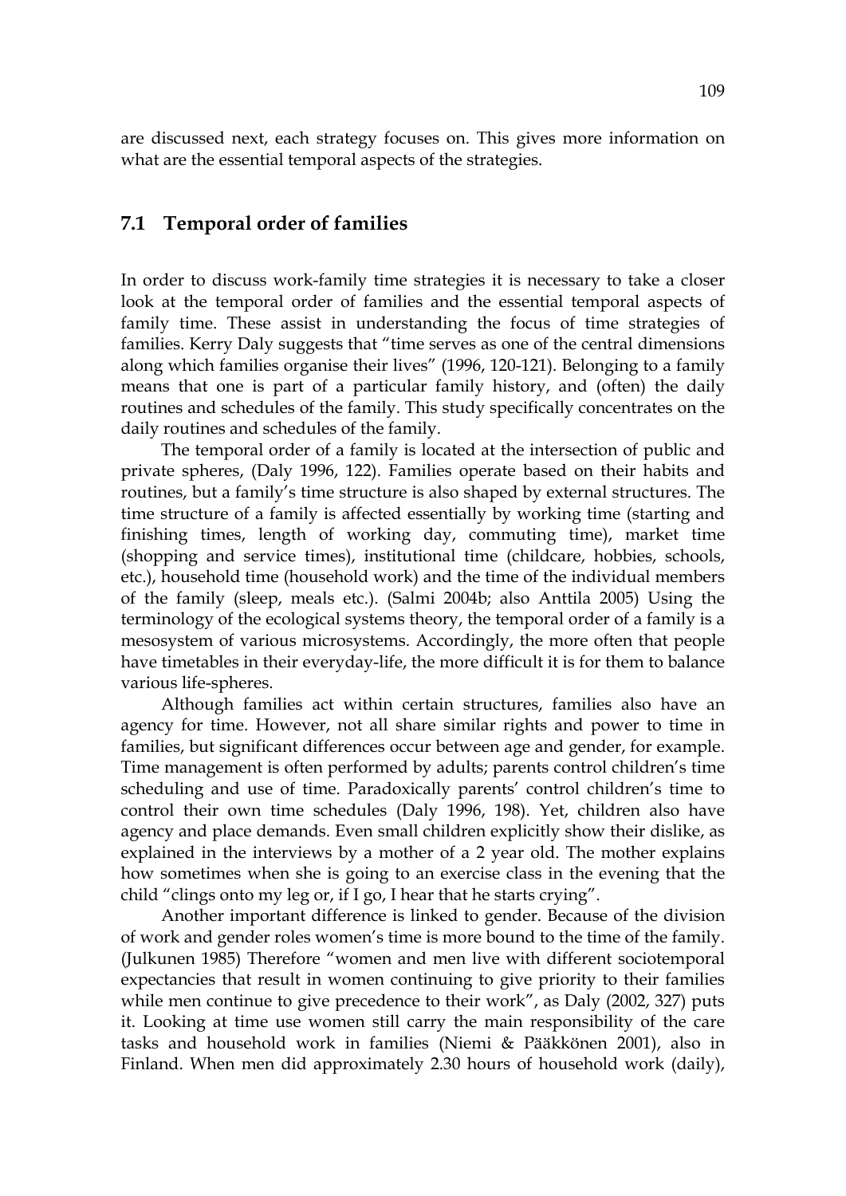are discussed next, each strategy focuses on. This gives more information on what are the essential temporal aspects of the strategies.

## 7.1 Temporal order of families

In order to discuss work-family time strategies it is necessary to take a closer look at the temporal order of families and the essential temporal aspects of family time. These assist in understanding the focus of time strategies of families. Kerry Daly suggests that "time serves as one of the central dimensions along which families organise their lives" (1996, 120-121). Belonging to a family means that one is part of a particular family history, and (often) the daily routines and schedules of the family. This study specifically concentrates on the daily routines and schedules of the family.

The temporal order of a family is located at the intersection of public and private spheres, (Daly 1996, 122). Families operate based on their habits and routines, but a family's time structure is also shaped by external structures. The time structure of a family is affected essentially by working time (starting and finishing times, length of working day, commuting time), market time (shopping and service times), institutional time (childcare, hobbies, schools, etc.), household time (household work) and the time of the individual members of the family (sleep, meals etc.). (Salmi 2004b; also Anttila 2005) Using the terminology of the ecological systems theory, the temporal order of a family is a mesosystem of various microsystems. Accordingly, the more often that people have timetables in their everyday-life, the more difficult it is for them to balance various life-spheres.

Although families act within certain structures, families also have an agency for time. However, not all share similar rights and power to time in families, but significant differences occur between age and gender, for example. Time management is often performed by adults; parents control children's time scheduling and use of time. Paradoxically parents' control children's time to control their own time schedules (Daly 1996, 198). Yet, children also have agency and place demands. Even small children explicitly show their dislike, as explained in the interviews by a mother of a 2 year old. The mother explains how sometimes when she is going to an exercise class in the evening that the child "clings onto my leg or, if I go, I hear that he starts crying".

Another important difference is linked to gender. Because of the division of work and gender roles women's time is more bound to the time of the family. (Julkunen 1985) Therefore "women and men live with different sociotemporal expectancies that result in women continuing to give priority to their families while men continue to give precedence to their work", as Daly (2002, 327) puts it. Looking at time use women still carry the main responsibility of the care tasks and household work in families (Niemi & Pääkkönen 2001), also in Finland. When men did approximately 2.30 hours of household work (daily),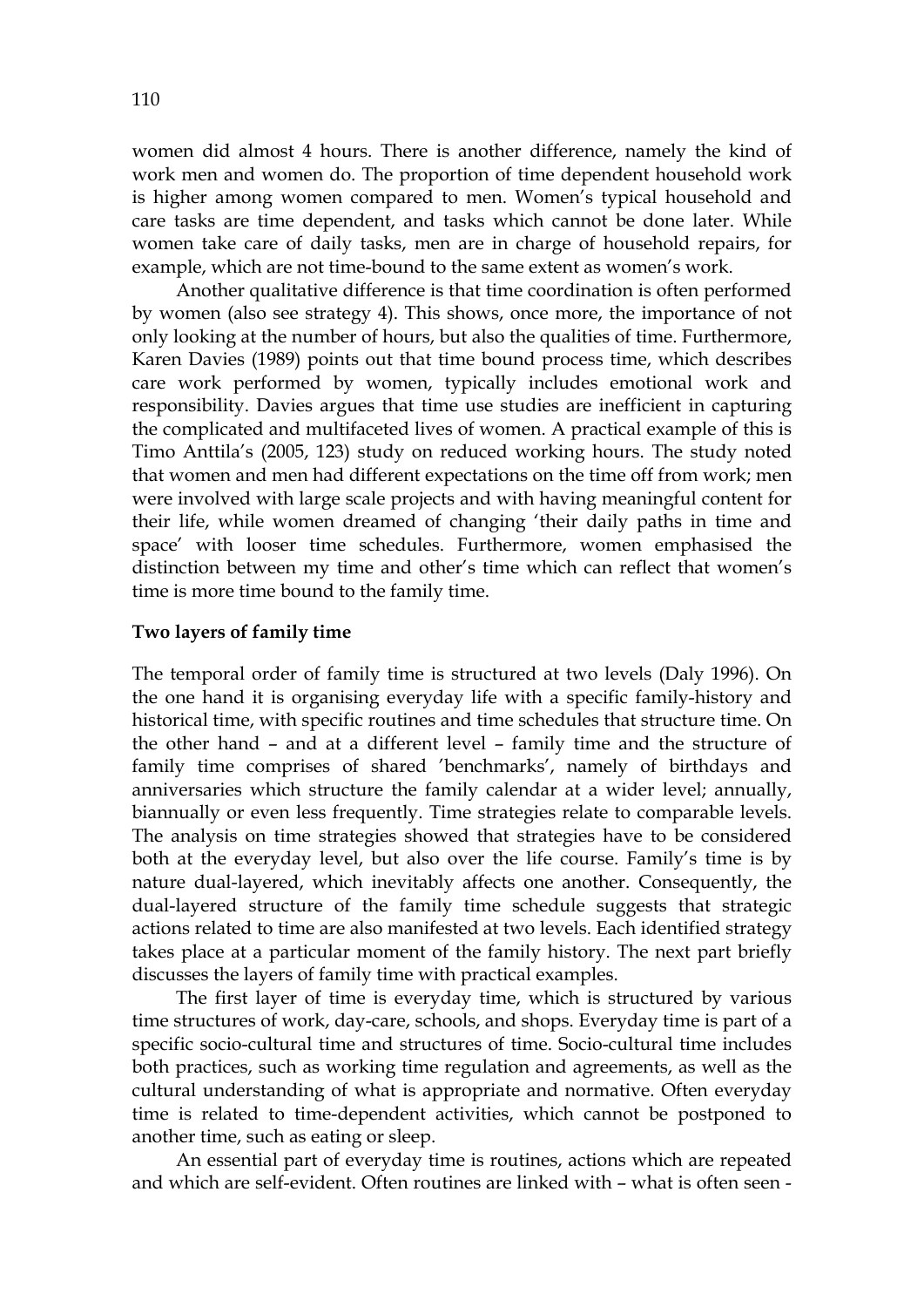women did almost 4 hours. There is another difference, namely the kind of work men and women do. The proportion of time dependent household work is higher among women compared to men. Women's typical household and care tasks are time dependent, and tasks which cannot be done later. While women take care of daily tasks, men are in charge of household repairs, for example, which are not time-bound to the same extent as women's work.

Another qualitative difference is that time coordination is often performed by women (also see strategy 4). This shows, once more, the importance of not only looking at the number of hours, but also the qualities of time. Furthermore, Karen Davies (1989) points out that time bound process time, which describes care work performed by women, typically includes emotional work and responsibility. Davies argues that time use studies are inefficient in capturing the complicated and multifaceted lives of women. A practical example of this is Timo Anttila's (2005, 123) study on reduced working hours. The study noted that women and men had different expectations on the time off from work; men were involved with large scale projects and with having meaningful content for their life, while women dreamed of changing 'their daily paths in time and space' with looser time schedules. Furthermore, women emphasised the distinction between my time and other's time which can reflect that women's time is more time bound to the family time.

**Two layers of family time**

The temporal order of family time is structured at two levels (Daly 1996). On the one hand it is organising everyday life with a specific family-history and historical time, with specific routines and time schedules that structure time. On the other hand – and at a different level – family time and the structure of family time comprises of shared 'benchmarks', namely of birthdays and anniversaries which structure the family calendar at a wider level; annually, biannually or even less frequently. Time strategies relate to comparable levels. The analysis on time strategies showed that strategies have to be considered both at the everyday level, but also over the life course. Family's time is by nature dual-layered, which inevitably affects one another. Consequently, the dual-layered structure of the family time schedule suggests that strategic actions related to time are also manifested at two levels. Each identified strategy takes place at a particular moment of the family history. The next part briefly discusses the layers of family time with practical examples.

The first layer of time is everyday time, which is structured by various time structures of work, day-care, schools, and shops. Everyday time is part of a specific socio-cultural time and structures of time. Socio-cultural time includes both practices, such as working time regulation and agreements, as well as the cultural understanding of what is appropriate and normative. Often everyday time is related to time-dependent activities, which cannot be postponed to another time, such as eating or sleep.

An essential part of everyday time is routines, actions which are repeated and which are self-evident. Often routines are linked with – what is often seen -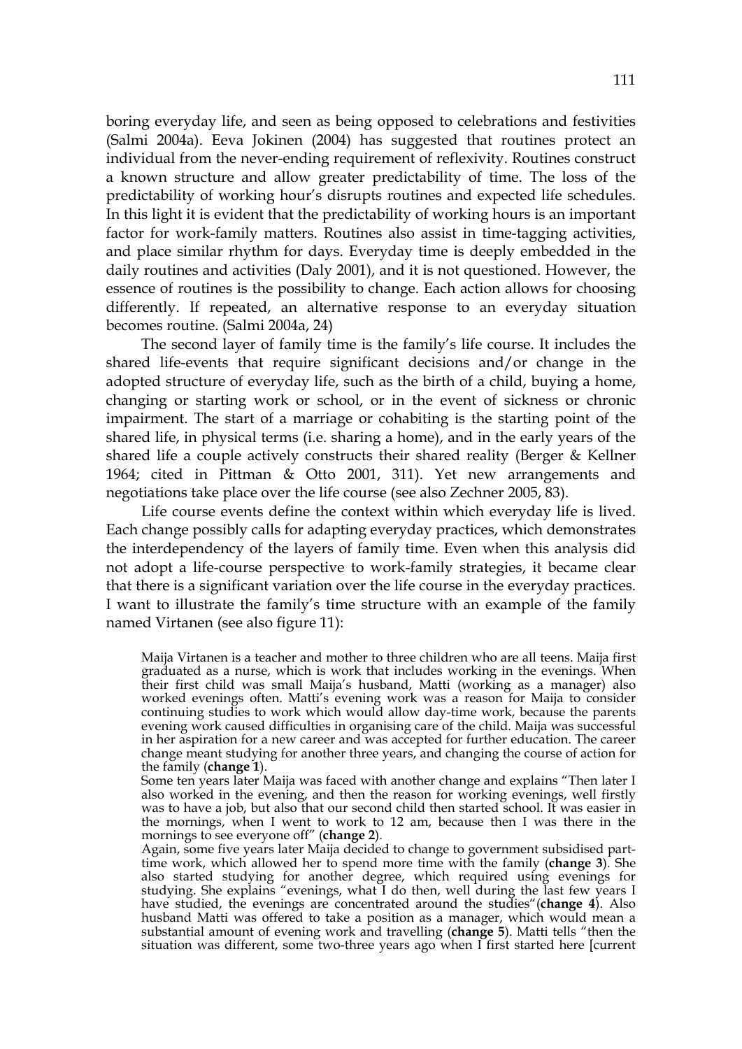boring everyday life, and seen as being opposed to celebrations and festivities (Salmi 2004a). Eeva Jokinen (2004) has suggested that routines protect an individual from the never-ending requirement of reflexivity. Routines construct a known structure and allow greater predictability of time. The loss of the predictability of working hour's disrupts routines and expected life schedules. In this light it is evident that the predictability of working hours is an important factor for work-family matters. Routines also assist in time-tagging activities, and place similar rhythm for days. Everyday time is deeply embedded in the daily routines and activities (Daly 2001), and it is not questioned. However, the essence of routines is the possibility to change. Each action allows for choosing differently. If repeated, an alternative response to an everyday situation becomes routine. (Salmi 2004a, 24)

The second layer of family time is the family's life course. It includes the shared life-events that require significant decisions and/or change in the adopted structure of everyday life, such as the birth of a child, buying a home, changing or starting work or school, or in the event of sickness or chronic impairment. The start of a marriage or cohabiting is the starting point of the shared life, in physical terms (i.e. sharing a home), and in the early years of the shared life a couple actively constructs their shared reality (Berger & Kellner 1964; cited in Pittman & Otto 2001, 311). Yet new arrangements and negotiations take place over the life course (see also Zechner 2005, 83).

Life course events define the context within which everyday life is lived. Each change possibly calls for adapting everyday practices, which demonstrates the interdependency of the layers of family time. Even when this analysis did not adopt a life-course perspective to work-family strategies, it became clear that there is a significant variation over the life course in the everyday practices. I want to illustrate the family's time structure with an example of the family named Virtanen (see also figure 11):

> Maija Virtanen is a teacher and mother to three children who are all teens. Maija first graduated as a nurse, which is work that includes working in the evenings. When their first child was small Maija's husband, Matti (working as a manager) also worked evenings often. Matti's evening work was a reason for Maija to consider continuing studies to work which would allow day-time work, because the parents evening work caused difficulties in organising care of the child. Maija was successful in her aspiration for a new career and was accepted for further education. The career change meant studying for another three years, and changing the course of action for the family (**change 1**).
>
> Some ten years later Maija was faced with another change and explains "Then later I also worked in the evening, and then the reason for working evenings, well firstly was to have a job, but also that our second child then started school. It was easier in the mornings, when I went to work to 12 am, because then I was there in the mornings to see everyone off" (**change 2**).
>
> Again, some five years later Maija decided to change to government subsidised part-time work, which allowed her to spend more time with the family (**change 3**). She also started studying for another degree, which required using evenings for studying. She explains "evenings, what I do then, well during the last few years I have studied, the evenings are concentrated around the studies"(**change 4**). Also husband Matti was offered to take a position as a manager, which would mean a substantial amount of evening work and travelling (**change 5**). Matti tells "then the situation was different, some two-three years ago when I first started here [current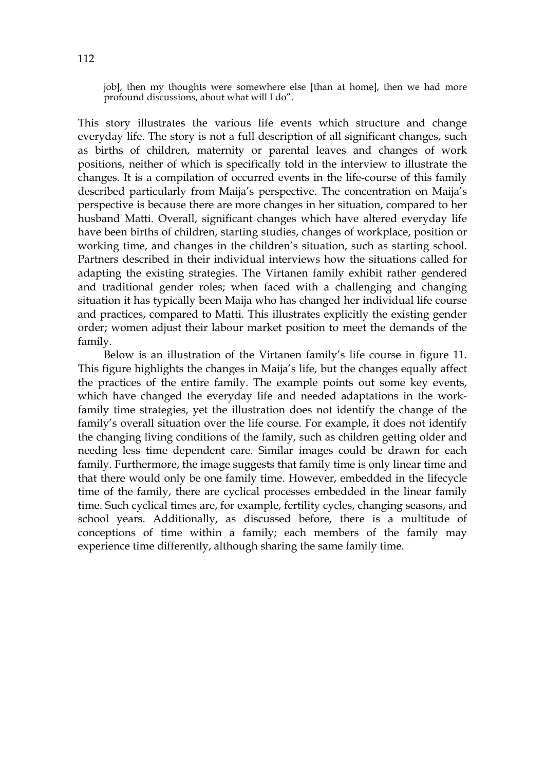job], then my thoughts were somewhere else [than at home], then we had more profound discussions, about what will I do".

This story illustrates the various life events which structure and change everyday life. The story is not a full description of all significant changes, such as births of children, maternity or parental leaves and changes of work positions, neither of which is specifically told in the interview to illustrate the changes. It is a compilation of occurred events in the life-course of this family described particularly from Maija's perspective. The concentration on Maija's perspective is because there are more changes in her situation, compared to her husband Matti. Overall, significant changes which have altered everyday life have been births of children, starting studies, changes of workplace, position or working time, and changes in the children's situation, such as starting school. Partners described in their individual interviews how the situations called for adapting the existing strategies. The Virtanen family exhibit rather gendered and traditional gender roles; when faced with a challenging and changing situation it has typically been Maija who has changed her individual life course and practices, compared to Matti. This illustrates explicitly the existing gender order; women adjust their labour market position to meet the demands of the family.

Below is an illustration of the Virtanen family's life course in figure 11. This figure highlights the changes in Maija's life, but the changes equally affect the practices of the entire family. The example points out some key events, which have changed the everyday life and needed adaptations in the work-family time strategies, yet the illustration does not identify the change of the family's overall situation over the life course. For example, it does not identify the changing living conditions of the family, such as children getting older and needing less time dependent care. Similar images could be drawn for each family. Furthermore, the image suggests that family time is only linear time and that there would only be one family time. However, embedded in the lifecycle time of the family, there are cyclical processes embedded in the linear family time. Such cyclical times are, for example, fertility cycles, changing seasons, and school years. Additionally, as discussed before, there is a multitude of conceptions of time within a family; each members of the family may experience time differently, although sharing the same family time.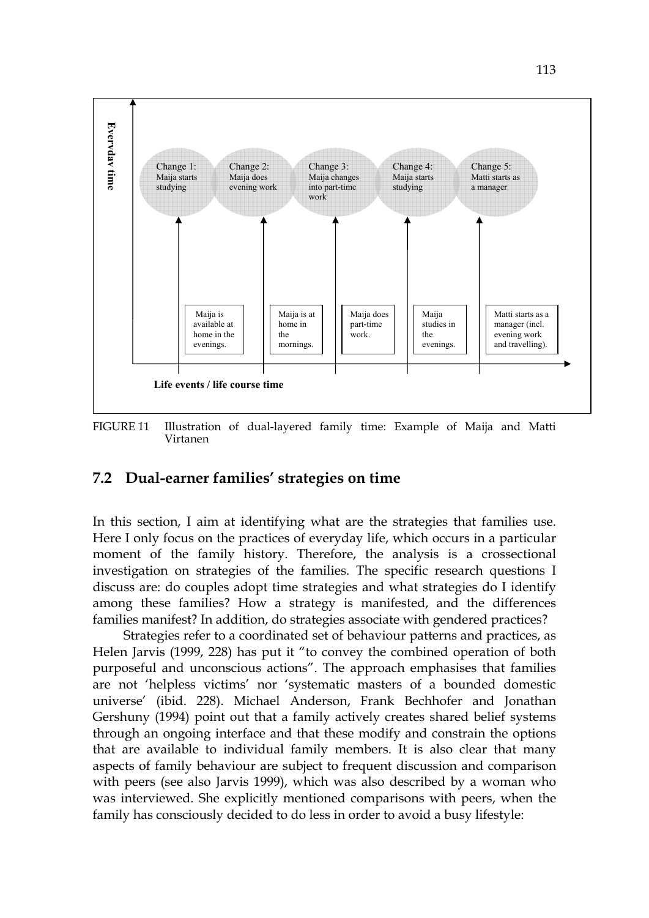Everyday time

Change 1: Maija starts studying | Change 2: Maija does evening work | Change 3: Maija changes into part-time work | Change 4: Maija starts studying | Change 5: Matti starts as a manager

Maija is available at home in the evenings. | Maija is at home in the mornings. | Maija does part-time work. | Maija studies in the evenings. | Matti starts as a manager (incl. evening work and travelling).

Life events / life course time

FIGURE 11 Illustration of dual-layered family time: Example of Maija and Matti Virtanen

## 7.2 Dual-earner families' strategies on time

In this section, I aim at identifying what are the strategies that families use. Here I only focus on the practices of everyday life, which occurs in a particular moment of the family history. Therefore, the analysis is a crossectional investigation on strategies of the families. The specific research questions I discuss are: do couples adopt time strategies and what strategies do I identify among these families? How a strategy is manifested, and the differences families manifest? In addition, do strategies associate with gendered practices?

Strategies refer to a coordinated set of behaviour patterns and practices, as Helen Jarvis (1999, 228) has put it "to convey the combined operation of both purposeful and unconscious actions". The approach emphasises that families are not 'helpless victims' nor 'systematic masters of a bounded domestic universe' (ibid. 228). Michael Anderson, Frank Bechhofer and Jonathan Gershuny (1994) point out that a family actively creates shared belief systems through an ongoing interface and that these modify and constrain the options that are available to individual family members. It is also clear that many aspects of family behaviour are subject to frequent discussion and comparison with peers (see also Jarvis 1999), which was also described by a woman who was interviewed. She explicitly mentioned comparisons with peers, when the family has consciously decided to do less in order to avoid a busy lifestyle: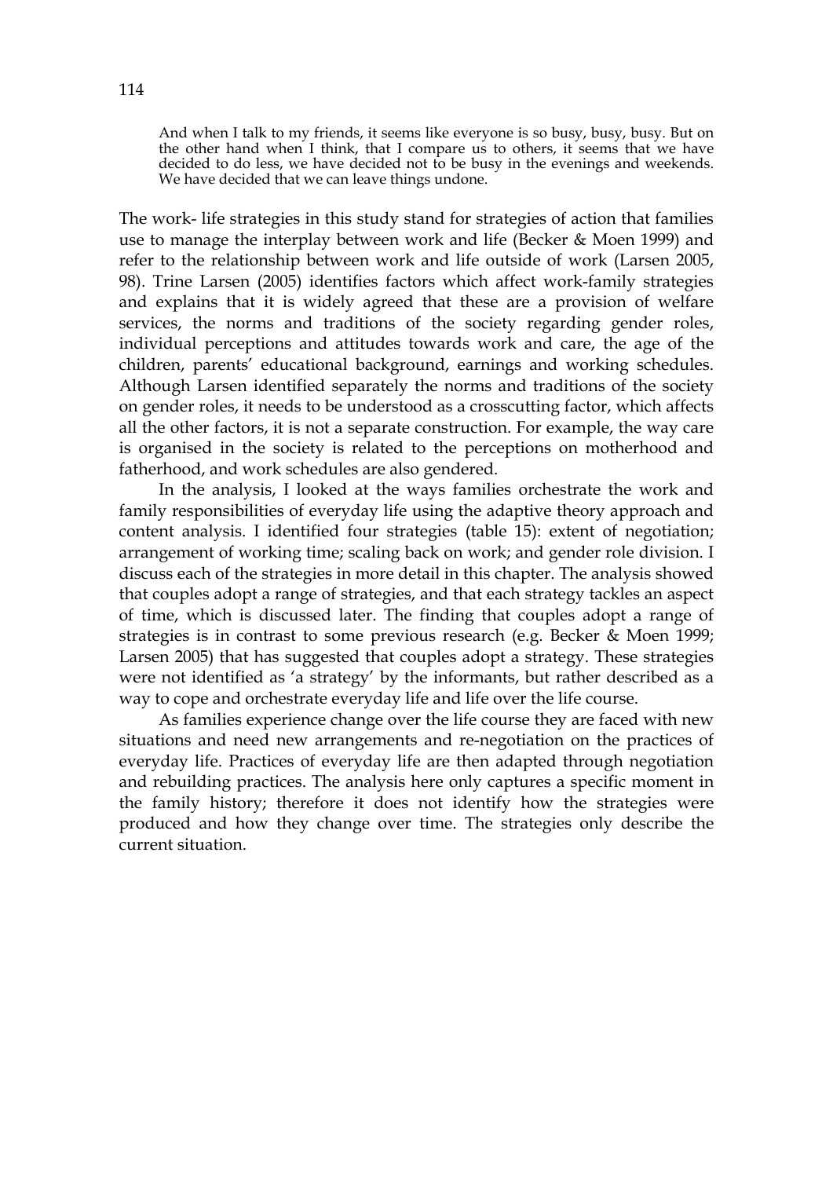> And when I talk to my friends, it seems like everyone is so busy, busy, busy. But on the other hand when I think, that I compare us to others, it seems that we have decided to do less, we have decided not to be busy in the evenings and weekends. We have decided that we can leave things undone.

The work- life strategies in this study stand for strategies of action that families use to manage the interplay between work and life (Becker & Moen 1999) and refer to the relationship between work and life outside of work (Larsen 2005, 98). Trine Larsen (2005) identifies factors which affect work-family strategies and explains that it is widely agreed that these are a provision of welfare services, the norms and traditions of the society regarding gender roles, individual perceptions and attitudes towards work and care, the age of the children, parents' educational background, earnings and working schedules. Although Larsen identified separately the norms and traditions of the society on gender roles, it needs to be understood as a crosscutting factor, which affects all the other factors, it is not a separate construction. For example, the way care is organised in the society is related to the perceptions on motherhood and fatherhood, and work schedules are also gendered.

In the analysis, I looked at the ways families orchestrate the work and family responsibilities of everyday life using the adaptive theory approach and content analysis. I identified four strategies (table 15): extent of negotiation; arrangement of working time; scaling back on work; and gender role division. I discuss each of the strategies in more detail in this chapter. The analysis showed that couples adopt a range of strategies, and that each strategy tackles an aspect of time, which is discussed later. The finding that couples adopt a range of strategies is in contrast to some previous research (e.g. Becker & Moen 1999; Larsen 2005) that has suggested that couples adopt a strategy. These strategies were not identified as 'a strategy' by the informants, but rather described as a way to cope and orchestrate everyday life and life over the life course.

As families experience change over the life course they are faced with new situations and need new arrangements and re-negotiation on the practices of everyday life. Practices of everyday life are then adapted through negotiation and rebuilding practices. The analysis here only captures a specific moment in the family history; therefore it does not identify how the strategies were produced and how they change over time. The strategies only describe the current situation.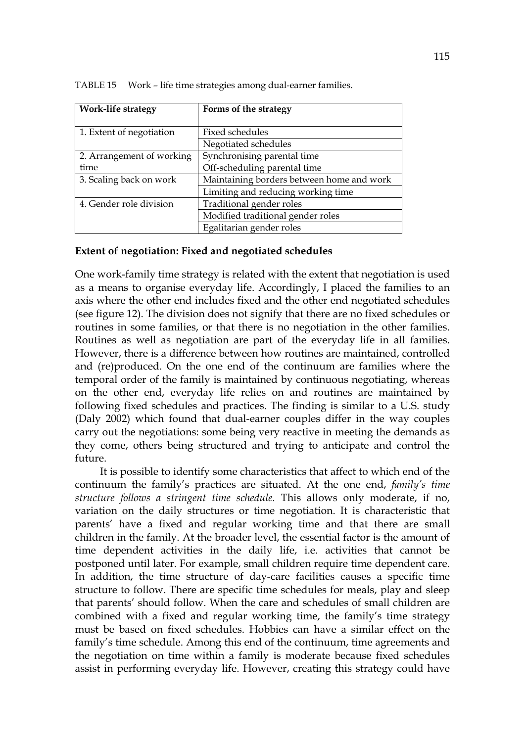TABLE 15 Work – life time strategies among dual-earner families.

| Work-life strategy | Forms of the strategy |
|---|---|
| 1. Extent of negotiation | Fixed schedules |
| | Negotiated schedules |
| 2. Arrangement of working time | Synchronising parental time |
| | Off-scheduling parental time |
| 3. Scaling back on work | Maintaining borders between home and work |
| | Limiting and reducing working time |
| 4. Gender role division | Traditional gender roles |
| | Modified traditional gender roles |
| | Egalitarian gender roles |

**Extent of negotiation: Fixed and negotiated schedules**

One work-family time strategy is related with the extent that negotiation is used as a means to organise everyday life. Accordingly, I placed the families to an axis where the other end includes fixed and the other end negotiated schedules (see figure 12). The division does not signify that there are no fixed schedules or routines in some families, or that there is no negotiation in the other families. Routines as well as negotiation are part of the everyday life in all families. However, there is a difference between how routines are maintained, controlled and (re)produced. On the one end of the continuum are families where the temporal order of the family is maintained by continuous negotiating, whereas on the other end, everyday life relies on and routines are maintained by following fixed schedules and practices. The finding is similar to a U.S. study (Daly 2002) which found that dual-earner couples differ in the way couples carry out the negotiations: some being very reactive in meeting the demands as they come, others being structured and trying to anticipate and control the future.

It is possible to identify some characteristics that affect to which end of the continuum the family's practices are situated. At the one end, *family's time structure follows a stringent time schedule.* This allows only moderate, if no, variation on the daily structures or time negotiation. It is characteristic that parents' have a fixed and regular working time and that there are small children in the family. At the broader level, the essential factor is the amount of time dependent activities in the daily life, i.e. activities that cannot be postponed until later. For example, small children require time dependent care. In addition, the time structure of day-care facilities causes a specific time structure to follow. There are specific time schedules for meals, play and sleep that parents' should follow. When the care and schedules of small children are combined with a fixed and regular working time, the family's time strategy must be based on fixed schedules. Hobbies can have a similar effect on the family's time schedule. Among this end of the continuum, time agreements and the negotiation on time within a family is moderate because fixed schedules assist in performing everyday life. However, creating this strategy could have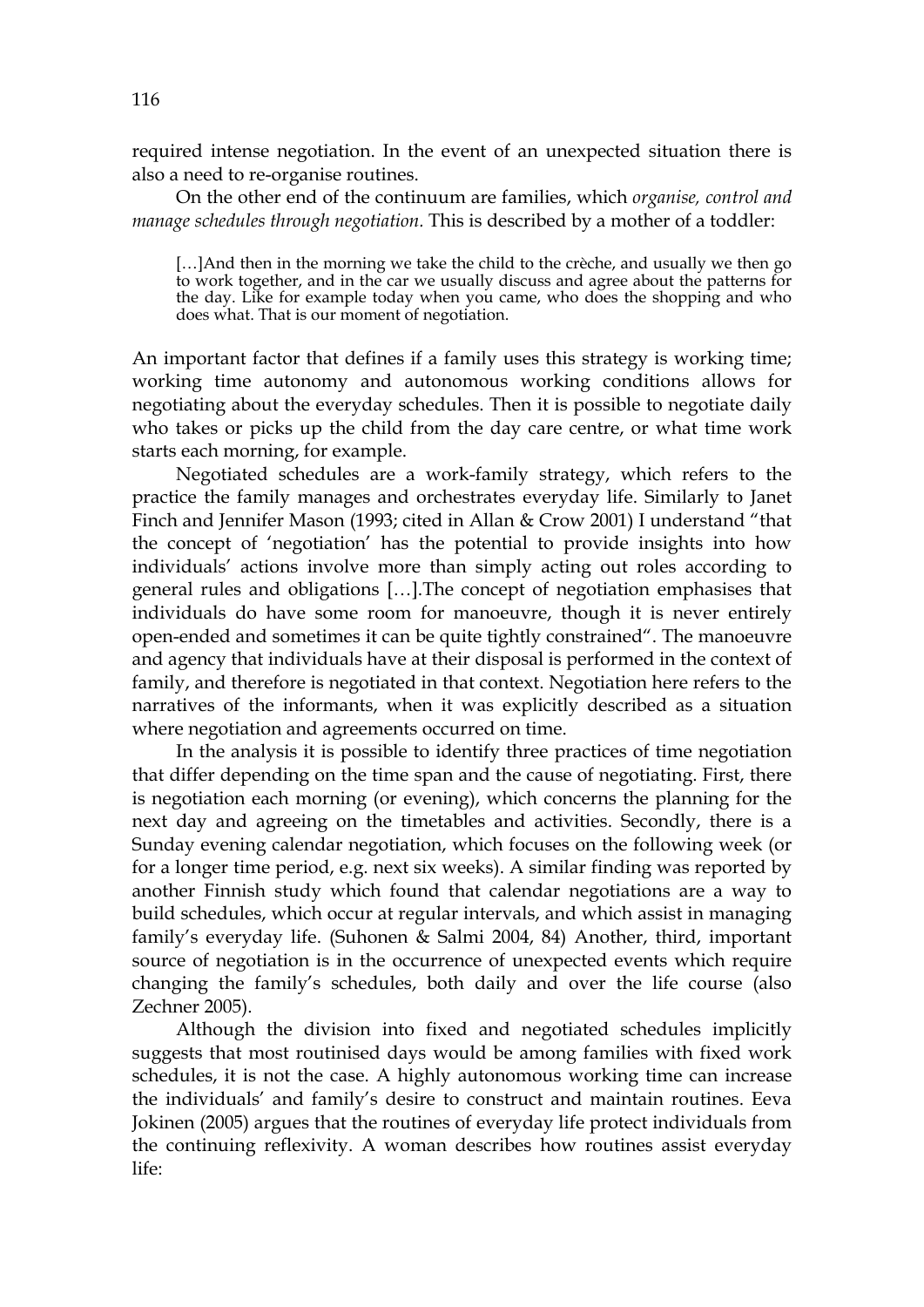required intense negotiation. In the event of an unexpected situation there is also a need to re-organise routines.

On the other end of the continuum are families, which *organise, control and manage schedules through negotiation.* This is described by a mother of a toddler:

> […]And then in the morning we take the child to the crèche, and usually we then go to work together, and in the car we usually discuss and agree about the patterns for the day. Like for example today when you came, who does the shopping and who does what. That is our moment of negotiation.

An important factor that defines if a family uses this strategy is working time; working time autonomy and autonomous working conditions allows for negotiating about the everyday schedules. Then it is possible to negotiate daily who takes or picks up the child from the day care centre, or what time work starts each morning, for example.

Negotiated schedules are a work-family strategy, which refers to the practice the family manages and orchestrates everyday life. Similarly to Janet Finch and Jennifer Mason (1993; cited in Allan & Crow 2001) I understand "that the concept of 'negotiation' has the potential to provide insights into how individuals' actions involve more than simply acting out roles according to general rules and obligations […].The concept of negotiation emphasises that individuals do have some room for manoeuvre, though it is never entirely open-ended and sometimes it can be quite tightly constrained". The manoeuvre and agency that individuals have at their disposal is performed in the context of family, and therefore is negotiated in that context. Negotiation here refers to the narratives of the informants, when it was explicitly described as a situation where negotiation and agreements occurred on time.

In the analysis it is possible to identify three practices of time negotiation that differ depending on the time span and the cause of negotiating. First, there is negotiation each morning (or evening), which concerns the planning for the next day and agreeing on the timetables and activities. Secondly, there is a Sunday evening calendar negotiation, which focuses on the following week (or for a longer time period, e.g. next six weeks). A similar finding was reported by another Finnish study which found that calendar negotiations are a way to build schedules, which occur at regular intervals, and which assist in managing family's everyday life. (Suhonen & Salmi 2004, 84) Another, third, important source of negotiation is in the occurrence of unexpected events which require changing the family's schedules, both daily and over the life course (also Zechner 2005).

Although the division into fixed and negotiated schedules implicitly suggests that most routinised days would be among families with fixed work schedules, it is not the case. A highly autonomous working time can increase the individuals' and family's desire to construct and maintain routines. Eeva Jokinen (2005) argues that the routines of everyday life protect individuals from the continuing reflexivity. A woman describes how routines assist everyday life: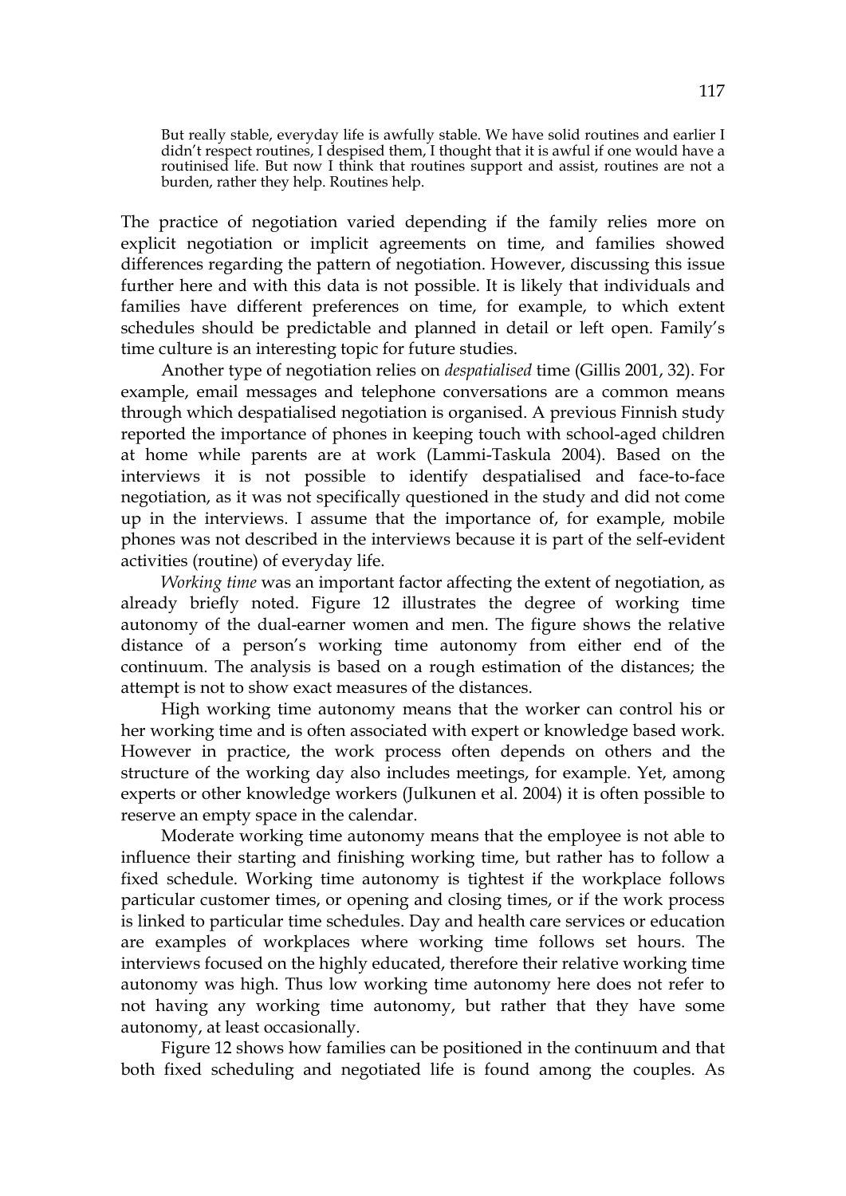> But really stable, everyday life is awfully stable. We have solid routines and earlier I didn't respect routines, I despised them, I thought that it is awful if one would have a routinised life. But now I think that routines support and assist, routines are not a burden, rather they help. Routines help.

The practice of negotiation varied depending if the family relies more on explicit negotiation or implicit agreements on time, and families showed differences regarding the pattern of negotiation. However, discussing this issue further here and with this data is not possible. It is likely that individuals and families have different preferences on time, for example, to which extent schedules should be predictable and planned in detail or left open. Family's time culture is an interesting topic for future studies.

Another type of negotiation relies on *despatialised* time (Gillis 2001, 32). For example, email messages and telephone conversations are a common means through which despatialised negotiation is organised. A previous Finnish study reported the importance of phones in keeping touch with school-aged children at home while parents are at work (Lammi-Taskula 2004). Based on the interviews it is not possible to identify despatialised and face-to-face negotiation, as it was not specifically questioned in the study and did not come up in the interviews. I assume that the importance of, for example, mobile phones was not described in the interviews because it is part of the self-evident activities (routine) of everyday life.

*Working time* was an important factor affecting the extent of negotiation, as already briefly noted. Figure 12 illustrates the degree of working time autonomy of the dual-earner women and men. The figure shows the relative distance of a person's working time autonomy from either end of the continuum. The analysis is based on a rough estimation of the distances; the attempt is not to show exact measures of the distances.

High working time autonomy means that the worker can control his or her working time and is often associated with expert or knowledge based work. However in practice, the work process often depends on others and the structure of the working day also includes meetings, for example. Yet, among experts or other knowledge workers (Julkunen et al. 2004) it is often possible to reserve an empty space in the calendar.

Moderate working time autonomy means that the employee is not able to influence their starting and finishing working time, but rather has to follow a fixed schedule. Working time autonomy is tightest if the workplace follows particular customer times, or opening and closing times, or if the work process is linked to particular time schedules. Day and health care services or education are examples of workplaces where working time follows set hours. The interviews focused on the highly educated, therefore their relative working time autonomy was high. Thus low working time autonomy here does not refer to not having any working time autonomy, but rather that they have some autonomy, at least occasionally.

Figure 12 shows how families can be positioned in the continuum and that both fixed scheduling and negotiated life is found among the couples. As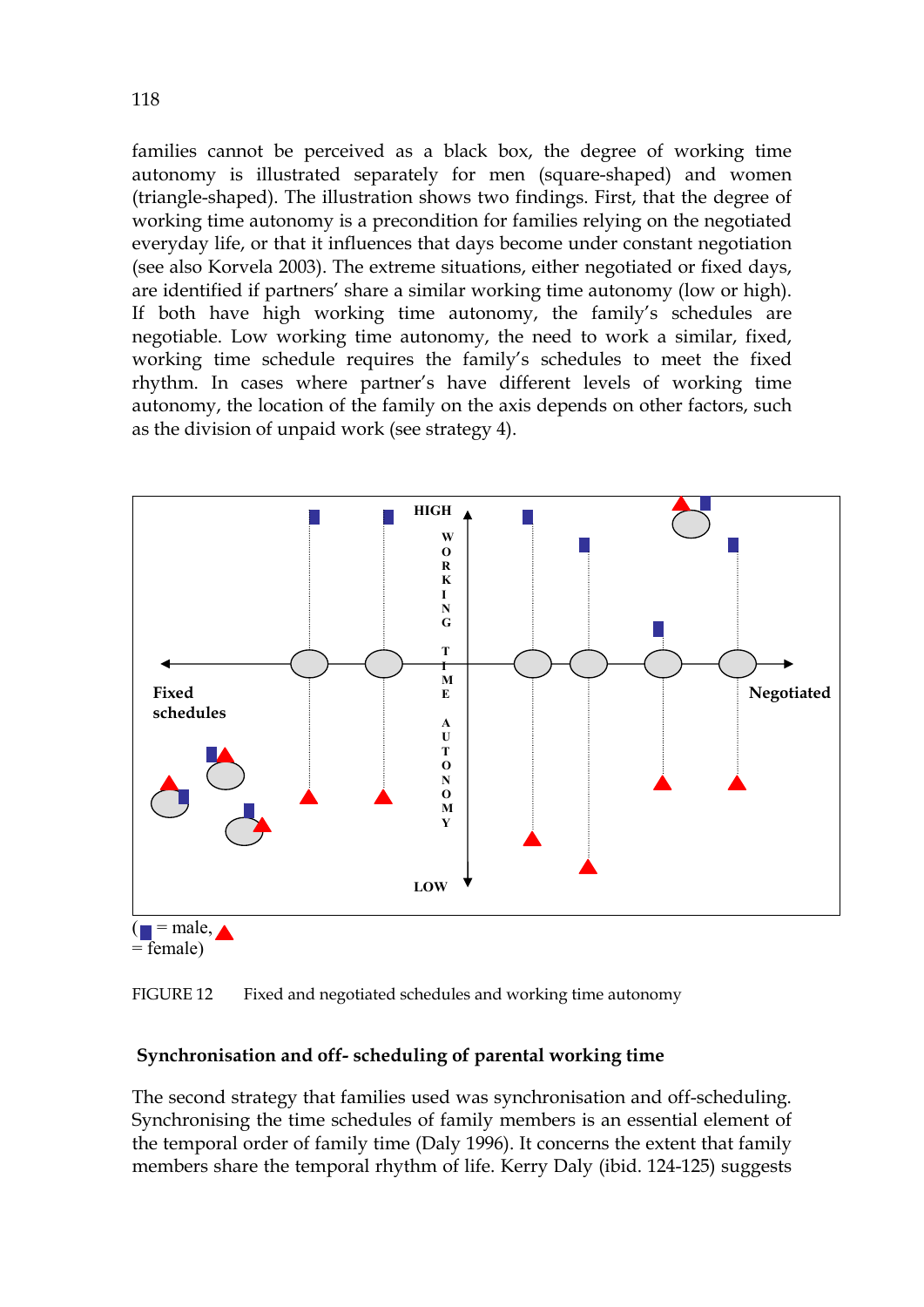families cannot be perceived as a black box, the degree of working time autonomy is illustrated separately for men (square-shaped) and women (triangle-shaped). The illustration shows two findings. First, that the degree of working time autonomy is a precondition for families relying on the negotiated everyday life, or that it influences that days become under constant negotiation (see also Korvela 2003). The extreme situations, either negotiated or fixed days, are identified if partners' share a similar working time autonomy (low or high). If both have high working time autonomy, the family's schedules are negotiable. Low working time autonomy, the need to work a similar, fixed, working time schedule requires the family's schedules to meet the fixed rhythm. In cases where partner's have different levels of working time autonomy, the location of the family on the axis depends on other factors, such as the division of unpaid work (see strategy 4).

HIGH

WORKING TIME AUTONOMY

Fixed schedules

Negotiated

LOW

(■ = male, ▲ = female)

FIGURE 12 Fixed and negotiated schedules and working time autonomy

### Synchronisation and off- scheduling of parental working time

The second strategy that families used was synchronisation and off-scheduling. Synchronising the time schedules of family members is an essential element of the temporal order of family time (Daly 1996). It concerns the extent that family members share the temporal rhythm of life. Kerry Daly (ibid. 124-125) suggests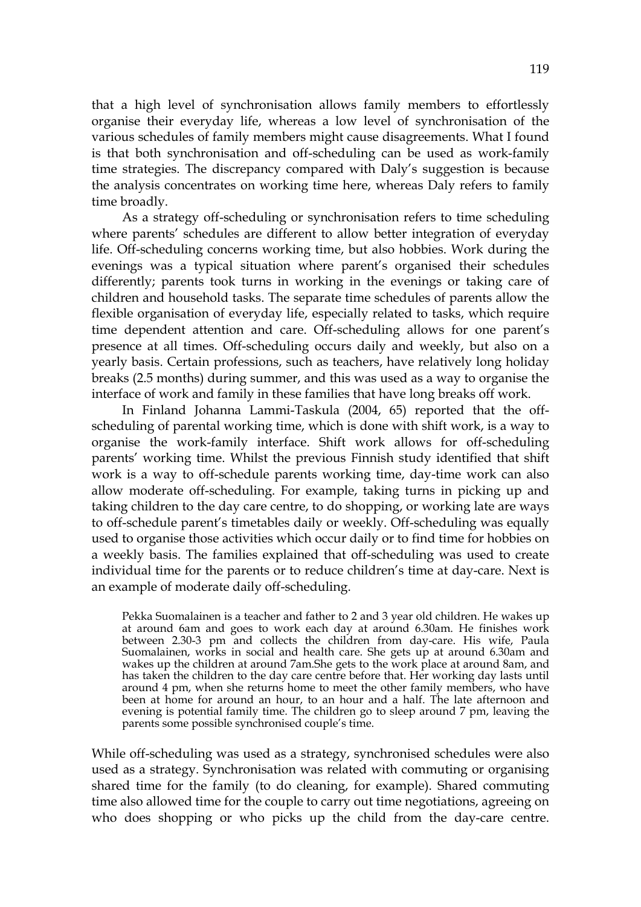that a high level of synchronisation allows family members to effortlessly organise their everyday life, whereas a low level of synchronisation of the various schedules of family members might cause disagreements. What I found is that both synchronisation and off-scheduling can be used as work-family time strategies. The discrepancy compared with Daly's suggestion is because the analysis concentrates on working time here, whereas Daly refers to family time broadly.

As a strategy off-scheduling or synchronisation refers to time scheduling where parents' schedules are different to allow better integration of everyday life. Off-scheduling concerns working time, but also hobbies. Work during the evenings was a typical situation where parent's organised their schedules differently; parents took turns in working in the evenings or taking care of children and household tasks. The separate time schedules of parents allow the flexible organisation of everyday life, especially related to tasks, which require time dependent attention and care. Off-scheduling allows for one parent's presence at all times. Off-scheduling occurs daily and weekly, but also on a yearly basis. Certain professions, such as teachers, have relatively long holiday breaks (2.5 months) during summer, and this was used as a way to organise the interface of work and family in these families that have long breaks off work.

In Finland Johanna Lammi-Taskula (2004, 65) reported that the off-scheduling of parental working time, which is done with shift work, is a way to organise the work-family interface. Shift work allows for off-scheduling parents' working time. Whilst the previous Finnish study identified that shift work is a way to off-schedule parents working time, day-time work can also allow moderate off-scheduling. For example, taking turns in picking up and taking children to the day care centre, to do shopping, or working late are ways to off-schedule parent's timetables daily or weekly. Off-scheduling was equally used to organise those activities which occur daily or to find time for hobbies on a weekly basis. The families explained that off-scheduling was used to create individual time for the parents or to reduce children's time at day-care. Next is an example of moderate daily off-scheduling.

> Pekka Suomalainen is a teacher and father to 2 and 3 year old children. He wakes up at around 6am and goes to work each day at around 6.30am. He finishes work between 2.30-3 pm and collects the children from day-care. His wife, Paula Suomalainen, works in social and health care. She gets up at around 6.30am and wakes up the children at around 7am.She gets to the work place at around 8am, and has taken the children to the day care centre before that. Her working day lasts until around 4 pm, when she returns home to meet the other family members, who have been at home for around an hour, to an hour and a half. The late afternoon and evening is potential family time. The children go to sleep around 7 pm, leaving the parents some possible synchronised couple's time.

While off-scheduling was used as a strategy, synchronised schedules were also used as a strategy. Synchronisation was related with commuting or organising shared time for the family (to do cleaning, for example). Shared commuting time also allowed time for the couple to carry out time negotiations, agreeing on who does shopping or who picks up the child from the day-care centre.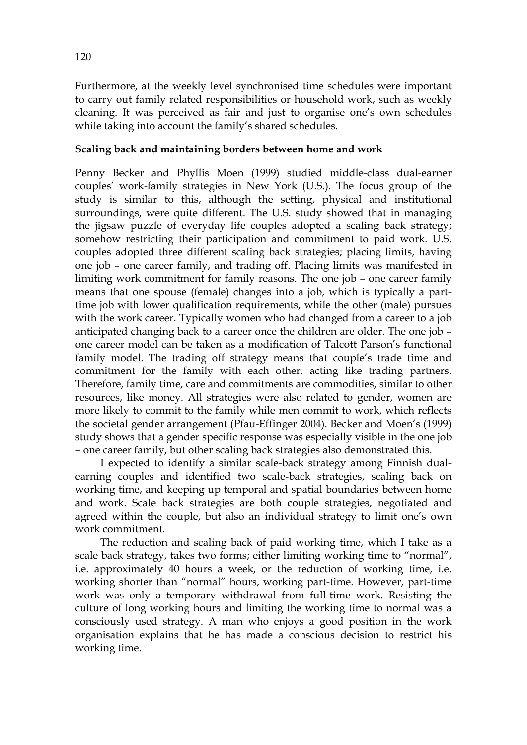Furthermore, at the weekly level synchronised time schedules were important to carry out family related responsibilities or household work, such as weekly cleaning. It was perceived as fair and just to organise one's own schedules while taking into account the family's shared schedules.

**Scaling back and maintaining borders between home and work**

Penny Becker and Phyllis Moen (1999) studied middle-class dual-earner couples' work-family strategies in New York (U.S.). The focus group of the study is similar to this, although the setting, physical and institutional surroundings, were quite different. The U.S. study showed that in managing the jigsaw puzzle of everyday life couples adopted a scaling back strategy; somehow restricting their participation and commitment to paid work. U.S. couples adopted three different scaling back strategies; placing limits, having one job – one career family, and trading off. Placing limits was manifested in limiting work commitment for family reasons. The one job – one career family means that one spouse (female) changes into a job, which is typically a part-time job with lower qualification requirements, while the other (male) pursues with the work career. Typically women who had changed from a career to a job anticipated changing back to a career once the children are older. The one job – one career model can be taken as a modification of Talcott Parson's functional family model. The trading off strategy means that couple's trade time and commitment for the family with each other, acting like trading partners. Therefore, family time, care and commitments are commodities, similar to other resources, like money. All strategies were also related to gender, women are more likely to commit to the family while men commit to work, which reflects the societal gender arrangement (Pfau-Effinger 2004). Becker and Moen's (1999) study shows that a gender specific response was especially visible in the one job – one career family, but other scaling back strategies also demonstrated this.

I expected to identify a similar scale-back strategy among Finnish dual-earning couples and identified two scale-back strategies, scaling back on working time, and keeping up temporal and spatial boundaries between home and work. Scale back strategies are both couple strategies, negotiated and agreed within the couple, but also an individual strategy to limit one's own work commitment.

The reduction and scaling back of paid working time, which I take as a scale back strategy, takes two forms; either limiting working time to "normal", i.e. approximately 40 hours a week, or the reduction of working time, i.e. working shorter than "normal" hours, working part-time. However, part-time work was only a temporary withdrawal from full-time work. Resisting the culture of long working hours and limiting the working time to normal was a consciously used strategy. A man who enjoys a good position in the work organisation explains that he has made a conscious decision to restrict his working time.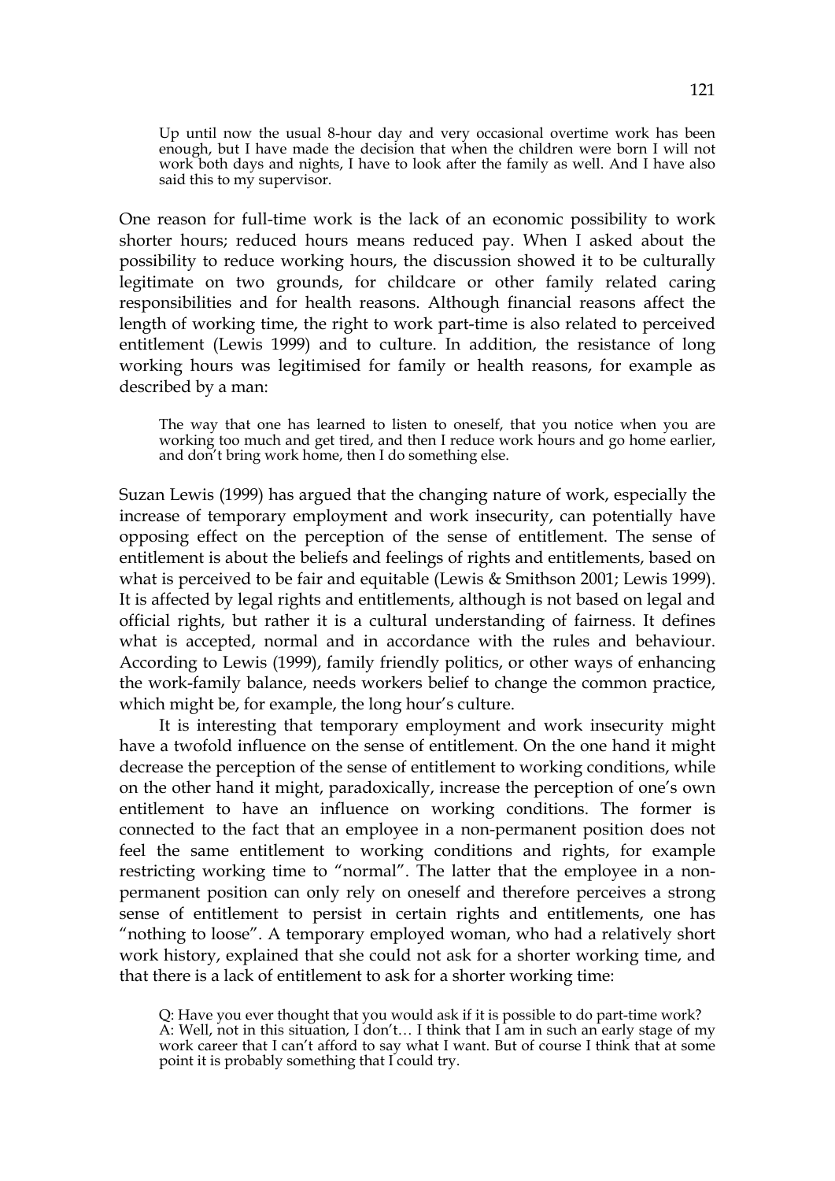> Up until now the usual 8-hour day and very occasional overtime work has been enough, but I have made the decision that when the children were born I will not work both days and nights, I have to look after the family as well. And I have also said this to my supervisor.

One reason for full-time work is the lack of an economic possibility to work shorter hours; reduced hours means reduced pay. When I asked about the possibility to reduce working hours, the discussion showed it to be culturally legitimate on two grounds, for childcare or other family related caring responsibilities and for health reasons. Although financial reasons affect the length of working time, the right to work part-time is also related to perceived entitlement (Lewis 1999) and to culture. In addition, the resistance of long working hours was legitimised for family or health reasons, for example as described by a man:

> The way that one has learned to listen to oneself, that you notice when you are working too much and get tired, and then I reduce work hours and go home earlier, and don't bring work home, then I do something else.

Suzan Lewis (1999) has argued that the changing nature of work, especially the increase of temporary employment and work insecurity, can potentially have opposing effect on the perception of the sense of entitlement. The sense of entitlement is about the beliefs and feelings of rights and entitlements, based on what is perceived to be fair and equitable (Lewis & Smithson 2001; Lewis 1999). It is affected by legal rights and entitlements, although is not based on legal and official rights, but rather it is a cultural understanding of fairness. It defines what is accepted, normal and in accordance with the rules and behaviour. According to Lewis (1999), family friendly politics, or other ways of enhancing the work-family balance, needs workers belief to change the common practice, which might be, for example, the long hour's culture.

It is interesting that temporary employment and work insecurity might have a twofold influence on the sense of entitlement. On the one hand it might decrease the perception of the sense of entitlement to working conditions, while on the other hand it might, paradoxically, increase the perception of one's own entitlement to have an influence on working conditions. The former is connected to the fact that an employee in a non-permanent position does not feel the same entitlement to working conditions and rights, for example restricting working time to "normal". The latter that the employee in a non-permanent position can only rely on oneself and therefore perceives a strong sense of entitlement to persist in certain rights and entitlements, one has "nothing to loose". A temporary employed woman, who had a relatively short work history, explained that she could not ask for a shorter working time, and that there is a lack of entitlement to ask for a shorter working time:

> Q: Have you ever thought that you would ask if it is possible to do part-time work?
> A: Well, not in this situation, I don't… I think that I am in such an early stage of my work career that I can't afford to say what I want. But of course I think that at some point it is probably something that I could try.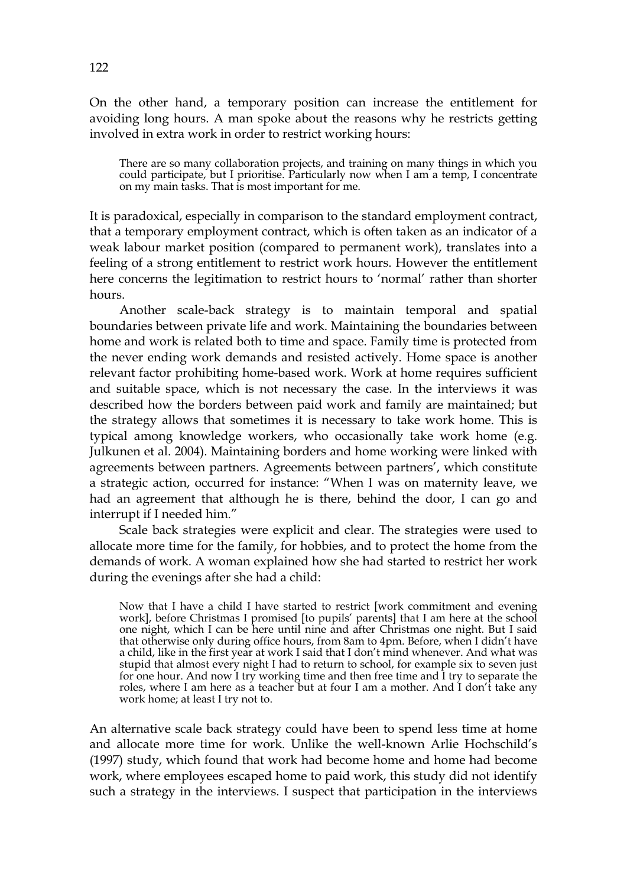On the other hand, a temporary position can increase the entitlement for avoiding long hours. A man spoke about the reasons why he restricts getting involved in extra work in order to restrict working hours:

> There are so many collaboration projects, and training on many things in which you could participate, but I prioritise. Particularly now when I am a temp, I concentrate on my main tasks. That is most important for me.

It is paradoxical, especially in comparison to the standard employment contract, that a temporary employment contract, which is often taken as an indicator of a weak labour market position (compared to permanent work), translates into a feeling of a strong entitlement to restrict work hours. However the entitlement here concerns the legitimation to restrict hours to 'normal' rather than shorter hours.

Another scale-back strategy is to maintain temporal and spatial boundaries between private life and work. Maintaining the boundaries between home and work is related both to time and space. Family time is protected from the never ending work demands and resisted actively. Home space is another relevant factor prohibiting home-based work. Work at home requires sufficient and suitable space, which is not necessary the case. In the interviews it was described how the borders between paid work and family are maintained; but the strategy allows that sometimes it is necessary to take work home. This is typical among knowledge workers, who occasionally take work home (e.g. Julkunen et al. 2004). Maintaining borders and home working were linked with agreements between partners. Agreements between partners', which constitute a strategic action, occurred for instance: "When I was on maternity leave, we had an agreement that although he is there, behind the door, I can go and interrupt if I needed him."

Scale back strategies were explicit and clear. The strategies were used to allocate more time for the family, for hobbies, and to protect the home from the demands of work. A woman explained how she had started to restrict her work during the evenings after she had a child:

> Now that I have a child I have started to restrict [work commitment and evening work], before Christmas I promised [to pupils' parents] that I am here at the school one night, which I can be here until nine and after Christmas one night. But I said that otherwise only during office hours, from 8am to 4pm. Before, when I didn't have a child, like in the first year at work I said that I don't mind whenever. And what was stupid that almost every night I had to return to school, for example six to seven just for one hour. And now I try working time and then free time and I try to separate the roles, where I am here as a teacher but at four I am a mother. And I don't take any work home; at least I try not to.

An alternative scale back strategy could have been to spend less time at home and allocate more time for work. Unlike the well-known Arlie Hochschild's (1997) study, which found that work had become home and home had become work, where employees escaped home to paid work, this study did not identify such a strategy in the interviews. I suspect that participation in the interviews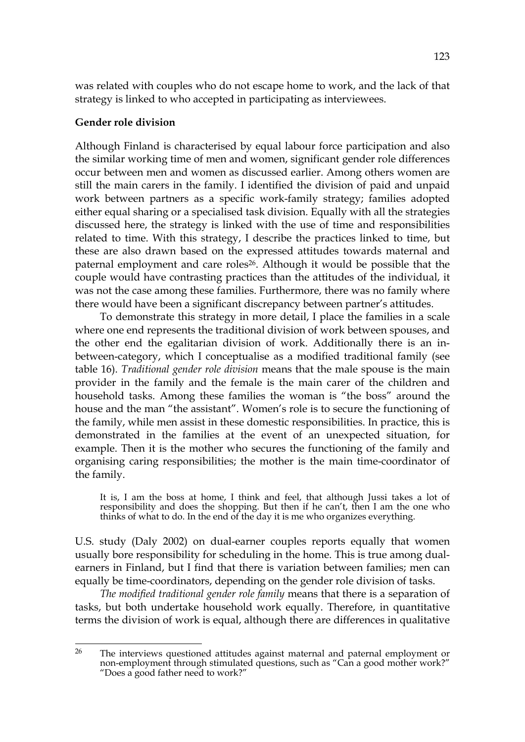was related with couples who do not escape home to work, and the lack of that strategy is linked to who accepted in participating as interviewees.

**Gender role division**

Although Finland is characterised by equal labour force participation and also the similar working time of men and women, significant gender role differences occur between men and women as discussed earlier. Among others women are still the main carers in the family. I identified the division of paid and unpaid work between partners as a specific work-family strategy; families adopted either equal sharing or a specialised task division. Equally with all the strategies discussed here, the strategy is linked with the use of time and responsibilities related to time. With this strategy, I describe the practices linked to time, but these are also drawn based on the expressed attitudes towards maternal and paternal employment and care roles[26]. Although it would be possible that the couple would have contrasting practices than the attitudes of the individual, it was not the case among these families. Furthermore, there was no family where there would have been a significant discrepancy between partner's attitudes.

To demonstrate this strategy in more detail, I place the families in a scale where one end represents the traditional division of work between spouses, and the other end the egalitarian division of work. Additionally there is an in-between-category, which I conceptualise as a modified traditional family (see table 16). *Traditional gender role division* means that the male spouse is the main provider in the family and the female is the main carer of the children and household tasks. Among these families the woman is "the boss" around the house and the man "the assistant". Women's role is to secure the functioning of the family, while men assist in these domestic responsibilities. In practice, this is demonstrated in the families at the event of an unexpected situation, for example. Then it is the mother who secures the functioning of the family and organising caring responsibilities; the mother is the main time-coordinator of the family.

> It is, I am the boss at home, I think and feel, that although Jussi takes a lot of responsibility and does the shopping. But then if he can't, then I am the one who thinks of what to do. In the end of the day it is me who organizes everything.

U.S. study (Daly 2002) on dual-earner couples reports equally that women usually bore responsibility for scheduling in the home. This is true among dual-earners in Finland, but I find that there is variation between families; men can equally be time-coordinators, depending on the gender role division of tasks.

*The modified traditional gender role family* means that there is a separation of tasks, but both undertake household work equally. Therefore, in quantitative terms the division of work is equal, although there are differences in qualitative

---

[26] The interviews questioned attitudes against maternal and paternal employment or non-employment through stimulated questions, such as "Can a good mother work?" "Does a good father need to work?"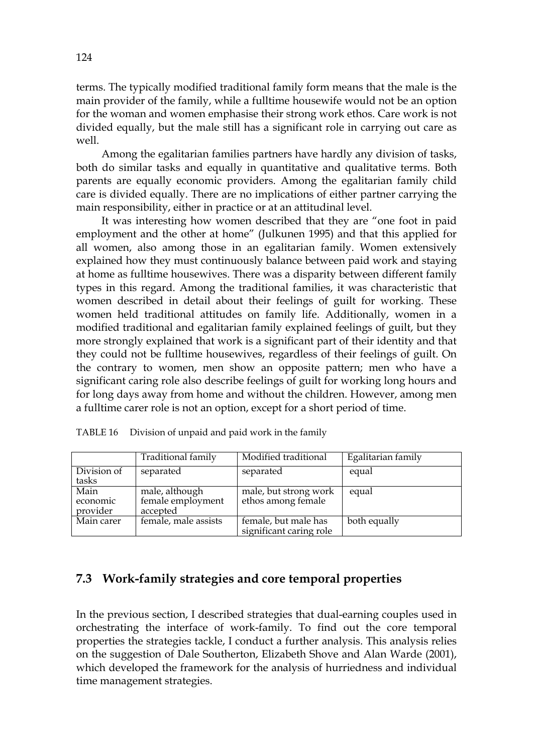terms. The typically modified traditional family form means that the male is the main provider of the family, while a fulltime housewife would not be an option for the woman and women emphasise their strong work ethos. Care work is not divided equally, but the male still has a significant role in carrying out care as well.

Among the egalitarian families partners have hardly any division of tasks, both do similar tasks and equally in quantitative and qualitative terms. Both parents are equally economic providers. Among the egalitarian family child care is divided equally. There are no implications of either partner carrying the main responsibility, either in practice or at an attitudinal level.

It was interesting how women described that they are "one foot in paid employment and the other at home" (Julkunen 1995) and that this applied for all women, also among those in an egalitarian family. Women extensively explained how they must continuously balance between paid work and staying at home as fulltime housewives. There was a disparity between different family types in this regard. Among the traditional families, it was characteristic that women described in detail about their feelings of guilt for working. These women held traditional attitudes on family life. Additionally, women in a modified traditional and egalitarian family explained feelings of guilt, but they more strongly explained that work is a significant part of their identity and that they could not be fulltime housewives, regardless of their feelings of guilt. On the contrary to women, men show an opposite pattern; men who have a significant caring role also describe feelings of guilt for working long hours and for long days away from home and without the children. However, among men a fulltime carer role is not an option, except for a short period of time.

TABLE 16 Division of unpaid and paid work in the family

| | Traditional family | Modified traditional | Egalitarian family |
|---|---|---|---|
| Division of tasks | separated | separated | equal |
| Main economic provider | male, although female employment accepted | male, but strong work ethos among female | equal |
| Main carer | female, male assists | female, but male has significant caring role | both equally |

## 7.3 Work-family strategies and core temporal properties

In the previous section, I described strategies that dual-earning couples used in orchestrating the interface of work-family. To find out the core temporal properties the strategies tackle, I conduct a further analysis. This analysis relies on the suggestion of Dale Southerton, Elizabeth Shove and Alan Warde (2001), which developed the framework for the analysis of hurriedness and individual time management strategies.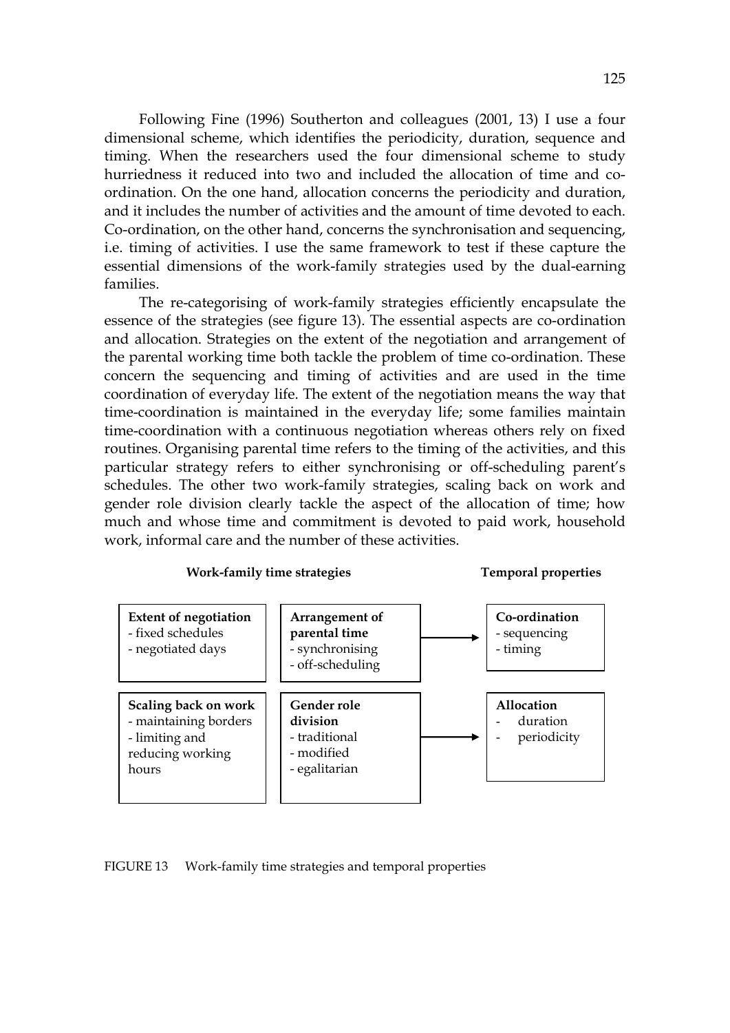Following Fine (1996) Southerton and colleagues (2001, 13) I use a four dimensional scheme, which identifies the periodicity, duration, sequence and timing. When the researchers used the four dimensional scheme to study hurriedness it reduced into two and included the allocation of time and co-ordination. On the one hand, allocation concerns the periodicity and duration, and it includes the number of activities and the amount of time devoted to each. Co-ordination, on the other hand, concerns the synchronisation and sequencing, i.e. timing of activities. I use the same framework to test if these capture the essential dimensions of the work-family strategies used by the dual-earning families.

The re-categorising of work-family strategies efficiently encapsulate the essence of the strategies (see figure 13). The essential aspects are co-ordination and allocation. Strategies on the extent of the negotiation and arrangement of the parental working time both tackle the problem of time co-ordination. These concern the sequencing and timing of activities and are used in the time coordination of everyday life. The extent of the negotiation means the way that time-coordination is maintained in the everyday life; some families maintain time-coordination with a continuous negotiation whereas others rely on fixed routines. Organising parental time refers to the timing of the activities, and this particular strategy refers to either synchronising or off-scheduling parent's schedules. The other two work-family strategies, scaling back on work and gender role division clearly tackle the aspect of the allocation of time; how much and whose time and commitment is devoted to paid work, household work, informal care and the number of these activities.

| Work-family time strategies | | | Temporal properties |
|---|---|---|---|
| **Extent of negotiation**<br>- fixed schedules<br>- negotiated days | **Arrangement of parental time**<br>- synchronising<br>- off-scheduling | → | **Co-ordination**<br>- sequencing<br>- timing |
| **Scaling back on work**<br>- maintaining borders<br>- limiting and reducing working hours | **Gender role division**<br>- traditional<br>- modified<br>- egalitarian | → | **Allocation**<br>- duration<br>- periodicity |

FIGURE 13 Work-family time strategies and temporal properties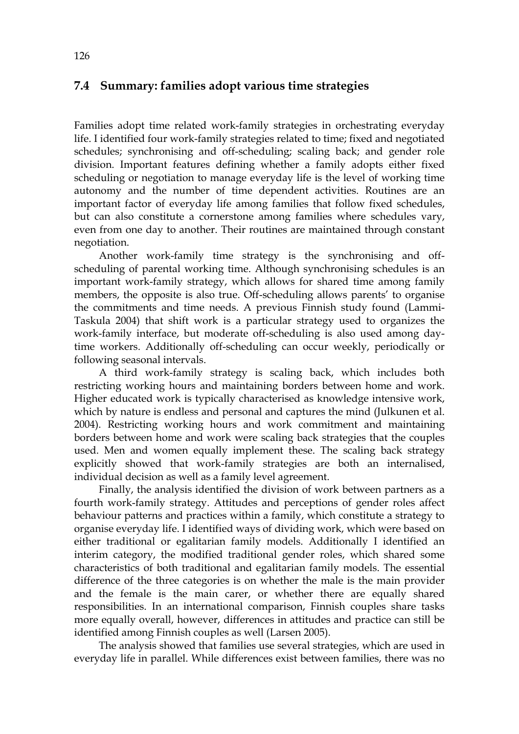## 7.4 Summary: families adopt various time strategies

Families adopt time related work-family strategies in orchestrating everyday life. I identified four work-family strategies related to time; fixed and negotiated schedules; synchronising and off-scheduling; scaling back; and gender role division. Important features defining whether a family adopts either fixed scheduling or negotiation to manage everyday life is the level of working time autonomy and the number of time dependent activities. Routines are an important factor of everyday life among families that follow fixed schedules, but can also constitute a cornerstone among families where schedules vary, even from one day to another. Their routines are maintained through constant negotiation.

Another work-family time strategy is the synchronising and off-scheduling of parental working time. Although synchronising schedules is an important work-family strategy, which allows for shared time among family members, the opposite is also true. Off-scheduling allows parents' to organise the commitments and time needs. A previous Finnish study found (Lammi-Taskula 2004) that shift work is a particular strategy used to organizes the work-family interface, but moderate off-scheduling is also used among day-time workers. Additionally off-scheduling can occur weekly, periodically or following seasonal intervals.

A third work-family strategy is scaling back, which includes both restricting working hours and maintaining borders between home and work. Higher educated work is typically characterised as knowledge intensive work, which by nature is endless and personal and captures the mind (Julkunen et al. 2004). Restricting working hours and work commitment and maintaining borders between home and work were scaling back strategies that the couples used. Men and women equally implement these. The scaling back strategy explicitly showed that work-family strategies are both an internalised, individual decision as well as a family level agreement.

Finally, the analysis identified the division of work between partners as a fourth work-family strategy. Attitudes and perceptions of gender roles affect behaviour patterns and practices within a family, which constitute a strategy to organise everyday life. I identified ways of dividing work, which were based on either traditional or egalitarian family models. Additionally I identified an interim category, the modified traditional gender roles, which shared some characteristics of both traditional and egalitarian family models. The essential difference of the three categories is on whether the male is the main provider and the female is the main carer, or whether there are equally shared responsibilities. In an international comparison, Finnish couples share tasks more equally overall, however, differences in attitudes and practice can still be identified among Finnish couples as well (Larsen 2005).

The analysis showed that families use several strategies, which are used in everyday life in parallel. While differences exist between families, there was no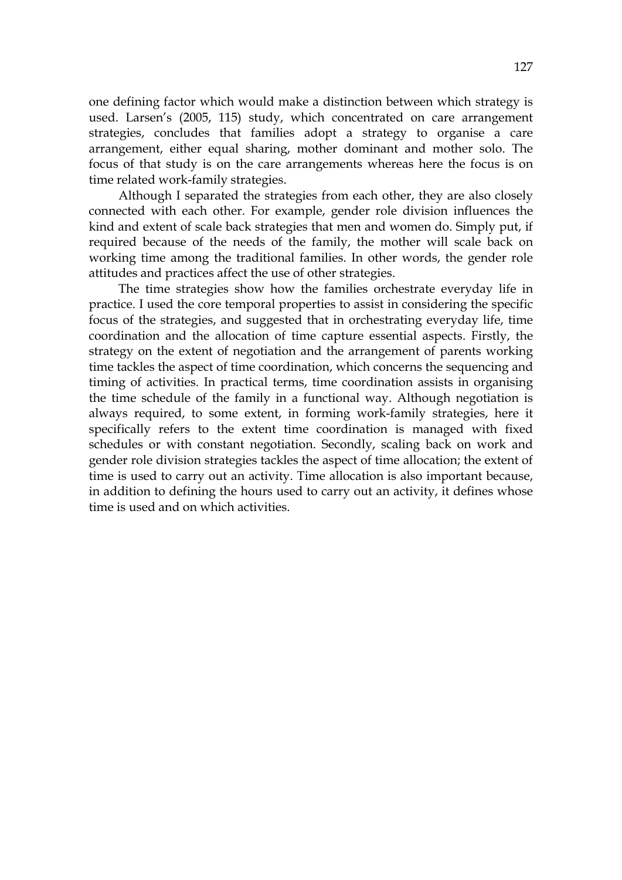one defining factor which would make a distinction between which strategy is used. Larsen's (2005, 115) study, which concentrated on care arrangement strategies, concludes that families adopt a strategy to organise a care arrangement, either equal sharing, mother dominant and mother solo. The focus of that study is on the care arrangements whereas here the focus is on time related work-family strategies.

Although I separated the strategies from each other, they are also closely connected with each other. For example, gender role division influences the kind and extent of scale back strategies that men and women do. Simply put, if required because of the needs of the family, the mother will scale back on working time among the traditional families. In other words, the gender role attitudes and practices affect the use of other strategies.

The time strategies show how the families orchestrate everyday life in practice. I used the core temporal properties to assist in considering the specific focus of the strategies, and suggested that in orchestrating everyday life, time coordination and the allocation of time capture essential aspects. Firstly, the strategy on the extent of negotiation and the arrangement of parents working time tackles the aspect of time coordination, which concerns the sequencing and timing of activities. In practical terms, time coordination assists in organising the time schedule of the family in a functional way. Although negotiation is always required, to some extent, in forming work-family strategies, here it specifically refers to the extent time coordination is managed with fixed schedules or with constant negotiation. Secondly, scaling back on work and gender role division strategies tackles the aspect of time allocation; the extent of time is used to carry out an activity. Time allocation is also important because, in addition to defining the hours used to carry out an activity, it defines whose time is used and on which activities.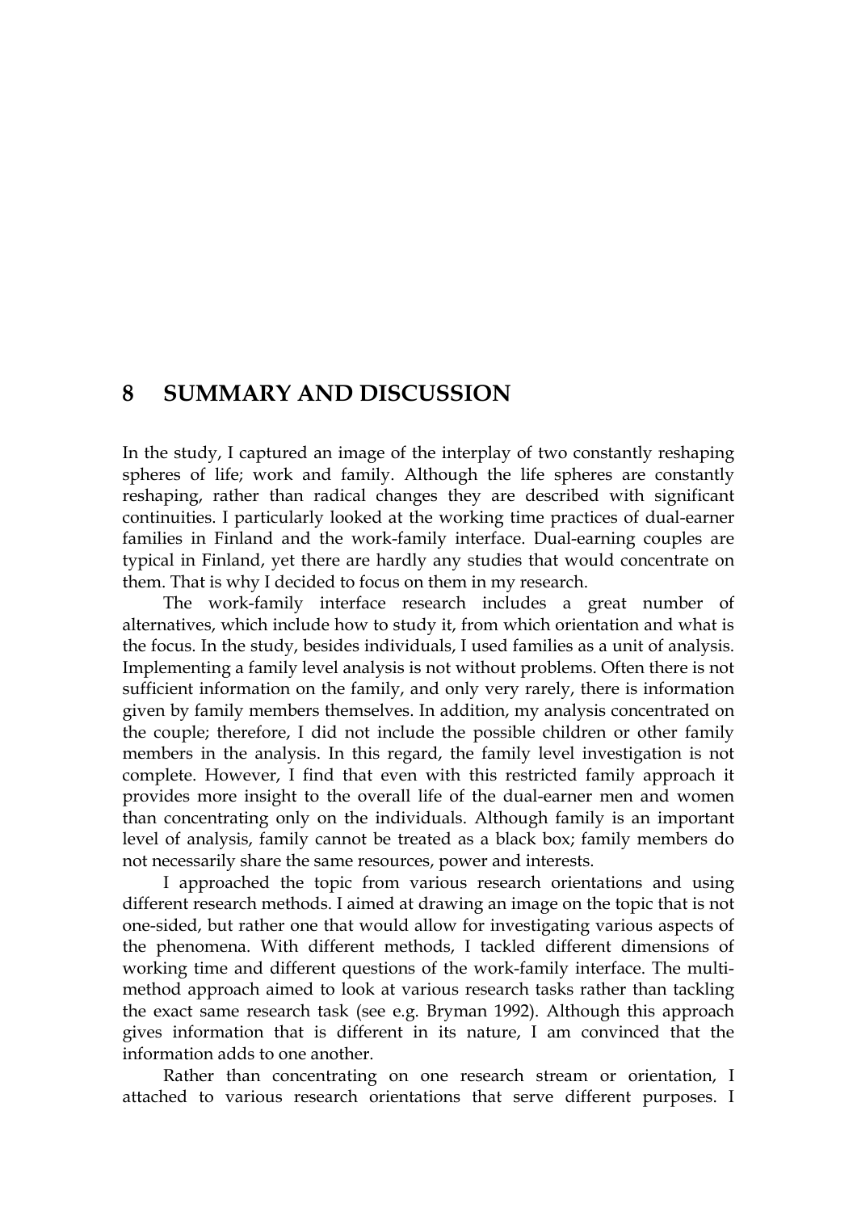# 8 SUMMARY AND DISCUSSION

In the study, I captured an image of the interplay of two constantly reshaping spheres of life; work and family. Although the life spheres are constantly reshaping, rather than radical changes they are described with significant continuities. I particularly looked at the working time practices of dual-earner families in Finland and the work-family interface. Dual-earning couples are typical in Finland, yet there are hardly any studies that would concentrate on them. That is why I decided to focus on them in my research.

The work-family interface research includes a great number of alternatives, which include how to study it, from which orientation and what is the focus. In the study, besides individuals, I used families as a unit of analysis. Implementing a family level analysis is not without problems. Often there is not sufficient information on the family, and only very rarely, there is information given by family members themselves. In addition, my analysis concentrated on the couple; therefore, I did not include the possible children or other family members in the analysis. In this regard, the family level investigation is not complete. However, I find that even with this restricted family approach it provides more insight to the overall life of the dual-earner men and women than concentrating only on the individuals. Although family is an important level of analysis, family cannot be treated as a black box; family members do not necessarily share the same resources, power and interests.

I approached the topic from various research orientations and using different research methods. I aimed at drawing an image on the topic that is not one-sided, but rather one that would allow for investigating various aspects of the phenomena. With different methods, I tackled different dimensions of working time and different questions of the work-family interface. The multi-method approach aimed to look at various research tasks rather than tackling the exact same research task (see e.g. Bryman 1992). Although this approach gives information that is different in its nature, I am convinced that the information adds to one another.

Rather than concentrating on one research stream or orientation, I attached to various research orientations that serve different purposes. I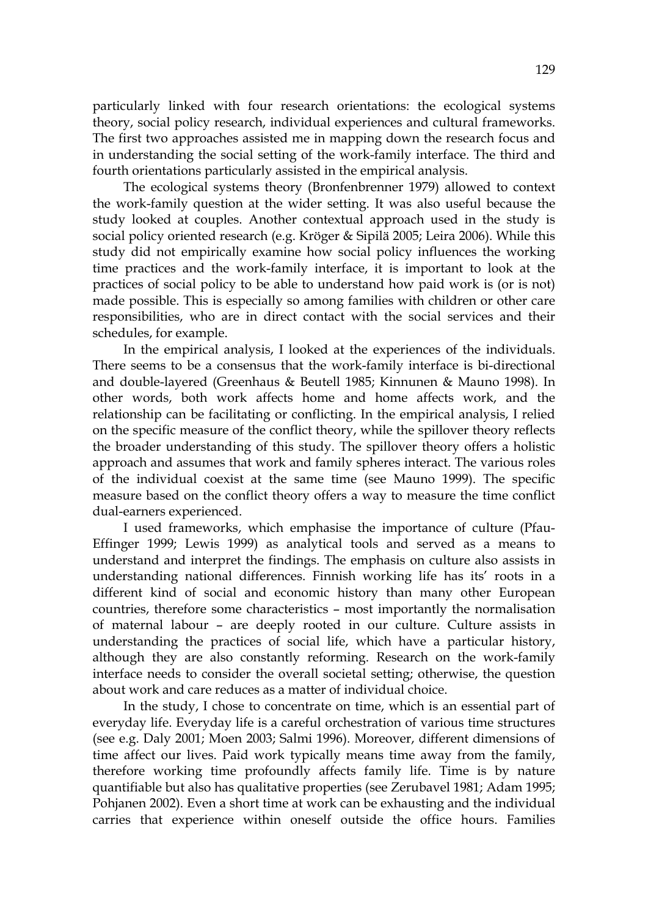particularly linked with four research orientations: the ecological systems theory, social policy research, individual experiences and cultural frameworks. The first two approaches assisted me in mapping down the research focus and in understanding the social setting of the work-family interface. The third and fourth orientations particularly assisted in the empirical analysis.

The ecological systems theory (Bronfenbrenner 1979) allowed to context the work-family question at the wider setting. It was also useful because the study looked at couples. Another contextual approach used in the study is social policy oriented research (e.g. Kröger & Sipilä 2005; Leira 2006). While this study did not empirically examine how social policy influences the working time practices and the work-family interface, it is important to look at the practices of social policy to be able to understand how paid work is (or is not) made possible. This is especially so among families with children or other care responsibilities, who are in direct contact with the social services and their schedules, for example.

In the empirical analysis, I looked at the experiences of the individuals. There seems to be a consensus that the work-family interface is bi-directional and double-layered (Greenhaus & Beutell 1985; Kinnunen & Mauno 1998). In other words, both work affects home and home affects work, and the relationship can be facilitating or conflicting. In the empirical analysis, I relied on the specific measure of the conflict theory, while the spillover theory reflects the broader understanding of this study. The spillover theory offers a holistic approach and assumes that work and family spheres interact. The various roles of the individual coexist at the same time (see Mauno 1999). The specific measure based on the conflict theory offers a way to measure the time conflict dual-earners experienced.

I used frameworks, which emphasise the importance of culture (Pfau-Effinger 1999; Lewis 1999) as analytical tools and served as a means to understand and interpret the findings. The emphasis on culture also assists in understanding national differences. Finnish working life has its' roots in a different kind of social and economic history than many other European countries, therefore some characteristics – most importantly the normalisation of maternal labour – are deeply rooted in our culture. Culture assists in understanding the practices of social life, which have a particular history, although they are also constantly reforming. Research on the work-family interface needs to consider the overall societal setting; otherwise, the question about work and care reduces as a matter of individual choice.

In the study, I chose to concentrate on time, which is an essential part of everyday life. Everyday life is a careful orchestration of various time structures (see e.g. Daly 2001; Moen 2003; Salmi 1996). Moreover, different dimensions of time affect our lives. Paid work typically means time away from the family, therefore working time profoundly affects family life. Time is by nature quantifiable but also has qualitative properties (see Zerubavel 1981; Adam 1995; Pohjanen 2002). Even a short time at work can be exhausting and the individual carries that experience within oneself outside the office hours. Families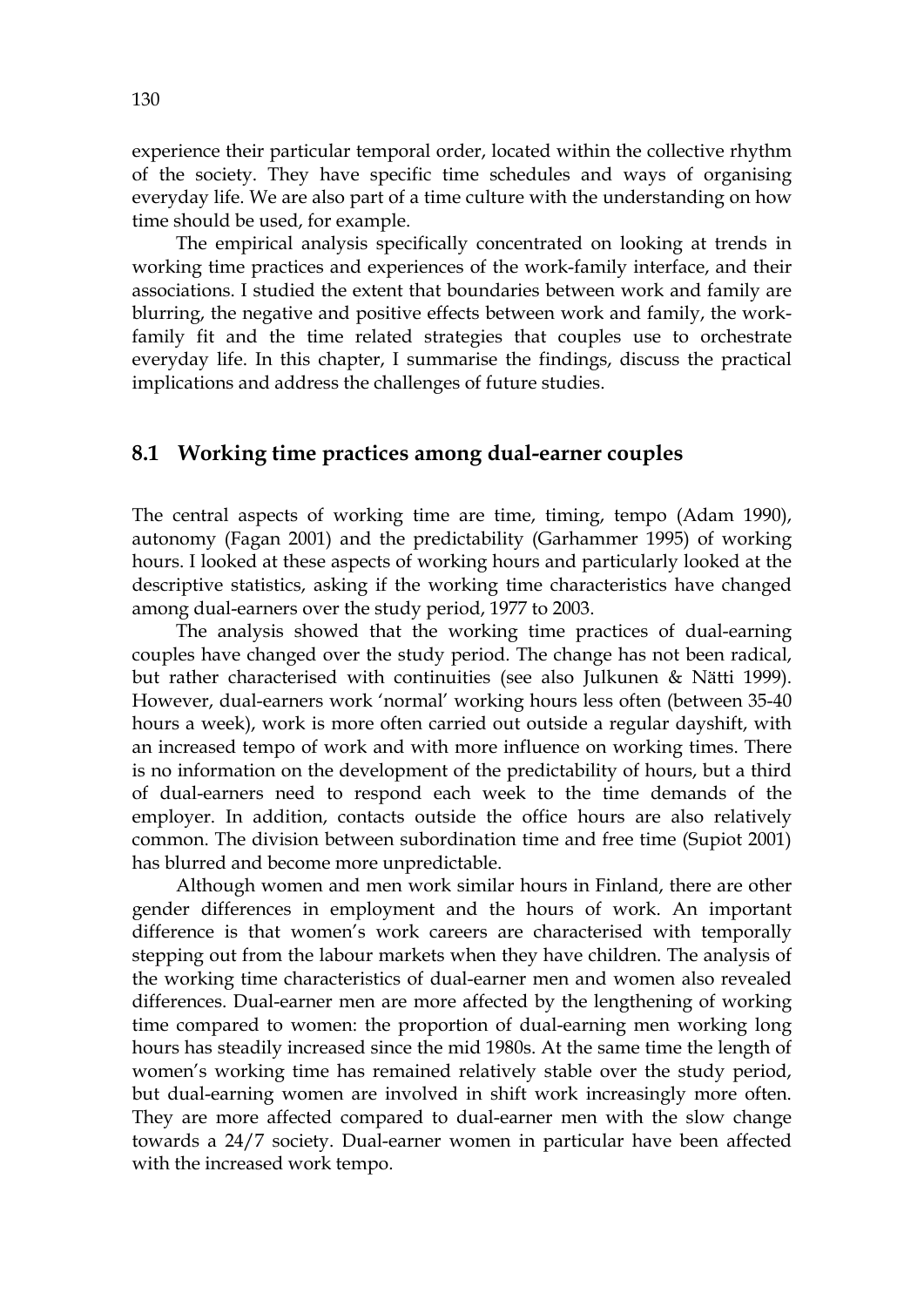experience their particular temporal order, located within the collective rhythm of the society. They have specific time schedules and ways of organising everyday life. We are also part of a time culture with the understanding on how time should be used, for example.

The empirical analysis specifically concentrated on looking at trends in working time practices and experiences of the work-family interface, and their associations. I studied the extent that boundaries between work and family are blurring, the negative and positive effects between work and family, the work-family fit and the time related strategies that couples use to orchestrate everyday life. In this chapter, I summarise the findings, discuss the practical implications and address the challenges of future studies.

## 8.1 Working time practices among dual-earner couples

The central aspects of working time are time, timing, tempo (Adam 1990), autonomy (Fagan 2001) and the predictability (Garhammer 1995) of working hours. I looked at these aspects of working hours and particularly looked at the descriptive statistics, asking if the working time characteristics have changed among dual-earners over the study period, 1977 to 2003.

The analysis showed that the working time practices of dual-earning couples have changed over the study period. The change has not been radical, but rather characterised with continuities (see also Julkunen & Nätti 1999). However, dual-earners work 'normal' working hours less often (between 35-40 hours a week), work is more often carried out outside a regular dayshift, with an increased tempo of work and with more influence on working times. There is no information on the development of the predictability of hours, but a third of dual-earners need to respond each week to the time demands of the employer. In addition, contacts outside the office hours are also relatively common. The division between subordination time and free time (Supiot 2001) has blurred and become more unpredictable.

Although women and men work similar hours in Finland, there are other gender differences in employment and the hours of work. An important difference is that women's work careers are characterised with temporally stepping out from the labour markets when they have children. The analysis of the working time characteristics of dual-earner men and women also revealed differences. Dual-earner men are more affected by the lengthening of working time compared to women: the proportion of dual-earning men working long hours has steadily increased since the mid 1980s. At the same time the length of women's working time has remained relatively stable over the study period, but dual-earning women are involved in shift work increasingly more often. They are more affected compared to dual-earner men with the slow change towards a 24/7 society. Dual-earner women in particular have been affected with the increased work tempo.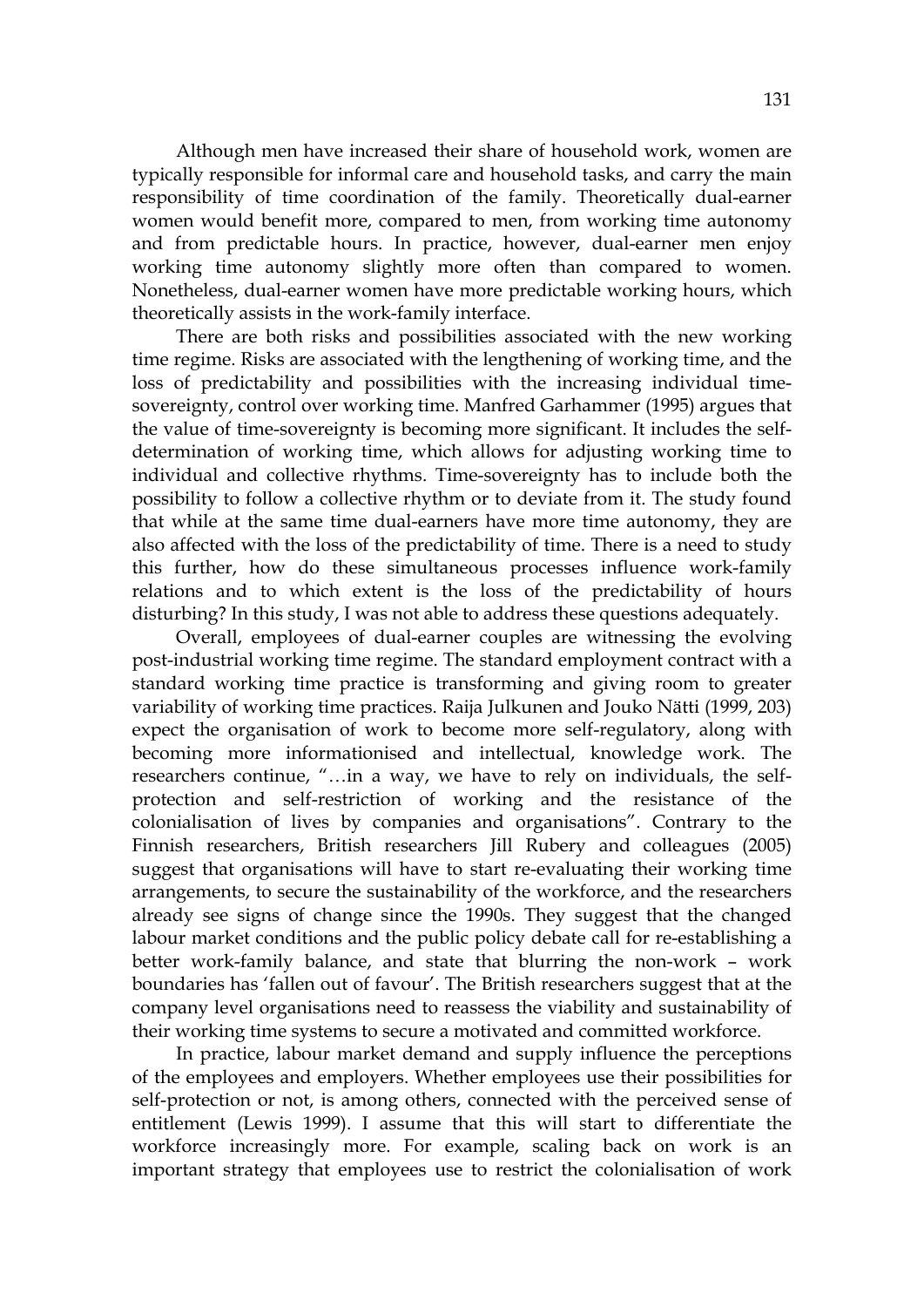Although men have increased their share of household work, women are typically responsible for informal care and household tasks, and carry the main responsibility of time coordination of the family. Theoretically dual-earner women would benefit more, compared to men, from working time autonomy and from predictable hours. In practice, however, dual-earner men enjoy working time autonomy slightly more often than compared to women. Nonetheless, dual-earner women have more predictable working hours, which theoretically assists in the work-family interface.

There are both risks and possibilities associated with the new working time regime. Risks are associated with the lengthening of working time, and the loss of predictability and possibilities with the increasing individual time-sovereignty, control over working time. Manfred Garhammer (1995) argues that the value of time-sovereignty is becoming more significant. It includes the self-determination of working time, which allows for adjusting working time to individual and collective rhythms. Time-sovereignty has to include both the possibility to follow a collective rhythm or to deviate from it. The study found that while at the same time dual-earners have more time autonomy, they are also affected with the loss of the predictability of time. There is a need to study this further, how do these simultaneous processes influence work-family relations and to which extent is the loss of the predictability of hours disturbing? In this study, I was not able to address these questions adequately.

Overall, employees of dual-earner couples are witnessing the evolving post-industrial working time regime. The standard employment contract with a standard working time practice is transforming and giving room to greater variability of working time practices. Raija Julkunen and Jouko Nätti (1999, 203) expect the organisation of work to become more self-regulatory, along with becoming more informationised and intellectual, knowledge work. The researchers continue, "…in a way, we have to rely on individuals, the self-protection and self-restriction of working and the resistance of the colonialisation of lives by companies and organisations". Contrary to the Finnish researchers, British researchers Jill Rubery and colleagues (2005) suggest that organisations will have to start re-evaluating their working time arrangements, to secure the sustainability of the workforce, and the researchers already see signs of change since the 1990s. They suggest that the changed labour market conditions and the public policy debate call for re-establishing a better work-family balance, and state that blurring the non-work – work boundaries has 'fallen out of favour'. The British researchers suggest that at the company level organisations need to reassess the viability and sustainability of their working time systems to secure a motivated and committed workforce.

In practice, labour market demand and supply influence the perceptions of the employees and employers. Whether employees use their possibilities for self-protection or not, is among others, connected with the perceived sense of entitlement (Lewis 1999). I assume that this will start to differentiate the workforce increasingly more. For example, scaling back on work is an important strategy that employees use to restrict the colonialisation of work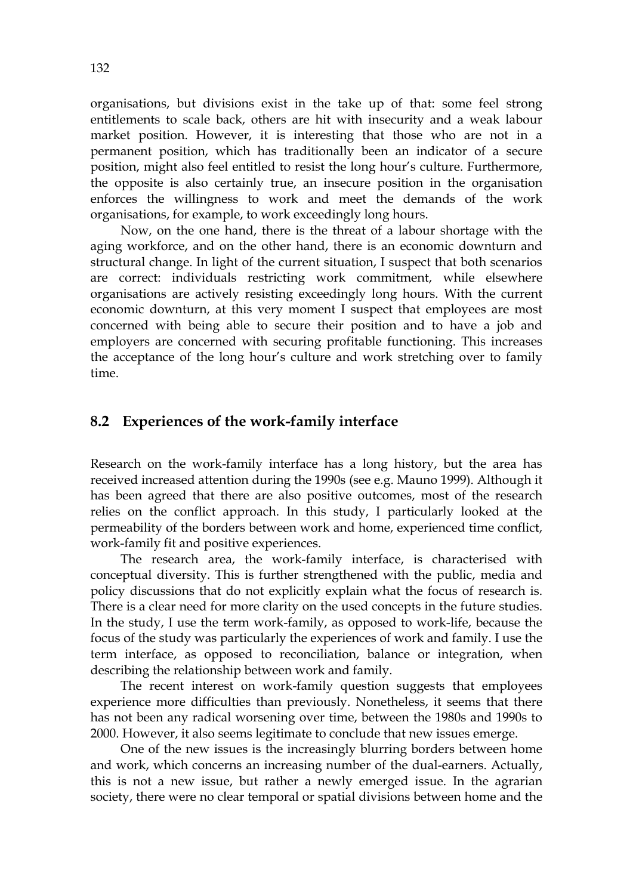organisations, but divisions exist in the take up of that: some feel strong entitlements to scale back, others are hit with insecurity and a weak labour market position. However, it is interesting that those who are not in a permanent position, which has traditionally been an indicator of a secure position, might also feel entitled to resist the long hour's culture. Furthermore, the opposite is also certainly true, an insecure position in the organisation enforces the willingness to work and meet the demands of the work organisations, for example, to work exceedingly long hours.

Now, on the one hand, there is the threat of a labour shortage with the aging workforce, and on the other hand, there is an economic downturn and structural change. In light of the current situation, I suspect that both scenarios are correct: individuals restricting work commitment, while elsewhere organisations are actively resisting exceedingly long hours. With the current economic downturn, at this very moment I suspect that employees are most concerned with being able to secure their position and to have a job and employers are concerned with securing profitable functioning. This increases the acceptance of the long hour's culture and work stretching over to family time.

## 8.2 Experiences of the work-family interface

Research on the work-family interface has a long history, but the area has received increased attention during the 1990s (see e.g. Mauno 1999). Although it has been agreed that there are also positive outcomes, most of the research relies on the conflict approach. In this study, I particularly looked at the permeability of the borders between work and home, experienced time conflict, work-family fit and positive experiences.

The research area, the work-family interface, is characterised with conceptual diversity. This is further strengthened with the public, media and policy discussions that do not explicitly explain what the focus of research is. There is a clear need for more clarity on the used concepts in the future studies. In the study, I use the term work-family, as opposed to work-life, because the focus of the study was particularly the experiences of work and family. I use the term interface, as opposed to reconciliation, balance or integration, when describing the relationship between work and family.

The recent interest on work-family question suggests that employees experience more difficulties than previously. Nonetheless, it seems that there has not been any radical worsening over time, between the 1980s and 1990s to 2000. However, it also seems legitimate to conclude that new issues emerge.

One of the new issues is the increasingly blurring borders between home and work, which concerns an increasing number of the dual-earners. Actually, this is not a new issue, but rather a newly emerged issue. In the agrarian society, there were no clear temporal or spatial divisions between home and the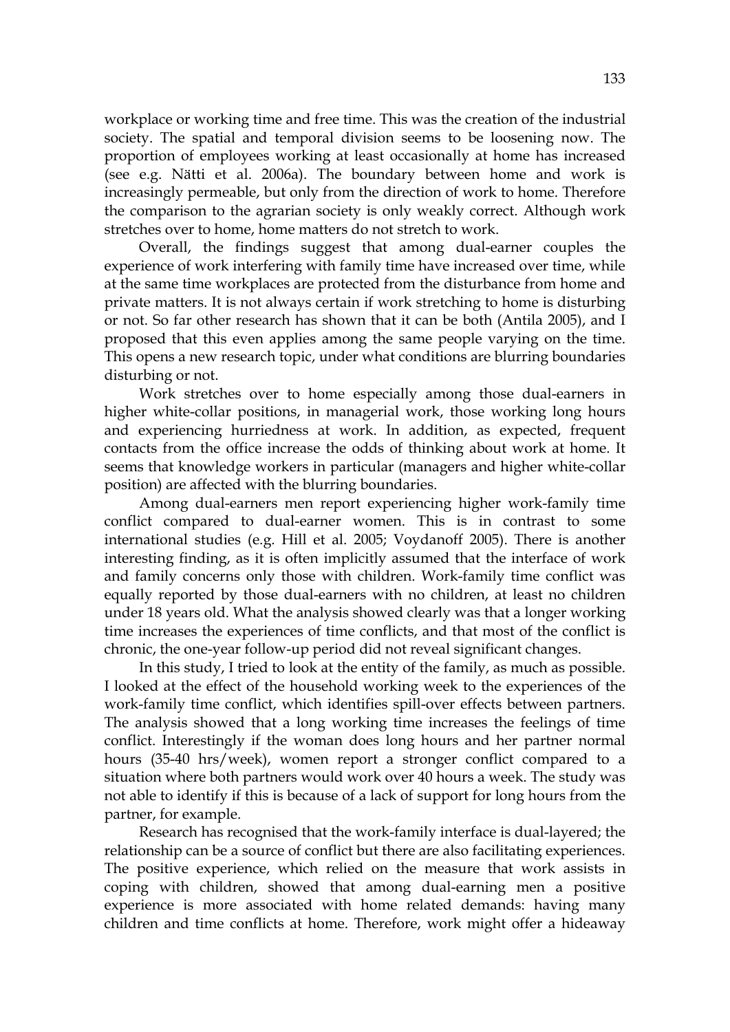workplace or working time and free time. This was the creation of the industrial society. The spatial and temporal division seems to be loosening now. The proportion of employees working at least occasionally at home has increased (see e.g. Nätti et al. 2006a). The boundary between home and work is increasingly permeable, but only from the direction of work to home. Therefore the comparison to the agrarian society is only weakly correct. Although work stretches over to home, home matters do not stretch to work.

Overall, the findings suggest that among dual-earner couples the experience of work interfering with family time have increased over time, while at the same time workplaces are protected from the disturbance from home and private matters. It is not always certain if work stretching to home is disturbing or not. So far other research has shown that it can be both (Antila 2005), and I proposed that this even applies among the same people varying on the time. This opens a new research topic, under what conditions are blurring boundaries disturbing or not.

Work stretches over to home especially among those dual-earners in higher white-collar positions, in managerial work, those working long hours and experiencing hurriedness at work. In addition, as expected, frequent contacts from the office increase the odds of thinking about work at home. It seems that knowledge workers in particular (managers and higher white-collar position) are affected with the blurring boundaries.

Among dual-earners men report experiencing higher work-family time conflict compared to dual-earner women. This is in contrast to some international studies (e.g. Hill et al. 2005; Voydanoff 2005). There is another interesting finding, as it is often implicitly assumed that the interface of work and family concerns only those with children. Work-family time conflict was equally reported by those dual-earners with no children, at least no children under 18 years old. What the analysis showed clearly was that a longer working time increases the experiences of time conflicts, and that most of the conflict is chronic, the one-year follow-up period did not reveal significant changes.

In this study, I tried to look at the entity of the family, as much as possible. I looked at the effect of the household working week to the experiences of the work-family time conflict, which identifies spill-over effects between partners. The analysis showed that a long working time increases the feelings of time conflict. Interestingly if the woman does long hours and her partner normal hours (35-40 hrs/week), women report a stronger conflict compared to a situation where both partners would work over 40 hours a week. The study was not able to identify if this is because of a lack of support for long hours from the partner, for example.

Research has recognised that the work-family interface is dual-layered; the relationship can be a source of conflict but there are also facilitating experiences. The positive experience, which relied on the measure that work assists in coping with children, showed that among dual-earning men a positive experience is more associated with home related demands: having many children and time conflicts at home. Therefore, work might offer a hideaway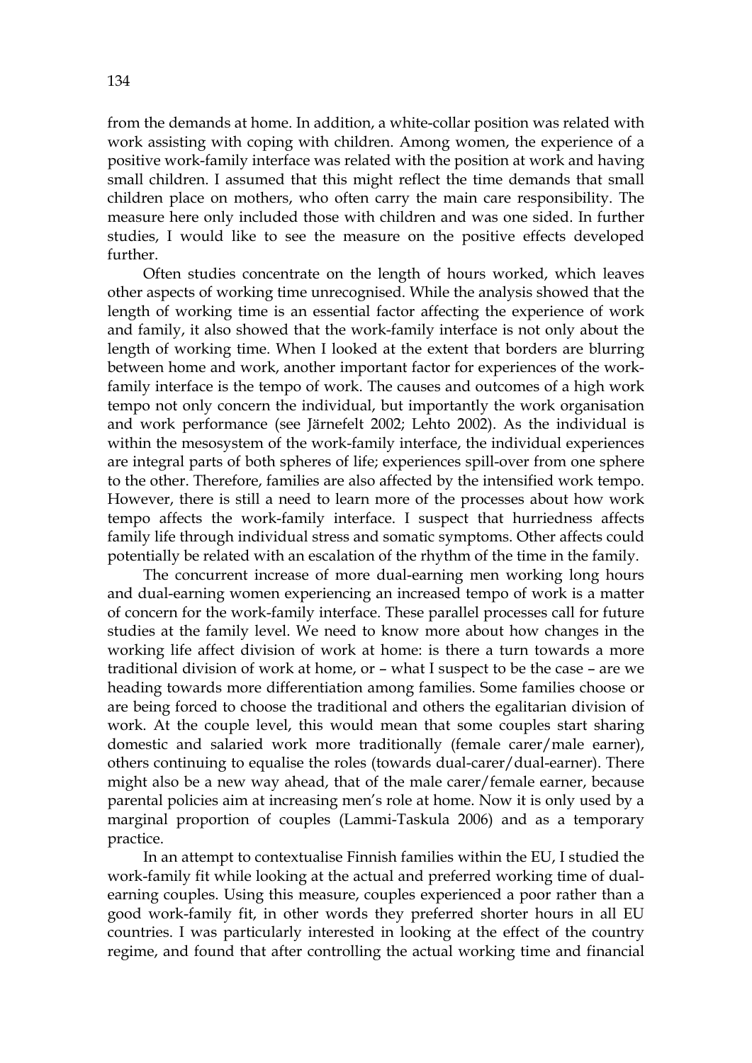from the demands at home. In addition, a white-collar position was related with work assisting with coping with children. Among women, the experience of a positive work-family interface was related with the position at work and having small children. I assumed that this might reflect the time demands that small children place on mothers, who often carry the main care responsibility. The measure here only included those with children and was one sided. In further studies, I would like to see the measure on the positive effects developed further.

Often studies concentrate on the length of hours worked, which leaves other aspects of working time unrecognised. While the analysis showed that the length of working time is an essential factor affecting the experience of work and family, it also showed that the work-family interface is not only about the length of working time. When I looked at the extent that borders are blurring between home and work, another important factor for experiences of the work-family interface is the tempo of work. The causes and outcomes of a high work tempo not only concern the individual, but importantly the work organisation and work performance (see Järnefelt 2002; Lehto 2002). As the individual is within the mesosystem of the work-family interface, the individual experiences are integral parts of both spheres of life; experiences spill-over from one sphere to the other. Therefore, families are also affected by the intensified work tempo. However, there is still a need to learn more of the processes about how work tempo affects the work-family interface. I suspect that hurriedness affects family life through individual stress and somatic symptoms. Other affects could potentially be related with an escalation of the rhythm of the time in the family.

The concurrent increase of more dual-earning men working long hours and dual-earning women experiencing an increased tempo of work is a matter of concern for the work-family interface. These parallel processes call for future studies at the family level. We need to know more about how changes in the working life affect division of work at home: is there a turn towards a more traditional division of work at home, or – what I suspect to be the case – are we heading towards more differentiation among families. Some families choose or are being forced to choose the traditional and others the egalitarian division of work. At the couple level, this would mean that some couples start sharing domestic and salaried work more traditionally (female carer/male earner), others continuing to equalise the roles (towards dual-carer/dual-earner). There might also be a new way ahead, that of the male carer/female earner, because parental policies aim at increasing men's role at home. Now it is only used by a marginal proportion of couples (Lammi-Taskula 2006) and as a temporary practice.

In an attempt to contextualise Finnish families within the EU, I studied the work-family fit while looking at the actual and preferred working time of dual-earning couples. Using this measure, couples experienced a poor rather than a good work-family fit, in other words they preferred shorter hours in all EU countries. I was particularly interested in looking at the effect of the country regime, and found that after controlling the actual working time and financial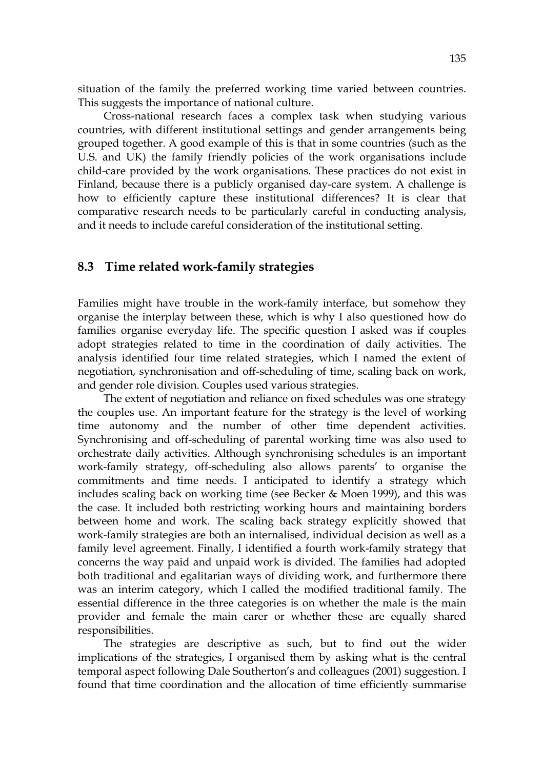situation of the family the preferred working time varied between countries. This suggests the importance of national culture.

Cross-national research faces a complex task when studying various countries, with different institutional settings and gender arrangements being grouped together. A good example of this is that in some countries (such as the U.S. and UK) the family friendly policies of the work organisations include child-care provided by the work organisations. These practices do not exist in Finland, because there is a publicly organised day-care system. A challenge is how to efficiently capture these institutional differences? It is clear that comparative research needs to be particularly careful in conducting analysis, and it needs to include careful consideration of the institutional setting.

## 8.3 Time related work-family strategies

Families might have trouble in the work-family interface, but somehow they organise the interplay between these, which is why I also questioned how do families organise everyday life. The specific question I asked was if couples adopt strategies related to time in the coordination of daily activities. The analysis identified four time related strategies, which I named the extent of negotiation, synchronisation and off-scheduling of time, scaling back on work, and gender role division. Couples used various strategies.

The extent of negotiation and reliance on fixed schedules was one strategy the couples use. An important feature for the strategy is the level of working time autonomy and the number of other time dependent activities. Synchronising and off-scheduling of parental working time was also used to orchestrate daily activities. Although synchronising schedules is an important work-family strategy, off-scheduling also allows parents' to organise the commitments and time needs. I anticipated to identify a strategy which includes scaling back on working time (see Becker & Moen 1999), and this was the case. It included both restricting working hours and maintaining borders between home and work. The scaling back strategy explicitly showed that work-family strategies are both an internalised, individual decision as well as a family level agreement. Finally, I identified a fourth work-family strategy that concerns the way paid and unpaid work is divided. The families had adopted both traditional and egalitarian ways of dividing work, and furthermore there was an interim category, which I called the modified traditional family. The essential difference in the three categories is on whether the male is the main provider and female the main carer or whether these are equally shared responsibilities.

The strategies are descriptive as such, but to find out the wider implications of the strategies, I organised them by asking what is the central temporal aspect following Dale Southerton's and colleagues (2001) suggestion. I found that time coordination and the allocation of time efficiently summarise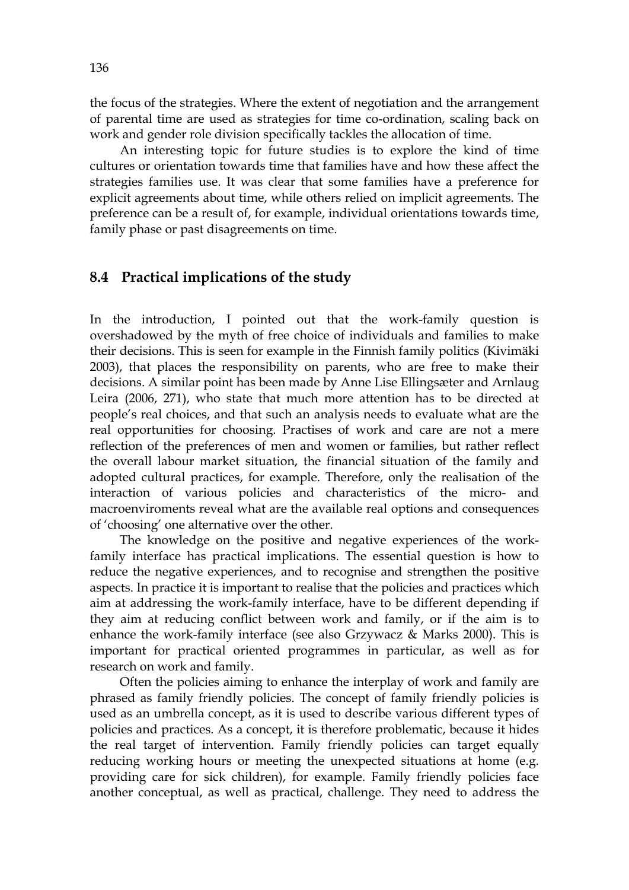the focus of the strategies. Where the extent of negotiation and the arrangement of parental time are used as strategies for time co-ordination, scaling back on work and gender role division specifically tackles the allocation of time.

An interesting topic for future studies is to explore the kind of time cultures or orientation towards time that families have and how these affect the strategies families use. It was clear that some families have a preference for explicit agreements about time, while others relied on implicit agreements. The preference can be a result of, for example, individual orientations towards time, family phase or past disagreements on time.

## 8.4 Practical implications of the study

In the introduction, I pointed out that the work-family question is overshadowed by the myth of free choice of individuals and families to make their decisions. This is seen for example in the Finnish family politics (Kivimäki 2003), that places the responsibility on parents, who are free to make their decisions. A similar point has been made by Anne Lise Ellingsæter and Arnlaug Leira (2006, 271), who state that much more attention has to be directed at people's real choices, and that such an analysis needs to evaluate what are the real opportunities for choosing. Practises of work and care are not a mere reflection of the preferences of men and women or families, but rather reflect the overall labour market situation, the financial situation of the family and adopted cultural practices, for example. Therefore, only the realisation of the interaction of various policies and characteristics of the micro- and macroenviroments reveal what are the available real options and consequences of 'choosing' one alternative over the other.

The knowledge on the positive and negative experiences of the work-family interface has practical implications. The essential question is how to reduce the negative experiences, and to recognise and strengthen the positive aspects. In practice it is important to realise that the policies and practices which aim at addressing the work-family interface, have to be different depending if they aim at reducing conflict between work and family, or if the aim is to enhance the work-family interface (see also Grzywacz & Marks 2000). This is important for practical oriented programmes in particular, as well as for research on work and family.

Often the policies aiming to enhance the interplay of work and family are phrased as family friendly policies. The concept of family friendly policies is used as an umbrella concept, as it is used to describe various different types of policies and practices. As a concept, it is therefore problematic, because it hides the real target of intervention. Family friendly policies can target equally reducing working hours or meeting the unexpected situations at home (e.g. providing care for sick children), for example. Family friendly policies face another conceptual, as well as practical, challenge. They need to address the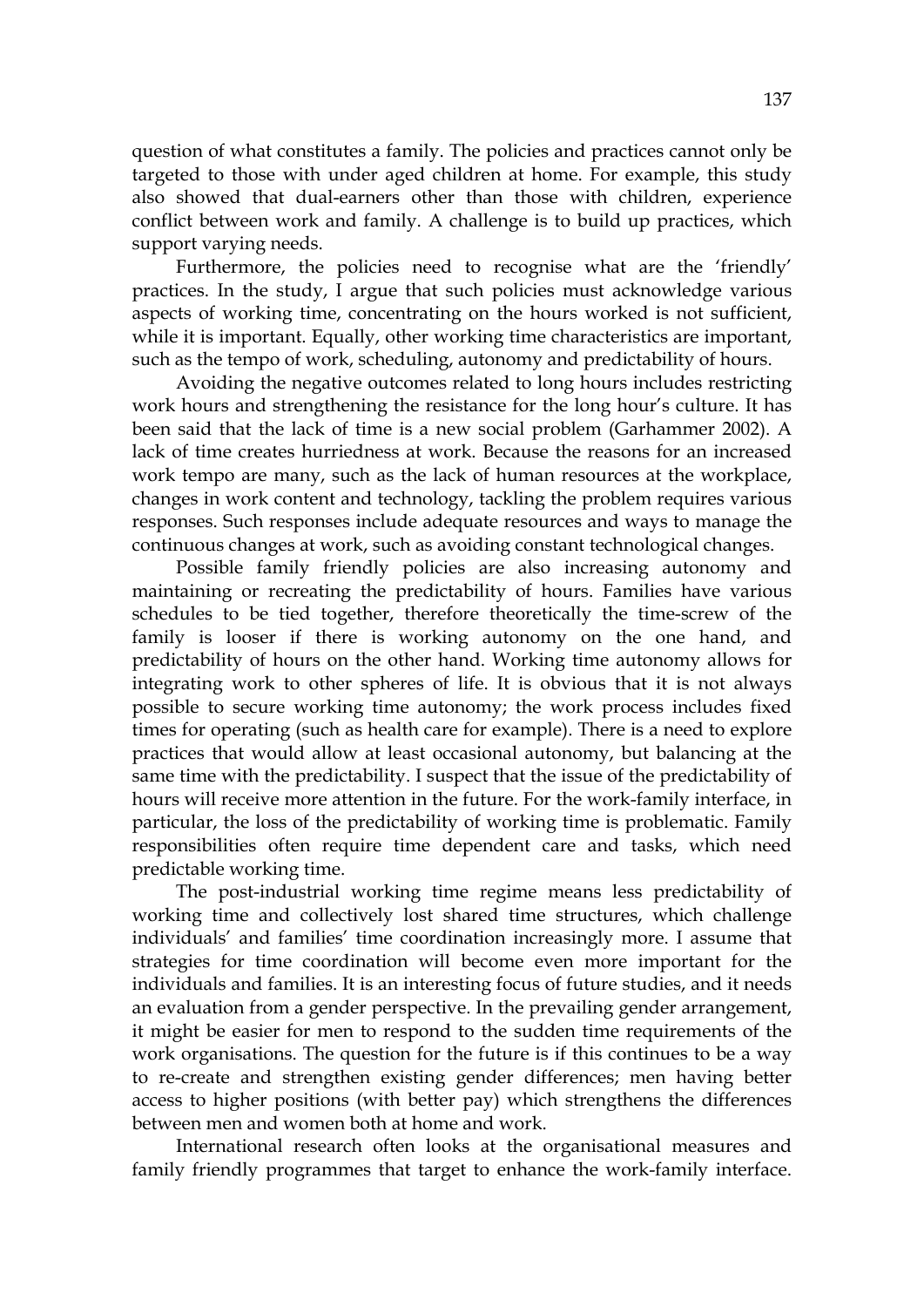question of what constitutes a family. The policies and practices cannot only be targeted to those with under aged children at home. For example, this study also showed that dual-earners other than those with children, experience conflict between work and family. A challenge is to build up practices, which support varying needs.

Furthermore, the policies need to recognise what are the 'friendly' practices. In the study, I argue that such policies must acknowledge various aspects of working time, concentrating on the hours worked is not sufficient, while it is important. Equally, other working time characteristics are important, such as the tempo of work, scheduling, autonomy and predictability of hours.

Avoiding the negative outcomes related to long hours includes restricting work hours and strengthening the resistance for the long hour's culture. It has been said that the lack of time is a new social problem (Garhammer 2002). A lack of time creates hurriedness at work. Because the reasons for an increased work tempo are many, such as the lack of human resources at the workplace, changes in work content and technology, tackling the problem requires various responses. Such responses include adequate resources and ways to manage the continuous changes at work, such as avoiding constant technological changes.

Possible family friendly policies are also increasing autonomy and maintaining or recreating the predictability of hours. Families have various schedules to be tied together, therefore theoretically the time-screw of the family is looser if there is working autonomy on the one hand, and predictability of hours on the other hand. Working time autonomy allows for integrating work to other spheres of life. It is obvious that it is not always possible to secure working time autonomy; the work process includes fixed times for operating (such as health care for example). There is a need to explore practices that would allow at least occasional autonomy, but balancing at the same time with the predictability. I suspect that the issue of the predictability of hours will receive more attention in the future. For the work-family interface, in particular, the loss of the predictability of working time is problematic. Family responsibilities often require time dependent care and tasks, which need predictable working time.

The post-industrial working time regime means less predictability of working time and collectively lost shared time structures, which challenge individuals' and families' time coordination increasingly more. I assume that strategies for time coordination will become even more important for the individuals and families. It is an interesting focus of future studies, and it needs an evaluation from a gender perspective. In the prevailing gender arrangement, it might be easier for men to respond to the sudden time requirements of the work organisations. The question for the future is if this continues to be a way to re-create and strengthen existing gender differences; men having better access to higher positions (with better pay) which strengthens the differences between men and women both at home and work.

International research often looks at the organisational measures and family friendly programmes that target to enhance the work-family interface.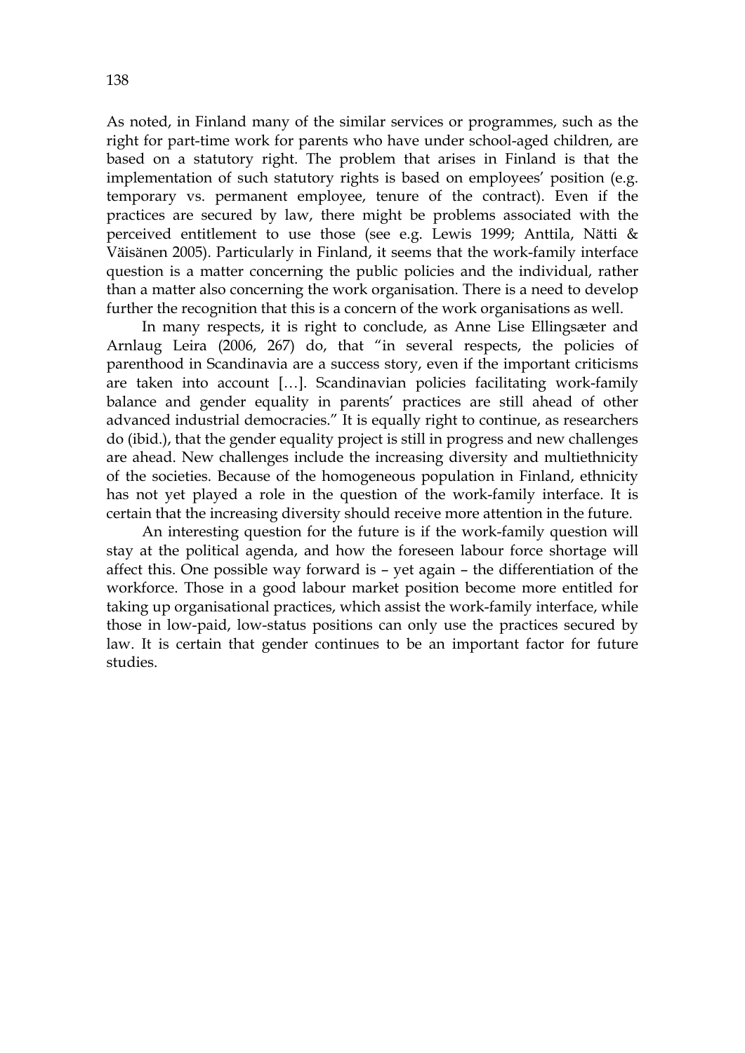As noted, in Finland many of the similar services or programmes, such as the right for part-time work for parents who have under school-aged children, are based on a statutory right. The problem that arises in Finland is that the implementation of such statutory rights is based on employees' position (e.g. temporary vs. permanent employee, tenure of the contract). Even if the practices are secured by law, there might be problems associated with the perceived entitlement to use those (see e.g. Lewis 1999; Anttila, Nätti & Väisänen 2005). Particularly in Finland, it seems that the work-family interface question is a matter concerning the public policies and the individual, rather than a matter also concerning the work organisation. There is a need to develop further the recognition that this is a concern of the work organisations as well.

In many respects, it is right to conclude, as Anne Lise Ellingsæter and Arnlaug Leira (2006, 267) do, that "in several respects, the policies of parenthood in Scandinavia are a success story, even if the important criticisms are taken into account […]. Scandinavian policies facilitating work-family balance and gender equality in parents' practices are still ahead of other advanced industrial democracies." It is equally right to continue, as researchers do (ibid.), that the gender equality project is still in progress and new challenges are ahead. New challenges include the increasing diversity and multiethnicity of the societies. Because of the homogeneous population in Finland, ethnicity has not yet played a role in the question of the work-family interface. It is certain that the increasing diversity should receive more attention in the future.

An interesting question for the future is if the work-family question will stay at the political agenda, and how the foreseen labour force shortage will affect this. One possible way forward is – yet again – the differentiation of the workforce. Those in a good labour market position become more entitled for taking up organisational practices, which assist the work-family interface, while those in low-paid, low-status positions can only use the practices secured by law. It is certain that gender continues to be an important factor for future studies.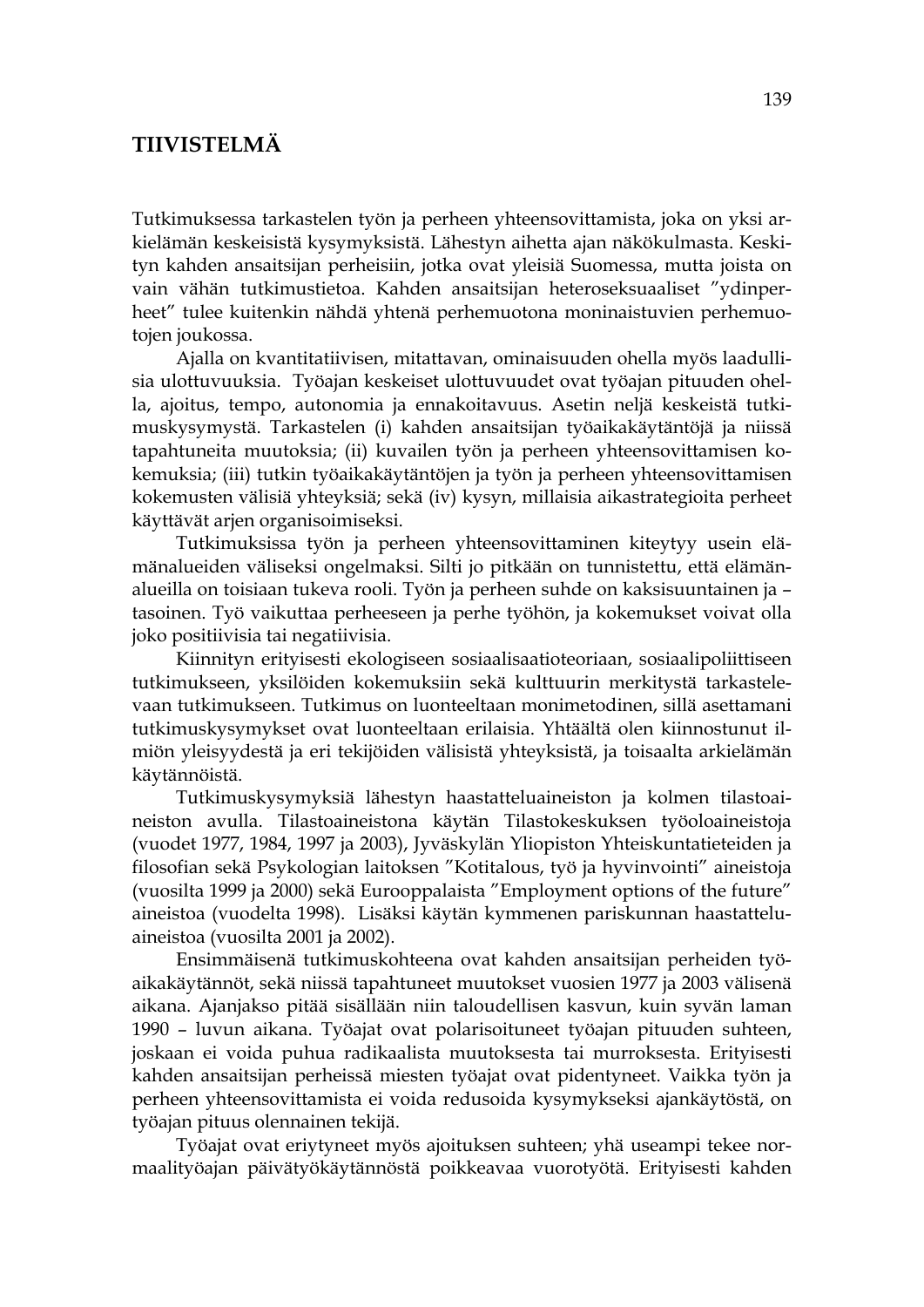# TIIVISTELMÄ

Tutkimuksessa tarkastelen työn ja perheen yhteensovittamista, joka on yksi arkielämän keskeisistä kysymyksistä. Lähestyn aihetta ajan näkökulmasta. Keskityn kahden ansaitsijan perheisiin, jotka ovat yleisiä Suomessa, mutta joista on vain vähän tutkimustietoa. Kahden ansaitsijan heteroseksuaaliset "ydinperheet" tulee kuitenkin nähdä yhtenä perhemuotona moninaistuvien perhemuotojen joukossa.

Ajalla on kvantitatiivisen, mitattavan, ominaisuuden ohella myös laadullisia ulottuvuuksia. Työajan keskeiset ulottuvuudet ovat työajan pituuden ohella, ajoitus, tempo, autonomia ja ennakoitavuus. Asetin neljä keskeistä tutkimuskysymystä. Tarkastelen (i) kahden ansaitsijan työaikakäytäntöjä ja niissä tapahtuneita muutoksia; (ii) kuvailen työn ja perheen yhteensovittamisen kokemuksia; (iii) tutkin työaikakäytäntöjen ja työn ja perheen yhteensovittamisen kokemusten välisiä yhteyksiä; sekä (iv) kysyn, millaisia aikastrategioita perheet käyttävät arjen organisoimiseksi.

Tutkimuksissa työn ja perheen yhteensovittaminen kiteytyy usein elämänalueiden väliseksi ongelmaksi. Silti jo pitkään on tunnistettu, että elämänalueilla on toisiaan tukeva rooli. Työn ja perheen suhde on kaksisuuntainen ja –tasoinen. Työ vaikuttaa perheeseen ja perhe työhön, ja kokemukset voivat olla joko positiivisia tai negatiivisia.

Kiinnityn erityisesti ekologiseen sosiaalisaatioteoriaan, sosiaalipoliittiseen tutkimukseen, yksilöiden kokemuksiin sekä kulttuurin merkitystä tarkastelevaan tutkimukseen. Tutkimus on luonteeltaan monimetodinen, sillä asettamani tutkimuskysymykset ovat luonteeltaan erilaisia. Yhtäältä olen kiinnostunut ilmiön yleisyydestä ja eri tekijöiden välisistä yhteyksistä, ja toisaalta arkielämän käytännöistä.

Tutkimuskysymyksiä lähestyn haastatteluaineiston ja kolmen tilastoaineiston avulla. Tilastoaineistona käytän Tilastokeskuksen työoloaineistoja (vuodet 1977, 1984, 1997 ja 2003), Jyväskylän Yliopiston Yhteiskuntatieteiden ja filosofian sekä Psykologian laitoksen "Kotitalous, työ ja hyvinvointi" aineistoja (vuosilta 1999 ja 2000) sekä Eurooppalaista "Employment options of the future" aineistoa (vuodelta 1998). Lisäksi käytän kymmenen pariskunnan haastatteluaineistoa (vuosilta 2001 ja 2002).

Ensimmäisenä tutkimuskohteena ovat kahden ansaitsijan perheiden työaikakäytännöt, sekä niissä tapahtuneet muutokset vuosien 1977 ja 2003 välisenä aikana. Ajanjakso pitää sisällään niin taloudellisen kasvun, kuin syvän laman 1990 – luvun aikana. Työajat ovat polarisoituneet työajan pituuden suhteen, joskaan ei voida puhua radikaalista muutoksesta tai murroksesta. Erityisesti kahden ansaitsijan perheissä miesten työajat ovat pidentyneet. Vaikka työn ja perheen yhteensovittamista ei voida redusoida kysymykseksi ajankäytöstä, on työajan pituus olennainen tekijä.

Työajat ovat eriytyneet myös ajoituksen suhteen; yhä useampi tekee normaalityöajan päivätyökäytännöstä poikkeavaa vuorotyötä. Erityisesti kahden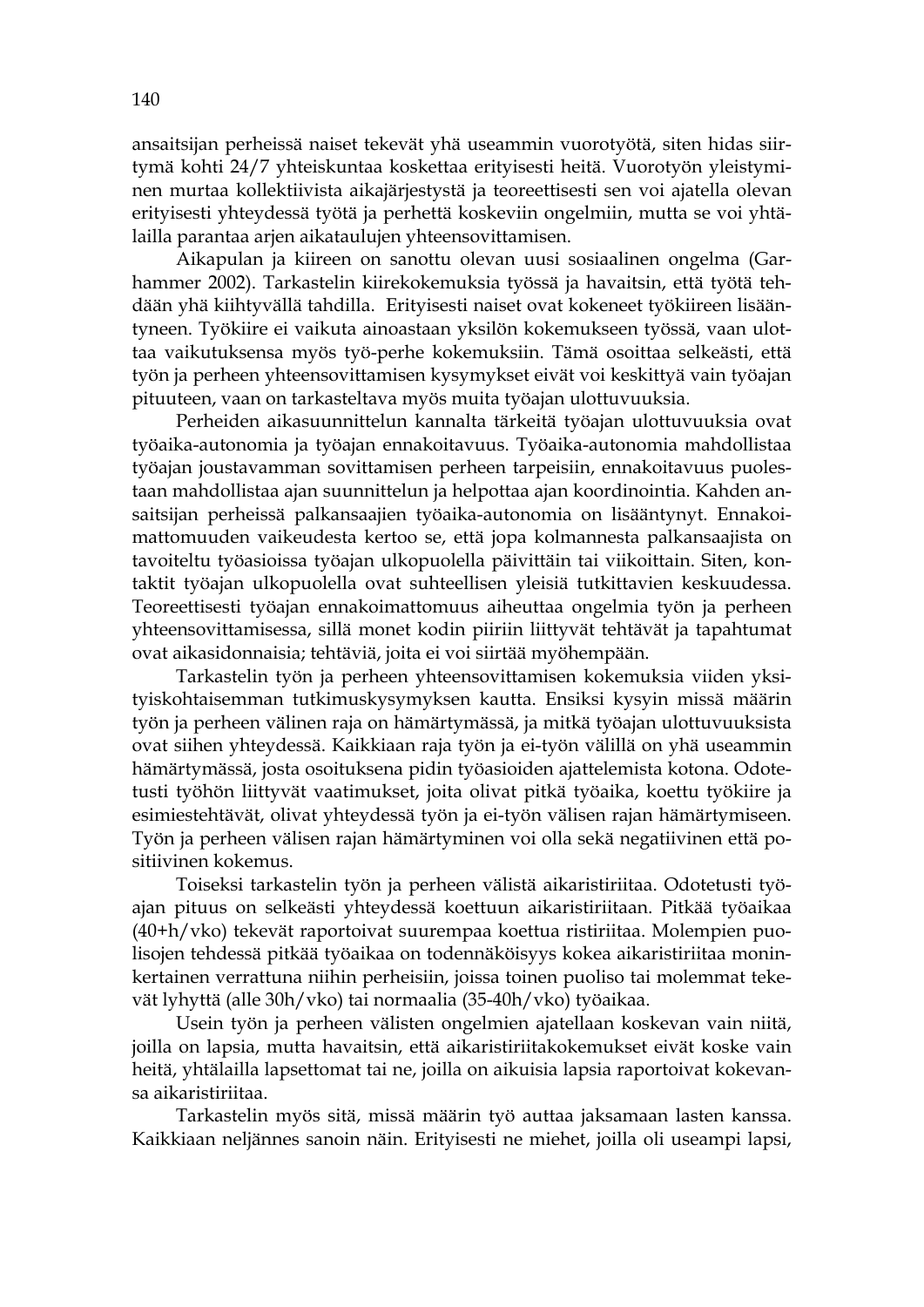ansaitsijan perheissä naiset tekevät yhä useammin vuorotyötä, siten hidas siirtymä kohti 24/7 yhteiskuntaa koskettaa erityisesti heitä. Vuorotyön yleistyminen murtaa kollektiivista aikajärjestystä ja teoreettisesti sen voi ajatella olevan erityisesti yhteydessä työtä ja perhettä koskeviin ongelmiin, mutta se voi yhtälailla parantaa arjen aikataulujen yhteensovittamisen.

Aikapulan ja kiireen on sanottu olevan uusi sosiaalinen ongelma (Garhammer 2002). Tarkastelin kiirekokemuksia työssä ja havaitsin, että työtä tehdään yhä kiihtyvällä tahdilla. Erityisesti naiset ovat kokeneet työkiireen lisääntyneen. Työkiire ei vaikuta ainoastaan yksilön kokemukseen työssä, vaan ulottaa vaikutuksensa myös työ-perhe kokemuksiin. Tämä osoittaa selkeästi, että työn ja perheen yhteensovittamisen kysymykset eivät voi keskittyä vain työajan pituuteen, vaan on tarkasteltava myös muita työajan ulottuvuuksia.

Perheiden aikasuunnittelun kannalta tärkeitä työajan ulottuvuuksia ovat työaika-autonomia ja työajan ennakoitavuus. Työaika-autonomia mahdollistaa työajan joustavamman sovittamisen perheen tarpeisiin, ennakoitavuus puolestaan mahdollistaa ajan suunnittelun ja helpottaa ajan koordinointia. Kahden ansaitsijan perheissä palkansaajien työaika-autonomia on lisääntynyt. Ennakoimattomuuden vaikeudesta kertoo se, että jopa kolmannesta palkansaajista on tavoiteltu työasioissa työajan ulkopuolella päivittäin tai viikoittain. Siten, kontaktit työajan ulkopuolella ovat suhteellisen yleisiä tutkittavien keskuudessa. Teoreettisesti työajan ennakoimattomuus aiheuttaa ongelmia työn ja perheen yhteensovittamisessa, sillä monet kodin piiriin liittyvät tehtävät ja tapahtumat ovat aikasidonnaisia; tehtäviä, joita ei voi siirtää myöhempään.

Tarkastelin työn ja perheen yhteensovittamisen kokemuksia viiden yksityiskohtaisemman tutkimuskysymyksen kautta. Ensiksi kysyin missä määrin työn ja perheen välinen raja on hämärtymässä, ja mitkä työajan ulottuvuuksista ovat siihen yhteydessä. Kaikkiaan raja työn ja ei-työn välillä on yhä useammin hämärtymässä, josta osoituksena pidin työasioiden ajattelemista kotona. Odotetusti työhön liittyvät vaatimukset, joita olivat pitkä työaika, koettu työkiire ja esimiestehtävät, olivat yhteydessä työn ja ei-työn välisen rajan hämärtymiseen. Työn ja perheen välisen rajan hämärtyminen voi olla sekä negatiivinen että positiivinen kokemus.

Toiseksi tarkastelin työn ja perheen välistä aikaristiriitaa. Odotetusti työajan pituus on selkeästi yhteydessä koettuun aikaristiriitaan. Pitkää työaikaa (40+h/vko) tekevät raportoivat suurempaa koettua ristiriitaa. Molempien puolisojen tehdessä pitkää työaikaa on todennäköisyys kokea aikaristiriitaa moninkertainen verrattuna niihin perheisiin, joissa toinen puoliso tai molemmat tekevät lyhyttä (alle 30h/vko) tai normaalia (35-40h/vko) työaikaa.

Usein työn ja perheen välisten ongelmien ajatellaan koskevan vain niitä, joilla on lapsia, mutta havaitsin, että aikaristiriitakokemukset eivät koske vain heitä, yhtälailla lapsettomat tai ne, joilla on aikuisia lapsia raportoivat kokevansa aikaristiriitaa.

Tarkastelin myös sitä, missä määrin työ auttaa jaksamaan lasten kanssa. Kaikkiaan neljännes sanoin näin. Erityisesti ne miehet, joilla oli useampi lapsi,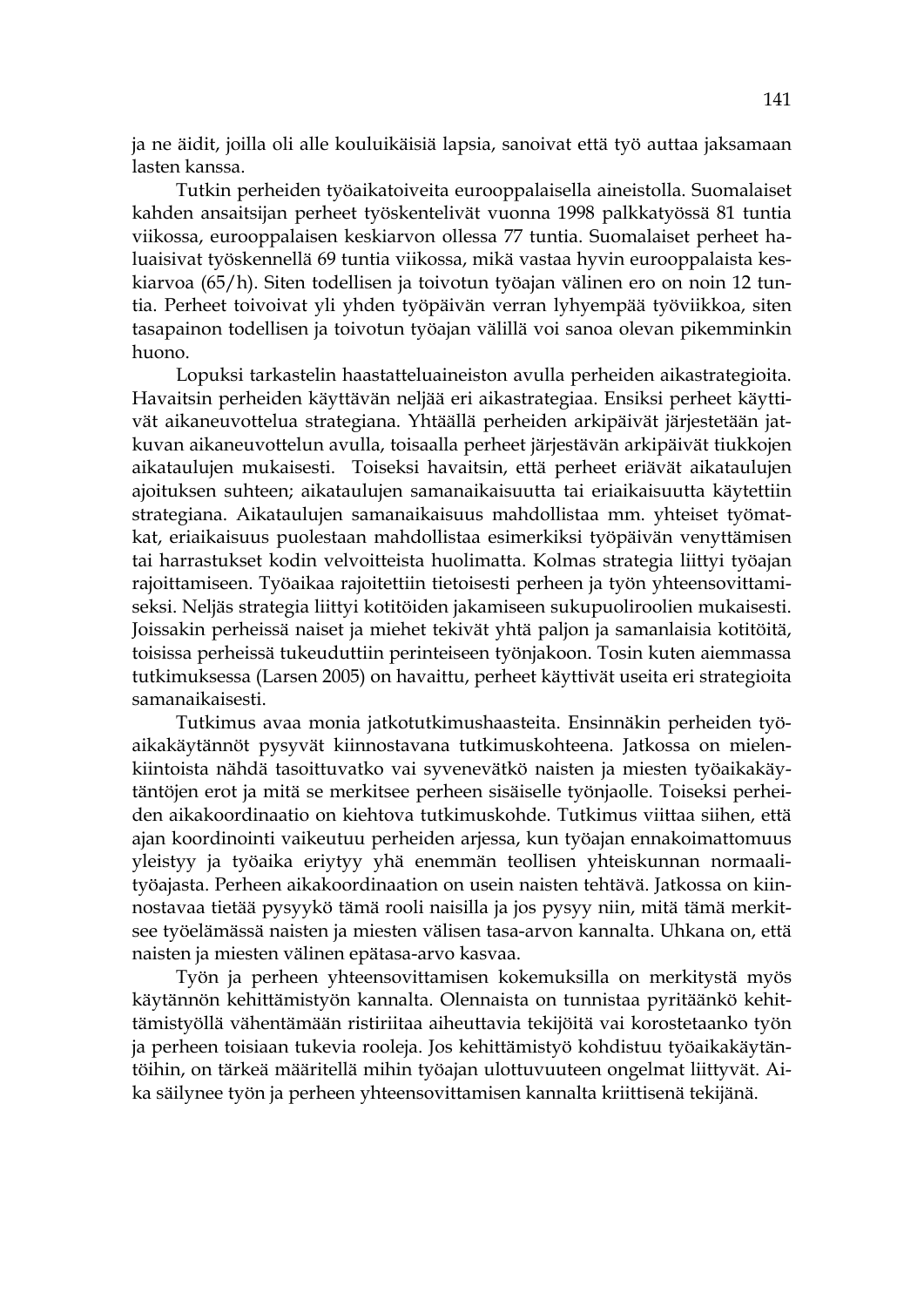ja ne äidit, joilla oli alle kouluikäisiä lapsia, sanoivat että työ auttaa jaksamaan lasten kanssa.

Tutkin perheiden työaikatoiveita eurooppalaisella aineistolla. Suomalaiset kahden ansaitsijan perheet työskentelivät vuonna 1998 palkkatyössä 81 tuntia viikossa, eurooppalaisen keskiarvon ollessa 77 tuntia. Suomalaiset perheet haluaisivat työskennellä 69 tuntia viikossa, mikä vastaa hyvin eurooppalaista keskiarvoa (65/h). Siten todellisen ja toivotun työajan välinen ero on noin 12 tuntia. Perheet toivoivat yli yhden työpäivän verran lyhyempää työviikkoa, siten tasapainon todellisen ja toivotun työajan välillä voi sanoa olevan pikemminkin huono.

Lopuksi tarkastelin haastatteluaineiston avulla perheiden aikastrategioita. Havaitsin perheiden käyttävän neljää eri aikastrategiaa. Ensiksi perheet käyttivät aikaneuvottelua strategiana. Yhtäällä perheiden arkipäivät järjestetään jatkuvan aikaneuvottelun avulla, toisaalla perheet järjestävän arkipäivät tiukkojen aikataulujen mukaisesti. Toiseksi havaitsin, että perheet eriävät aikataulujen ajoituksen suhteen; aikataulujen samanaikaisuutta tai eriaikaisuutta käytettiin strategiana. Aikataulujen samanaikaisuus mahdollistaa mm. yhteiset työmatkat, eriaikaisuus puolestaan mahdollistaa esimerkiksi työpäivän venyttämisen tai harrastukset kodin velvoitteista huolimatta. Kolmas strategia liittyi työajan rajoittamiseen. Työaikaa rajoitettiin tietoisesti perheen ja työn yhteensovittamiseksi. Neljäs strategia liittyi kotitöiden jakamiseen sukupuoliroolien mukaisesti. Joissakin perheissä naiset ja miehet tekivät yhtä paljon ja samanlaisia kotitöitä, toisissa perheissä tukeuduttiin perinteiseen työnjakoon. Tosin kuten aiemmassa tutkimuksessa (Larsen 2005) on havaittu, perheet käyttivät useita eri strategioita samanaikaisesti.

Tutkimus avaa monia jatkotutkimushaasteita. Ensinnäkin perheiden työaikakäytännöt pysyvät kiinnostavana tutkimuskohteena. Jatkossa on mielenkiintoista nähdä tasoittuvatko vai syvenevätkö naisten ja miesten työaikakäytäntöjen erot ja mitä se merkitsee perheen sisäiselle työnjaolle. Toiseksi perheiden aikakoordinaatio on kiehtova tutkimuskohde. Tutkimus viittaa siihen, että ajan koordinointi vaikeutuu perheiden arjessa, kun työajan ennakoimattomuus yleistyy ja työaika eriytyy yhä enemmän teollisen yhteiskunnan normaalityöajasta. Perheen aikakoordinaation on usein naisten tehtävä. Jatkossa on kiinnostavaa tietää pysyykö tämä rooli naisilla ja jos pysyy niin, mitä tämä merkitsee työelämässä naisten ja miesten välisen tasa-arvon kannalta. Uhkana on, että naisten ja miesten välinen epätasa-arvo kasvaa.

Työn ja perheen yhteensovittamisen kokemuksilla on merkitystä myös käytännön kehittämistyön kannalta. Olennaista on tunnistaa pyritäänkö kehittämistyöllä vähentämään ristiriitaa aiheuttavia tekijöitä vai korostetaanko työn ja perheen toisiaan tukevia rooleja. Jos kehittämistyö kohdistuu työaikakäytäntöihin, on tärkeä määritellä mihin työajan ulottuvuuteen ongelmat liittyvät. Aika säilynee työn ja perheen yhteensovittamisen kannalta kriittisenä tekijänä.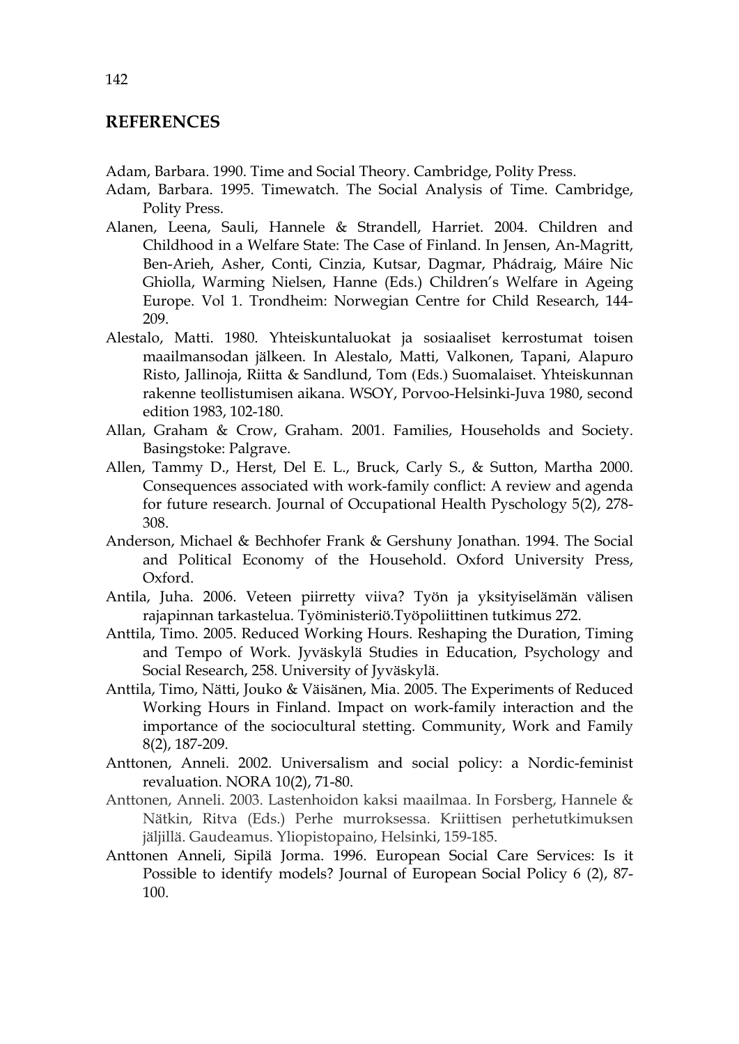## REFERENCES

Adam, Barbara. 1990. Time and Social Theory. Cambridge, Polity Press.

Adam, Barbara. 1995. Timewatch. The Social Analysis of Time. Cambridge, Polity Press.

Alanen, Leena, Sauli, Hannele & Strandell, Harriet. 2004. Children and Childhood in a Welfare State: The Case of Finland. In Jensen, An-Magritt, Ben-Arieh, Asher, Conti, Cinzia, Kutsar, Dagmar, Phádraig, Máire Nic Ghiolla, Warming Nielsen, Hanne (Eds.) Children's Welfare in Ageing Europe. Vol 1. Trondheim: Norwegian Centre for Child Research, 144-209.

Alestalo, Matti. 1980. Yhteiskuntaluokat ja sosiaaliset kerrostumat toisen maailmansodan jälkeen. In Alestalo, Matti, Valkonen, Tapani, Alapuro Risto, Jallinoja, Riitta & Sandlund, Tom (Eds.) Suomalaiset. Yhteiskunnan rakenne teollistumisen aikana. WSOY, Porvoo-Helsinki-Juva 1980, second edition 1983, 102-180.

Allan, Graham & Crow, Graham. 2001. Families, Households and Society. Basingstoke: Palgrave.

Allen, Tammy D., Herst, Del E. L., Bruck, Carly S., & Sutton, Martha 2000. Consequences associated with work-family conflict: A review and agenda for future research. Journal of Occupational Health Pyschology 5(2), 278-308.

Anderson, Michael & Bechhofer Frank & Gershuny Jonathan. 1994. The Social and Political Economy of the Household. Oxford University Press, Oxford.

Antila, Juha. 2006. Veteen piirretty viiva? Työn ja yksityiselämän välisen rajapinnan tarkastelua. Työministeriö.Työpoliittinen tutkimus 272.

Anttila, Timo. 2005. Reduced Working Hours. Reshaping the Duration, Timing and Tempo of Work. Jyväskylä Studies in Education, Psychology and Social Research, 258. University of Jyväskylä.

Anttila, Timo, Nätti, Jouko & Väisänen, Mia. 2005. The Experiments of Reduced Working Hours in Finland. Impact on work-family interaction and the importance of the sociocultural stetting. Community, Work and Family 8(2), 187-209.

Anttonen, Anneli. 2002. Universalism and social policy: a Nordic-feminist revaluation. NORA 10(2), 71-80.

Anttonen, Anneli. 2003. Lastenhoidon kaksi maailmaa. In Forsberg, Hannele & Nätkin, Ritva (Eds.) Perhe murroksessa. Kriittisen perhetutkimuksen jäljillä. Gaudeamus. Yliopistopaino, Helsinki, 159-185.

Anttonen Anneli, Sipilä Jorma. 1996. European Social Care Services: Is it Possible to identify models? Journal of European Social Policy 6 (2), 87-100.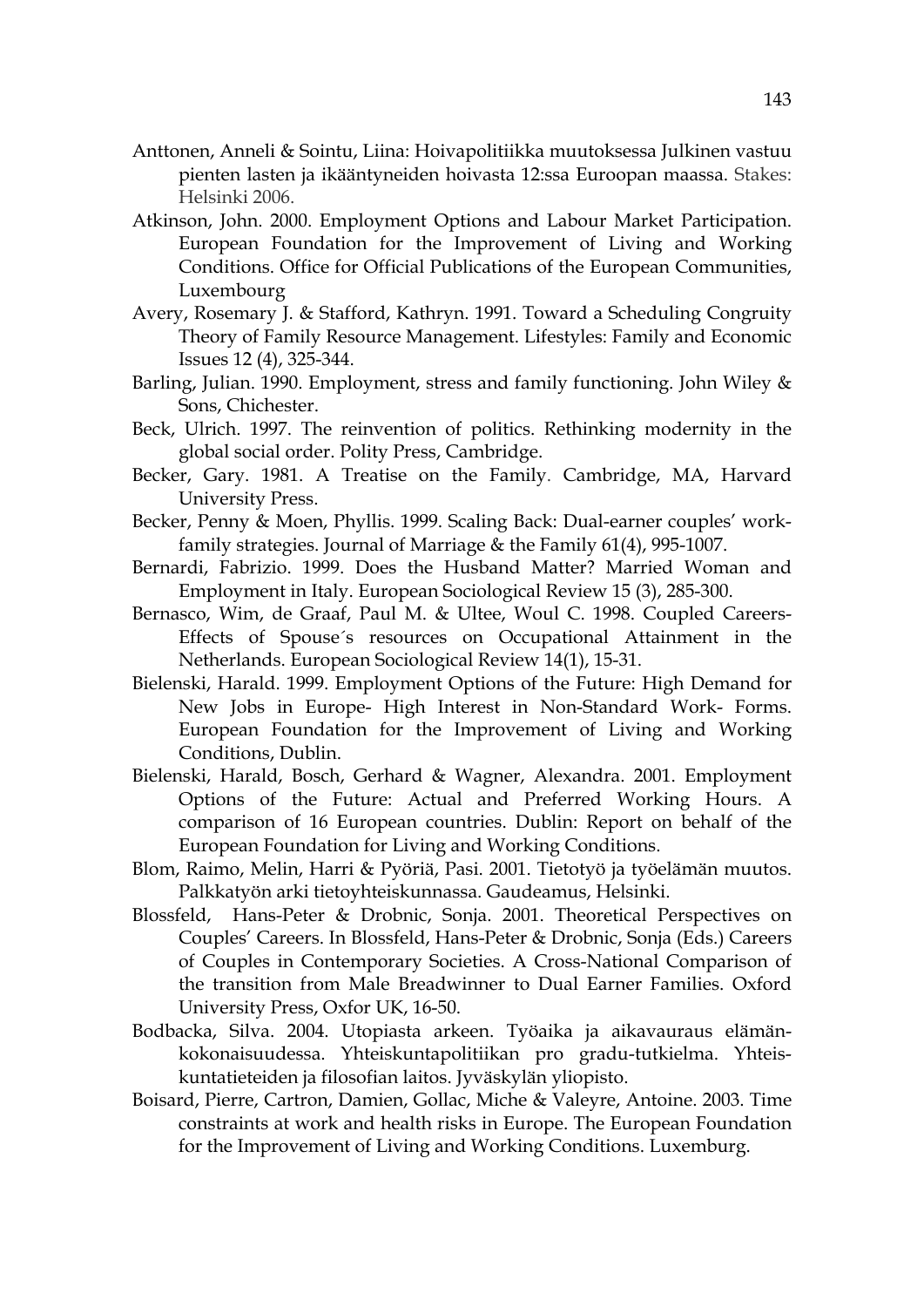Anttonen, Anneli & Sointu, Liina: Hoivapolitiikka muutoksessa Julkinen vastuu pienten lasten ja ikääntyneiden hoivasta 12:ssa Euroopan maassa. Stakes: Helsinki 2006.

Atkinson, John. 2000. Employment Options and Labour Market Participation. European Foundation for the Improvement of Living and Working Conditions. Office for Official Publications of the European Communities, Luxembourg

Avery, Rosemary J. & Stafford, Kathryn. 1991. Toward a Scheduling Congruity Theory of Family Resource Management. Lifestyles: Family and Economic Issues 12 (4), 325-344.

Barling, Julian. 1990. Employment, stress and family functioning. John Wiley & Sons, Chichester.

Beck, Ulrich. 1997. The reinvention of politics. Rethinking modernity in the global social order. Polity Press, Cambridge.

Becker, Gary. 1981. A Treatise on the Family. Cambridge, MA, Harvard University Press.

Becker, Penny & Moen, Phyllis. 1999. Scaling Back: Dual-earner couples' work-family strategies. Journal of Marriage & the Family 61(4), 995-1007.

Bernardi, Fabrizio. 1999. Does the Husband Matter? Married Woman and Employment in Italy. European Sociological Review 15 (3), 285-300.

Bernasco, Wim, de Graaf, Paul M. & Ultee, Woul C. 1998. Coupled Careers- Effects of Spouse´s resources on Occupational Attainment in the Netherlands. European Sociological Review 14(1), 15-31.

Bielenski, Harald. 1999. Employment Options of the Future: High Demand for New Jobs in Europe- High Interest in Non-Standard Work- Forms. European Foundation for the Improvement of Living and Working Conditions, Dublin.

Bielenski, Harald, Bosch, Gerhard & Wagner, Alexandra. 2001. Employment Options of the Future: Actual and Preferred Working Hours. A comparison of 16 European countries. Dublin: Report on behalf of the European Foundation for Living and Working Conditions.

Blom, Raimo, Melin, Harri & Pyöriä, Pasi. 2001. Tietotyö ja työelämän muutos. Palkkatyön arki tietoyhteiskunnassa. Gaudeamus, Helsinki.

Blossfeld, Hans-Peter & Drobnic, Sonja. 2001. Theoretical Perspectives on Couples' Careers. In Blossfeld, Hans-Peter & Drobnic, Sonja (Eds.) Careers of Couples in Contemporary Societies. A Cross-National Comparison of the transition from Male Breadwinner to Dual Earner Families. Oxford University Press, Oxfor UK, 16-50.

Bodbacka, Silva. 2004. Utopiasta arkeen. Työaika ja aikavauraus elämän-kokonaisuudessa. Yhteiskuntapolitiikan pro gradu-tutkielma. Yhteis-kuntatieteiden ja filosofian laitos. Jyväskylän yliopisto.

Boisard, Pierre, Cartron, Damien, Gollac, Miche & Valeyre, Antoine. 2003. Time constraints at work and health risks in Europe. The European Foundation for the Improvement of Living and Working Conditions. Luxemburg.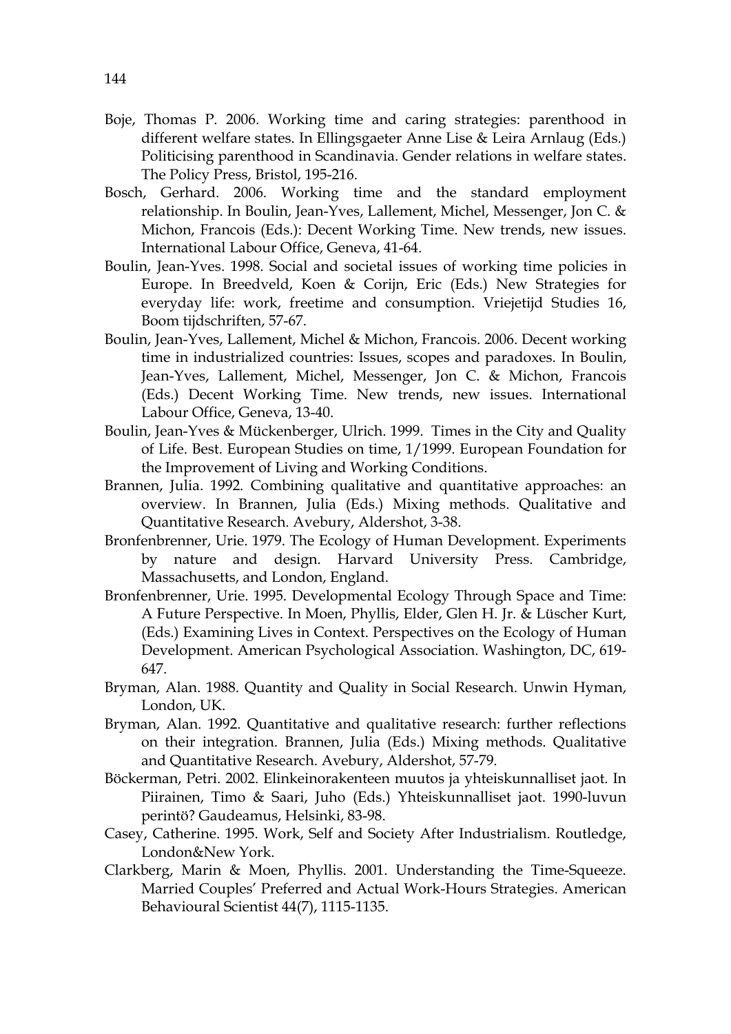Boje, Thomas P. 2006. Working time and caring strategies: parenthood in different welfare states. In Ellingsgaeter Anne Lise & Leira Arnlaug (Eds.) Politicising parenthood in Scandinavia. Gender relations in welfare states. The Policy Press, Bristol, 195-216.

Bosch, Gerhard. 2006. Working time and the standard employment relationship. In Boulin, Jean-Yves, Lallement, Michel, Messenger, Jon C. & Michon, Francois (Eds.): Decent Working Time. New trends, new issues. International Labour Office, Geneva, 41-64.

Boulin, Jean-Yves. 1998. Social and societal issues of working time policies in Europe. In Breedveld, Koen & Corijn, Eric (Eds.) New Strategies for everyday life: work, freetime and consumption. Vriejetijd Studies 16, Boom tijdschriften, 57-67.

Boulin, Jean-Yves, Lallement, Michel & Michon, Francois. 2006. Decent working time in industrialized countries: Issues, scopes and paradoxes. In Boulin, Jean-Yves, Lallement, Michel, Messenger, Jon C. & Michon, Francois (Eds.) Decent Working Time. New trends, new issues. International Labour Office, Geneva, 13-40.

Boulin, Jean-Yves & Mückenberger, Ulrich. 1999. Times in the City and Quality of Life. Best. European Studies on time, 1/1999. European Foundation for the Improvement of Living and Working Conditions.

Brannen, Julia. 1992. Combining qualitative and quantitative approaches: an overview. In Brannen, Julia (Eds.) Mixing methods. Qualitative and Quantitative Research. Avebury, Aldershot, 3-38.

Bronfenbrenner, Urie. 1979. The Ecology of Human Development. Experiments by nature and design. Harvard University Press. Cambridge, Massachusetts, and London, England.

Bronfenbrenner, Urie. 1995. Developmental Ecology Through Space and Time: A Future Perspective. In Moen, Phyllis, Elder, Glen H. Jr. & Lüscher Kurt, (Eds.) Examining Lives in Context. Perspectives on the Ecology of Human Development. American Psychological Association. Washington, DC, 619-647.

Bryman, Alan. 1988. Quantity and Quality in Social Research. Unwin Hyman, London, UK.

Bryman, Alan. 1992. Quantitative and qualitative research: further reflections on their integration. Brannen, Julia (Eds.) Mixing methods. Qualitative and Quantitative Research. Avebury, Aldershot, 57-79.

Böckerman, Petri. 2002. Elinkeinorakenteen muutos ja yhteiskunnalliset jaot. In Piirainen, Timo & Saari, Juho (Eds.) Yhteiskunnalliset jaot. 1990-luvun perintö? Gaudeamus, Helsinki, 83-98.

Casey, Catherine. 1995. Work, Self and Society After Industrialism. Routledge, London&New York.

Clarkberg, Marin & Moen, Phyllis. 2001. Understanding the Time-Squeeze. Married Couples' Preferred and Actual Work-Hours Strategies. American Behavioural Scientist 44(7), 1115-1135.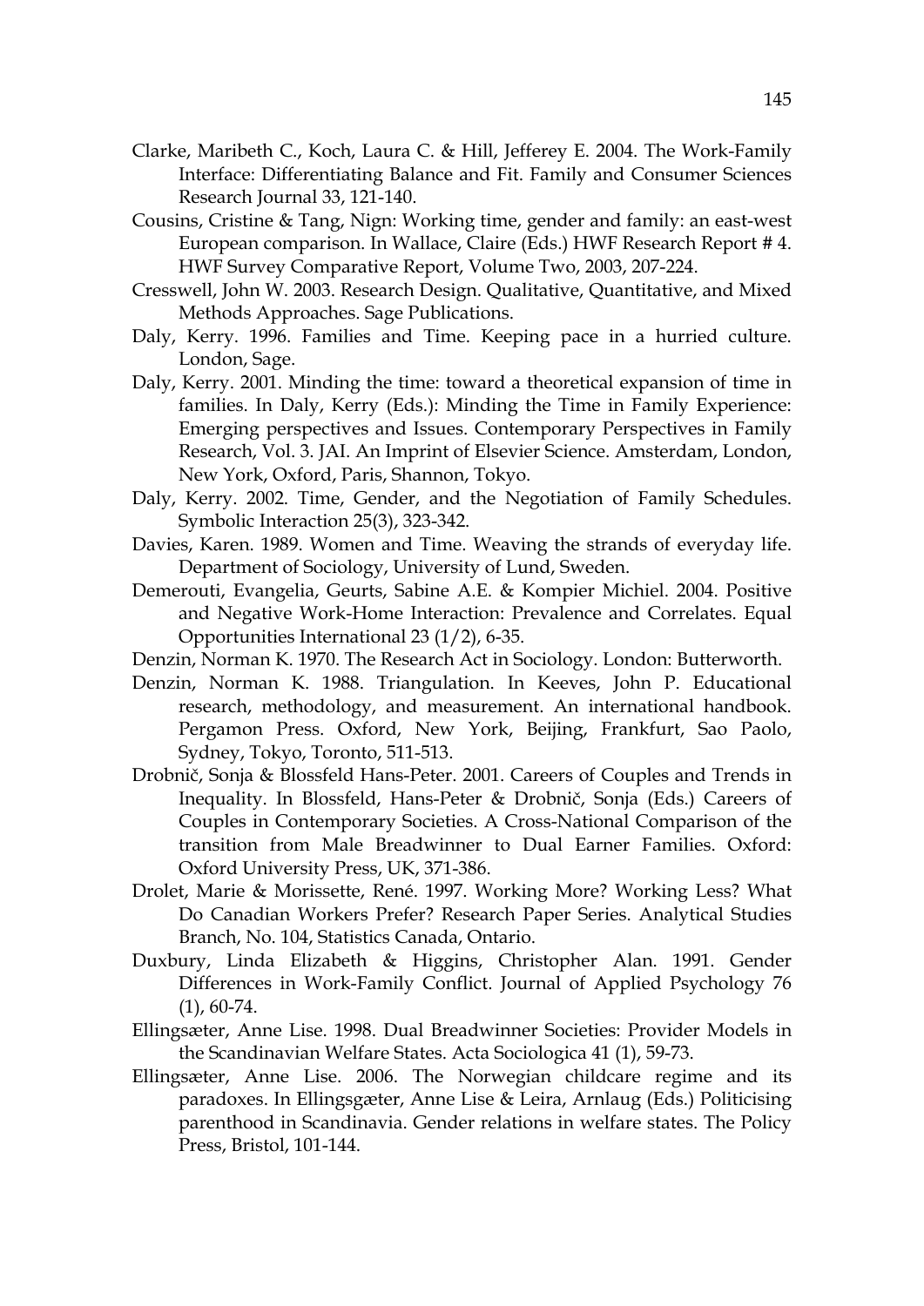Clarke, Maribeth C., Koch, Laura C. & Hill, Jefferey E. 2004. The Work-Family Interface: Differentiating Balance and Fit. Family and Consumer Sciences Research Journal 33, 121-140.

Cousins, Cristine & Tang, Nign: Working time, gender and family: an east-west European comparison. In Wallace, Claire (Eds.) HWF Research Report # 4. HWF Survey Comparative Report, Volume Two, 2003, 207-224.

Cresswell, John W. 2003. Research Design. Qualitative, Quantitative, and Mixed Methods Approaches. Sage Publications.

Daly, Kerry. 1996. Families and Time. Keeping pace in a hurried culture. London, Sage.

Daly, Kerry. 2001. Minding the time: toward a theoretical expansion of time in families. In Daly, Kerry (Eds.): Minding the Time in Family Experience: Emerging perspectives and Issues. Contemporary Perspectives in Family Research, Vol. 3. JAI. An Imprint of Elsevier Science. Amsterdam, London, New York, Oxford, Paris, Shannon, Tokyo.

Daly, Kerry. 2002. Time, Gender, and the Negotiation of Family Schedules. Symbolic Interaction 25(3), 323-342.

Davies, Karen. 1989. Women and Time. Weaving the strands of everyday life. Department of Sociology, University of Lund, Sweden.

Demerouti, Evangelia, Geurts, Sabine A.E. & Kompier Michiel. 2004. Positive and Negative Work-Home Interaction: Prevalence and Correlates. Equal Opportunities International 23 (1/2), 6-35.

Denzin, Norman K. 1970. The Research Act in Sociology. London: Butterworth.

Denzin, Norman K. 1988. Triangulation. In Keeves, John P. Educational research, methodology, and measurement. An international handbook. Pergamon Press. Oxford, New York, Beijing, Frankfurt, Sao Paolo, Sydney, Tokyo, Toronto, 511-513.

Drobnič, Sonja & Blossfeld Hans-Peter. 2001. Careers of Couples and Trends in Inequality. In Blossfeld, Hans-Peter & Drobnič, Sonja (Eds.) Careers of Couples in Contemporary Societies. A Cross-National Comparison of the transition from Male Breadwinner to Dual Earner Families. Oxford: Oxford University Press, UK, 371-386.

Drolet, Marie & Morissette, René. 1997. Working More? Working Less? What Do Canadian Workers Prefer? Research Paper Series. Analytical Studies Branch, No. 104, Statistics Canada, Ontario.

Duxbury, Linda Elizabeth & Higgins, Christopher Alan. 1991. Gender Differences in Work-Family Conflict. Journal of Applied Psychology 76 (1), 60-74.

Ellingsæter, Anne Lise. 1998. Dual Breadwinner Societies: Provider Models in the Scandinavian Welfare States. Acta Sociologica 41 (1), 59-73.

Ellingsæter, Anne Lise. 2006. The Norwegian childcare regime and its paradoxes. In Ellingsgæter, Anne Lise & Leira, Arnlaug (Eds.) Politicising parenthood in Scandinavia. Gender relations in welfare states. The Policy Press, Bristol, 101-144.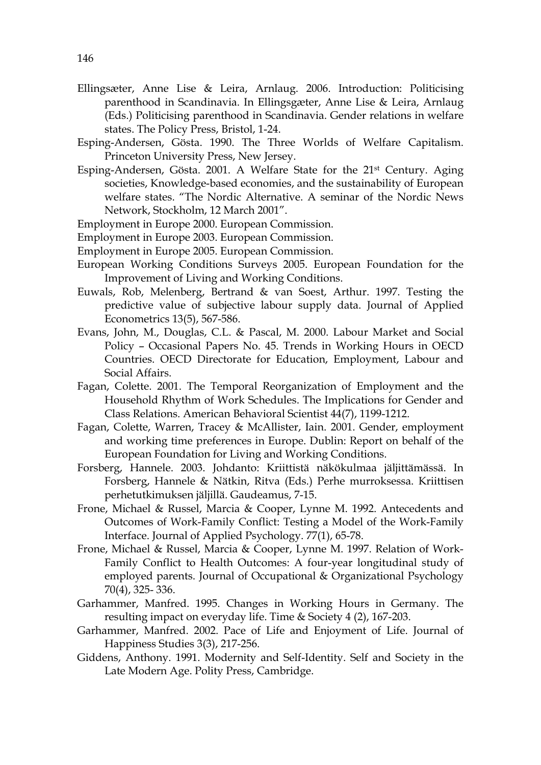Ellingsæter, Anne Lise & Leira, Arnlaug. 2006. Introduction: Politicising parenthood in Scandinavia. In Ellingsgæter, Anne Lise & Leira, Arnlaug (Eds.) Politicising parenthood in Scandinavia. Gender relations in welfare states. The Policy Press, Bristol, 1-24.

Esping-Andersen, Gösta. 1990. The Three Worlds of Welfare Capitalism. Princeton University Press, New Jersey.

Esping-Andersen, Gösta. 2001. A Welfare State for the 21st Century. Aging societies, Knowledge-based economies, and the sustainability of European welfare states. "The Nordic Alternative. A seminar of the Nordic News Network, Stockholm, 12 March 2001".

Employment in Europe 2000. European Commission.

Employment in Europe 2003. European Commission.

Employment in Europe 2005. European Commission.

European Working Conditions Surveys 2005. European Foundation for the Improvement of Living and Working Conditions.

Euwals, Rob, Melenberg, Bertrand & van Soest, Arthur. 1997. Testing the predictive value of subjective labour supply data. Journal of Applied Econometrics 13(5), 567-586.

Evans, John, M., Douglas, C.L. & Pascal, M. 2000. Labour Market and Social Policy – Occasional Papers No. 45. Trends in Working Hours in OECD Countries. OECD Directorate for Education, Employment, Labour and Social Affairs.

Fagan, Colette. 2001. The Temporal Reorganization of Employment and the Household Rhythm of Work Schedules. The Implications for Gender and Class Relations. American Behavioral Scientist 44(7), 1199-1212.

Fagan, Colette, Warren, Tracey & McAllister, Iain. 2001. Gender, employment and working time preferences in Europe. Dublin: Report on behalf of the European Foundation for Living and Working Conditions.

Forsberg, Hannele. 2003. Johdanto: Kriittistä näkökulmaa jäljittämässä. In Forsberg, Hannele & Nätkin, Ritva (Eds.) Perhe murroksessa. Kriittisen perhetutkimuksen jäljillä. Gaudeamus, 7-15.

Frone, Michael & Russel, Marcia & Cooper, Lynne M. 1992. Antecedents and Outcomes of Work-Family Conflict: Testing a Model of the Work-Family Interface. Journal of Applied Psychology. 77(1), 65-78.

Frone, Michael & Russel, Marcia & Cooper, Lynne M. 1997. Relation of Work-Family Conflict to Health Outcomes: A four-year longitudinal study of employed parents. Journal of Occupational & Organizational Psychology 70(4), 325- 336.

Garhammer, Manfred. 1995. Changes in Working Hours in Germany. The resulting impact on everyday life. Time & Society 4 (2), 167-203.

Garhammer, Manfred. 2002. Pace of Life and Enjoyment of Life. Journal of Happiness Studies 3(3), 217-256.

Giddens, Anthony. 1991. Modernity and Self-Identity. Self and Society in the Late Modern Age. Polity Press, Cambridge.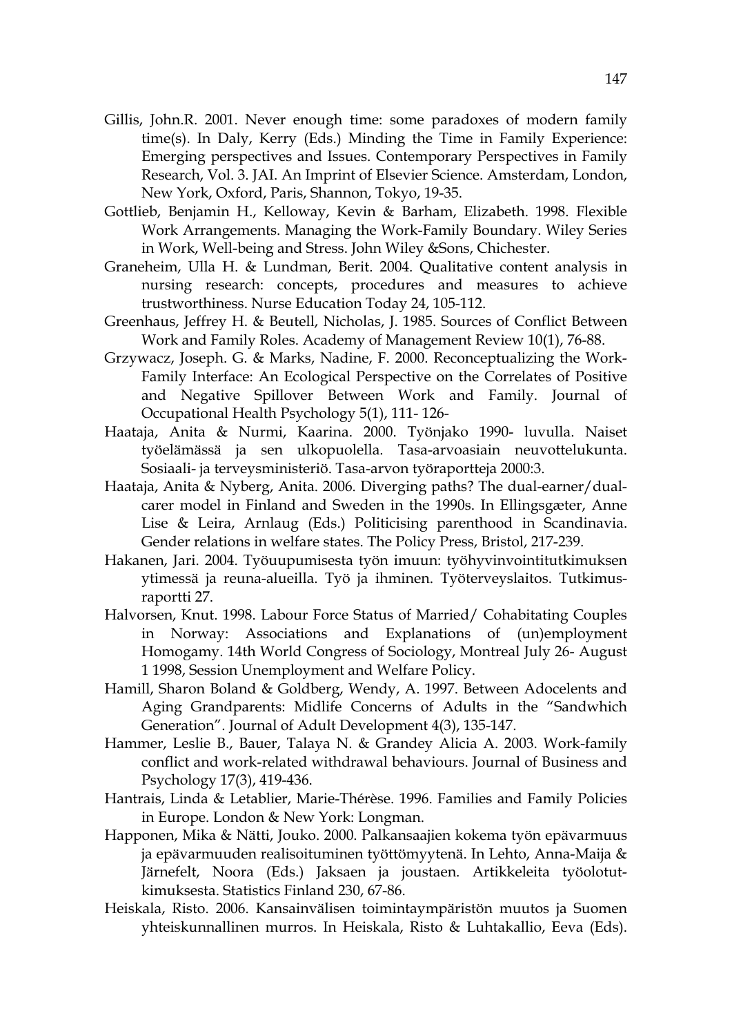Gillis, John.R. 2001. Never enough time: some paradoxes of modern family time(s). In Daly, Kerry (Eds.) Minding the Time in Family Experience: Emerging perspectives and Issues. Contemporary Perspectives in Family Research, Vol. 3. JAI. An Imprint of Elsevier Science. Amsterdam, London, New York, Oxford, Paris, Shannon, Tokyo, 19-35.

Gottlieb, Benjamin H., Kelloway, Kevin & Barham, Elizabeth. 1998. Flexible Work Arrangements. Managing the Work-Family Boundary. Wiley Series in Work, Well-being and Stress. John Wiley &Sons, Chichester.

Graneheim, Ulla H. & Lundman, Berit. 2004. Qualitative content analysis in nursing research: concepts, procedures and measures to achieve trustworthiness. Nurse Education Today 24, 105-112.

Greenhaus, Jeffrey H. & Beutell, Nicholas, J. 1985. Sources of Conflict Between Work and Family Roles. Academy of Management Review 10(1), 76-88.

Grzywacz, Joseph. G. & Marks, Nadine, F. 2000. Reconceptualizing the Work-Family Interface: An Ecological Perspective on the Correlates of Positive and Negative Spillover Between Work and Family. Journal of Occupational Health Psychology 5(1), 111- 126-

Haataja, Anita & Nurmi, Kaarina. 2000. Työnjako 1990- luvulla. Naiset työelämässä ja sen ulkopuolella. Tasa-arvoasiain neuvottelukunta. Sosiaali- ja terveysministeriö. Tasa-arvon työraportteja 2000:3.

Haataja, Anita & Nyberg, Anita. 2006. Diverging paths? The dual-earner/dual-carer model in Finland and Sweden in the 1990s. In Ellingsgæter, Anne Lise & Leira, Arnlaug (Eds.) Politicising parenthood in Scandinavia. Gender relations in welfare states. The Policy Press, Bristol, 217-239.

Hakanen, Jari. 2004. Työuupumisesta työn imuun: työhyvinvointitutkimuksen ytimessä ja reuna-alueilla. Työ ja ihminen. Työterveyslaitos. Tutkimusraportti 27.

Halvorsen, Knut. 1998. Labour Force Status of Married/ Cohabitating Couples in Norway: Associations and Explanations of (un)employment Homogamy. 14th World Congress of Sociology, Montreal July 26- August 1 1998, Session Unemployment and Welfare Policy.

Hamill, Sharon Boland & Goldberg, Wendy, A. 1997. Between Adocelents and Aging Grandparents: Midlife Concerns of Adults in the "Sandwhich Generation". Journal of Adult Development 4(3), 135-147.

Hammer, Leslie B., Bauer, Talaya N. & Grandey Alicia A. 2003. Work-family conflict and work-related withdrawal behaviours. Journal of Business and Psychology 17(3), 419-436.

Hantrais, Linda & Letablier, Marie-Thérèse. 1996. Families and Family Policies in Europe. London & New York: Longman.

Happonen, Mika & Nätti, Jouko. 2000. Palkansaajien kokema työn epävarmuus ja epävarmuuden realisoituminen työttömyytenä. In Lehto, Anna-Maija & Järnefelt, Noora (Eds.) Jaksaen ja joustaen. Artikkeleita työolotutkimuksesta. Statistics Finland 230, 67-86.

Heiskala, Risto. 2006. Kansainvälisen toimintaympäristön muutos ja Suomen yhteiskunnallinen murros. In Heiskala, Risto & Luhtakallio, Eeva (Eds).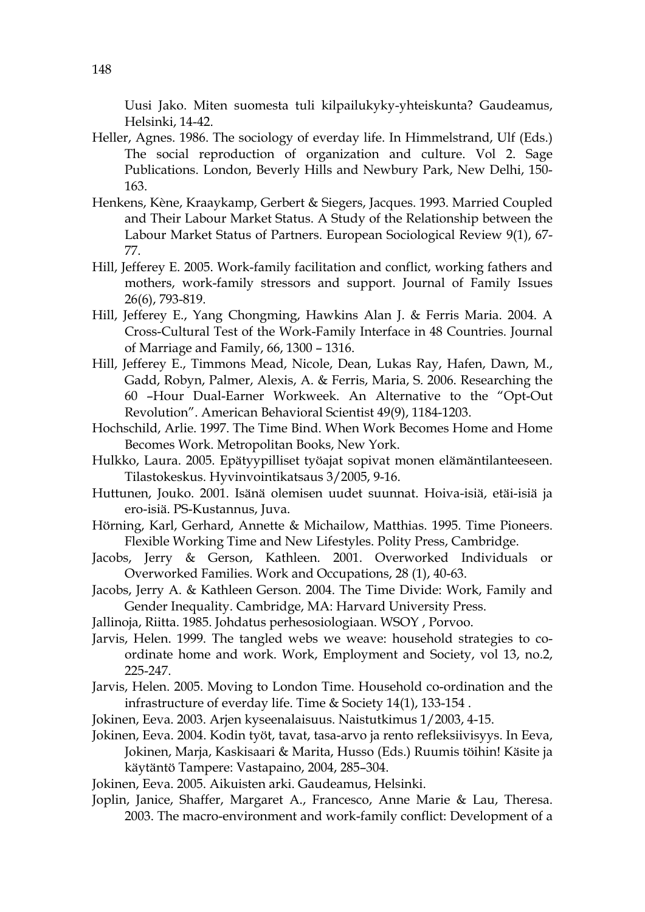Uusi Jako. Miten suomesta tuli kilpailukyky-yhteiskunta? Gaudeamus, Helsinki, 14-42.

Heller, Agnes. 1986. The sociology of everday life. In Himmelstrand, Ulf (Eds.) The social reproduction of organization and culture. Vol 2. Sage Publications. London, Beverly Hills and Newbury Park, New Delhi, 150-163.

Henkens, Kène, Kraaykamp, Gerbert & Siegers, Jacques. 1993. Married Coupled and Their Labour Market Status. A Study of the Relationship between the Labour Market Status of Partners. European Sociological Review 9(1), 67-77.

Hill, Jefferey E. 2005. Work-family facilitation and conflict, working fathers and mothers, work-family stressors and support. Journal of Family Issues 26(6), 793-819.

Hill, Jefferey E., Yang Chongming, Hawkins Alan J. & Ferris Maria. 2004. A Cross-Cultural Test of the Work-Family Interface in 48 Countries. Journal of Marriage and Family, 66, 1300 – 1316.

Hill, Jefferey E., Timmons Mead, Nicole, Dean, Lukas Ray, Hafen, Dawn, M., Gadd, Robyn, Palmer, Alexis, A. & Ferris, Maria, S. 2006. Researching the 60 –Hour Dual-Earner Workweek. An Alternative to the "Opt-Out Revolution". American Behavioral Scientist 49(9), 1184-1203.

Hochschild, Arlie. 1997. The Time Bind. When Work Becomes Home and Home Becomes Work. Metropolitan Books, New York.

Hulkko, Laura. 2005. Epätyypilliset työajat sopivat monen elämäntilanteeseen. Tilastokeskus. Hyvinvointikatsaus 3/2005, 9-16.

Huttunen, Jouko. 2001. Isänä olemisen uudet suunnat. Hoiva-isiä, etäi-isiä ja ero-isiä. PS-Kustannus, Juva.

Hörning, Karl, Gerhard, Annette & Michailow, Matthias. 1995. Time Pioneers. Flexible Working Time and New Lifestyles. Polity Press, Cambridge.

Jacobs, Jerry & Gerson, Kathleen. 2001. Overworked Individuals or Overworked Families. Work and Occupations, 28 (1), 40-63.

Jacobs, Jerry A. & Kathleen Gerson. 2004. The Time Divide: Work, Family and Gender Inequality. Cambridge, MA: Harvard University Press.

Jallinoja, Riitta. 1985. Johdatus perhesosiologiaan. WSOY , Porvoo.

Jarvis, Helen. 1999. The tangled webs we weave: household strategies to co-ordinate home and work. Work, Employment and Society, vol 13, no.2, 225-247.

Jarvis, Helen. 2005. Moving to London Time. Household co-ordination and the infrastructure of everday life. Time & Society 14(1), 133-154 .

Jokinen, Eeva. 2003. Arjen kyseenalaisuus. Naistutkimus 1/2003, 4-15.

Jokinen, Eeva. 2004. Kodin työt, tavat, tasa-arvo ja rento refleksiivisyys. In Eeva, Jokinen, Marja, Kaskisaari & Marita, Husso (Eds.) Ruumis töihin! Käsite ja käytäntö Tampere: Vastapaino, 2004, 285–304.

Jokinen, Eeva. 2005. Aikuisten arki. Gaudeamus, Helsinki.

Joplin, Janice, Shaffer, Margaret A., Francesco, Anne Marie & Lau, Theresa. 2003. The macro-environment and work-family conflict: Development of a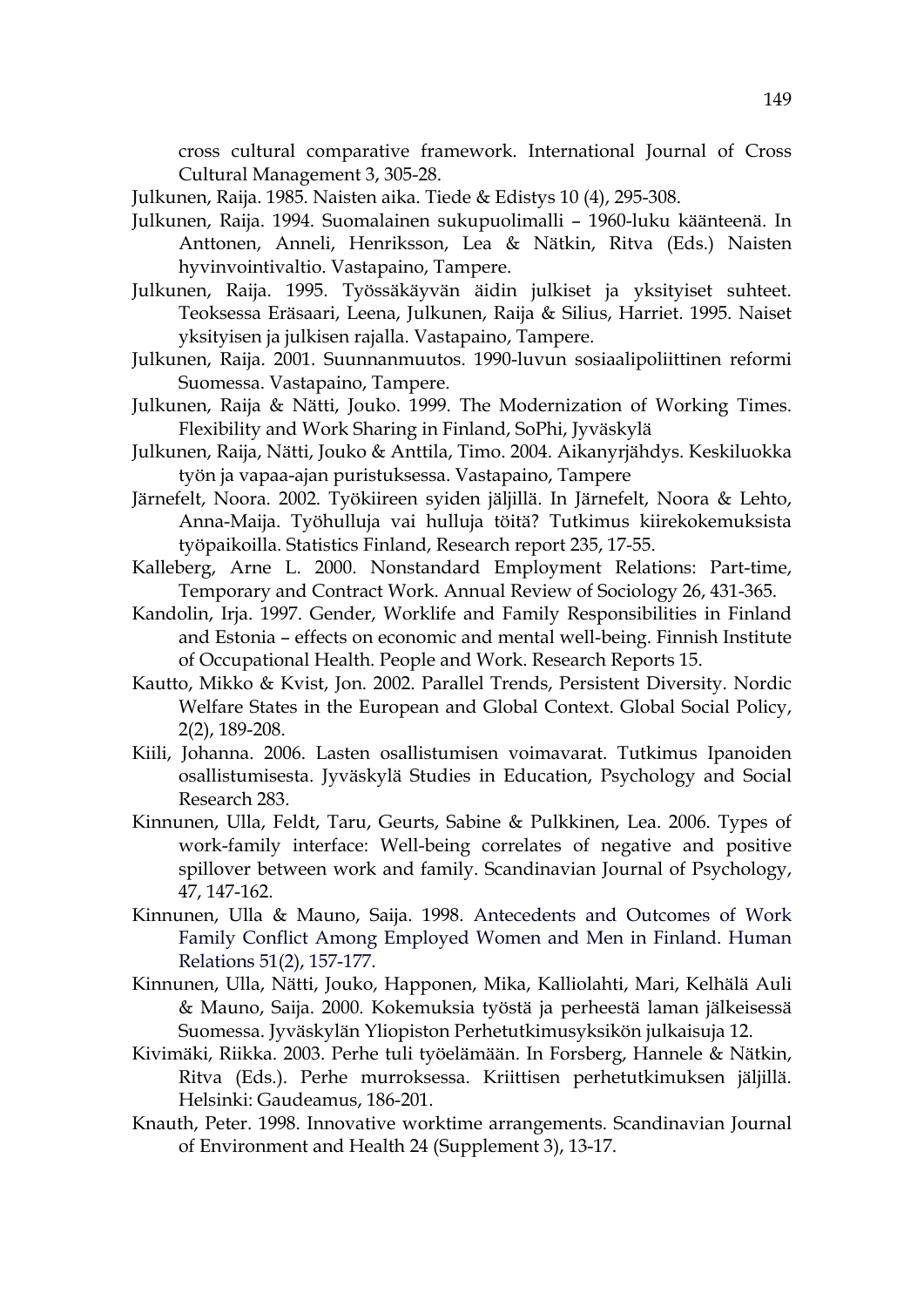cross cultural comparative framework. International Journal of Cross Cultural Management 3, 305-28.

Julkunen, Raija. 1985. Naisten aika. Tiede & Edistys 10 (4), 295-308.

Julkunen, Raija. 1994. Suomalainen sukupuolimalli – 1960-luku käänteenä. In Anttonen, Anneli, Henriksson, Lea & Nätkin, Ritva (Eds.) Naisten hyvinvointivaltio. Vastapaino, Tampere.

Julkunen, Raija. 1995. Työssäkäyvän äidin julkiset ja yksityiset suhteet. Teoksessa Eräsaari, Leena, Julkunen, Raija & Silius, Harriet. 1995. Naiset yksityisen ja julkisen rajalla. Vastapaino, Tampere.

Julkunen, Raija. 2001. Suunnanmuutos. 1990-luvun sosiaalipoliittinen reformi Suomessa. Vastapaino, Tampere.

Julkunen, Raija & Nätti, Jouko. 1999. The Modernization of Working Times. Flexibility and Work Sharing in Finland, SoPhi, Jyväskylä

Julkunen, Raija, Nätti, Jouko & Anttila, Timo. 2004. Aikanyrjähdys. Keskiluokka työn ja vapaa-ajan puristuksessa. Vastapaino, Tampere

Järnefelt, Noora. 2002. Työkiireen syiden jäljillä. In Järnefelt, Noora & Lehto, Anna-Maija. Työhulluja vai hulluja töitä? Tutkimus kiirekokemuksista työpaikoilla. Statistics Finland, Research report 235, 17-55.

Kalleberg, Arne L. 2000. Nonstandard Employment Relations: Part-time, Temporary and Contract Work. Annual Review of Sociology 26, 431-365.

Kandolin, Irja. 1997. Gender, Worklife and Family Responsibilities in Finland and Estonia – effects on economic and mental well-being. Finnish Institute of Occupational Health. People and Work. Research Reports 15.

Kautto, Mikko & Kvist, Jon. 2002. Parallel Trends, Persistent Diversity. Nordic Welfare States in the European and Global Context. Global Social Policy, 2(2), 189-208.

Kiili, Johanna. 2006. Lasten osallistumisen voimavarat. Tutkimus Ipanoiden osallistumisesta. Jyväskylä Studies in Education, Psychology and Social Research 283.

Kinnunen, Ulla, Feldt, Taru, Geurts, Sabine & Pulkkinen, Lea. 2006. Types of work-family interface: Well-being correlates of negative and positive spillover between work and family. Scandinavian Journal of Psychology, 47, 147-162.

Kinnunen, Ulla & Mauno, Saija. 1998. Antecedents and Outcomes of Work Family Conflict Among Employed Women and Men in Finland. Human Relations 51(2), 157-177.

Kinnunen, Ulla, Nätti, Jouko, Happonen, Mika, Kalliolahti, Mari, Kelhälä Auli & Mauno, Saija. 2000. Kokemuksia työstä ja perheestä laman jälkeisessä Suomessa. Jyväskylän Yliopiston Perhetutkimusyksikön julkaisuja 12.

Kivimäki, Riikka. 2003. Perhe tuli työelämään. In Forsberg, Hannele & Nätkin, Ritva (Eds.). Perhe murroksessa. Kriittisen perhetutkimuksen jäljillä. Helsinki: Gaudeamus, 186-201.

Knauth, Peter. 1998. Innovative worktime arrangements. Scandinavian Journal of Environment and Health 24 (Supplement 3), 13-17.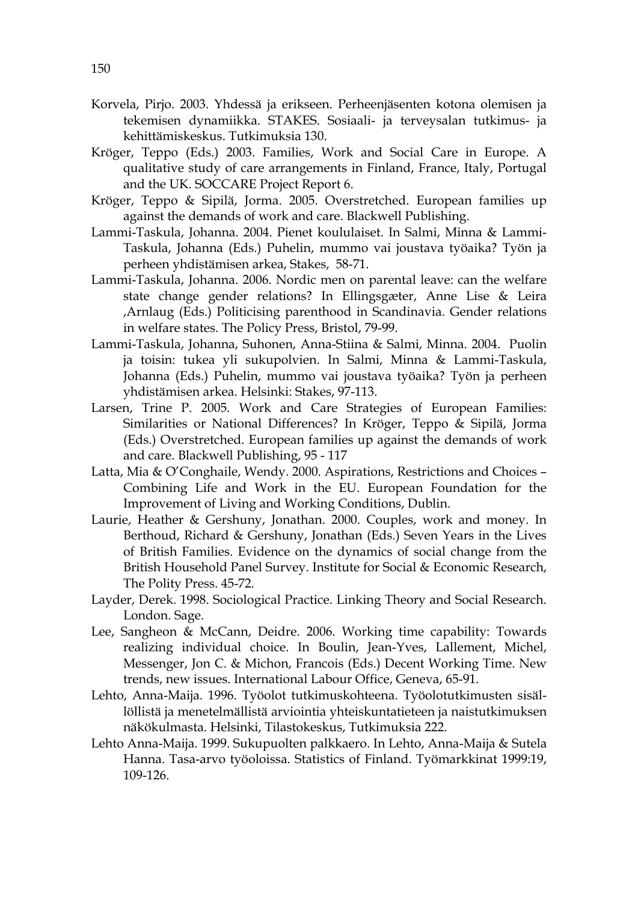Korvela, Pirjo. 2003. Yhdessä ja erikseen. Perheenjäsenten kotona olemisen ja tekemisen dynamiikka. STAKES. Sosiaali- ja terveysalan tutkimus- ja kehittämiskeskus. Tutkimuksia 130.

Kröger, Teppo (Eds.) 2003. Families, Work and Social Care in Europe. A qualitative study of care arrangements in Finland, France, Italy, Portugal and the UK. SOCCARE Project Report 6.

Kröger, Teppo & Sipilä, Jorma. 2005. Overstretched. European families up against the demands of work and care. Blackwell Publishing.

Lammi-Taskula, Johanna. 2004. Pienet koululaiset. In Salmi, Minna & Lammi-Taskula, Johanna (Eds.) Puhelin, mummo vai joustava työaika? Työn ja perheen yhdistämisen arkea, Stakes, 58-71.

Lammi-Taskula, Johanna. 2006. Nordic men on parental leave: can the welfare state change gender relations? In Ellingsgæter, Anne Lise & Leira ,Arnlaug (Eds.) Politicising parenthood in Scandinavia. Gender relations in welfare states. The Policy Press, Bristol, 79-99.

Lammi-Taskula, Johanna, Suhonen, Anna-Stiina & Salmi, Minna. 2004. Puolin ja toisin: tukea yli sukupolvien. In Salmi, Minna & Lammi-Taskula, Johanna (Eds.) Puhelin, mummo vai joustava työaika? Työn ja perheen yhdistämisen arkea. Helsinki: Stakes, 97-113.

Larsen, Trine P. 2005. Work and Care Strategies of European Families: Similarities or National Differences? In Kröger, Teppo & Sipilä, Jorma (Eds.) Overstretched. European families up against the demands of work and care. Blackwell Publishing, 95 - 117

Latta, Mia & O'Conghaile, Wendy. 2000. Aspirations, Restrictions and Choices – Combining Life and Work in the EU. European Foundation for the Improvement of Living and Working Conditions, Dublin.

Laurie, Heather & Gershuny, Jonathan. 2000. Couples, work and money. In Berthoud, Richard & Gershuny, Jonathan (Eds.) Seven Years in the Lives of British Families. Evidence on the dynamics of social change from the British Household Panel Survey. Institute for Social & Economic Research, The Polity Press. 45-72.

Layder, Derek. 1998. Sociological Practice. Linking Theory and Social Research. London. Sage.

Lee, Sangheon & McCann, Deidre. 2006. Working time capability: Towards realizing individual choice. In Boulin, Jean-Yves, Lallement, Michel, Messenger, Jon C. & Michon, Francois (Eds.) Decent Working Time. New trends, new issues. International Labour Office, Geneva, 65-91.

Lehto, Anna-Maija. 1996. Työolot tutkimuskohteena. Työolotutkimusten sisällöllistä ja menetelmällistä arviointia yhteiskuntatieteen ja naistutkimuksen näkökulmasta. Helsinki, Tilastokeskus, Tutkimuksia 222.

Lehto Anna-Maija. 1999. Sukupuolten palkkaero. In Lehto, Anna-Maija & Sutela Hanna. Tasa-arvo työoloissa. Statistics of Finland. Työmarkkinat 1999:19, 109-126.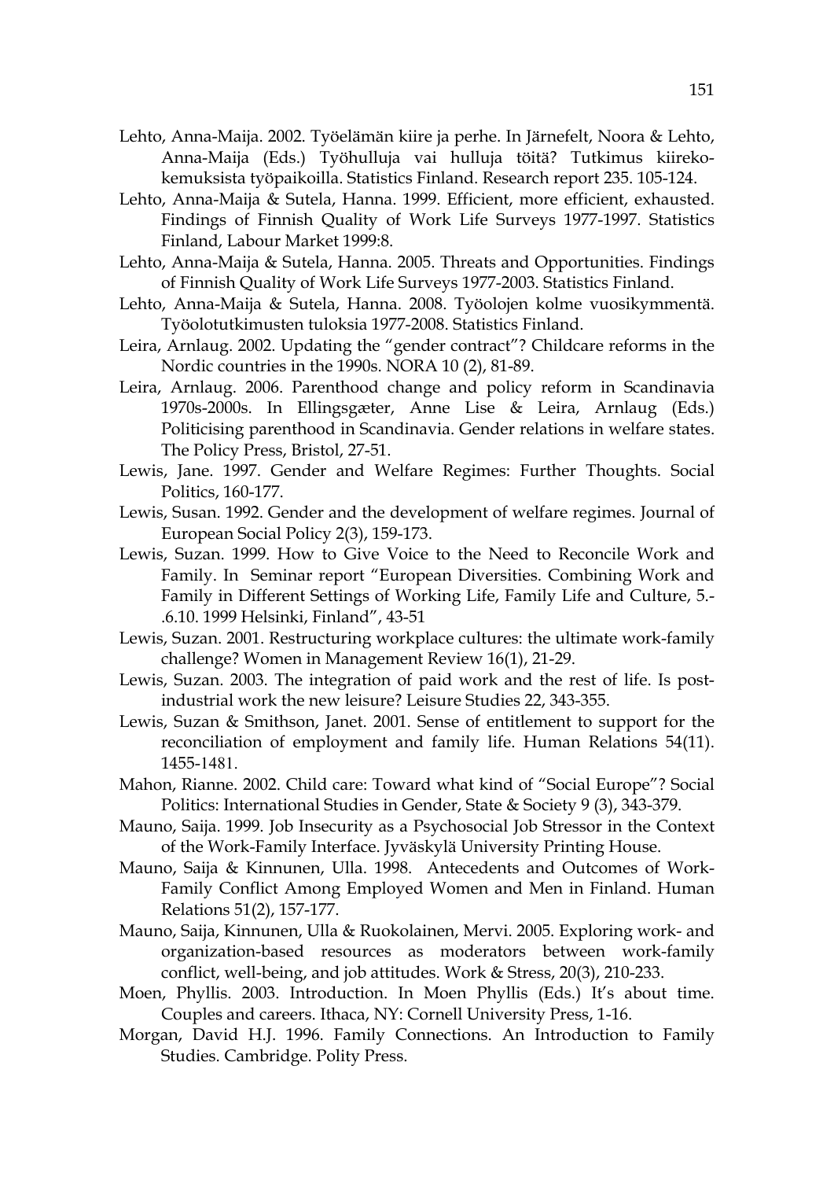Lehto, Anna-Maija. 2002. Työelämän kiire ja perhe. In Järnefelt, Noora & Lehto, Anna-Maija (Eds.) Työhulluja vai hulluja töitä? Tutkimus kiirekokemuksista työpaikoilla. Statistics Finland. Research report 235. 105-124.

Lehto, Anna-Maija & Sutela, Hanna. 1999. Efficient, more efficient, exhausted. Findings of Finnish Quality of Work Life Surveys 1977-1997. Statistics Finland, Labour Market 1999:8.

Lehto, Anna-Maija & Sutela, Hanna. 2005. Threats and Opportunities. Findings of Finnish Quality of Work Life Surveys 1977-2003. Statistics Finland.

Lehto, Anna-Maija & Sutela, Hanna. 2008. Työolojen kolme vuosikymmentä. Työolotutkimusten tuloksia 1977-2008. Statistics Finland.

Leira, Arnlaug. 2002. Updating the "gender contract"? Childcare reforms in the Nordic countries in the 1990s. NORA 10 (2), 81-89.

Leira, Arnlaug. 2006. Parenthood change and policy reform in Scandinavia 1970s-2000s. In Ellingsgæter, Anne Lise & Leira, Arnlaug (Eds.) Politicising parenthood in Scandinavia. Gender relations in welfare states. The Policy Press, Bristol, 27-51.

Lewis, Jane. 1997. Gender and Welfare Regimes: Further Thoughts. Social Politics, 160-177.

Lewis, Susan. 1992. Gender and the development of welfare regimes. Journal of European Social Policy 2(3), 159-173.

Lewis, Suzan. 1999. How to Give Voice to the Need to Reconcile Work and Family. In Seminar report "European Diversities. Combining Work and Family in Different Settings of Working Life, Family Life and Culture, 5.-.6.10. 1999 Helsinki, Finland", 43-51

Lewis, Suzan. 2001. Restructuring workplace cultures: the ultimate work-family challenge? Women in Management Review 16(1), 21-29.

Lewis, Suzan. 2003. The integration of paid work and the rest of life. Is post-industrial work the new leisure? Leisure Studies 22, 343-355.

Lewis, Suzan & Smithson, Janet. 2001. Sense of entitlement to support for the reconciliation of employment and family life. Human Relations 54(11). 1455-1481.

Mahon, Rianne. 2002. Child care: Toward what kind of "Social Europe"? Social Politics: International Studies in Gender, State & Society 9 (3), 343-379.

Mauno, Saija. 1999. Job Insecurity as a Psychosocial Job Stressor in the Context of the Work-Family Interface. Jyväskylä University Printing House.

Mauno, Saija & Kinnunen, Ulla. 1998. Antecedents and Outcomes of Work-Family Conflict Among Employed Women and Men in Finland. Human Relations 51(2), 157-177.

Mauno, Saija, Kinnunen, Ulla & Ruokolainen, Mervi. 2005. Exploring work- and organization-based resources as moderators between work-family conflict, well-being, and job attitudes. Work & Stress, 20(3), 210-233.

Moen, Phyllis. 2003. Introduction. In Moen Phyllis (Eds.) It's about time. Couples and careers. Ithaca, NY: Cornell University Press, 1-16.

Morgan, David H.J. 1996. Family Connections. An Introduction to Family Studies. Cambridge. Polity Press.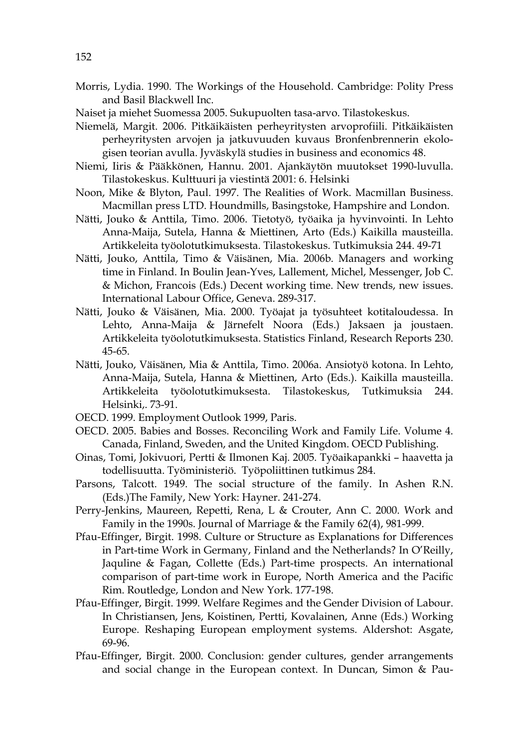Morris, Lydia. 1990. The Workings of the Household. Cambridge: Polity Press and Basil Blackwell Inc.

Naiset ja miehet Suomessa 2005. Sukupuolten tasa-arvo. Tilastokeskus.

Niemelä, Margit. 2006. Pitkäikäisten perheyritysten arvoprofiili. Pitkäikäisten perheyritysten arvojen ja jatkuvuuden kuvaus Bronfenbrennerin ekologisen teorian avulla. Jyväskylä studies in business and economics 48.

Niemi, Iiris & Pääkkönen, Hannu. 2001. Ajankäytön muutokset 1990-luvulla. Tilastokeskus. Kulttuuri ja viestintä 2001: 6. Helsinki

Noon, Mike & Blyton, Paul. 1997. The Realities of Work. Macmillan Business. Macmillan press LTD. Houndmills, Basingstoke, Hampshire and London.

Nätti, Jouko & Anttila, Timo. 2006. Tietotyö, työaika ja hyvinvointi. In Lehto Anna-Maija, Sutela, Hanna & Miettinen, Arto (Eds.) Kaikilla mausteilla. Artikkeleita työolotutkimuksesta. Tilastokeskus. Tutkimuksia 244. 49-71

Nätti, Jouko, Anttila, Timo & Väisänen, Mia. 2006b. Managers and working time in Finland. In Boulin Jean-Yves, Lallement, Michel, Messenger, Job C. & Michon, Francois (Eds.) Decent working time. New trends, new issues. International Labour Office, Geneva. 289-317.

Nätti, Jouko & Väisänen, Mia. 2000. Työajat ja työsuhteet kotitaloudessa. In Lehto, Anna-Maija & Järnefelt Noora (Eds.) Jaksaen ja joustaen. Artikkeleita työolotutkimuksesta. Statistics Finland, Research Reports 230. 45-65.

Nätti, Jouko, Väisänen, Mia & Anttila, Timo. 2006a. Ansiotyö kotona. In Lehto, Anna-Maija, Sutela, Hanna & Miettinen, Arto (Eds.). Kaikilla mausteilla. Artikkeleita työolotutkimuksesta. Tilastokeskus, Tutkimuksia 244. Helsinki,. 73-91.

OECD. 1999. Employment Outlook 1999, Paris.

OECD. 2005. Babies and Bosses. Reconciling Work and Family Life. Volume 4. Canada, Finland, Sweden, and the United Kingdom. OECD Publishing.

Oinas, Tomi, Jokivuori, Pertti & Ilmonen Kaj. 2005. Työaikapankki – haavetta ja todellisuutta. Työministeriö. Työpoliittinen tutkimus 284.

Parsons, Talcott. 1949. The social structure of the family. In Ashen R.N. (Eds.)The Family, New York: Hayner. 241-274.

Perry-Jenkins, Maureen, Repetti, Rena, L & Crouter, Ann C. 2000. Work and Family in the 1990s. Journal of Marriage & the Family 62(4), 981-999.

Pfau-Effinger, Birgit. 1998. Culture or Structure as Explanations for Differences in Part-time Work in Germany, Finland and the Netherlands? In O'Reilly, Jaquline & Fagan, Collette (Eds.) Part-time prospects. An international comparison of part-time work in Europe, North America and the Pacific Rim. Routledge, London and New York. 177-198.

Pfau-Effinger, Birgit. 1999. Welfare Regimes and the Gender Division of Labour. In Christiansen, Jens, Koistinen, Pertti, Kovalainen, Anne (Eds.) Working Europe. Reshaping European employment systems. Aldershot: Asgate, 69-96.

Pfau-Effinger, Birgit. 2000. Conclusion: gender cultures, gender arrangements and social change in the European context. In Duncan, Simon & Pau-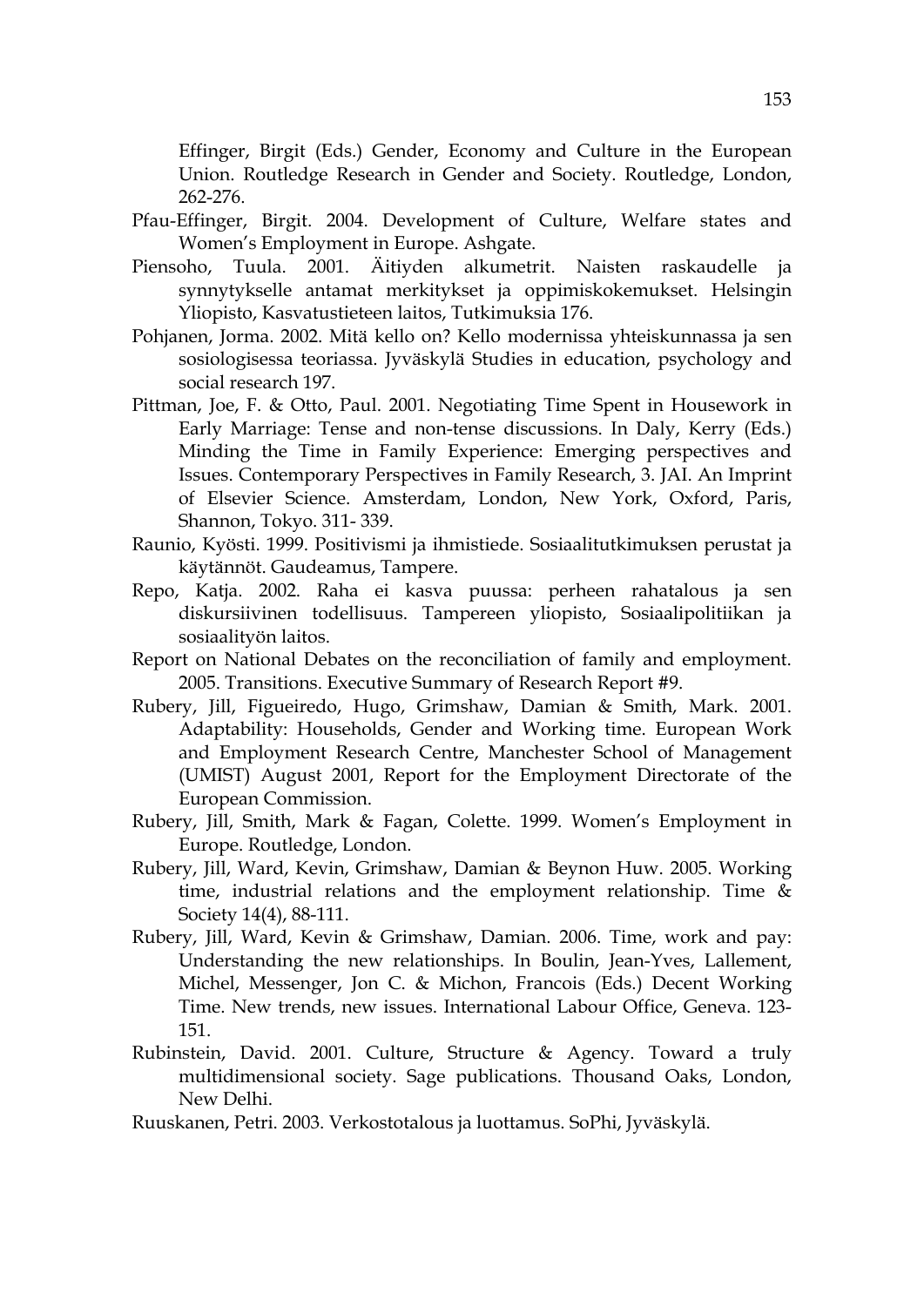Effinger, Birgit (Eds.) Gender, Economy and Culture in the European Union. Routledge Research in Gender and Society. Routledge, London, 262-276.

Pfau-Effinger, Birgit. 2004. Development of Culture, Welfare states and Women's Employment in Europe. Ashgate.

Piensoho, Tuula. 2001. Äitiyden alkumetrit. Naisten raskaudelle ja synnytykselle antamat merkitykset ja oppimiskokemukset. Helsingin Yliopisto, Kasvatustieteen laitos, Tutkimuksia 176.

Pohjanen, Jorma. 2002. Mitä kello on? Kello modernissa yhteiskunnassa ja sen sosiologisessa teoriassa. Jyväskylä Studies in education, psychology and social research 197.

Pittman, Joe, F. & Otto, Paul. 2001. Negotiating Time Spent in Housework in Early Marriage: Tense and non-tense discussions. In Daly, Kerry (Eds.) Minding the Time in Family Experience: Emerging perspectives and Issues. Contemporary Perspectives in Family Research, 3. JAI. An Imprint of Elsevier Science. Amsterdam, London, New York, Oxford, Paris, Shannon, Tokyo. 311- 339.

Raunio, Kyösti. 1999. Positivismi ja ihmistiede. Sosiaalitutkimuksen perustat ja käytännöt. Gaudeamus, Tampere.

Repo, Katja. 2002. Raha ei kasva puussa: perheen rahatalous ja sen diskursiivinen todellisuus. Tampereen yliopisto, Sosiaalipolitiikan ja sosiaalityön laitos.

Report on National Debates on the reconciliation of family and employment. 2005. Transitions. Executive Summary of Research Report #9.

Rubery, Jill, Figueiredo, Hugo, Grimshaw, Damian & Smith, Mark. 2001. Adaptability: Households, Gender and Working time. European Work and Employment Research Centre, Manchester School of Management (UMIST) August 2001, Report for the Employment Directorate of the European Commission.

Rubery, Jill, Smith, Mark & Fagan, Colette. 1999. Women's Employment in Europe. Routledge, London.

Rubery, Jill, Ward, Kevin, Grimshaw, Damian & Beynon Huw. 2005. Working time, industrial relations and the employment relationship. Time & Society 14(4), 88-111.

Rubery, Jill, Ward, Kevin & Grimshaw, Damian. 2006. Time, work and pay: Understanding the new relationships. In Boulin, Jean-Yves, Lallement, Michel, Messenger, Jon C. & Michon, Francois (Eds.) Decent Working Time. New trends, new issues. International Labour Office, Geneva. 123-151.

Rubinstein, David. 2001. Culture, Structure & Agency. Toward a truly multidimensional society. Sage publications. Thousand Oaks, London, New Delhi.

Ruuskanen, Petri. 2003. Verkostotalous ja luottamus. SoPhi, Jyväskylä.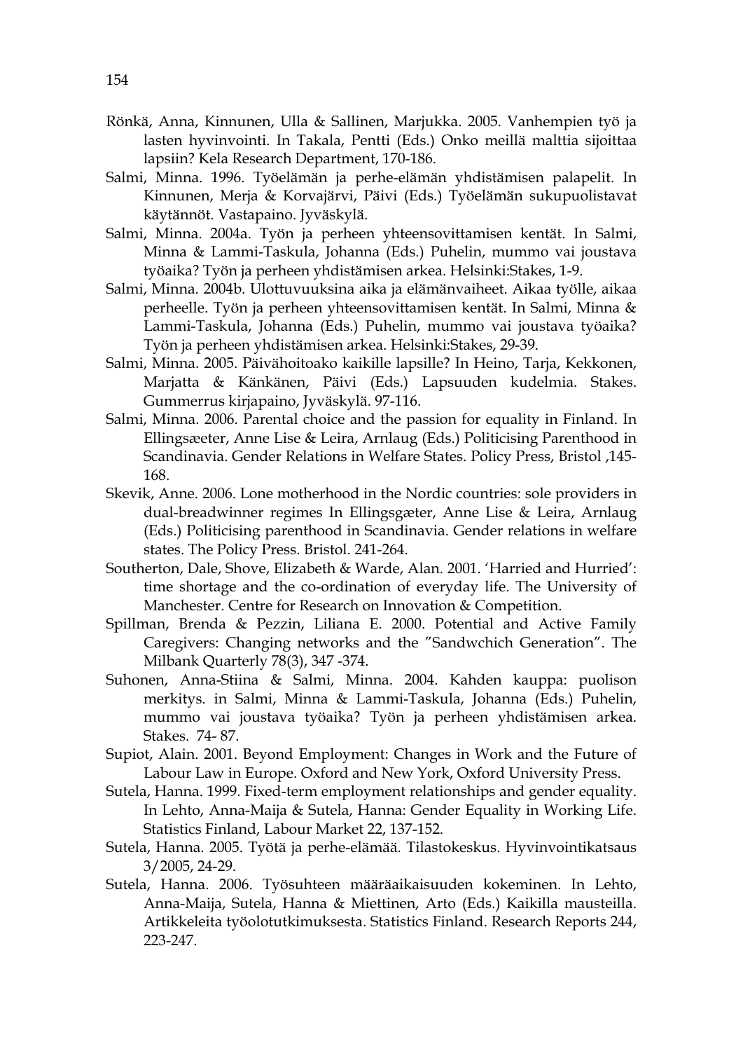Rönkä, Anna, Kinnunen, Ulla & Sallinen, Marjukka. 2005. Vanhempien työ ja lasten hyvinvointi. In Takala, Pentti (Eds.) Onko meillä malttia sijoittaa lapsiin? Kela Research Department, 170-186.

Salmi, Minna. 1996. Työelämän ja perhe-elämän yhdistämisen palapelit. In Kinnunen, Merja & Korvajärvi, Päivi (Eds.) Työelämän sukupuolistavat käytännöt. Vastapaino. Jyväskylä.

Salmi, Minna. 2004a. Työn ja perheen yhteensovittamisen kentät. In Salmi, Minna & Lammi-Taskula, Johanna (Eds.) Puhelin, mummo vai joustava työaika? Työn ja perheen yhdistämisen arkea. Helsinki:Stakes, 1-9.

Salmi, Minna. 2004b. Ulottuvuuksina aika ja elämänvaiheet. Aikaa työlle, aikaa perheelle. Työn ja perheen yhteensovittamisen kentät. In Salmi, Minna & Lammi-Taskula, Johanna (Eds.) Puhelin, mummo vai joustava työaika? Työn ja perheen yhdistämisen arkea. Helsinki:Stakes, 29-39.

Salmi, Minna. 2005. Päivähoitoako kaikille lapsille? In Heino, Tarja, Kekkonen, Marjatta & Känkänen, Päivi (Eds.) Lapsuuden kudelmia. Stakes. Gummerrus kirjapaino, Jyväskylä. 97-116.

Salmi, Minna. 2006. Parental choice and the passion for equality in Finland. In Ellingsæeter, Anne Lise & Leira, Arnlaug (Eds.) Politicising Parenthood in Scandinavia. Gender Relations in Welfare States. Policy Press, Bristol ,145-168.

Skevik, Anne. 2006. Lone motherhood in the Nordic countries: sole providers in dual-breadwinner regimes In Ellingsgæter, Anne Lise & Leira, Arnlaug (Eds.) Politicising parenthood in Scandinavia. Gender relations in welfare states. The Policy Press. Bristol. 241-264.

Southerton, Dale, Shove, Elizabeth & Warde, Alan. 2001. 'Harried and Hurried': time shortage and the co-ordination of everyday life. The University of Manchester. Centre for Research on Innovation & Competition.

Spillman, Brenda & Pezzin, Liliana E. 2000. Potential and Active Family Caregivers: Changing networks and the "Sandwchich Generation". The Milbank Quarterly 78(3), 347 -374.

Suhonen, Anna-Stiina & Salmi, Minna. 2004. Kahden kauppa: puolison merkitys. in Salmi, Minna & Lammi-Taskula, Johanna (Eds.) Puhelin, mummo vai joustava työaika? Työn ja perheen yhdistämisen arkea. Stakes. 74- 87.

Supiot, Alain. 2001. Beyond Employment: Changes in Work and the Future of Labour Law in Europe. Oxford and New York, Oxford University Press.

Sutela, Hanna. 1999. Fixed-term employment relationships and gender equality. In Lehto, Anna-Maija & Sutela, Hanna: Gender Equality in Working Life. Statistics Finland, Labour Market 22, 137-152.

Sutela, Hanna. 2005. Työtä ja perhe-elämää. Tilastokeskus. Hyvinvointikatsaus 3/2005, 24-29.

Sutela, Hanna. 2006. Työsuhteen määräaikaisuuden kokeminen. In Lehto, Anna-Maija, Sutela, Hanna & Miettinen, Arto (Eds.) Kaikilla mausteilla. Artikkeleita työolotutkimuksesta. Statistics Finland. Research Reports 244, 223-247.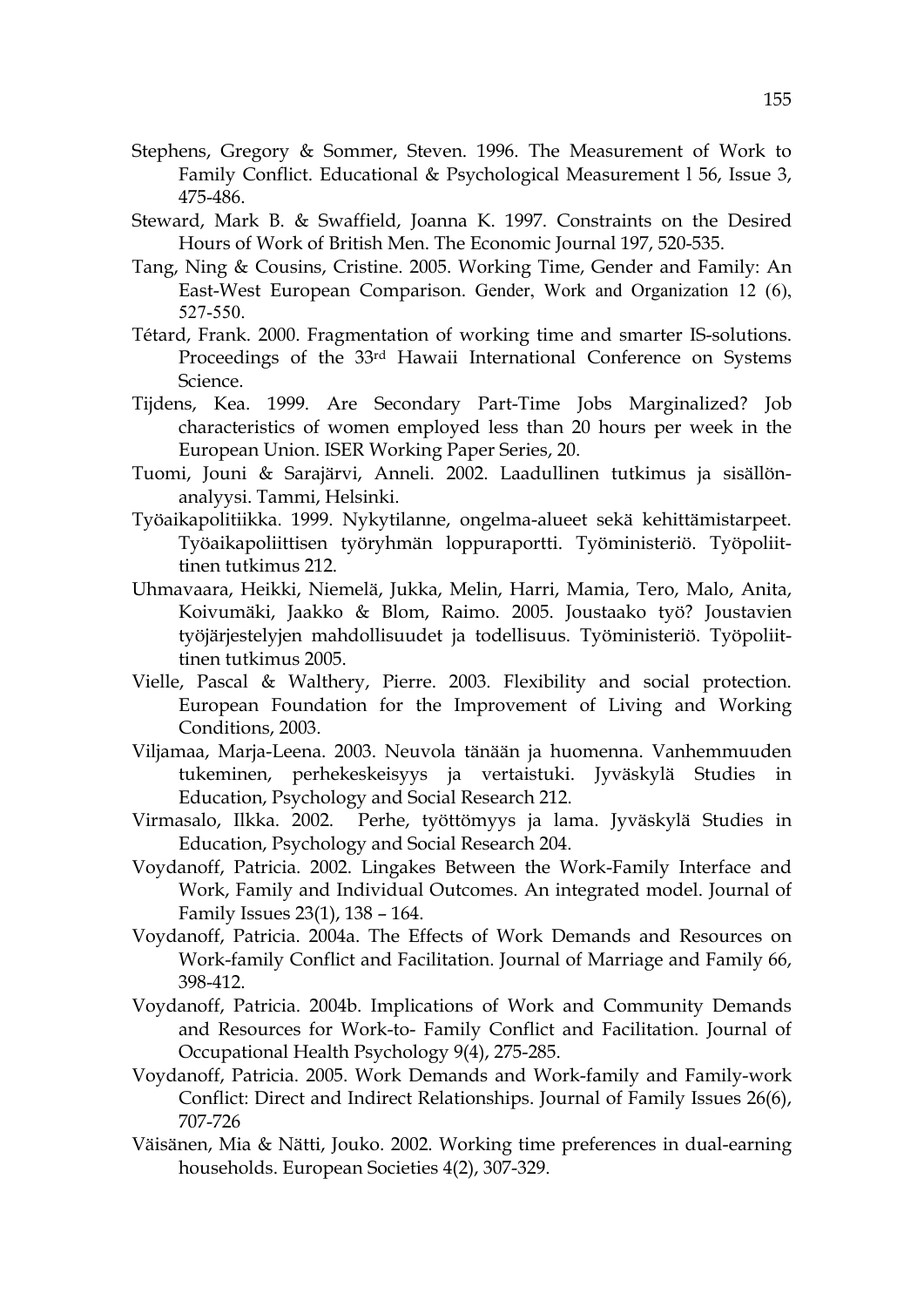Stephens, Gregory & Sommer, Steven. 1996. The Measurement of Work to Family Conflict. Educational & Psychological Measurement l 56, Issue 3, 475-486.

Steward, Mark B. & Swaffield, Joanna K. 1997. Constraints on the Desired Hours of Work of British Men. The Economic Journal 197, 520-535.

Tang, Ning & Cousins, Cristine. 2005. Working Time, Gender and Family: An East-West European Comparison. Gender, Work and Organization 12 (6), 527-550.

Tétard, Frank. 2000. Fragmentation of working time and smarter IS-solutions. Proceedings of the 33rd Hawaii International Conference on Systems Science.

Tijdens, Kea. 1999. Are Secondary Part-Time Jobs Marginalized? Job characteristics of women employed less than 20 hours per week in the European Union. ISER Working Paper Series, 20.

Tuomi, Jouni & Sarajärvi, Anneli. 2002. Laadullinen tutkimus ja sisällön-analyysi. Tammi, Helsinki.

Työaikapolitiikka. 1999. Nykytilanne, ongelma-alueet sekä kehittämistarpeet. Työaikapoliittisen työryhmän loppuraportti. Työministeriö. Työpoliittinen tutkimus 212.

Uhmavaara, Heikki, Niemelä, Jukka, Melin, Harri, Mamia, Tero, Malo, Anita, Koivumäki, Jaakko & Blom, Raimo. 2005. Joustaako työ? Joustavien työjärjestelyjen mahdollisuudet ja todellisuus. Työministeriö. Työpoliittinen tutkimus 2005.

Vielle, Pascal & Walthery, Pierre. 2003. Flexibility and social protection. European Foundation for the Improvement of Living and Working Conditions, 2003.

Viljamaa, Marja-Leena. 2003. Neuvola tänään ja huomenna. Vanhemmuuden tukeminen, perhekeskeisyys ja vertaistuki. Jyväskylä Studies in Education, Psychology and Social Research 212.

Virmasalo, Ilkka. 2002. Perhe, työttömyys ja lama. Jyväskylä Studies in Education, Psychology and Social Research 204.

Voydanoff, Patricia. 2002. Lingakes Between the Work-Family Interface and Work, Family and Individual Outcomes. An integrated model. Journal of Family Issues 23(1), 138 – 164.

Voydanoff, Patricia. 2004a. The Effects of Work Demands and Resources on Work-family Conflict and Facilitation. Journal of Marriage and Family 66, 398-412.

Voydanoff, Patricia. 2004b. Implications of Work and Community Demands and Resources for Work-to- Family Conflict and Facilitation. Journal of Occupational Health Psychology 9(4), 275-285.

Voydanoff, Patricia. 2005. Work Demands and Work-family and Family-work Conflict: Direct and Indirect Relationships. Journal of Family Issues 26(6), 707-726

Väisänen, Mia & Nätti, Jouko. 2002. Working time preferences in dual-earning households. European Societies 4(2), 307-329.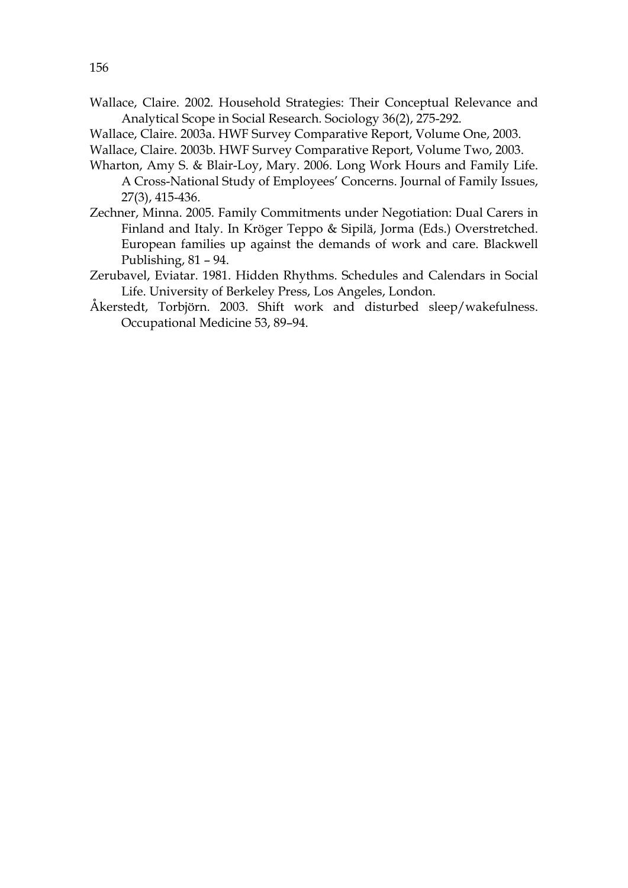Wallace, Claire. 2002. Household Strategies: Their Conceptual Relevance and Analytical Scope in Social Research. Sociology 36(2), 275-292.

Wallace, Claire. 2003a. HWF Survey Comparative Report, Volume One, 2003.

Wallace, Claire. 2003b. HWF Survey Comparative Report, Volume Two, 2003.

Wharton, Amy S. & Blair-Loy, Mary. 2006. Long Work Hours and Family Life. A Cross-National Study of Employees' Concerns. Journal of Family Issues, 27(3), 415-436.

Zechner, Minna. 2005. Family Commitments under Negotiation: Dual Carers in Finland and Italy. In Kröger Teppo & Sipilä, Jorma (Eds.) Overstretched. European families up against the demands of work and care. Blackwell Publishing, 81 – 94.

Zerubavel, Eviatar. 1981. Hidden Rhythms. Schedules and Calendars in Social Life. University of Berkeley Press, Los Angeles, London.

Åkerstedt, Torbjörn. 2003. Shift work and disturbed sleep/wakefulness. Occupational Medicine 53, 89–94.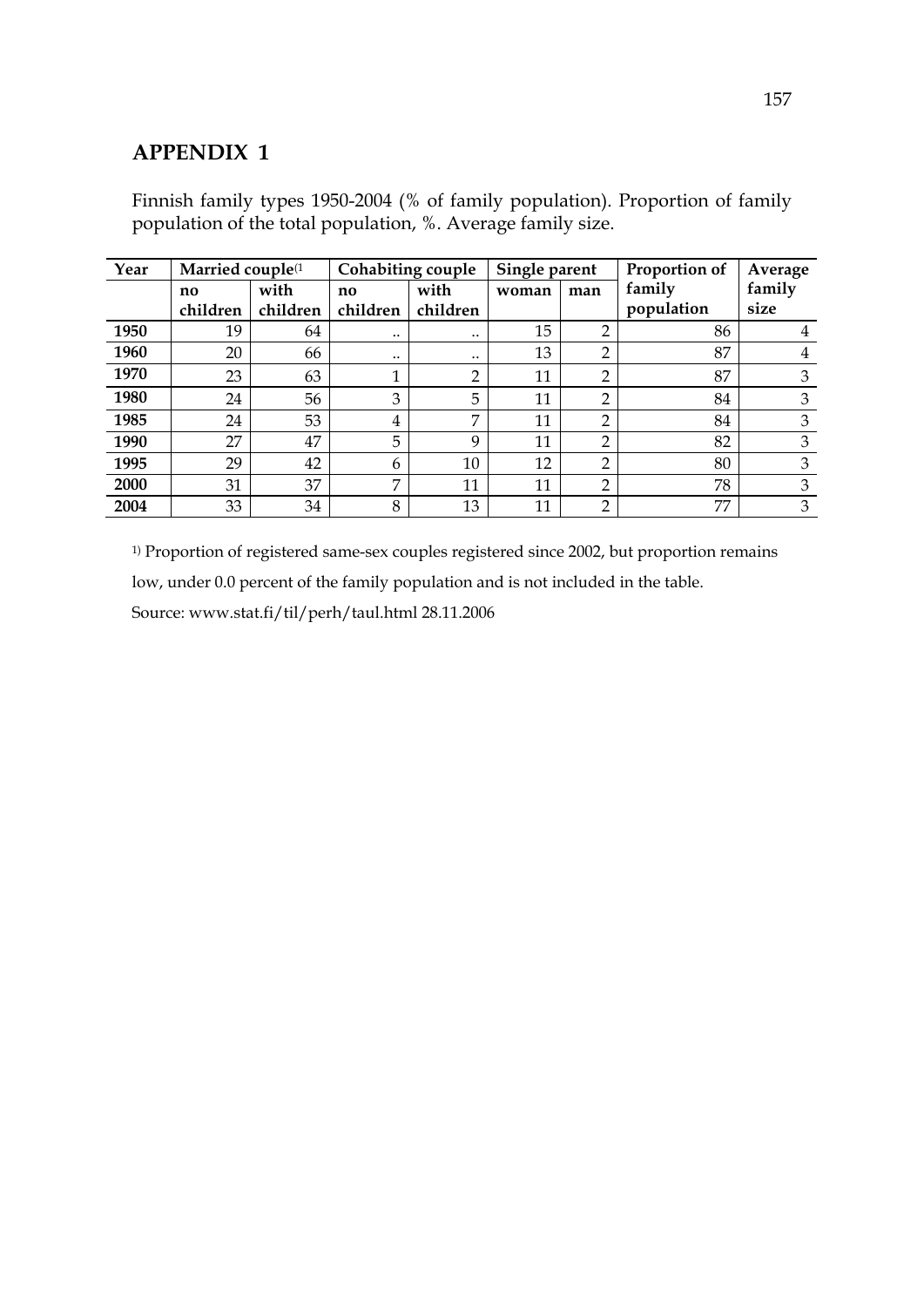# APPENDIX 1

Finnish family types 1950-2004 (% of family population). Proportion of family population of the total population, %. Average family size.

| Year | Married couple[1] | | Cohabiting couple | | Single parent | | Proportion of family population | Average family size |
|---|---|---|---|---|---|---|---|---|
| | no children | with children | no children | with children | woman | man | | |
| **1950** | 19 | 64 | .. | .. | 15 | 2 | 86 | 4 |
| **1960** | 20 | 66 | .. | .. | 13 | 2 | 87 | 4 |
| **1970** | 23 | 63 | 1 | 2 | 11 | 2 | 87 | 3 |
| **1980** | 24 | 56 | 3 | 5 | 11 | 2 | 84 | 3 |
| **1985** | 24 | 53 | 4 | 7 | 11 | 2 | 84 | 3 |
| **1990** | 27 | 47 | 5 | 9 | 11 | 2 | 82 | 3 |
| **1995** | 29 | 42 | 6 | 10 | 12 | 2 | 80 | 3 |
| **2000** | 31 | 37 | 7 | 11 | 11 | 2 | 78 | 3 |
| **2004** | 33 | 34 | 8 | 13 | 11 | 2 | 77 | 3 |

1) Proportion of registered same-sex couples registered since 2002, but proportion remains low, under 0.0 percent of the family population and is not included in the table.

Source: www.stat.fi/til/perh/taul.html 28.11.2006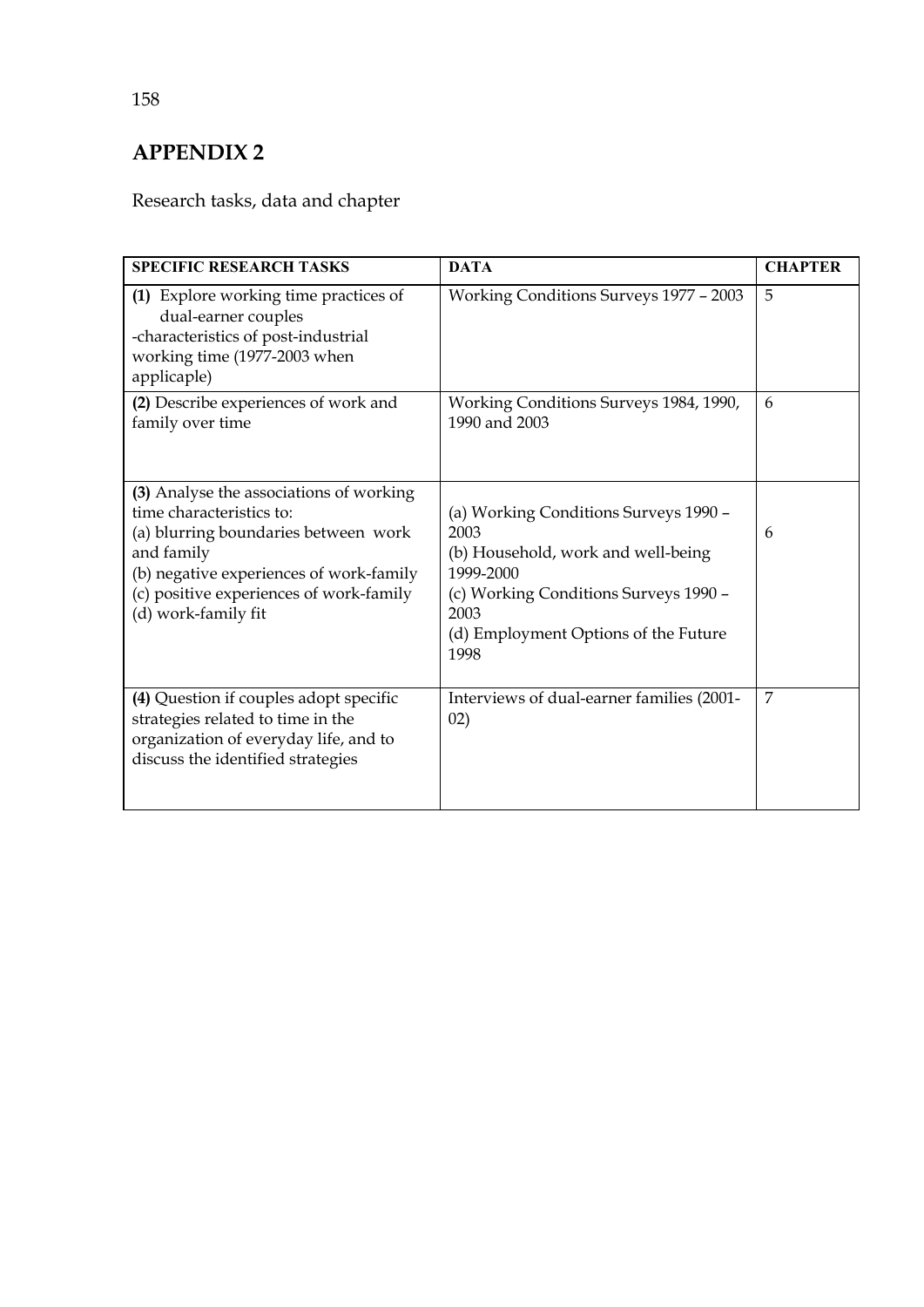## APPENDIX 2

Research tasks, data and chapter

| SPECIFIC RESEARCH TASKS | DATA | CHAPTER |
|---|---|---|
| **(1)** Explore working time practices of dual-earner couples<br>-characteristics of post-industrial working time (1977-2003 when applicable) | Working Conditions Surveys 1977 – 2003 | 5 |
| **(2)** Describe experiences of work and family over time | Working Conditions Surveys 1984, 1990, 1990 and 2003 | 6 |
| **(3)** Analyse the associations of working time characteristics to:<br>(a) blurring boundaries between work and family<br>(b) negative experiences of work-family<br>(c) positive experiences of work-family<br>(d) work-family fit | (a) Working Conditions Surveys 1990 – 2003<br>(b) Household, work and well-being 1999-2000<br>(c) Working Conditions Surveys 1990 – 2003<br>(d) Employment Options of the Future 1998 | 6 |
| **(4)** Question if couples adopt specific strategies related to time in the organization of everyday life, and to discuss the identified strategies | Interviews of dual-earner families (2001-02) | 7 |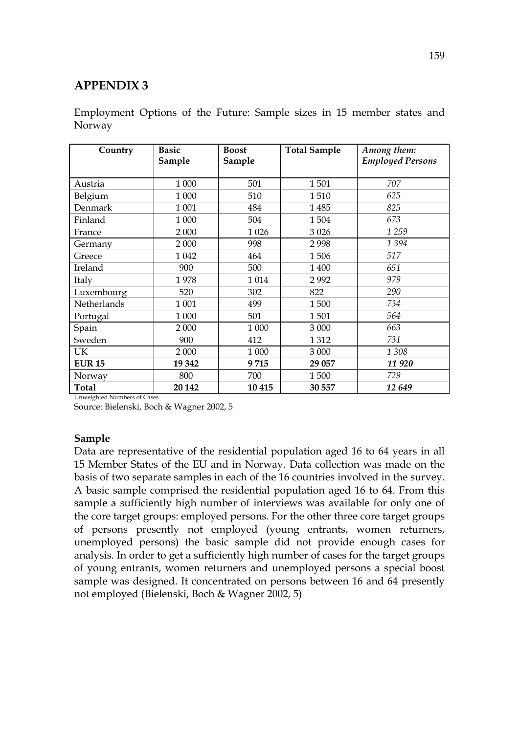## APPENDIX 3

Employment Options of the Future: Sample sizes in 15 member states and Norway

| Country | Basic Sample | Boost Sample | Total Sample | *Among them: Employed Persons* |
|---|---|---|---|---|
| Austria | 1 000 | 501 | 1 501 | *707* |
| Belgium | 1 000 | 510 | 1 510 | *625* |
| Denmark | 1 001 | 484 | 1 485 | *825* |
| Finland | 1 000 | 504 | 1 504 | *673* |
| France | 2 000 | 1 026 | 3 026 | *1 259* |
| Germany | 2 000 | 998 | 2 998 | *1 394* |
| Greece | 1 042 | 464 | 1 506 | *517* |
| Ireland | 900 | 500 | 1 400 | *651* |
| Italy | 1 978 | 1 014 | 2 992 | *979* |
| Luxembourg | 520 | 302 | 822 | *290* |
| Netherlands | 1 001 | 499 | 1 500 | *734* |
| Portugal | 1 000 | 501 | 1 501 | *564* |
| Spain | 2 000 | 1 000 | 3 000 | *663* |
| Sweden | 900 | 412 | 1 312 | *731* |
| UK | 2 000 | 1 000 | 3 000 | *1 308* |
| **EUR 15** | **19 342** | **9 715** | **29 057** | ***11 920*** |
| Norway | 800 | 700 | 1 500 | *729* |
| **Total** | **20 142** | **10 415** | **30 557** | ***12 649*** |

Unweighted Numbers of Cases

Source: Bielenski, Boch & Wagner 2002, 5

**Sample**

Data are representative of the residential population aged 16 to 64 years in all 15 Member States of the EU and in Norway. Data collection was made on the basis of two separate samples in each of the 16 countries involved in the survey. A basic sample comprised the residential population aged 16 to 64. From this sample a sufficiently high number of interviews was available for only one of the core target groups: employed persons. For the other three core target groups of persons presently not employed (young entrants, women returners, unemployed persons) the basic sample did not provide enough cases for analysis. In order to get a sufficiently high number of cases for the target groups of young entrants, women returners and unemployed persons a special boost sample was designed. It concentrated on persons between 16 and 64 presently not employed (Bielenski, Boch & Wagner 2002, 5)